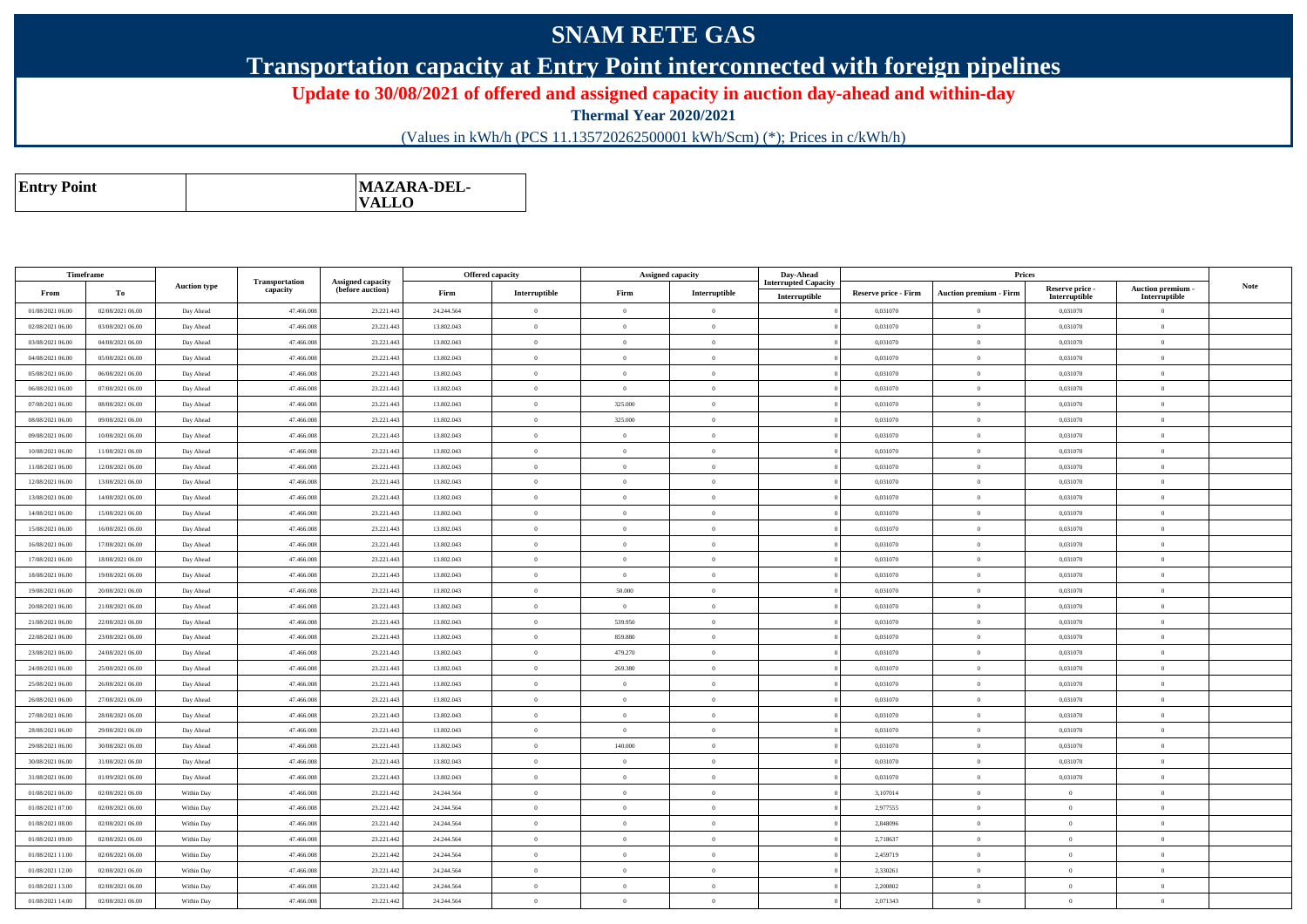# SNAM RETE GAS

## Transportation capacity at Entry Point interconnected with foreign pipelines

**Update to 30/08/2021 of offered and assigned capacity in auction day-ahead and within-day**

**Thermal Year 2020/2021**

(Values in kWh/h (PCS 11.135720262500001 kWh/Scm) (*); Prices in c/kWh/h)

| Entry Point | | MAZARA-DEL-VALLO |
|---|---|---|

| Timeframe | | Auction type | Transportation capacity | Assigned capacity (before auction) | Offered capacity | | Assigned capacity | | Day-Ahead Interrupted Capacity | Prices | | | | Note |
|---|---|---|---|---|---|---|---|---|---|---|---|---|---|---|
| From | To | | | | Firm | Interruptible | Firm | Interruptible | Interruptible | Reserve price - Firm | Auction premium - Firm | Reserve price - Interruptible | Auction premium - Interruptible | |
| 01/08/2021 06.00 | 02/08/2021 06.00 | Day Ahead | 47.466.008 | 23.221.443 | 24.244.564 | 0 | 0 | 0 | 0 | 0,031070 | 0 | 0,031070 | 0 | |
| 02/08/2021 06.00 | 03/08/2021 06.00 | Day Ahead | 47.466.008 | 23.221.443 | 13.802.043 | 0 | 0 | 0 | 0 | 0,031070 | 0 | 0,031070 | 0 | |
| 03/08/2021 06.00 | 04/08/2021 06.00 | Day Ahead | 47.466.008 | 23.221.443 | 13.802.043 | 0 | 0 | 0 | 0 | 0,031070 | 0 | 0,031070 | 0 | |
| 04/08/2021 06.00 | 05/08/2021 06.00 | Day Ahead | 47.466.008 | 23.221.443 | 13.802.043 | 0 | 0 | 0 | 0 | 0,031070 | 0 | 0,031070 | 0 | |
| 05/08/2021 06.00 | 06/08/2021 06.00 | Day Ahead | 47.466.008 | 23.221.443 | 13.802.043 | 0 | 0 | 0 | 0 | 0,031070 | 0 | 0,031070 | 0 | |
| 06/08/2021 06.00 | 07/08/2021 06.00 | Day Ahead | 47.466.008 | 23.221.443 | 13.802.043 | 0 | 0 | 0 | 0 | 0,031070 | 0 | 0,031070 | 0 | |
| 07/08/2021 06.00 | 08/08/2021 06.00 | Day Ahead | 47.466.008 | 23.221.443 | 13.802.043 | 0 | 325.000 | 0 | 0 | 0,031070 | 0 | 0,031070 | 0 | |
| 08/08/2021 06.00 | 09/08/2021 06.00 | Day Ahead | 47.466.008 | 23.221.443 | 13.802.043 | 0 | 325.000 | 0 | 0 | 0,031070 | 0 | 0,031070 | 0 | |
| 09/08/2021 06.00 | 10/08/2021 06.00 | Day Ahead | 47.466.008 | 23.221.443 | 13.802.043 | 0 | 0 | 0 | 0 | 0,031070 | 0 | 0,031070 | 0 | |
| 10/08/2021 06.00 | 11/08/2021 06.00 | Day Ahead | 47.466.008 | 23.221.443 | 13.802.043 | 0 | 0 | 0 | 0 | 0,031070 | 0 | 0,031070 | 0 | |
| 11/08/2021 06.00 | 12/08/2021 06.00 | Day Ahead | 47.466.008 | 23.221.443 | 13.802.043 | 0 | 0 | 0 | 0 | 0,031070 | 0 | 0,031070 | 0 | |
| 12/08/2021 06.00 | 13/08/2021 06.00 | Day Ahead | 47.466.008 | 23.221.443 | 13.802.043 | 0 | 0 | 0 | 0 | 0,031070 | 0 | 0,031070 | 0 | |
| 13/08/2021 06.00 | 14/08/2021 06.00 | Day Ahead | 47.466.008 | 23.221.443 | 13.802.043 | 0 | 0 | 0 | 0 | 0,031070 | 0 | 0,031070 | 0 | |
| 14/08/2021 06.00 | 15/08/2021 06.00 | Day Ahead | 47.466.008 | 23.221.443 | 13.802.043 | 0 | 0 | 0 | 0 | 0,031070 | 0 | 0,031070 | 0 | |
| 15/08/2021 06.00 | 16/08/2021 06.00 | Day Ahead | 47.466.008 | 23.221.443 | 13.802.043 | 0 | 0 | 0 | 0 | 0,031070 | 0 | 0,031070 | 0 | |
| 16/08/2021 06.00 | 17/08/2021 06.00 | Day Ahead | 47.466.008 | 23.221.443 | 13.802.043 | 0 | 0 | 0 | 0 | 0,031070 | 0 | 0,031070 | 0 | |
| 17/08/2021 06.00 | 18/08/2021 06.00 | Day Ahead | 47.466.008 | 23.221.443 | 13.802.043 | 0 | 0 | 0 | 0 | 0,031070 | 0 | 0,031070 | 0 | |
| 18/08/2021 06.00 | 19/08/2021 06.00 | Day Ahead | 47.466.008 | 23.221.443 | 13.802.043 | 0 | 0 | 0 | 0 | 0,031070 | 0 | 0,031070 | 0 | |
| 19/08/2021 06.00 | 20/08/2021 06.00 | Day Ahead | 47.466.008 | 23.221.443 | 13.802.043 | 0 | 50.000 | 0 | 0 | 0,031070 | 0 | 0,031070 | 0 | |
| 20/08/2021 06.00 | 21/08/2021 06.00 | Day Ahead | 47.466.008 | 23.221.443 | 13.802.043 | 0 | 0 | 0 | 0 | 0,031070 | 0 | 0,031070 | 0 | |
| 21/08/2021 06.00 | 22/08/2021 06.00 | Day Ahead | 47.466.008 | 23.221.443 | 13.802.043 | 0 | 539.950 | 0 | 0 | 0,031070 | 0 | 0,031070 | 0 | |
| 22/08/2021 06.00 | 23/08/2021 06.00 | Day Ahead | 47.466.008 | 23.221.443 | 13.802.043 | 0 | 859.880 | 0 | 0 | 0,031070 | 0 | 0,031070 | 0 | |
| 23/08/2021 06.00 | 24/08/2021 06.00 | Day Ahead | 47.466.008 | 23.221.443 | 13.802.043 | 0 | 479.270 | 0 | 0 | 0,031070 | 0 | 0,031070 | 0 | |
| 24/08/2021 06.00 | 25/08/2021 06.00 | Day Ahead | 47.466.008 | 23.221.443 | 13.802.043 | 0 | 269.380 | 0 | 0 | 0,031070 | 0 | 0,031070 | 0 | |
| 25/08/2021 06.00 | 26/08/2021 06.00 | Day Ahead | 47.466.008 | 23.221.443 | 13.802.043 | 0 | 0 | 0 | 0 | 0,031070 | 0 | 0,031070 | 0 | |
| 26/08/2021 06.00 | 27/08/2021 06.00 | Day Ahead | 47.466.008 | 23.221.443 | 13.802.043 | 0 | 0 | 0 | 0 | 0,031070 | 0 | 0,031070 | 0 | |
| 27/08/2021 06.00 | 28/08/2021 06.00 | Day Ahead | 47.466.008 | 23.221.443 | 13.802.043 | 0 | 0 | 0 | 0 | 0,031070 | 0 | 0,031070 | 0 | |
| 28/08/2021 06.00 | 29/08/2021 06.00 | Day Ahead | 47.466.008 | 23.221.443 | 13.802.043 | 0 | 0 | 0 | 0 | 0,031070 | 0 | 0,031070 | 0 | |
| 29/08/2021 06.00 | 30/08/2021 06.00 | Day Ahead | 47.466.008 | 23.221.443 | 13.802.043 | 0 | 140.000 | 0 | 0 | 0,031070 | 0 | 0,031070 | 0 | |
| 30/08/2021 06.00 | 31/08/2021 06.00 | Day Ahead | 47.466.008 | 23.221.443 | 13.802.043 | 0 | 0 | 0 | 0 | 0,031070 | 0 | 0,031070 | 0 | |
| 31/08/2021 06.00 | 01/09/2021 06.00 | Day Ahead | 47.466.008 | 23.221.443 | 13.802.043 | 0 | 0 | 0 | 0 | 0,031070 | 0 | 0,031070 | 0 | |
| 01/08/2021 06.00 | 02/08/2021 06.00 | Within Day | 47.466.008 | 23.221.442 | 24.244.564 | 0 | 0 | 0 | 0 | 3,107014 | 0 | 0 | 0 | |
| 01/08/2021 07.00 | 02/08/2021 06.00 | Within Day | 47.466.008 | 23.221.442 | 24.244.564 | 0 | 0 | 0 | 0 | 2,977555 | 0 | 0 | 0 | |
| 01/08/2021 08.00 | 02/08/2021 06.00 | Within Day | 47.466.008 | 23.221.442 | 24.244.564 | 0 | 0 | 0 | 0 | 2,848096 | 0 | 0 | 0 | |
| 01/08/2021 09.00 | 02/08/2021 06.00 | Within Day | 47.466.008 | 23.221.442 | 24.244.564 | 0 | 0 | 0 | 0 | 2,718637 | 0 | 0 | 0 | |
| 01/08/2021 11.00 | 02/08/2021 06.00 | Within Day | 47.466.008 | 23.221.442 | 24.244.564 | 0 | 0 | 0 | 0 | 2,459719 | 0 | 0 | 0 | |
| 01/08/2021 12.00 | 02/08/2021 06.00 | Within Day | 47.466.008 | 23.221.442 | 24.244.564 | 0 | 0 | 0 | 0 | 2,330261 | 0 | 0 | 0 | |
| 01/08/2021 13.00 | 02/08/2021 06.00 | Within Day | 47.466.008 | 23.221.442 | 24.244.564 | 0 | 0 | 0 | 0 | 2,200802 | 0 | 0 | 0 | |
| 01/08/2021 14.00 | 02/08/2021 06.00 | Within Day | 47.466.008 | 23.221.442 | 24.244.564 | 0 | 0 | 0 | 0 | 2,071343 | 0 | 0 | 0 | |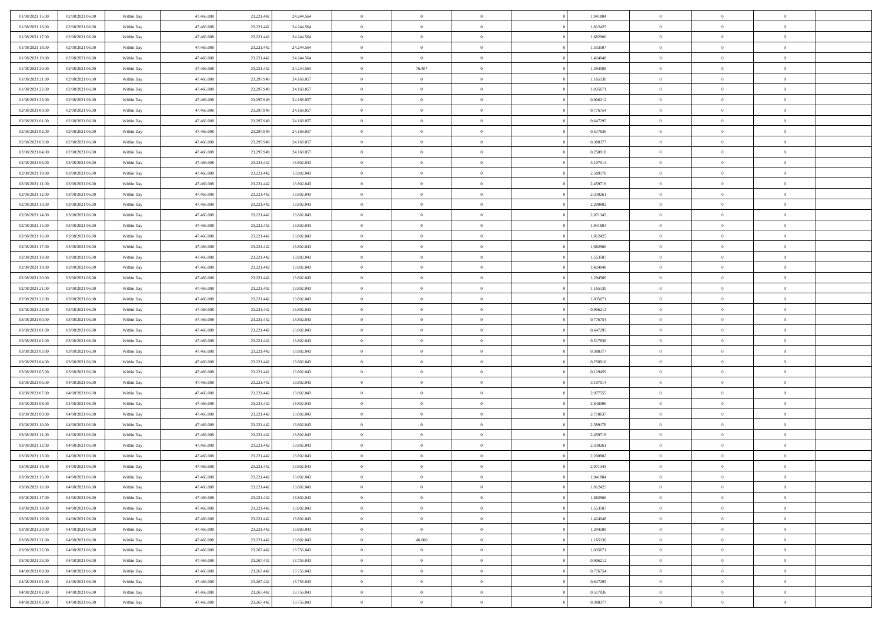| | | | | | | | | | | | | | | |
|---|---|---|---|---|---|---|---|---|---|---|---|---|---|---|
| 01/08/2021 15:00 | 02/08/2021 06:00 | Within Day | 47.466.008 | 23.221.442 | 24.244.564 | 0 | 0 | 0 | | 1,941884 | 0 | 0 | 0 | |
| 01/08/2021 16:00 | 02/08/2021 06:00 | Within Day | 47.466.008 | 23.221.442 | 24.244.564 | 0 | 0 | 0 | | 1,812425 | 0 | 0 | 0 | |
| 01/08/2021 17:00 | 02/08/2021 06:00 | Within Day | 47.466.008 | 23.221.442 | 24.244.564 | 0 | 0 | 0 | | 1,682966 | 0 | 0 | 0 | |
| 01/08/2021 18:00 | 02/08/2021 06:00 | Within Day | 47.466.008 | 23.221.442 | 24.244.564 | 0 | 0 | 0 | | 1,553507 | 0 | 0 | 0 | |
| 01/08/2021 19:00 | 02/08/2021 06:00 | Within Day | 47.466.008 | 23.221.442 | 24.244.564 | 0 | 0 | 0 | | 1,424048 | 0 | 0 | 0 | |
| 01/08/2021 20:00 | 02/08/2021 06:00 | Within Day | 47.466.008 | 23.221.442 | 24.244.564 | 0 | 76.507 | 0 | | 1,294589 | 0 | 0 | 0 | |
| 01/08/2021 21:00 | 02/08/2021 06:00 | Within Day | 47.466.008 | 23.297.949 | 24.168.057 | 0 | 0 | 0 | | 1,165130 | 0 | 0 | 0 | |
| 01/08/2021 22:00 | 02/08/2021 06:00 | Within Day | 47.466.008 | 23.297.949 | 24.168.057 | 0 | 0 | 0 | | 1,035671 | 0 | 0 | 0 | |
| 01/08/2021 23:00 | 02/08/2021 06:00 | Within Day | 47.466.008 | 23.297.949 | 24.168.057 | 0 | 0 | 0 | | 0,906212 | 0 | 0 | 0 | |
| 02/08/2021 00:00 | 02/08/2021 06:00 | Within Day | 47.466.008 | 23.297.949 | 24.168.057 | 0 | 0 | 0 | | 0,776754 | 0 | 0 | 0 | |
| 02/08/2021 01:00 | 02/08/2021 06:00 | Within Day | 47.466.008 | 23.297.949 | 24.168.057 | 0 | 0 | 0 | | 0,647295 | 0 | 0 | 0 | |
| 02/08/2021 02:00 | 02/08/2021 06:00 | Within Day | 47.466.008 | 23.297.949 | 24.168.057 | 0 | 0 | 0 | | 0,517836 | 0 | 0 | 0 | |
| 02/08/2021 03:00 | 02/08/2021 06:00 | Within Day | 47.466.008 | 23.297.949 | 24.168.057 | 0 | 0 | 0 | | 0,388377 | 0 | 0 | 0 | |
| 02/08/2021 04:00 | 02/08/2021 06:00 | Within Day | 47.466.008 | 23.297.949 | 24.168.057 | 0 | 0 | 0 | | 0,258918 | 0 | 0 | 0 | |
| 02/08/2021 06:00 | 03/08/2021 06:00 | Within Day | 47.466.008 | 23.221.442 | 13.802.043 | 0 | 0 | 0 | | 3,107014 | 0 | 0 | 0 | |
| 02/08/2021 10:00 | 03/08/2021 06:00 | Within Day | 47.466.008 | 23.221.442 | 13.802.043 | 0 | 0 | 0 | | 2,589178 | 0 | 0 | 0 | |
| 02/08/2021 11:00 | 03/08/2021 06:00 | Within Day | 47.466.008 | 23.221.442 | 13.802.043 | 0 | 0 | 0 | | 2,459719 | 0 | 0 | 0 | |
| 02/08/2021 12:00 | 03/08/2021 06:00 | Within Day | 47.466.008 | 23.221.442 | 13.802.043 | 0 | 0 | 0 | | 2,330261 | 0 | 0 | 0 | |
| 02/08/2021 13:00 | 03/08/2021 06:00 | Within Day | 47.466.008 | 23.221.442 | 13.802.043 | 0 | 0 | 0 | | 2,200802 | 0 | 0 | 0 | |
| 02/08/2021 14:00 | 03/08/2021 06:00 | Within Day | 47.466.008 | 23.221.442 | 13.802.043 | 0 | 0 | 0 | | 2,071343 | 0 | 0 | 0 | |
| 02/08/2021 15:00 | 03/08/2021 06:00 | Within Day | 47.466.008 | 23.221.442 | 13.802.043 | 0 | 0 | 0 | | 1,941884 | 0 | 0 | 0 | |
| 02/08/2021 16:00 | 03/08/2021 06:00 | Within Day | 47.466.008 | 23.221.442 | 13.802.043 | 0 | 0 | 0 | | 1,812425 | 0 | 0 | 0 | |
| 02/08/2021 17:00 | 03/08/2021 06:00 | Within Day | 47.466.008 | 23.221.442 | 13.802.043 | 0 | 0 | 0 | | 1,682966 | 0 | 0 | 0 | |
| 02/08/2021 18:00 | 03/08/2021 06:00 | Within Day | 47.466.008 | 23.221.442 | 13.802.043 | 0 | 0 | 0 | | 1,553507 | 0 | 0 | 0 | |
| 02/08/2021 19:00 | 03/08/2021 06:00 | Within Day | 47.466.008 | 23.221.442 | 13.802.043 | 0 | 0 | 0 | | 1,424048 | 0 | 0 | 0 | |
| 02/08/2021 20:00 | 03/08/2021 06:00 | Within Day | 47.466.008 | 23.221.442 | 13.802.043 | 0 | 0 | 0 | | 1,294589 | 0 | 0 | 0 | |
| 02/08/2021 21:00 | 03/08/2021 06:00 | Within Day | 47.466.008 | 23.221.442 | 13.802.043 | 0 | 0 | 0 | | 1,165130 | 0 | 0 | 0 | |
| 02/08/2021 22:00 | 03/08/2021 06:00 | Within Day | 47.466.008 | 23.221.442 | 13.802.043 | 0 | 0 | 0 | | 1,035671 | 0 | 0 | 0 | |
| 02/08/2021 23:00 | 03/08/2021 06:00 | Within Day | 47.466.008 | 23.221.442 | 13.802.043 | 0 | 0 | 0 | | 0,906212 | 0 | 0 | 0 | |
| 03/08/2021 00:00 | 03/08/2021 06:00 | Within Day | 47.466.008 | 23.221.442 | 13.802.043 | 0 | 0 | 0 | | 0,776754 | 0 | 0 | 0 | |
| 03/08/2021 01:00 | 03/08/2021 06:00 | Within Day | 47.466.008 | 23.221.442 | 13.802.043 | 0 | 0 | 0 | | 0,647295 | 0 | 0 | 0 | |
| 03/08/2021 02:00 | 03/08/2021 06:00 | Within Day | 47.466.008 | 23.221.442 | 13.802.043 | 0 | 0 | 0 | | 0,517836 | 0 | 0 | 0 | |
| 03/08/2021 03:00 | 03/08/2021 06:00 | Within Day | 47.466.008 | 23.221.442 | 13.802.043 | 0 | 0 | 0 | | 0,388377 | 0 | 0 | 0 | |
| 03/08/2021 04:00 | 03/08/2021 06:00 | Within Day | 47.466.008 | 23.221.442 | 13.802.043 | 0 | 0 | 0 | | 0,258918 | 0 | 0 | 0 | |
| 03/08/2021 05:00 | 03/08/2021 06:00 | Within Day | 47.466.008 | 23.221.442 | 13.802.043 | 0 | 0 | 0 | | 0,129459 | 0 | 0 | 0 | |
| 03/08/2021 06:00 | 04/08/2021 06:00 | Within Day | 47.466.008 | 23.221.442 | 13.802.043 | 0 | 0 | 0 | | 3,107014 | 0 | 0 | 0 | |
| 03/08/2021 07:00 | 04/08/2021 06:00 | Within Day | 47.466.008 | 23.221.442 | 13.802.043 | 0 | 0 | 0 | | 2,977555 | 0 | 0 | 0 | |
| 03/08/2021 08:00 | 04/08/2021 06:00 | Within Day | 47.466.008 | 23.221.442 | 13.802.043 | 0 | 0 | 0 | | 2,848096 | 0 | 0 | 0 | |
| 03/08/2021 09:00 | 04/08/2021 06:00 | Within Day | 47.466.008 | 23.221.442 | 13.802.043 | 0 | 0 | 0 | | 2,718637 | 0 | 0 | 0 | |
| 03/08/2021 10:00 | 04/08/2021 06:00 | Within Day | 47.466.008 | 23.221.442 | 13.802.043 | 0 | 0 | 0 | | 2,589178 | 0 | 0 | 0 | |
| 03/08/2021 11:00 | 04/08/2021 06:00 | Within Day | 47.466.008 | 23.221.442 | 13.802.043 | 0 | 0 | 0 | | 2,459719 | 0 | 0 | 0 | |
| 03/08/2021 12:00 | 04/08/2021 06:00 | Within Day | 47.466.008 | 23.221.442 | 13.802.043 | 0 | 0 | 0 | | 2,330261 | 0 | 0 | 0 | |
| 03/08/2021 13:00 | 04/08/2021 06:00 | Within Day | 47.466.008 | 23.221.442 | 13.802.043 | 0 | 0 | 0 | | 2,200802 | 0 | 0 | 0 | |
| 03/08/2021 14:00 | 04/08/2021 06:00 | Within Day | 47.466.008 | 23.221.442 | 13.802.043 | 0 | 0 | 0 | | 2,071343 | 0 | 0 | 0 | |
| 03/08/2021 15:00 | 04/08/2021 06:00 | Within Day | 47.466.008 | 23.221.442 | 13.802.043 | 0 | 0 | 0 | | 1,941884 | 0 | 0 | 0 | |
| 03/08/2021 16:00 | 04/08/2021 06:00 | Within Day | 47.466.008 | 23.221.442 | 13.802.043 | 0 | 0 | 0 | | 1,812425 | 0 | 0 | 0 | |
| 03/08/2021 17:00 | 04/08/2021 06:00 | Within Day | 47.466.008 | 23.221.442 | 13.802.043 | 0 | 0 | 0 | | 1,682966 | 0 | 0 | 0 | |
| 03/08/2021 18:00 | 04/08/2021 06:00 | Within Day | 47.466.008 | 23.221.442 | 13.802.043 | 0 | 0 | 0 | | 1,553507 | 0 | 0 | 0 | |
| 03/08/2021 19:00 | 04/08/2021 06:00 | Within Day | 47.466.008 | 23.221.442 | 13.802.043 | 0 | 0 | 0 | | 1,424048 | 0 | 0 | 0 | |
| 03/08/2021 20:00 | 04/08/2021 06:00 | Within Day | 47.466.008 | 23.221.442 | 13.802.043 | 0 | 0 | 0 | | 1,294589 | 0 | 0 | 0 | |
| 03/08/2021 21:00 | 04/08/2021 06:00 | Within Day | 47.466.008 | 23.221.442 | 13.802.043 | 0 | 46.000 | 0 | | 1,165130 | 0 | 0 | 0 | |
| 03/08/2021 22:00 | 04/08/2021 06:00 | Within Day | 47.466.008 | 23.267.442 | 13.756.043 | 0 | 0 | 0 | | 1,035671 | 0 | 0 | 0 | |
| 03/08/2021 23:00 | 04/08/2021 06:00 | Within Day | 47.466.008 | 23.267.442 | 13.756.043 | 0 | 0 | 0 | | 0,906212 | 0 | 0 | 0 | |
| 04/08/2021 00:00 | 04/08/2021 06:00 | Within Day | 47.466.008 | 23.267.442 | 13.756.043 | 0 | 0 | 0 | | 0,776754 | 0 | 0 | 0 | |
| 04/08/2021 01:00 | 04/08/2021 06:00 | Within Day | 47.466.008 | 23.267.442 | 13.756.043 | 0 | 0 | 0 | | 0,647295 | 0 | 0 | 0 | |
| 04/08/2021 02:00 | 04/08/2021 06:00 | Within Day | 47.466.008 | 23.267.442 | 13.756.043 | 0 | 0 | 0 | | 0,517836 | 0 | 0 | 0 | |
| 04/08/2021 03:00 | 04/08/2021 06:00 | Within Day | 47.466.008 | 23.267.442 | 13.756.043 | 0 | 0 | 0 | | 0,388377 | 0 | 0 | 0 | |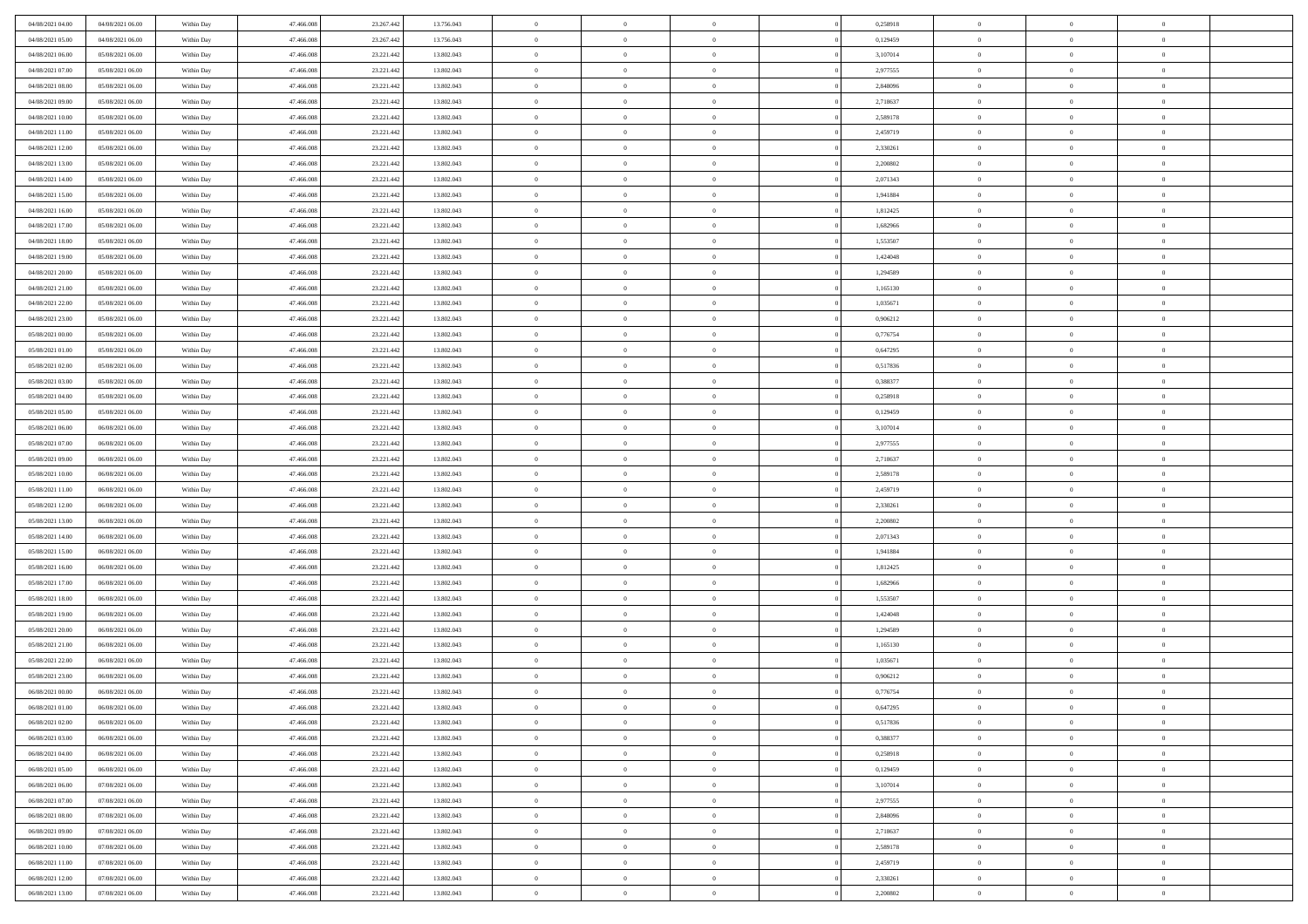| | | | | | | | | | | | | | | |
|---|---|---|---|---|---|---|---|---|---|---|---|---|---|---|
| 04/08/2021 04.00 | 04/08/2021 06.00 | Within Day | 47.466.008 | 23.267.442 | 13.756.043 | 0 | 0 | 0 | | 0,258918 | 0 | 0 | 0 | |
| 04/08/2021 05.00 | 04/08/2021 06.00 | Within Day | 47.466.008 | 23.267.442 | 13.756.043 | 0 | 0 | 0 | | 0,129459 | 0 | 0 | 0 | |
| 04/08/2021 06.00 | 05/08/2021 06.00 | Within Day | 47.466.008 | 23.221.442 | 13.802.043 | 0 | 0 | 0 | | 3,107014 | 0 | 0 | 0 | |
| 04/08/2021 07.00 | 05/08/2021 06.00 | Within Day | 47.466.008 | 23.221.442 | 13.802.043 | 0 | 0 | 0 | | 2,977555 | 0 | 0 | 0 | |
| 04/08/2021 08.00 | 05/08/2021 06.00 | Within Day | 47.466.008 | 23.221.442 | 13.802.043 | 0 | 0 | 0 | | 2,848096 | 0 | 0 | 0 | |
| 04/08/2021 09.00 | 05/08/2021 06.00 | Within Day | 47.466.008 | 23.221.442 | 13.802.043 | 0 | 0 | 0 | | 2,718637 | 0 | 0 | 0 | |
| 04/08/2021 10.00 | 05/08/2021 06.00 | Within Day | 47.466.008 | 23.221.442 | 13.802.043 | 0 | 0 | 0 | | 2,589178 | 0 | 0 | 0 | |
| 04/08/2021 11.00 | 05/08/2021 06.00 | Within Day | 47.466.008 | 23.221.442 | 13.802.043 | 0 | 0 | 0 | | 2,459719 | 0 | 0 | 0 | |
| 04/08/2021 12.00 | 05/08/2021 06.00 | Within Day | 47.466.008 | 23.221.442 | 13.802.043 | 0 | 0 | 0 | | 2,330261 | 0 | 0 | 0 | |
| 04/08/2021 13.00 | 05/08/2021 06.00 | Within Day | 47.466.008 | 23.221.442 | 13.802.043 | 0 | 0 | 0 | | 2,200802 | 0 | 0 | 0 | |
| 04/08/2021 14.00 | 05/08/2021 06.00 | Within Day | 47.466.008 | 23.221.442 | 13.802.043 | 0 | 0 | 0 | | 2,071343 | 0 | 0 | 0 | |
| 04/08/2021 15.00 | 05/08/2021 06.00 | Within Day | 47.466.008 | 23.221.442 | 13.802.043 | 0 | 0 | 0 | | 1,941884 | 0 | 0 | 0 | |
| 04/08/2021 16.00 | 05/08/2021 06.00 | Within Day | 47.466.008 | 23.221.442 | 13.802.043 | 0 | 0 | 0 | | 1,812425 | 0 | 0 | 0 | |
| 04/08/2021 17.00 | 05/08/2021 06.00 | Within Day | 47.466.008 | 23.221.442 | 13.802.043 | 0 | 0 | 0 | | 1,682966 | 0 | 0 | 0 | |
| 04/08/2021 18.00 | 05/08/2021 06.00 | Within Day | 47.466.008 | 23.221.442 | 13.802.043 | 0 | 0 | 0 | | 1,553507 | 0 | 0 | 0 | |
| 04/08/2021 19.00 | 05/08/2021 06.00 | Within Day | 47.466.008 | 23.221.442 | 13.802.043 | 0 | 0 | 0 | | 1,424048 | 0 | 0 | 0 | |
| 04/08/2021 20.00 | 05/08/2021 06.00 | Within Day | 47.466.008 | 23.221.442 | 13.802.043 | 0 | 0 | 0 | | 1,294589 | 0 | 0 | 0 | |
| 04/08/2021 21.00 | 05/08/2021 06.00 | Within Day | 47.466.008 | 23.221.442 | 13.802.043 | 0 | 0 | 0 | | 1,165130 | 0 | 0 | 0 | |
| 04/08/2021 22.00 | 05/08/2021 06.00 | Within Day | 47.466.008 | 23.221.442 | 13.802.043 | 0 | 0 | 0 | | 1,035671 | 0 | 0 | 0 | |
| 04/08/2021 23.00 | 05/08/2021 06.00 | Within Day | 47.466.008 | 23.221.442 | 13.802.043 | 0 | 0 | 0 | | 0,906212 | 0 | 0 | 0 | |
| 05/08/2021 00.00 | 05/08/2021 06.00 | Within Day | 47.466.008 | 23.221.442 | 13.802.043 | 0 | 0 | 0 | | 0,776754 | 0 | 0 | 0 | |
| 05/08/2021 01.00 | 05/08/2021 06.00 | Within Day | 47.466.008 | 23.221.442 | 13.802.043 | 0 | 0 | 0 | | 0,647295 | 0 | 0 | 0 | |
| 05/08/2021 02.00 | 05/08/2021 06.00 | Within Day | 47.466.008 | 23.221.442 | 13.802.043 | 0 | 0 | 0 | | 0,517836 | 0 | 0 | 0 | |
| 05/08/2021 03.00 | 05/08/2021 06.00 | Within Day | 47.466.008 | 23.221.442 | 13.802.043 | 0 | 0 | 0 | | 0,388377 | 0 | 0 | 0 | |
| 05/08/2021 04.00 | 05/08/2021 06.00 | Within Day | 47.466.008 | 23.221.442 | 13.802.043 | 0 | 0 | 0 | | 0,258918 | 0 | 0 | 0 | |
| 05/08/2021 05.00 | 05/08/2021 06.00 | Within Day | 47.466.008 | 23.221.442 | 13.802.043 | 0 | 0 | 0 | | 0,129459 | 0 | 0 | 0 | |
| 05/08/2021 06.00 | 06/08/2021 06.00 | Within Day | 47.466.008 | 23.221.442 | 13.802.043 | 0 | 0 | 0 | | 3,107014 | 0 | 0 | 0 | |
| 05/08/2021 07.00 | 06/08/2021 06.00 | Within Day | 47.466.008 | 23.221.442 | 13.802.043 | 0 | 0 | 0 | | 2,977555 | 0 | 0 | 0 | |
| 05/08/2021 09.00 | 06/08/2021 06.00 | Within Day | 47.466.008 | 23.221.442 | 13.802.043 | 0 | 0 | 0 | | 2,718637 | 0 | 0 | 0 | |
| 05/08/2021 10.00 | 06/08/2021 06.00 | Within Day | 47.466.008 | 23.221.442 | 13.802.043 | 0 | 0 | 0 | | 2,589178 | 0 | 0 | 0 | |
| 05/08/2021 11.00 | 06/08/2021 06.00 | Within Day | 47.466.008 | 23.221.442 | 13.802.043 | 0 | 0 | 0 | | 2,459719 | 0 | 0 | 0 | |
| 05/08/2021 12.00 | 06/08/2021 06.00 | Within Day | 47.466.008 | 23.221.442 | 13.802.043 | 0 | 0 | 0 | | 2,330261 | 0 | 0 | 0 | |
| 05/08/2021 13.00 | 06/08/2021 06.00 | Within Day | 47.466.008 | 23.221.442 | 13.802.043 | 0 | 0 | 0 | | 2,200802 | 0 | 0 | 0 | |
| 05/08/2021 14.00 | 06/08/2021 06.00 | Within Day | 47.466.008 | 23.221.442 | 13.802.043 | 0 | 0 | 0 | | 2,071343 | 0 | 0 | 0 | |
| 05/08/2021 15.00 | 06/08/2021 06.00 | Within Day | 47.466.008 | 23.221.442 | 13.802.043 | 0 | 0 | 0 | | 1,941884 | 0 | 0 | 0 | |
| 05/08/2021 16.00 | 06/08/2021 06.00 | Within Day | 47.466.008 | 23.221.442 | 13.802.043 | 0 | 0 | 0 | | 1,812425 | 0 | 0 | 0 | |
| 05/08/2021 17.00 | 06/08/2021 06.00 | Within Day | 47.466.008 | 23.221.442 | 13.802.043 | 0 | 0 | 0 | | 1,682966 | 0 | 0 | 0 | |
| 05/08/2021 18.00 | 06/08/2021 06.00 | Within Day | 47.466.008 | 23.221.442 | 13.802.043 | 0 | 0 | 0 | | 1,553507 | 0 | 0 | 0 | |
| 05/08/2021 19.00 | 06/08/2021 06.00 | Within Day | 47.466.008 | 23.221.442 | 13.802.043 | 0 | 0 | 0 | | 1,424048 | 0 | 0 | 0 | |
| 05/08/2021 20.00 | 06/08/2021 06.00 | Within Day | 47.466.008 | 23.221.442 | 13.802.043 | 0 | 0 | 0 | | 1,294589 | 0 | 0 | 0 | |
| 05/08/2021 21.00 | 06/08/2021 06.00 | Within Day | 47.466.008 | 23.221.442 | 13.802.043 | 0 | 0 | 0 | | 1,165130 | 0 | 0 | 0 | |
| 05/08/2021 22.00 | 06/08/2021 06.00 | Within Day | 47.466.008 | 23.221.442 | 13.802.043 | 0 | 0 | 0 | | 1,035671 | 0 | 0 | 0 | |
| 05/08/2021 23.00 | 06/08/2021 06.00 | Within Day | 47.466.008 | 23.221.442 | 13.802.043 | 0 | 0 | 0 | | 0,906212 | 0 | 0 | 0 | |
| 06/08/2021 00.00 | 06/08/2021 06.00 | Within Day | 47.466.008 | 23.221.442 | 13.802.043 | 0 | 0 | 0 | | 0,776754 | 0 | 0 | 0 | |
| 06/08/2021 01.00 | 06/08/2021 06.00 | Within Day | 47.466.008 | 23.221.442 | 13.802.043 | 0 | 0 | 0 | | 0,647295 | 0 | 0 | 0 | |
| 06/08/2021 02.00 | 06/08/2021 06.00 | Within Day | 47.466.008 | 23.221.442 | 13.802.043 | 0 | 0 | 0 | | 0,517836 | 0 | 0 | 0 | |
| 06/08/2021 03.00 | 06/08/2021 06.00 | Within Day | 47.466.008 | 23.221.442 | 13.802.043 | 0 | 0 | 0 | | 0,388377 | 0 | 0 | 0 | |
| 06/08/2021 04.00 | 06/08/2021 06.00 | Within Day | 47.466.008 | 23.221.442 | 13.802.043 | 0 | 0 | 0 | | 0,258918 | 0 | 0 | 0 | |
| 06/08/2021 05.00 | 06/08/2021 06.00 | Within Day | 47.466.008 | 23.221.442 | 13.802.043 | 0 | 0 | 0 | | 0,129459 | 0 | 0 | 0 | |
| 06/08/2021 06.00 | 07/08/2021 06.00 | Within Day | 47.466.008 | 23.221.442 | 13.802.043 | 0 | 0 | 0 | | 3,107014 | 0 | 0 | 0 | |
| 06/08/2021 07.00 | 07/08/2021 06.00 | Within Day | 47.466.008 | 23.221.442 | 13.802.043 | 0 | 0 | 0 | | 2,977555 | 0 | 0 | 0 | |
| 06/08/2021 08.00 | 07/08/2021 06.00 | Within Day | 47.466.008 | 23.221.442 | 13.802.043 | 0 | 0 | 0 | | 2,848096 | 0 | 0 | 0 | |
| 06/08/2021 09.00 | 07/08/2021 06.00 | Within Day | 47.466.008 | 23.221.442 | 13.802.043 | 0 | 0 | 0 | | 2,718637 | 0 | 0 | 0 | |
| 06/08/2021 10.00 | 07/08/2021 06.00 | Within Day | 47.466.008 | 23.221.442 | 13.802.043 | 0 | 0 | 0 | | 2,589178 | 0 | 0 | 0 | |
| 06/08/2021 11.00 | 07/08/2021 06.00 | Within Day | 47.466.008 | 23.221.442 | 13.802.043 | 0 | 0 | 0 | | 2,459719 | 0 | 0 | 0 | |
| 06/08/2021 12.00 | 07/08/2021 06.00 | Within Day | 47.466.008 | 23.221.442 | 13.802.043 | 0 | 0 | 0 | | 2,330261 | 0 | 0 | 0 | |
| 06/08/2021 13.00 | 07/08/2021 06.00 | Within Day | 47.466.008 | 23.221.442 | 13.802.043 | 0 | 0 | 0 | | 2,200802 | 0 | 0 | 0 | |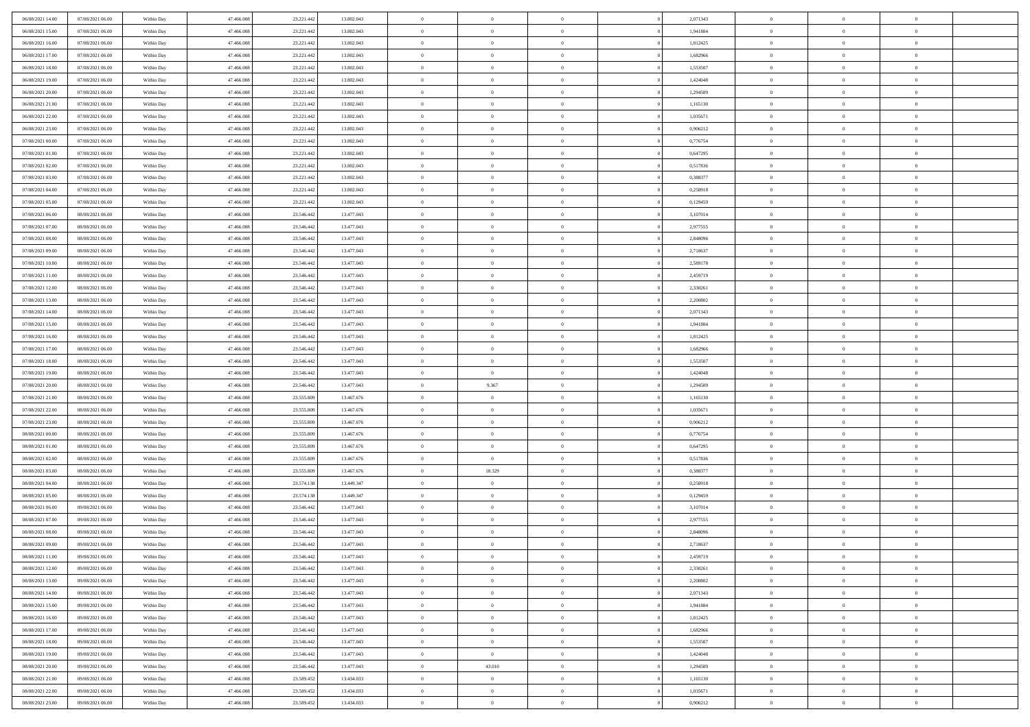| | | | | | | | | | | | | | | |
|---|---|---|---|---|---|---|---|---|---|---|---|---|---|---|
| 06/08/2021 14:00 | 07/08/2021 06:00 | Within Day | 47.466.008 | 23.221.442 | 13.802.043 | 0 | 0 | 0 | | 2,071343 | 0 | 0 | 0 | |
| 06/08/2021 15:00 | 07/08/2021 06:00 | Within Day | 47.466.008 | 23.221.442 | 13.802.043 | 0 | 0 | 0 | | 1,941884 | 0 | 0 | 0 | |
| 06/08/2021 16:00 | 07/08/2021 06:00 | Within Day | 47.466.008 | 23.221.442 | 13.802.043 | 0 | 0 | 0 | | 1,812425 | 0 | 0 | 0 | |
| 06/08/2021 17:00 | 07/08/2021 06:00 | Within Day | 47.466.008 | 23.221.442 | 13.802.043 | 0 | 0 | 0 | | 1,682966 | 0 | 0 | 0 | |
| 06/08/2021 18:00 | 07/08/2021 06:00 | Within Day | 47.466.008 | 23.221.442 | 13.802.043 | 0 | 0 | 0 | | 1,553507 | 0 | 0 | 0 | |
| 06/08/2021 19:00 | 07/08/2021 06:00 | Within Day | 47.466.008 | 23.221.442 | 13.802.043 | 0 | 0 | 0 | | 1,424048 | 0 | 0 | 0 | |
| 06/08/2021 20:00 | 07/08/2021 06:00 | Within Day | 47.466.008 | 23.221.442 | 13.802.043 | 0 | 0 | 0 | | 1,294589 | 0 | 0 | 0 | |
| 06/08/2021 21:00 | 07/08/2021 06:00 | Within Day | 47.466.008 | 23.221.442 | 13.802.043 | 0 | 0 | 0 | | 1,165130 | 0 | 0 | 0 | |
| 06/08/2021 22:00 | 07/08/2021 06:00 | Within Day | 47.466.008 | 23.221.442 | 13.802.043 | 0 | 0 | 0 | | 1,035671 | 0 | 0 | 0 | |
| 06/08/2021 23:00 | 07/08/2021 06:00 | Within Day | 47.466.008 | 23.221.442 | 13.802.043 | 0 | 0 | 0 | | 0,906212 | 0 | 0 | 0 | |
| 07/08/2021 00:00 | 07/08/2021 06:00 | Within Day | 47.466.008 | 23.221.442 | 13.802.043 | 0 | 0 | 0 | | 0,776754 | 0 | 0 | 0 | |
| 07/08/2021 01:00 | 07/08/2021 06:00 | Within Day | 47.466.008 | 23.221.442 | 13.802.043 | 0 | 0 | 0 | | 0,647295 | 0 | 0 | 0 | |
| 07/08/2021 02:00 | 07/08/2021 06:00 | Within Day | 47.466.008 | 23.221.442 | 13.802.043 | 0 | 0 | 0 | | 0,517836 | 0 | 0 | 0 | |
| 07/08/2021 03:00 | 07/08/2021 06:00 | Within Day | 47.466.008 | 23.221.442 | 13.802.043 | 0 | 0 | 0 | | 0,388377 | 0 | 0 | 0 | |
| 07/08/2021 04:00 | 07/08/2021 06:00 | Within Day | 47.466.008 | 23.221.442 | 13.802.043 | 0 | 0 | 0 | | 0,258918 | 0 | 0 | 0 | |
| 07/08/2021 05:00 | 07/08/2021 06:00 | Within Day | 47.466.008 | 23.221.442 | 13.802.043 | 0 | 0 | 0 | | 0,129459 | 0 | 0 | 0 | |
| 07/08/2021 06:00 | 08/08/2021 06:00 | Within Day | 47.466.008 | 23.546.442 | 13.477.043 | 0 | 0 | 0 | | 3,107014 | 0 | 0 | 0 | |
| 07/08/2021 07:00 | 08/08/2021 06:00 | Within Day | 47.466.008 | 23.546.442 | 13.477.043 | 0 | 0 | 0 | | 2,977555 | 0 | 0 | 0 | |
| 07/08/2021 08:00 | 08/08/2021 06:00 | Within Day | 47.466.008 | 23.546.442 | 13.477.043 | 0 | 0 | 0 | | 2,848096 | 0 | 0 | 0 | |
| 07/08/2021 09:00 | 08/08/2021 06:00 | Within Day | 47.466.008 | 23.546.442 | 13.477.043 | 0 | 0 | 0 | | 2,718637 | 0 | 0 | 0 | |
| 07/08/2021 10:00 | 08/08/2021 06:00 | Within Day | 47.466.008 | 23.546.442 | 13.477.043 | 0 | 0 | 0 | | 2,589178 | 0 | 0 | 0 | |
| 07/08/2021 11:00 | 08/08/2021 06:00 | Within Day | 47.466.008 | 23.546.442 | 13.477.043 | 0 | 0 | 0 | | 2,459719 | 0 | 0 | 0 | |
| 07/08/2021 12:00 | 08/08/2021 06:00 | Within Day | 47.466.008 | 23.546.442 | 13.477.043 | 0 | 0 | 0 | | 2,330261 | 0 | 0 | 0 | |
| 07/08/2021 13:00 | 08/08/2021 06:00 | Within Day | 47.466.008 | 23.546.442 | 13.477.043 | 0 | 0 | 0 | | 2,200802 | 0 | 0 | 0 | |
| 07/08/2021 14:00 | 08/08/2021 06:00 | Within Day | 47.466.008 | 23.546.442 | 13.477.043 | 0 | 0 | 0 | | 2,071343 | 0 | 0 | 0 | |
| 07/08/2021 15:00 | 08/08/2021 06:00 | Within Day | 47.466.008 | 23.546.442 | 13.477.043 | 0 | 0 | 0 | | 1,941884 | 0 | 0 | 0 | |
| 07/08/2021 16:00 | 08/08/2021 06:00 | Within Day | 47.466.008 | 23.546.442 | 13.477.043 | 0 | 0 | 0 | | 1,812425 | 0 | 0 | 0 | |
| 07/08/2021 17:00 | 08/08/2021 06:00 | Within Day | 47.466.008 | 23.546.442 | 13.477.043 | 0 | 0 | 0 | | 1,682966 | 0 | 0 | 0 | |
| 07/08/2021 18:00 | 08/08/2021 06:00 | Within Day | 47.466.008 | 23.546.442 | 13.477.043 | 0 | 0 | 0 | | 1,553507 | 0 | 0 | 0 | |
| 07/08/2021 19:00 | 08/08/2021 06:00 | Within Day | 47.466.008 | 23.546.442 | 13.477.043 | 0 | 0 | 0 | | 1,424048 | 0 | 0 | 0 | |
| 07/08/2021 20:00 | 08/08/2021 06:00 | Within Day | 47.466.008 | 23.546.442 | 13.477.043 | 0 | 9.367 | 0 | | 1,294589 | 0 | 0 | 0 | |
| 07/08/2021 21:00 | 08/08/2021 06:00 | Within Day | 47.466.008 | 23.555.809 | 13.467.676 | 0 | 0 | 0 | | 1,165130 | 0 | 0 | 0 | |
| 07/08/2021 22:00 | 08/08/2021 06:00 | Within Day | 47.466.008 | 23.555.809 | 13.467.676 | 0 | 0 | 0 | | 1,035671 | 0 | 0 | 0 | |
| 07/08/2021 23:00 | 08/08/2021 06:00 | Within Day | 47.466.008 | 23.555.809 | 13.467.676 | 0 | 0 | 0 | | 0,906212 | 0 | 0 | 0 | |
| 08/08/2021 00:00 | 08/08/2021 06:00 | Within Day | 47.466.008 | 23.555.809 | 13.467.676 | 0 | 0 | 0 | | 0,776754 | 0 | 0 | 0 | |
| 08/08/2021 01:00 | 08/08/2021 06:00 | Within Day | 47.466.008 | 23.555.809 | 13.467.676 | 0 | 0 | 0 | | 0,647295 | 0 | 0 | 0 | |
| 08/08/2021 02:00 | 08/08/2021 06:00 | Within Day | 47.466.008 | 23.555.809 | 13.467.676 | 0 | 0 | 0 | | 0,517836 | 0 | 0 | 0 | |
| 08/08/2021 03:00 | 08/08/2021 06:00 | Within Day | 47.466.008 | 23.555.809 | 13.467.676 | 0 | 18.329 | 0 | | 0,388377 | 0 | 0 | 0 | |
| 08/08/2021 04:00 | 08/08/2021 06:00 | Within Day | 47.466.008 | 23.574.138 | 13.449.347 | 0 | 0 | 0 | | 0,258918 | 0 | 0 | 0 | |
| 08/08/2021 05:00 | 08/08/2021 06:00 | Within Day | 47.466.008 | 23.574.138 | 13.449.347 | 0 | 0 | 0 | | 0,129459 | 0 | 0 | 0 | |
| 08/08/2021 06:00 | 09/08/2021 06:00 | Within Day | 47.466.008 | 23.546.442 | 13.477.043 | 0 | 0 | 0 | | 3,107014 | 0 | 0 | 0 | |
| 08/08/2021 07:00 | 09/08/2021 06:00 | Within Day | 47.466.008 | 23.546.442 | 13.477.043 | 0 | 0 | 0 | | 2,977555 | 0 | 0 | 0 | |
| 08/08/2021 08:00 | 09/08/2021 06:00 | Within Day | 47.466.008 | 23.546.442 | 13.477.043 | 0 | 0 | 0 | | 2,848096 | 0 | 0 | 0 | |
| 08/08/2021 09:00 | 09/08/2021 06:00 | Within Day | 47.466.008 | 23.546.442 | 13.477.043 | 0 | 0 | 0 | | 2,718637 | 0 | 0 | 0 | |
| 08/08/2021 11:00 | 09/08/2021 06:00 | Within Day | 47.466.008 | 23.546.442 | 13.477.043 | 0 | 0 | 0 | | 2,459719 | 0 | 0 | 0 | |
| 08/08/2021 12:00 | 09/08/2021 06:00 | Within Day | 47.466.008 | 23.546.442 | 13.477.043 | 0 | 0 | 0 | | 2,330261 | 0 | 0 | 0 | |
| 08/08/2021 13:00 | 09/08/2021 06:00 | Within Day | 47.466.008 | 23.546.442 | 13.477.043 | 0 | 0 | 0 | | 2,200802 | 0 | 0 | 0 | |
| 08/08/2021 14:00 | 09/08/2021 06:00 | Within Day | 47.466.008 | 23.546.442 | 13.477.043 | 0 | 0 | 0 | | 2,071343 | 0 | 0 | 0 | |
| 08/08/2021 15:00 | 09/08/2021 06:00 | Within Day | 47.466.008 | 23.546.442 | 13.477.043 | 0 | 0 | 0 | | 1,941884 | 0 | 0 | 0 | |
| 08/08/2021 16:00 | 09/08/2021 06:00 | Within Day | 47.466.008 | 23.546.442 | 13.477.043 | 0 | 0 | 0 | | 1,812425 | 0 | 0 | 0 | |
| 08/08/2021 17:00 | 09/08/2021 06:00 | Within Day | 47.466.008 | 23.546.442 | 13.477.043 | 0 | 0 | 0 | | 1,682966 | 0 | 0 | 0 | |
| 08/08/2021 18:00 | 09/08/2021 06:00 | Within Day | 47.466.008 | 23.546.442 | 13.477.043 | 0 | 0 | 0 | | 1,553507 | 0 | 0 | 0 | |
| 08/08/2021 19:00 | 09/08/2021 06:00 | Within Day | 47.466.008 | 23.546.442 | 13.477.043 | 0 | 0 | 0 | | 1,424048 | 0 | 0 | 0 | |
| 08/08/2021 20:00 | 09/08/2021 06:00 | Within Day | 47.466.008 | 23.546.442 | 13.477.043 | 0 | 43.010 | 0 | | 1,294589 | 0 | 0 | 0 | |
| 08/08/2021 21:00 | 09/08/2021 06:00 | Within Day | 47.466.008 | 23.589.452 | 13.434.033 | 0 | 0 | 0 | | 1,165130 | 0 | 0 | 0 | |
| 08/08/2021 22:00 | 09/08/2021 06:00 | Within Day | 47.466.008 | 23.589.452 | 13.434.033 | 0 | 0 | 0 | | 1,035671 | 0 | 0 | 0 | |
| 08/08/2021 23:00 | 09/08/2021 06:00 | Within Day | 47.466.008 | 23.589.452 | 13.434.033 | 0 | 0 | 0 | | 0,906212 | 0 | 0 | 0 | |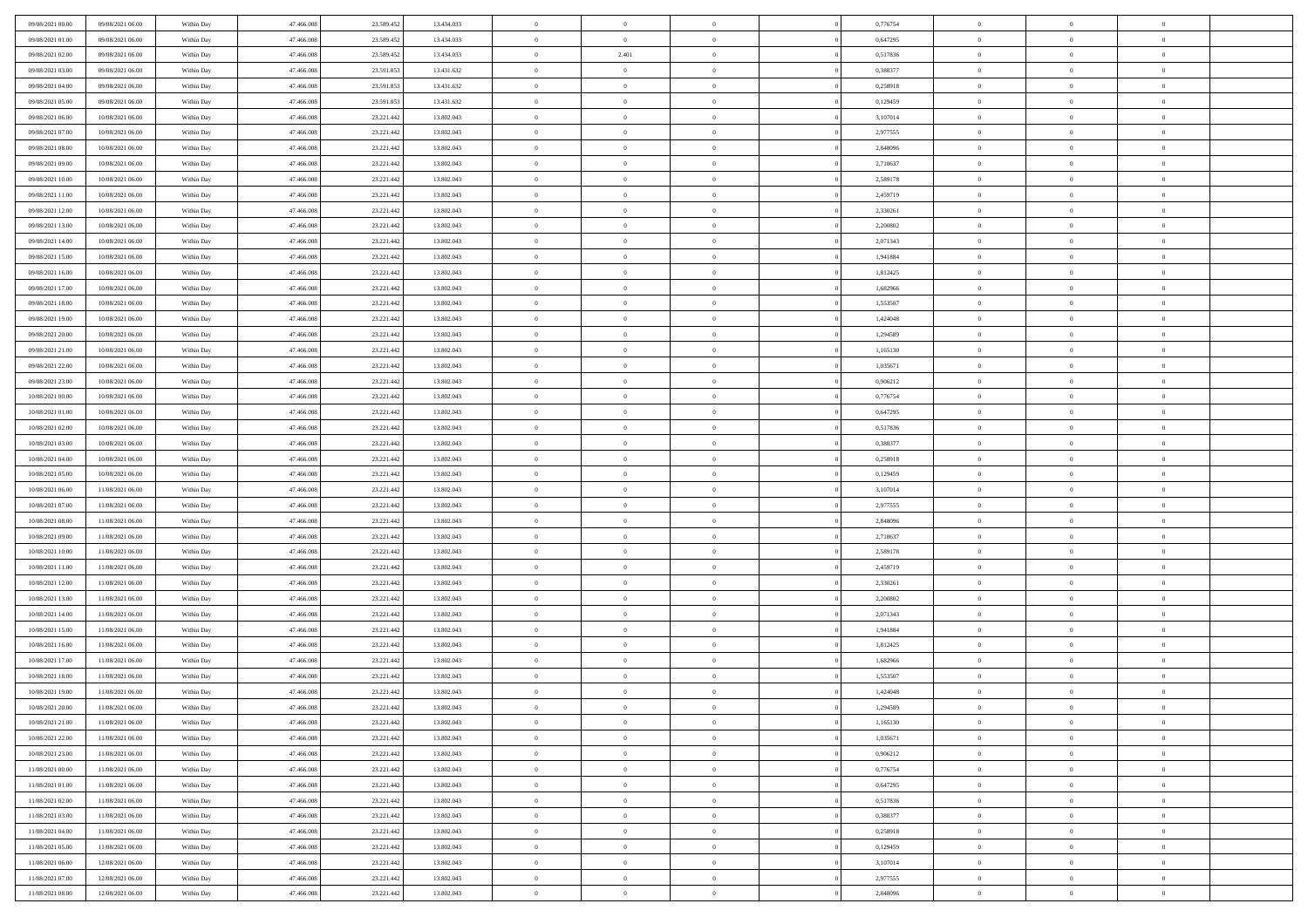| | | | | | | | | | | | | | | |
|---|---|---|---|---|---|---|---|---|---|---|---|---|---|---|
| 09/08/2021 00.00 | 09/08/2021 06.00 | Within Day | 47.466.008 | 23.589.452 | 13.434.033 | 0 | 0 | 0 | | 0,776754 | 0 | 0 | 0 | |
| 09/08/2021 01.00 | 09/08/2021 06.00 | Within Day | 47.466.008 | 23.589.452 | 13.434.033 | 0 | 0 | 0 | | 0,647295 | 0 | 0 | 0 | |
| 09/08/2021 02.00 | 09/08/2021 06.00 | Within Day | 47.466.008 | 23.589.452 | 13.434.033 | 0 | 2.401 | 0 | | 0,517836 | 0 | 0 | 0 | |
| 09/08/2021 03.00 | 09/08/2021 06.00 | Within Day | 47.466.008 | 23.591.853 | 13.431.632 | 0 | 0 | 0 | | 0,388377 | 0 | 0 | 0 | |
| 09/08/2021 04.00 | 09/08/2021 06.00 | Within Day | 47.466.008 | 23.591.853 | 13.431.632 | 0 | 0 | 0 | | 0,258918 | 0 | 0 | 0 | |
| 09/08/2021 05.00 | 09/08/2021 06.00 | Within Day | 47.466.008 | 23.591.853 | 13.431.632 | 0 | 0 | 0 | | 0,129459 | 0 | 0 | 0 | |
| 09/08/2021 06.00 | 10/08/2021 06.00 | Within Day | 47.466.008 | 23.221.442 | 13.802.043 | 0 | 0 | 0 | | 3,107014 | 0 | 0 | 0 | |
| 09/08/2021 07.00 | 10/08/2021 06.00 | Within Day | 47.466.008 | 23.221.442 | 13.802.043 | 0 | 0 | 0 | | 2,977555 | 0 | 0 | 0 | |
| 09/08/2021 08.00 | 10/08/2021 06.00 | Within Day | 47.466.008 | 23.221.442 | 13.802.043 | 0 | 0 | 0 | | 2,848096 | 0 | 0 | 0 | |
| 09/08/2021 09.00 | 10/08/2021 06.00 | Within Day | 47.466.008 | 23.221.442 | 13.802.043 | 0 | 0 | 0 | | 2,718637 | 0 | 0 | 0 | |
| 09/08/2021 10.00 | 10/08/2021 06.00 | Within Day | 47.466.008 | 23.221.442 | 13.802.043 | 0 | 0 | 0 | | 2,589178 | 0 | 0 | 0 | |
| 09/08/2021 11.00 | 10/08/2021 06.00 | Within Day | 47.466.008 | 23.221.442 | 13.802.043 | 0 | 0 | 0 | | 2,459719 | 0 | 0 | 0 | |
| 09/08/2021 12.00 | 10/08/2021 06.00 | Within Day | 47.466.008 | 23.221.442 | 13.802.043 | 0 | 0 | 0 | | 2,330261 | 0 | 0 | 0 | |
| 09/08/2021 13.00 | 10/08/2021 06.00 | Within Day | 47.466.008 | 23.221.442 | 13.802.043 | 0 | 0 | 0 | | 2,200802 | 0 | 0 | 0 | |
| 09/08/2021 14.00 | 10/08/2021 06.00 | Within Day | 47.466.008 | 23.221.442 | 13.802.043 | 0 | 0 | 0 | | 2,071343 | 0 | 0 | 0 | |
| 09/08/2021 15.00 | 10/08/2021 06.00 | Within Day | 47.466.008 | 23.221.442 | 13.802.043 | 0 | 0 | 0 | | 1,941884 | 0 | 0 | 0 | |
| 09/08/2021 16.00 | 10/08/2021 06.00 | Within Day | 47.466.008 | 23.221.442 | 13.802.043 | 0 | 0 | 0 | | 1,812425 | 0 | 0 | 0 | |
| 09/08/2021 17.00 | 10/08/2021 06.00 | Within Day | 47.466.008 | 23.221.442 | 13.802.043 | 0 | 0 | 0 | | 1,682966 | 0 | 0 | 0 | |
| 09/08/2021 18.00 | 10/08/2021 06.00 | Within Day | 47.466.008 | 23.221.442 | 13.802.043 | 0 | 0 | 0 | | 1,553507 | 0 | 0 | 0 | |
| 09/08/2021 19.00 | 10/08/2021 06.00 | Within Day | 47.466.008 | 23.221.442 | 13.802.043 | 0 | 0 | 0 | | 1,424048 | 0 | 0 | 0 | |
| 09/08/2021 20.00 | 10/08/2021 06.00 | Within Day | 47.466.008 | 23.221.442 | 13.802.043 | 0 | 0 | 0 | | 1,294589 | 0 | 0 | 0 | |
| 09/08/2021 21.00 | 10/08/2021 06.00 | Within Day | 47.466.008 | 23.221.442 | 13.802.043 | 0 | 0 | 0 | | 1,165130 | 0 | 0 | 0 | |
| 09/08/2021 22.00 | 10/08/2021 06.00 | Within Day | 47.466.008 | 23.221.442 | 13.802.043 | 0 | 0 | 0 | | 1,035671 | 0 | 0 | 0 | |
| 09/08/2021 23.00 | 10/08/2021 06.00 | Within Day | 47.466.008 | 23.221.442 | 13.802.043 | 0 | 0 | 0 | | 0,906212 | 0 | 0 | 0 | |
| 10/08/2021 00.00 | 10/08/2021 06.00 | Within Day | 47.466.008 | 23.221.442 | 13.802.043 | 0 | 0 | 0 | | 0,776754 | 0 | 0 | 0 | |
| 10/08/2021 01.00 | 10/08/2021 06.00 | Within Day | 47.466.008 | 23.221.442 | 13.802.043 | 0 | 0 | 0 | | 0,647295 | 0 | 0 | 0 | |
| 10/08/2021 02.00 | 10/08/2021 06.00 | Within Day | 47.466.008 | 23.221.442 | 13.802.043 | 0 | 0 | 0 | | 0,517836 | 0 | 0 | 0 | |
| 10/08/2021 03.00 | 10/08/2021 06.00 | Within Day | 47.466.008 | 23.221.442 | 13.802.043 | 0 | 0 | 0 | | 0,388377 | 0 | 0 | 0 | |
| 10/08/2021 04.00 | 10/08/2021 06.00 | Within Day | 47.466.008 | 23.221.442 | 13.802.043 | 0 | 0 | 0 | | 0,258918 | 0 | 0 | 0 | |
| 10/08/2021 05.00 | 10/08/2021 06.00 | Within Day | 47.466.008 | 23.221.442 | 13.802.043 | 0 | 0 | 0 | | 0,129459 | 0 | 0 | 0 | |
| 10/08/2021 06.00 | 11/08/2021 06.00 | Within Day | 47.466.008 | 23.221.442 | 13.802.043 | 0 | 0 | 0 | | 3,107014 | 0 | 0 | 0 | |
| 10/08/2021 07.00 | 11/08/2021 06.00 | Within Day | 47.466.008 | 23.221.442 | 13.802.043 | 0 | 0 | 0 | | 2,977555 | 0 | 0 | 0 | |
| 10/08/2021 08.00 | 11/08/2021 06.00 | Within Day | 47.466.008 | 23.221.442 | 13.802.043 | 0 | 0 | 0 | | 2,848096 | 0 | 0 | 0 | |
| 10/08/2021 09.00 | 11/08/2021 06.00 | Within Day | 47.466.008 | 23.221.442 | 13.802.043 | 0 | 0 | 0 | | 2,718637 | 0 | 0 | 0 | |
| 10/08/2021 10.00 | 11/08/2021 06.00 | Within Day | 47.466.008 | 23.221.442 | 13.802.043 | 0 | 0 | 0 | | 2,589178 | 0 | 0 | 0 | |
| 10/08/2021 11.00 | 11/08/2021 06.00 | Within Day | 47.466.008 | 23.221.442 | 13.802.043 | 0 | 0 | 0 | | 2,459719 | 0 | 0 | 0 | |
| 10/08/2021 12.00 | 11/08/2021 06.00 | Within Day | 47.466.008 | 23.221.442 | 13.802.043 | 0 | 0 | 0 | | 2,330261 | 0 | 0 | 0 | |
| 10/08/2021 13.00 | 11/08/2021 06.00 | Within Day | 47.466.008 | 23.221.442 | 13.802.043 | 0 | 0 | 0 | | 2,200802 | 0 | 0 | 0 | |
| 10/08/2021 14.00 | 11/08/2021 06.00 | Within Day | 47.466.008 | 23.221.442 | 13.802.043 | 0 | 0 | 0 | | 2,071343 | 0 | 0 | 0 | |
| 10/08/2021 15.00 | 11/08/2021 06.00 | Within Day | 47.466.008 | 23.221.442 | 13.802.043 | 0 | 0 | 0 | | 1,941884 | 0 | 0 | 0 | |
| 10/08/2021 16.00 | 11/08/2021 06.00 | Within Day | 47.466.008 | 23.221.442 | 13.802.043 | 0 | 0 | 0 | | 1,812425 | 0 | 0 | 0 | |
| 10/08/2021 17.00 | 11/08/2021 06.00 | Within Day | 47.466.008 | 23.221.442 | 13.802.043 | 0 | 0 | 0 | | 1,682966 | 0 | 0 | 0 | |
| 10/08/2021 18.00 | 11/08/2021 06.00 | Within Day | 47.466.008 | 23.221.442 | 13.802.043 | 0 | 0 | 0 | | 1,553507 | 0 | 0 | 0 | |
| 10/08/2021 19.00 | 11/08/2021 06.00 | Within Day | 47.466.008 | 23.221.442 | 13.802.043 | 0 | 0 | 0 | | 1,424048 | 0 | 0 | 0 | |
| 10/08/2021 20.00 | 11/08/2021 06.00 | Within Day | 47.466.008 | 23.221.442 | 13.802.043 | 0 | 0 | 0 | | 1,294589 | 0 | 0 | 0 | |
| 10/08/2021 21.00 | 11/08/2021 06.00 | Within Day | 47.466.008 | 23.221.442 | 13.802.043 | 0 | 0 | 0 | | 1,165130 | 0 | 0 | 0 | |
| 10/08/2021 22.00 | 11/08/2021 06.00 | Within Day | 47.466.008 | 23.221.442 | 13.802.043 | 0 | 0 | 0 | | 1,035671 | 0 | 0 | 0 | |
| 10/08/2021 23.00 | 11/08/2021 06.00 | Within Day | 47.466.008 | 23.221.442 | 13.802.043 | 0 | 0 | 0 | | 0,906212 | 0 | 0 | 0 | |
| 11/08/2021 00.00 | 11/08/2021 06.00 | Within Day | 47.466.008 | 23.221.442 | 13.802.043 | 0 | 0 | 0 | | 0,776754 | 0 | 0 | 0 | |
| 11/08/2021 01.00 | 11/08/2021 06.00 | Within Day | 47.466.008 | 23.221.442 | 13.802.043 | 0 | 0 | 0 | | 0,647295 | 0 | 0 | 0 | |
| 11/08/2021 02.00 | 11/08/2021 06.00 | Within Day | 47.466.008 | 23.221.442 | 13.802.043 | 0 | 0 | 0 | | 0,517836 | 0 | 0 | 0 | |
| 11/08/2021 03.00 | 11/08/2021 06.00 | Within Day | 47.466.008 | 23.221.442 | 13.802.043 | 0 | 0 | 0 | | 0,388377 | 0 | 0 | 0 | |
| 11/08/2021 04.00 | 11/08/2021 06.00 | Within Day | 47.466.008 | 23.221.442 | 13.802.043 | 0 | 0 | 0 | | 0,258918 | 0 | 0 | 0 | |
| 11/08/2021 05.00 | 11/08/2021 06.00 | Within Day | 47.466.008 | 23.221.442 | 13.802.043 | 0 | 0 | 0 | | 0,129459 | 0 | 0 | 0 | |
| 11/08/2021 06.00 | 12/08/2021 06.00 | Within Day | 47.466.008 | 23.221.442 | 13.802.043 | 0 | 0 | 0 | | 3,107014 | 0 | 0 | 0 | |
| 11/08/2021 07.00 | 12/08/2021 06.00 | Within Day | 47.466.008 | 23.221.442 | 13.802.043 | 0 | 0 | 0 | | 2,977555 | 0 | 0 | 0 | |
| 11/08/2021 08.00 | 12/08/2021 06.00 | Within Day | 47.466.008 | 23.221.442 | 13.802.043 | 0 | 0 | 0 | | 2,848096 | 0 | 0 | 0 | |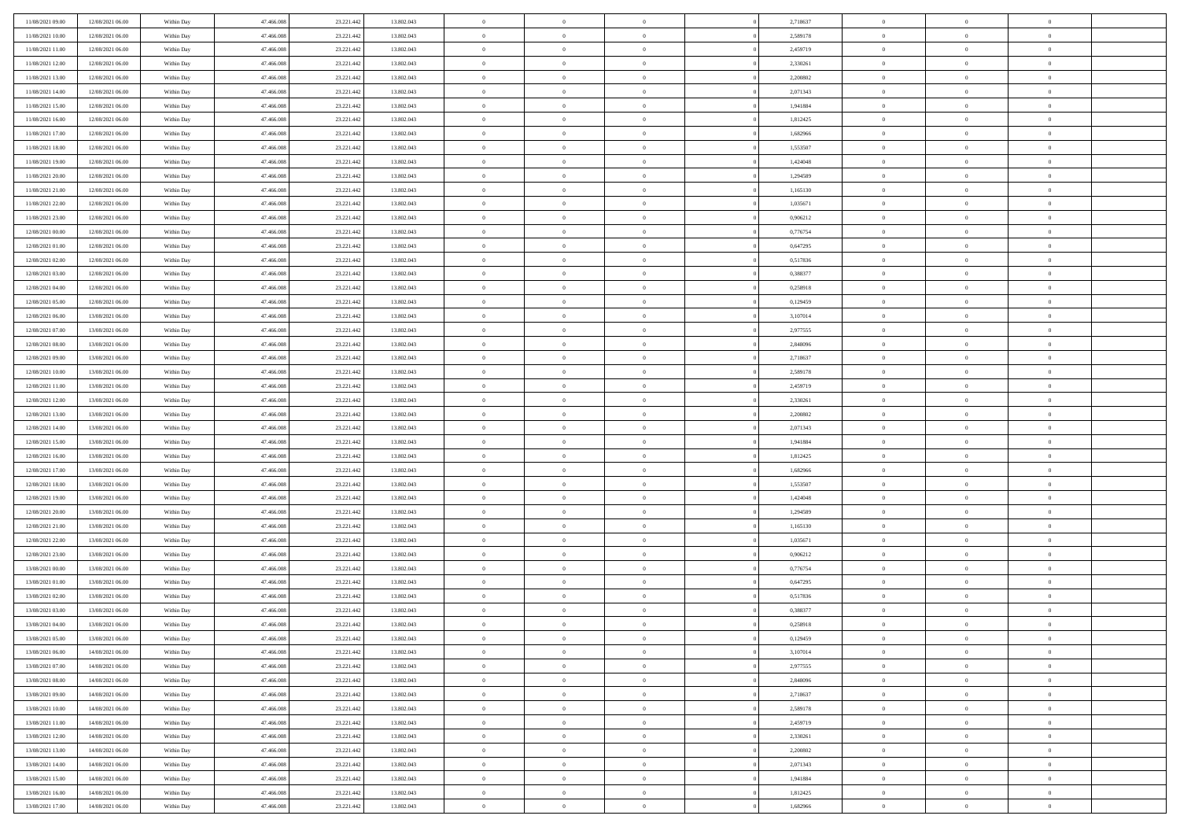| | | | | | | | | | | | | | | |
|---|---|---|---|---|---|---|---|---|---|---|---|---|---|---|
| 11/08/2021 09:00 | 12/08/2021 06:00 | Within Day | 47.466.008 | 23.221.442 | 13.802.043 | 0 | 0 | 0 | | 2,718637 | 0 | 0 | 0 | |
| 11/08/2021 10:00 | 12/08/2021 06:00 | Within Day | 47.466.008 | 23.221.442 | 13.802.043 | 0 | 0 | 0 | | 2,589178 | 0 | 0 | 0 | |
| 11/08/2021 11:00 | 12/08/2021 06:00 | Within Day | 47.466.008 | 23.221.442 | 13.802.043 | 0 | 0 | 0 | | 2,459719 | 0 | 0 | 0 | |
| 11/08/2021 12:00 | 12/08/2021 06:00 | Within Day | 47.466.008 | 23.221.442 | 13.802.043 | 0 | 0 | 0 | | 2,330261 | 0 | 0 | 0 | |
| 11/08/2021 13:00 | 12/08/2021 06:00 | Within Day | 47.466.008 | 23.221.442 | 13.802.043 | 0 | 0 | 0 | | 2,200802 | 0 | 0 | 0 | |
| 11/08/2021 14:00 | 12/08/2021 06:00 | Within Day | 47.466.008 | 23.221.442 | 13.802.043 | 0 | 0 | 0 | | 2,071343 | 0 | 0 | 0 | |
| 11/08/2021 15:00 | 12/08/2021 06:00 | Within Day | 47.466.008 | 23.221.442 | 13.802.043 | 0 | 0 | 0 | | 1,941884 | 0 | 0 | 0 | |
| 11/08/2021 16:00 | 12/08/2021 06:00 | Within Day | 47.466.008 | 23.221.442 | 13.802.043 | 0 | 0 | 0 | | 1,812425 | 0 | 0 | 0 | |
| 11/08/2021 17:00 | 12/08/2021 06:00 | Within Day | 47.466.008 | 23.221.442 | 13.802.043 | 0 | 0 | 0 | | 1,682966 | 0 | 0 | 0 | |
| 11/08/2021 18:00 | 12/08/2021 06:00 | Within Day | 47.466.008 | 23.221.442 | 13.802.043 | 0 | 0 | 0 | | 1,553507 | 0 | 0 | 0 | |
| 11/08/2021 19:00 | 12/08/2021 06:00 | Within Day | 47.466.008 | 23.221.442 | 13.802.043 | 0 | 0 | 0 | | 1,424048 | 0 | 0 | 0 | |
| 11/08/2021 20:00 | 12/08/2021 06:00 | Within Day | 47.466.008 | 23.221.442 | 13.802.043 | 0 | 0 | 0 | | 1,294589 | 0 | 0 | 0 | |
| 11/08/2021 21:00 | 12/08/2021 06:00 | Within Day | 47.466.008 | 23.221.442 | 13.802.043 | 0 | 0 | 0 | | 1,165130 | 0 | 0 | 0 | |
| 11/08/2021 22:00 | 12/08/2021 06:00 | Within Day | 47.466.008 | 23.221.442 | 13.802.043 | 0 | 0 | 0 | | 1,035671 | 0 | 0 | 0 | |
| 11/08/2021 23:00 | 12/08/2021 06:00 | Within Day | 47.466.008 | 23.221.442 | 13.802.043 | 0 | 0 | 0 | | 0,906212 | 0 | 0 | 0 | |
| 12/08/2021 00:00 | 12/08/2021 06:00 | Within Day | 47.466.008 | 23.221.442 | 13.802.043 | 0 | 0 | 0 | | 0,776754 | 0 | 0 | 0 | |
| 12/08/2021 01:00 | 12/08/2021 06:00 | Within Day | 47.466.008 | 23.221.442 | 13.802.043 | 0 | 0 | 0 | | 0,647295 | 0 | 0 | 0 | |
| 12/08/2021 02:00 | 12/08/2021 06:00 | Within Day | 47.466.008 | 23.221.442 | 13.802.043 | 0 | 0 | 0 | | 0,517836 | 0 | 0 | 0 | |
| 12/08/2021 03:00 | 12/08/2021 06:00 | Within Day | 47.466.008 | 23.221.442 | 13.802.043 | 0 | 0 | 0 | | 0,388377 | 0 | 0 | 0 | |
| 12/08/2021 04:00 | 12/08/2021 06:00 | Within Day | 47.466.008 | 23.221.442 | 13.802.043 | 0 | 0 | 0 | | 0,258918 | 0 | 0 | 0 | |
| 12/08/2021 05:00 | 12/08/2021 06:00 | Within Day | 47.466.008 | 23.221.442 | 13.802.043 | 0 | 0 | 0 | | 0,129459 | 0 | 0 | 0 | |
| 12/08/2021 06:00 | 13/08/2021 06:00 | Within Day | 47.466.008 | 23.221.442 | 13.802.043 | 0 | 0 | 0 | | 3,107014 | 0 | 0 | 0 | |
| 12/08/2021 07:00 | 13/08/2021 06:00 | Within Day | 47.466.008 | 23.221.442 | 13.802.043 | 0 | 0 | 0 | | 2,977555 | 0 | 0 | 0 | |
| 12/08/2021 08:00 | 13/08/2021 06:00 | Within Day | 47.466.008 | 23.221.442 | 13.802.043 | 0 | 0 | 0 | | 2,848096 | 0 | 0 | 0 | |
| 12/08/2021 09:00 | 13/08/2021 06:00 | Within Day | 47.466.008 | 23.221.442 | 13.802.043 | 0 | 0 | 0 | | 2,718637 | 0 | 0 | 0 | |
| 12/08/2021 10:00 | 13/08/2021 06:00 | Within Day | 47.466.008 | 23.221.442 | 13.802.043 | 0 | 0 | 0 | | 2,589178 | 0 | 0 | 0 | |
| 12/08/2021 11:00 | 13/08/2021 06:00 | Within Day | 47.466.008 | 23.221.442 | 13.802.043 | 0 | 0 | 0 | | 2,459719 | 0 | 0 | 0 | |
| 12/08/2021 12:00 | 13/08/2021 06:00 | Within Day | 47.466.008 | 23.221.442 | 13.802.043 | 0 | 0 | 0 | | 2,330261 | 0 | 0 | 0 | |
| 12/08/2021 13:00 | 13/08/2021 06:00 | Within Day | 47.466.008 | 23.221.442 | 13.802.043 | 0 | 0 | 0 | | 2,200802 | 0 | 0 | 0 | |
| 12/08/2021 14:00 | 13/08/2021 06:00 | Within Day | 47.466.008 | 23.221.442 | 13.802.043 | 0 | 0 | 0 | | 2,071343 | 0 | 0 | 0 | |
| 12/08/2021 15:00 | 13/08/2021 06:00 | Within Day | 47.466.008 | 23.221.442 | 13.802.043 | 0 | 0 | 0 | | 1,941884 | 0 | 0 | 0 | |
| 12/08/2021 16:00 | 13/08/2021 06:00 | Within Day | 47.466.008 | 23.221.442 | 13.802.043 | 0 | 0 | 0 | | 1,812425 | 0 | 0 | 0 | |
| 12/08/2021 17:00 | 13/08/2021 06:00 | Within Day | 47.466.008 | 23.221.442 | 13.802.043 | 0 | 0 | 0 | | 1,682966 | 0 | 0 | 0 | |
| 12/08/2021 18:00 | 13/08/2021 06:00 | Within Day | 47.466.008 | 23.221.442 | 13.802.043 | 0 | 0 | 0 | | 1,553507 | 0 | 0 | 0 | |
| 12/08/2021 19:00 | 13/08/2021 06:00 | Within Day | 47.466.008 | 23.221.442 | 13.802.043 | 0 | 0 | 0 | | 1,424048 | 0 | 0 | 0 | |
| 12/08/2021 20:00 | 13/08/2021 06:00 | Within Day | 47.466.008 | 23.221.442 | 13.802.043 | 0 | 0 | 0 | | 1,294589 | 0 | 0 | 0 | |
| 12/08/2021 21:00 | 13/08/2021 06:00 | Within Day | 47.466.008 | 23.221.442 | 13.802.043 | 0 | 0 | 0 | | 1,165130 | 0 | 0 | 0 | |
| 12/08/2021 22:00 | 13/08/2021 06:00 | Within Day | 47.466.008 | 23.221.442 | 13.802.043 | 0 | 0 | 0 | | 1,035671 | 0 | 0 | 0 | |
| 12/08/2021 23:00 | 13/08/2021 06:00 | Within Day | 47.466.008 | 23.221.442 | 13.802.043 | 0 | 0 | 0 | | 0,906212 | 0 | 0 | 0 | |
| 13/08/2021 00:00 | 13/08/2021 06:00 | Within Day | 47.466.008 | 23.221.442 | 13.802.043 | 0 | 0 | 0 | | 0,776754 | 0 | 0 | 0 | |
| 13/08/2021 01:00 | 13/08/2021 06:00 | Within Day | 47.466.008 | 23.221.442 | 13.802.043 | 0 | 0 | 0 | | 0,647295 | 0 | 0 | 0 | |
| 13/08/2021 02:00 | 13/08/2021 06:00 | Within Day | 47.466.008 | 23.221.442 | 13.802.043 | 0 | 0 | 0 | | 0,517836 | 0 | 0 | 0 | |
| 13/08/2021 03:00 | 13/08/2021 06:00 | Within Day | 47.466.008 | 23.221.442 | 13.802.043 | 0 | 0 | 0 | | 0,388377 | 0 | 0 | 0 | |
| 13/08/2021 04:00 | 13/08/2021 06:00 | Within Day | 47.466.008 | 23.221.442 | 13.802.043 | 0 | 0 | 0 | | 0,258918 | 0 | 0 | 0 | |
| 13/08/2021 05:00 | 13/08/2021 06:00 | Within Day | 47.466.008 | 23.221.442 | 13.802.043 | 0 | 0 | 0 | | 0,129459 | 0 | 0 | 0 | |
| 13/08/2021 06:00 | 14/08/2021 06:00 | Within Day | 47.466.008 | 23.221.442 | 13.802.043 | 0 | 0 | 0 | | 3,107014 | 0 | 0 | 0 | |
| 13/08/2021 07:00 | 14/08/2021 06:00 | Within Day | 47.466.008 | 23.221.442 | 13.802.043 | 0 | 0 | 0 | | 2,977555 | 0 | 0 | 0 | |
| 13/08/2021 08:00 | 14/08/2021 06:00 | Within Day | 47.466.008 | 23.221.442 | 13.802.043 | 0 | 0 | 0 | | 2,848096 | 0 | 0 | 0 | |
| 13/08/2021 09:00 | 14/08/2021 06:00 | Within Day | 47.466.008 | 23.221.442 | 13.802.043 | 0 | 0 | 0 | | 2,718637 | 0 | 0 | 0 | |
| 13/08/2021 10:00 | 14/08/2021 06:00 | Within Day | 47.466.008 | 23.221.442 | 13.802.043 | 0 | 0 | 0 | | 2,589178 | 0 | 0 | 0 | |
| 13/08/2021 11:00 | 14/08/2021 06:00 | Within Day | 47.466.008 | 23.221.442 | 13.802.043 | 0 | 0 | 0 | | 2,459719 | 0 | 0 | 0 | |
| 13/08/2021 12:00 | 14/08/2021 06:00 | Within Day | 47.466.008 | 23.221.442 | 13.802.043 | 0 | 0 | 0 | | 2,330261 | 0 | 0 | 0 | |
| 13/08/2021 13:00 | 14/08/2021 06:00 | Within Day | 47.466.008 | 23.221.442 | 13.802.043 | 0 | 0 | 0 | | 2,200802 | 0 | 0 | 0 | |
| 13/08/2021 14:00 | 14/08/2021 06:00 | Within Day | 47.466.008 | 23.221.442 | 13.802.043 | 0 | 0 | 0 | | 2,071343 | 0 | 0 | 0 | |
| 13/08/2021 15:00 | 14/08/2021 06:00 | Within Day | 47.466.008 | 23.221.442 | 13.802.043 | 0 | 0 | 0 | | 1,941884 | 0 | 0 | 0 | |
| 13/08/2021 16:00 | 14/08/2021 06:00 | Within Day | 47.466.008 | 23.221.442 | 13.802.043 | 0 | 0 | 0 | | 1,812425 | 0 | 0 | 0 | |
| 13/08/2021 17:00 | 14/08/2021 06:00 | Within Day | 47.466.008 | 23.221.442 | 13.802.043 | 0 | 0 | 0 | | 1,682966 | 0 | 0 | 0 | |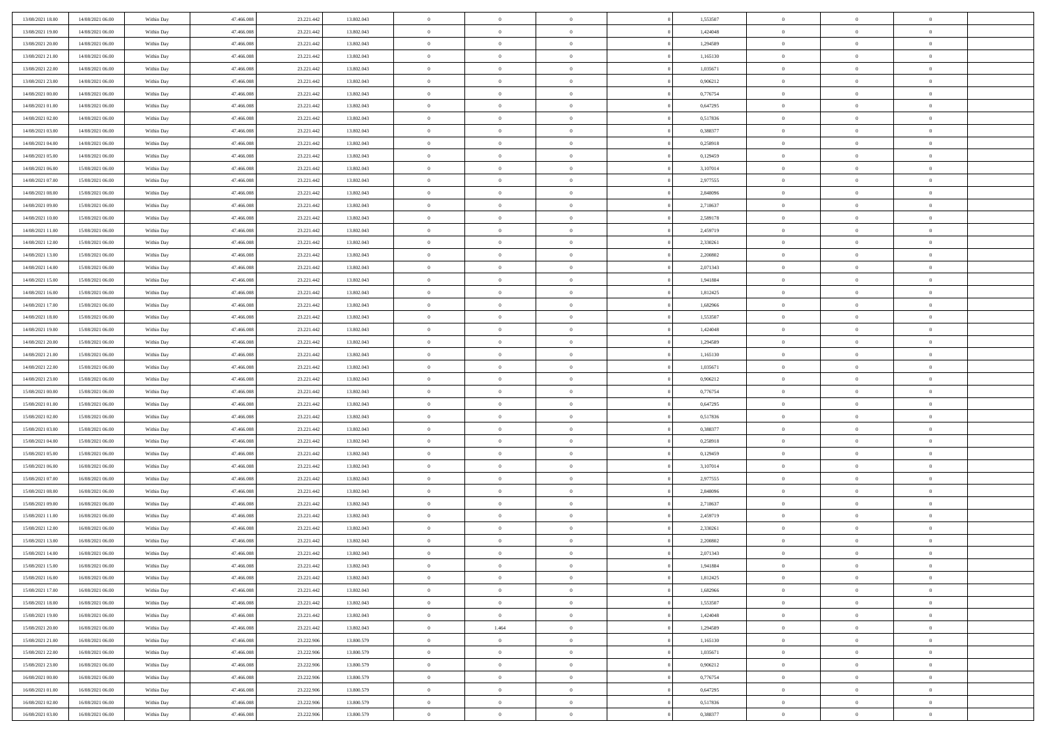| | | | | | | | | | | | | | | |
|---|---|---|---|---|---|---|---|---|---|---|---|---|---|---|
| 13/08/2021 18:00 | 14/08/2021 06:00 | Within Day | 47.466.008 | 23.221.442 | 13.802.043 | 0 | 0 | 0 | | 1,553507 | 0 | 0 | 0 | |
| 13/08/2021 19:00 | 14/08/2021 06:00 | Within Day | 47.466.008 | 23.221.442 | 13.802.043 | 0 | 0 | 0 | | 1,424048 | 0 | 0 | 0 | |
| 13/08/2021 20:00 | 14/08/2021 06:00 | Within Day | 47.466.008 | 23.221.442 | 13.802.043 | 0 | 0 | 0 | | 1,294589 | 0 | 0 | 0 | |
| 13/08/2021 21:00 | 14/08/2021 06:00 | Within Day | 47.466.008 | 23.221.442 | 13.802.043 | 0 | 0 | 0 | | 1,165130 | 0 | 0 | 0 | |
| 13/08/2021 22:00 | 14/08/2021 06:00 | Within Day | 47.466.008 | 23.221.442 | 13.802.043 | 0 | 0 | 0 | | 1,035671 | 0 | 0 | 0 | |
| 13/08/2021 23:00 | 14/08/2021 06:00 | Within Day | 47.466.008 | 23.221.442 | 13.802.043 | 0 | 0 | 0 | | 0,906212 | 0 | 0 | 0 | |
| 14/08/2021 00:00 | 14/08/2021 06:00 | Within Day | 47.466.008 | 23.221.442 | 13.802.043 | 0 | 0 | 0 | | 0,776754 | 0 | 0 | 0 | |
| 14/08/2021 01:00 | 14/08/2021 06:00 | Within Day | 47.466.008 | 23.221.442 | 13.802.043 | 0 | 0 | 0 | | 0,647295 | 0 | 0 | 0 | |
| 14/08/2021 02:00 | 14/08/2021 06:00 | Within Day | 47.466.008 | 23.221.442 | 13.802.043 | 0 | 0 | 0 | | 0,517836 | 0 | 0 | 0 | |
| 14/08/2021 03:00 | 14/08/2021 06:00 | Within Day | 47.466.008 | 23.221.442 | 13.802.043 | 0 | 0 | 0 | | 0,388377 | 0 | 0 | 0 | |
| 14/08/2021 04:00 | 14/08/2021 06:00 | Within Day | 47.466.008 | 23.221.442 | 13.802.043 | 0 | 0 | 0 | | 0,258918 | 0 | 0 | 0 | |
| 14/08/2021 05:00 | 14/08/2021 06:00 | Within Day | 47.466.008 | 23.221.442 | 13.802.043 | 0 | 0 | 0 | | 0,129459 | 0 | 0 | 0 | |
| 14/08/2021 06:00 | 15/08/2021 06:00 | Within Day | 47.466.008 | 23.221.442 | 13.802.043 | 0 | 0 | 0 | | 3,107014 | 0 | 0 | 0 | |
| 14/08/2021 07:00 | 15/08/2021 06:00 | Within Day | 47.466.008 | 23.221.442 | 13.802.043 | 0 | 0 | 0 | | 2,977555 | 0 | 0 | 0 | |
| 14/08/2021 08:00 | 15/08/2021 06:00 | Within Day | 47.466.008 | 23.221.442 | 13.802.043 | 0 | 0 | 0 | | 2,848096 | 0 | 0 | 0 | |
| 14/08/2021 09:00 | 15/08/2021 06:00 | Within Day | 47.466.008 | 23.221.442 | 13.802.043 | 0 | 0 | 0 | | 2,718637 | 0 | 0 | 0 | |
| 14/08/2021 10:00 | 15/08/2021 06:00 | Within Day | 47.466.008 | 23.221.442 | 13.802.043 | 0 | 0 | 0 | | 2,589178 | 0 | 0 | 0 | |
| 14/08/2021 11:00 | 15/08/2021 06:00 | Within Day | 47.466.008 | 23.221.442 | 13.802.043 | 0 | 0 | 0 | | 2,459719 | 0 | 0 | 0 | |
| 14/08/2021 12:00 | 15/08/2021 06:00 | Within Day | 47.466.008 | 23.221.442 | 13.802.043 | 0 | 0 | 0 | | 2,330261 | 0 | 0 | 0 | |
| 14/08/2021 13:00 | 15/08/2021 06:00 | Within Day | 47.466.008 | 23.221.442 | 13.802.043 | 0 | 0 | 0 | | 2,200802 | 0 | 0 | 0 | |
| 14/08/2021 14:00 | 15/08/2021 06:00 | Within Day | 47.466.008 | 23.221.442 | 13.802.043 | 0 | 0 | 0 | | 2,071343 | 0 | 0 | 0 | |
| 14/08/2021 15:00 | 15/08/2021 06:00 | Within Day | 47.466.008 | 23.221.442 | 13.802.043 | 0 | 0 | 0 | | 1,941884 | 0 | 0 | 0 | |
| 14/08/2021 16:00 | 15/08/2021 06:00 | Within Day | 47.466.008 | 23.221.442 | 13.802.043 | 0 | 0 | 0 | | 1,812425 | 0 | 0 | 0 | |
| 14/08/2021 17:00 | 15/08/2021 06:00 | Within Day | 47.466.008 | 23.221.442 | 13.802.043 | 0 | 0 | 0 | | 1,682966 | 0 | 0 | 0 | |
| 14/08/2021 18:00 | 15/08/2021 06:00 | Within Day | 47.466.008 | 23.221.442 | 13.802.043 | 0 | 0 | 0 | | 1,553507 | 0 | 0 | 0 | |
| 14/08/2021 19:00 | 15/08/2021 06:00 | Within Day | 47.466.008 | 23.221.442 | 13.802.043 | 0 | 0 | 0 | | 1,424048 | 0 | 0 | 0 | |
| 14/08/2021 20:00 | 15/08/2021 06:00 | Within Day | 47.466.008 | 23.221.442 | 13.802.043 | 0 | 0 | 0 | | 1,294589 | 0 | 0 | 0 | |
| 14/08/2021 21:00 | 15/08/2021 06:00 | Within Day | 47.466.008 | 23.221.442 | 13.802.043 | 0 | 0 | 0 | | 1,165130 | 0 | 0 | 0 | |
| 14/08/2021 22:00 | 15/08/2021 06:00 | Within Day | 47.466.008 | 23.221.442 | 13.802.043 | 0 | 0 | 0 | | 1,035671 | 0 | 0 | 0 | |
| 14/08/2021 23:00 | 15/08/2021 06:00 | Within Day | 47.466.008 | 23.221.442 | 13.802.043 | 0 | 0 | 0 | | 0,906212 | 0 | 0 | 0 | |
| 15/08/2021 00:00 | 15/08/2021 06:00 | Within Day | 47.466.008 | 23.221.442 | 13.802.043 | 0 | 0 | 0 | | 0,776754 | 0 | 0 | 0 | |
| 15/08/2021 01:00 | 15/08/2021 06:00 | Within Day | 47.466.008 | 23.221.442 | 13.802.043 | 0 | 0 | 0 | | 0,647295 | 0 | 0 | 0 | |
| 15/08/2021 02:00 | 15/08/2021 06:00 | Within Day | 47.466.008 | 23.221.442 | 13.802.043 | 0 | 0 | 0 | | 0,517836 | 0 | 0 | 0 | |
| 15/08/2021 03:00 | 15/08/2021 06:00 | Within Day | 47.466.008 | 23.221.442 | 13.802.043 | 0 | 0 | 0 | | 0,388377 | 0 | 0 | 0 | |
| 15/08/2021 04:00 | 15/08/2021 06:00 | Within Day | 47.466.008 | 23.221.442 | 13.802.043 | 0 | 0 | 0 | | 0,258918 | 0 | 0 | 0 | |
| 15/08/2021 05:00 | 15/08/2021 06:00 | Within Day | 47.466.008 | 23.221.442 | 13.802.043 | 0 | 0 | 0 | | 0,129459 | 0 | 0 | 0 | |
| 15/08/2021 06:00 | 16/08/2021 06:00 | Within Day | 47.466.008 | 23.221.442 | 13.802.043 | 0 | 0 | 0 | | 3,107014 | 0 | 0 | 0 | |
| 15/08/2021 07:00 | 16/08/2021 06:00 | Within Day | 47.466.008 | 23.221.442 | 13.802.043 | 0 | 0 | 0 | | 2,977555 | 0 | 0 | 0 | |
| 15/08/2021 08:00 | 16/08/2021 06:00 | Within Day | 47.466.008 | 23.221.442 | 13.802.043 | 0 | 0 | 0 | | 2,848096 | 0 | 0 | 0 | |
| 15/08/2021 09:00 | 16/08/2021 06:00 | Within Day | 47.466.008 | 23.221.442 | 13.802.043 | 0 | 0 | 0 | | 2,718637 | 0 | 0 | 0 | |
| 15/08/2021 11:00 | 16/08/2021 06:00 | Within Day | 47.466.008 | 23.221.442 | 13.802.043 | 0 | 0 | 0 | | 2,459719 | 0 | 0 | 0 | |
| 15/08/2021 12:00 | 16/08/2021 06:00 | Within Day | 47.466.008 | 23.221.442 | 13.802.043 | 0 | 0 | 0 | | 2,330261 | 0 | 0 | 0 | |
| 15/08/2021 13:00 | 16/08/2021 06:00 | Within Day | 47.466.008 | 23.221.442 | 13.802.043 | 0 | 0 | 0 | | 2,200802 | 0 | 0 | 0 | |
| 15/08/2021 14:00 | 16/08/2021 06:00 | Within Day | 47.466.008 | 23.221.442 | 13.802.043 | 0 | 0 | 0 | | 2,071343 | 0 | 0 | 0 | |
| 15/08/2021 15:00 | 16/08/2021 06:00 | Within Day | 47.466.008 | 23.221.442 | 13.802.043 | 0 | 0 | 0 | | 1,941884 | 0 | 0 | 0 | |
| 15/08/2021 16:00 | 16/08/2021 06:00 | Within Day | 47.466.008 | 23.221.442 | 13.802.043 | 0 | 0 | 0 | | 1,812425 | 0 | 0 | 0 | |
| 15/08/2021 17:00 | 16/08/2021 06:00 | Within Day | 47.466.008 | 23.221.442 | 13.802.043 | 0 | 0 | 0 | | 1,682966 | 0 | 0 | 0 | |
| 15/08/2021 18:00 | 16/08/2021 06:00 | Within Day | 47.466.008 | 23.221.442 | 13.802.043 | 0 | 0 | 0 | | 1,553507 | 0 | 0 | 0 | |
| 15/08/2021 19:00 | 16/08/2021 06:00 | Within Day | 47.466.008 | 23.221.442 | 13.802.043 | 0 | 0 | 0 | | 1,424048 | 0 | 0 | 0 | |
| 15/08/2021 20:00 | 16/08/2021 06:00 | Within Day | 47.466.008 | 23.221.442 | 13.802.043 | 0 | 1.464 | 0 | | 1,294589 | 0 | 0 | 0 | |
| 15/08/2021 21:00 | 16/08/2021 06:00 | Within Day | 47.466.008 | 23.222.906 | 13.800.579 | 0 | 0 | 0 | | 1,165130 | 0 | 0 | 0 | |
| 15/08/2021 22:00 | 16/08/2021 06:00 | Within Day | 47.466.008 | 23.222.906 | 13.800.579 | 0 | 0 | 0 | | 1,035671 | 0 | 0 | 0 | |
| 15/08/2021 23:00 | 16/08/2021 06:00 | Within Day | 47.466.008 | 23.222.906 | 13.800.579 | 0 | 0 | 0 | | 0,906212 | 0 | 0 | 0 | |
| 16/08/2021 00:00 | 16/08/2021 06:00 | Within Day | 47.466.008 | 23.222.906 | 13.800.579 | 0 | 0 | 0 | | 0,776754 | 0 | 0 | 0 | |
| 16/08/2021 01:00 | 16/08/2021 06:00 | Within Day | 47.466.008 | 23.222.906 | 13.800.579 | 0 | 0 | 0 | | 0,647295 | 0 | 0 | 0 | |
| 16/08/2021 02:00 | 16/08/2021 06:00 | Within Day | 47.466.008 | 23.222.906 | 13.800.579 | 0 | 0 | 0 | | 0,517836 | 0 | 0 | 0 | |
| 16/08/2021 03:00 | 16/08/2021 06:00 | Within Day | 47.466.008 | 23.222.906 | 13.800.579 | 0 | 0 | 0 | | 0,388377 | 0 | 0 | 0 | |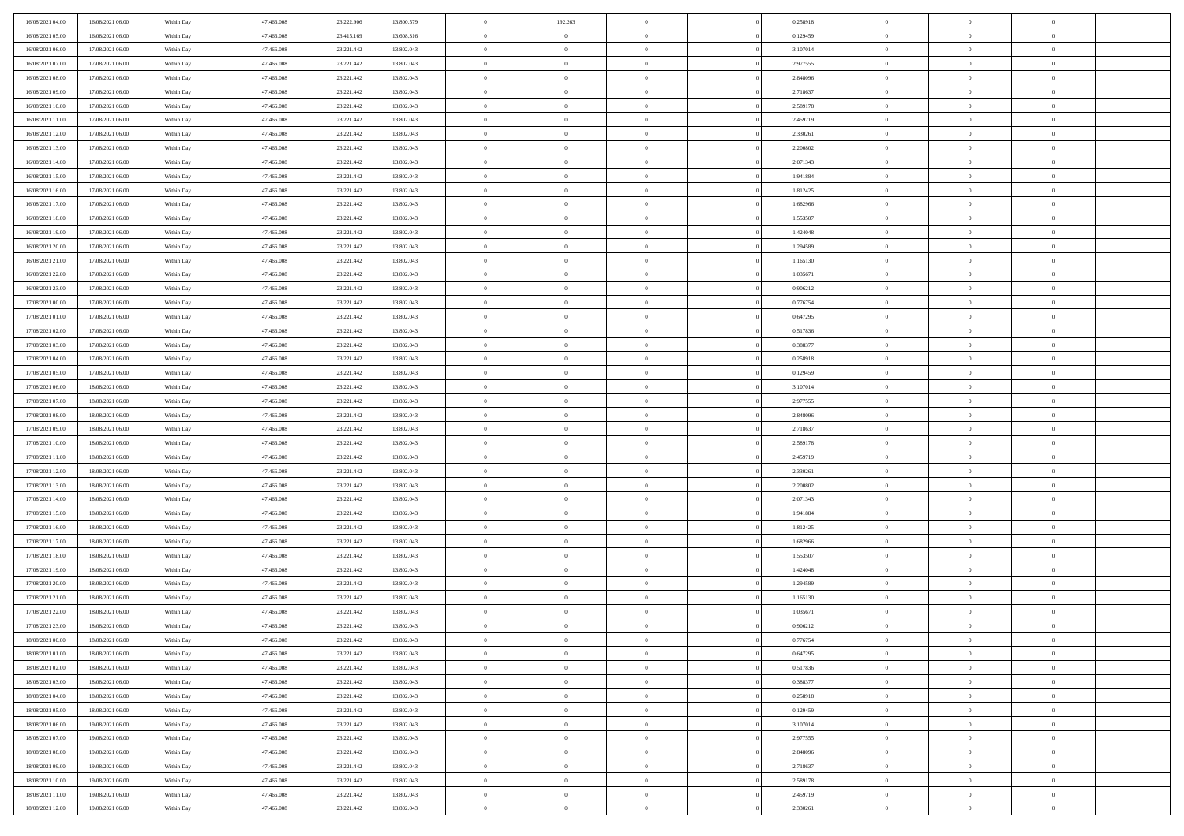| | | | | | | | | | | | | | | |
|---|---|---|---|---|---|---|---|---|---|---|---|---|---|---|
| 16/08/2021 04.00 | 16/08/2021 06.00 | Within Day | 47.466.008 | 23.222.906 | 13.800.579 | 0 | 192.263 | 0 | | 0 | 0,258918 | 0 | 0 | 0 |
| 16/08/2021 05.00 | 16/08/2021 06.00 | Within Day | 47.466.008 | 23.415.169 | 13.608.316 | 0 | 0 | 0 | | 0 | 0,129459 | 0 | 0 | 0 |
| 16/08/2021 06.00 | 17/08/2021 06.00 | Within Day | 47.466.008 | 23.221.442 | 13.802.043 | 0 | 0 | 0 | | 0 | 3,107014 | 0 | 0 | 0 |
| 16/08/2021 07.00 | 17/08/2021 06.00 | Within Day | 47.466.008 | 23.221.442 | 13.802.043 | 0 | 0 | 0 | | 0 | 2,977555 | 0 | 0 | 0 |
| 16/08/2021 08.00 | 17/08/2021 06.00 | Within Day | 47.466.008 | 23.221.442 | 13.802.043 | 0 | 0 | 0 | | 0 | 2,848096 | 0 | 0 | 0 |
| 16/08/2021 09.00 | 17/08/2021 06.00 | Within Day | 47.466.008 | 23.221.442 | 13.802.043 | 0 | 0 | 0 | | 0 | 2,718637 | 0 | 0 | 0 |
| 16/08/2021 10.00 | 17/08/2021 06.00 | Within Day | 47.466.008 | 23.221.442 | 13.802.043 | 0 | 0 | 0 | | 0 | 2,589178 | 0 | 0 | 0 |
| 16/08/2021 11.00 | 17/08/2021 06.00 | Within Day | 47.466.008 | 23.221.442 | 13.802.043 | 0 | 0 | 0 | | 0 | 2,459719 | 0 | 0 | 0 |
| 16/08/2021 12.00 | 17/08/2021 06.00 | Within Day | 47.466.008 | 23.221.442 | 13.802.043 | 0 | 0 | 0 | | 0 | 2,330261 | 0 | 0 | 0 |
| 16/08/2021 13.00 | 17/08/2021 06.00 | Within Day | 47.466.008 | 23.221.442 | 13.802.043 | 0 | 0 | 0 | | 0 | 2,200802 | 0 | 0 | 0 |
| 16/08/2021 14.00 | 17/08/2021 06.00 | Within Day | 47.466.008 | 23.221.442 | 13.802.043 | 0 | 0 | 0 | | 0 | 2,071343 | 0 | 0 | 0 |
| 16/08/2021 15.00 | 17/08/2021 06.00 | Within Day | 47.466.008 | 23.221.442 | 13.802.043 | 0 | 0 | 0 | | 0 | 1,941884 | 0 | 0 | 0 |
| 16/08/2021 16.00 | 17/08/2021 06.00 | Within Day | 47.466.008 | 23.221.442 | 13.802.043 | 0 | 0 | 0 | | 0 | 1,812425 | 0 | 0 | 0 |
| 16/08/2021 17.00 | 17/08/2021 06.00 | Within Day | 47.466.008 | 23.221.442 | 13.802.043 | 0 | 0 | 0 | | 0 | 1,682966 | 0 | 0 | 0 |
| 16/08/2021 18.00 | 17/08/2021 06.00 | Within Day | 47.466.008 | 23.221.442 | 13.802.043 | 0 | 0 | 0 | | 0 | 1,553507 | 0 | 0 | 0 |
| 16/08/2021 19.00 | 17/08/2021 06.00 | Within Day | 47.466.008 | 23.221.442 | 13.802.043 | 0 | 0 | 0 | | 0 | 1,424048 | 0 | 0 | 0 |
| 16/08/2021 20.00 | 17/08/2021 06.00 | Within Day | 47.466.008 | 23.221.442 | 13.802.043 | 0 | 0 | 0 | | 0 | 1,294589 | 0 | 0 | 0 |
| 16/08/2021 21.00 | 17/08/2021 06.00 | Within Day | 47.466.008 | 23.221.442 | 13.802.043 | 0 | 0 | 0 | | 0 | 1,165130 | 0 | 0 | 0 |
| 16/08/2021 22.00 | 17/08/2021 06.00 | Within Day | 47.466.008 | 23.221.442 | 13.802.043 | 0 | 0 | 0 | | 0 | 1,035671 | 0 | 0 | 0 |
| 16/08/2021 23.00 | 17/08/2021 06.00 | Within Day | 47.466.008 | 23.221.442 | 13.802.043 | 0 | 0 | 0 | | 0 | 0,906212 | 0 | 0 | 0 |
| 17/08/2021 00.00 | 17/08/2021 06.00 | Within Day | 47.466.008 | 23.221.442 | 13.802.043 | 0 | 0 | 0 | | 0 | 0,776754 | 0 | 0 | 0 |
| 17/08/2021 01.00 | 17/08/2021 06.00 | Within Day | 47.466.008 | 23.221.442 | 13.802.043 | 0 | 0 | 0 | | 0 | 0,647295 | 0 | 0 | 0 |
| 17/08/2021 02.00 | 17/08/2021 06.00 | Within Day | 47.466.008 | 23.221.442 | 13.802.043 | 0 | 0 | 0 | | 0 | 0,517836 | 0 | 0 | 0 |
| 17/08/2021 03.00 | 17/08/2021 06.00 | Within Day | 47.466.008 | 23.221.442 | 13.802.043 | 0 | 0 | 0 | | 0 | 0,388377 | 0 | 0 | 0 |
| 17/08/2021 04.00 | 17/08/2021 06.00 | Within Day | 47.466.008 | 23.221.442 | 13.802.043 | 0 | 0 | 0 | | 0 | 0,258918 | 0 | 0 | 0 |
| 17/08/2021 05.00 | 17/08/2021 06.00 | Within Day | 47.466.008 | 23.221.442 | 13.802.043 | 0 | 0 | 0 | | 0 | 0,129459 | 0 | 0 | 0 |
| 17/08/2021 06.00 | 18/08/2021 06.00 | Within Day | 47.466.008 | 23.221.442 | 13.802.043 | 0 | 0 | 0 | | 0 | 3,107014 | 0 | 0 | 0 |
| 17/08/2021 07.00 | 18/08/2021 06.00 | Within Day | 47.466.008 | 23.221.442 | 13.802.043 | 0 | 0 | 0 | | 0 | 2,977555 | 0 | 0 | 0 |
| 17/08/2021 08.00 | 18/08/2021 06.00 | Within Day | 47.466.008 | 23.221.442 | 13.802.043 | 0 | 0 | 0 | | 0 | 2,848096 | 0 | 0 | 0 |
| 17/08/2021 09.00 | 18/08/2021 06.00 | Within Day | 47.466.008 | 23.221.442 | 13.802.043 | 0 | 0 | 0 | | 0 | 2,718637 | 0 | 0 | 0 |
| 17/08/2021 10.00 | 18/08/2021 06.00 | Within Day | 47.466.008 | 23.221.442 | 13.802.043 | 0 | 0 | 0 | | 0 | 2,589178 | 0 | 0 | 0 |
| 17/08/2021 11.00 | 18/08/2021 06.00 | Within Day | 47.466.008 | 23.221.442 | 13.802.043 | 0 | 0 | 0 | | 0 | 2,459719 | 0 | 0 | 0 |
| 17/08/2021 12.00 | 18/08/2021 06.00 | Within Day | 47.466.008 | 23.221.442 | 13.802.043 | 0 | 0 | 0 | | 0 | 2,330261 | 0 | 0 | 0 |
| 17/08/2021 13.00 | 18/08/2021 06.00 | Within Day | 47.466.008 | 23.221.442 | 13.802.043 | 0 | 0 | 0 | | 0 | 2,200802 | 0 | 0 | 0 |
| 17/08/2021 14.00 | 18/08/2021 06.00 | Within Day | 47.466.008 | 23.221.442 | 13.802.043 | 0 | 0 | 0 | | 0 | 2,071343 | 0 | 0 | 0 |
| 17/08/2021 15.00 | 18/08/2021 06.00 | Within Day | 47.466.008 | 23.221.442 | 13.802.043 | 0 | 0 | 0 | | 0 | 1,941884 | 0 | 0 | 0 |
| 17/08/2021 16.00 | 18/08/2021 06.00 | Within Day | 47.466.008 | 23.221.442 | 13.802.043 | 0 | 0 | 0 | | 0 | 1,812425 | 0 | 0 | 0 |
| 17/08/2021 17.00 | 18/08/2021 06.00 | Within Day | 47.466.008 | 23.221.442 | 13.802.043 | 0 | 0 | 0 | | 0 | 1,682966 | 0 | 0 | 0 |
| 17/08/2021 18.00 | 18/08/2021 06.00 | Within Day | 47.466.008 | 23.221.442 | 13.802.043 | 0 | 0 | 0 | | 0 | 1,553507 | 0 | 0 | 0 |
| 17/08/2021 19.00 | 18/08/2021 06.00 | Within Day | 47.466.008 | 23.221.442 | 13.802.043 | 0 | 0 | 0 | | 0 | 1,424048 | 0 | 0 | 0 |
| 17/08/2021 20.00 | 18/08/2021 06.00 | Within Day | 47.466.008 | 23.221.442 | 13.802.043 | 0 | 0 | 0 | | 0 | 1,294589 | 0 | 0 | 0 |
| 17/08/2021 21.00 | 18/08/2021 06.00 | Within Day | 47.466.008 | 23.221.442 | 13.802.043 | 0 | 0 | 0 | | 0 | 1,165130 | 0 | 0 | 0 |
| 17/08/2021 22.00 | 18/08/2021 06.00 | Within Day | 47.466.008 | 23.221.442 | 13.802.043 | 0 | 0 | 0 | | 0 | 1,035671 | 0 | 0 | 0 |
| 17/08/2021 23.00 | 18/08/2021 06.00 | Within Day | 47.466.008 | 23.221.442 | 13.802.043 | 0 | 0 | 0 | | 0 | 0,906212 | 0 | 0 | 0 |
| 18/08/2021 00.00 | 18/08/2021 06.00 | Within Day | 47.466.008 | 23.221.442 | 13.802.043 | 0 | 0 | 0 | | 0 | 0,776754 | 0 | 0 | 0 |
| 18/08/2021 01.00 | 18/08/2021 06.00 | Within Day | 47.466.008 | 23.221.442 | 13.802.043 | 0 | 0 | 0 | | 0 | 0,647295 | 0 | 0 | 0 |
| 18/08/2021 02.00 | 18/08/2021 06.00 | Within Day | 47.466.008 | 23.221.442 | 13.802.043 | 0 | 0 | 0 | | 0 | 0,517836 | 0 | 0 | 0 |
| 18/08/2021 03.00 | 18/08/2021 06.00 | Within Day | 47.466.008 | 23.221.442 | 13.802.043 | 0 | 0 | 0 | | 0 | 0,388377 | 0 | 0 | 0 |
| 18/08/2021 04.00 | 18/08/2021 06.00 | Within Day | 47.466.008 | 23.221.442 | 13.802.043 | 0 | 0 | 0 | | 0 | 0,258918 | 0 | 0 | 0 |
| 18/08/2021 05.00 | 18/08/2021 06.00 | Within Day | 47.466.008 | 23.221.442 | 13.802.043 | 0 | 0 | 0 | | 0 | 0,129459 | 0 | 0 | 0 |
| 18/08/2021 06.00 | 19/08/2021 06.00 | Within Day | 47.466.008 | 23.221.442 | 13.802.043 | 0 | 0 | 0 | | 0 | 3,107014 | 0 | 0 | 0 |
| 18/08/2021 07.00 | 19/08/2021 06.00 | Within Day | 47.466.008 | 23.221.442 | 13.802.043 | 0 | 0 | 0 | | 0 | 2,977555 | 0 | 0 | 0 |
| 18/08/2021 08.00 | 19/08/2021 06.00 | Within Day | 47.466.008 | 23.221.442 | 13.802.043 | 0 | 0 | 0 | | 0 | 2,848096 | 0 | 0 | 0 |
| 18/08/2021 09.00 | 19/08/2021 06.00 | Within Day | 47.466.008 | 23.221.442 | 13.802.043 | 0 | 0 | 0 | | 0 | 2,718637 | 0 | 0 | 0 |
| 18/08/2021 10.00 | 19/08/2021 06.00 | Within Day | 47.466.008 | 23.221.442 | 13.802.043 | 0 | 0 | 0 | | 0 | 2,589178 | 0 | 0 | 0 |
| 18/08/2021 11.00 | 19/08/2021 06.00 | Within Day | 47.466.008 | 23.221.442 | 13.802.043 | 0 | 0 | 0 | | 0 | 2,459719 | 0 | 0 | 0 |
| 18/08/2021 12.00 | 19/08/2021 06.00 | Within Day | 47.466.008 | 23.221.442 | 13.802.043 | 0 | 0 | 0 | | 0 | 2,330261 | 0 | 0 | 0 |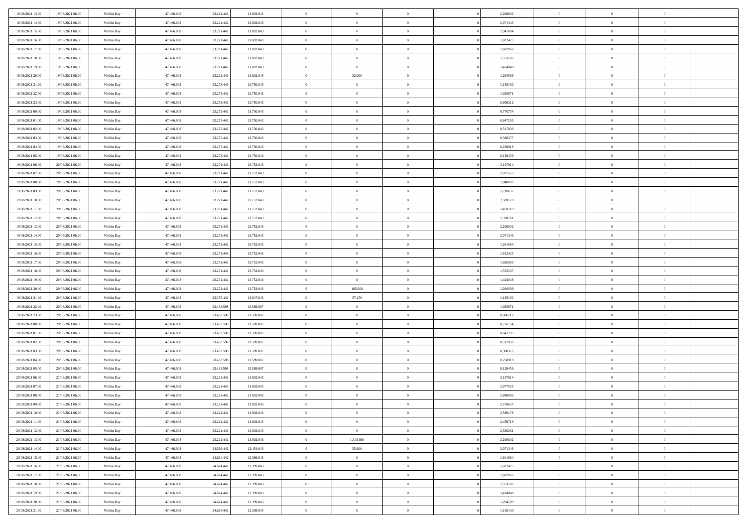| | | | | | | | | | | | | | | |
|---|---|---|---|---|---|---|---|---|---|---|---|---|---|---|
| 18/08/2021 13:00 | 19/08/2021 06:00 | Within Day | 47.466.008 | 23.221.442 | 13.802.043 | 0 | 0 | 0 | | 2,200802 | 0 | 0 | 0 | |
| 18/08/2021 14:00 | 19/08/2021 06:00 | Within Day | 47.466.008 | 23.221.442 | 13.802.043 | 0 | 0 | 0 | | 2,071343 | 0 | 0 | 0 | |
| 18/08/2021 15:00 | 19/08/2021 06:00 | Within Day | 47.466.008 | 23.221.442 | 13.802.043 | 0 | 0 | 0 | | 1,941884 | 0 | 0 | 0 | |
| 18/08/2021 16:00 | 19/08/2021 06:00 | Within Day | 47.466.008 | 23.221.442 | 13.802.043 | 0 | 0 | 0 | | 1,812425 | 0 | 0 | 0 | |
| 18/08/2021 17:00 | 19/08/2021 06:00 | Within Day | 47.466.008 | 23.221.442 | 13.802.043 | 0 | 0 | 0 | | 1,682966 | 0 | 0 | 0 | |
| 18/08/2021 18:00 | 19/08/2021 06:00 | Within Day | 47.466.008 | 23.221.442 | 13.802.043 | 0 | 0 | 0 | | 1,553507 | 0 | 0 | 0 | |
| 18/08/2021 19:00 | 19/08/2021 06:00 | Within Day | 47.466.008 | 23.221.442 | 13.802.043 | 0 | 0 | 0 | | 1,424048 | 0 | 0 | 0 | |
| 18/08/2021 20:00 | 19/08/2021 06:00 | Within Day | 47.466.008 | 23.221.442 | 13.802.043 | 0 | 52.000 | 0 | | 1,294589 | 0 | 0 | 0 | |
| 18/08/2021 21:00 | 19/08/2021 06:00 | Within Day | 47.466.008 | 23.273.442 | 13.750.043 | 0 | 0 | 0 | | 1,165130 | 0 | 0 | 0 | |
| 18/08/2021 22:00 | 19/08/2021 06:00 | Within Day | 47.466.008 | 23.273.442 | 13.750.043 | 0 | 0 | 0 | | 1,035671 | 0 | 0 | 0 | |
| 18/08/2021 23:00 | 19/08/2021 06:00 | Within Day | 47.466.008 | 23.273.442 | 13.750.043 | 0 | 0 | 0 | | 0,906212 | 0 | 0 | 0 | |
| 19/08/2021 00:00 | 19/08/2021 06:00 | Within Day | 47.466.008 | 23.273.442 | 13.750.043 | 0 | 0 | 0 | | 0,776754 | 0 | 0 | 0 | |
| 19/08/2021 01:00 | 19/08/2021 06:00 | Within Day | 47.466.008 | 23.273.442 | 13.750.043 | 0 | 0 | 0 | | 0,647295 | 0 | 0 | 0 | |
| 19/08/2021 02:00 | 19/08/2021 06:00 | Within Day | 47.466.008 | 23.273.442 | 13.750.043 | 0 | 0 | 0 | | 0,517836 | 0 | 0 | 0 | |
| 19/08/2021 03:00 | 19/08/2021 06:00 | Within Day | 47.466.008 | 23.273.442 | 13.750.043 | 0 | 0 | 0 | | 0,388377 | 0 | 0 | 0 | |
| 19/08/2021 04:00 | 19/08/2021 06:00 | Within Day | 47.466.008 | 23.273.442 | 13.750.043 | 0 | 0 | 0 | | 0,258918 | 0 | 0 | 0 | |
| 19/08/2021 05:00 | 19/08/2021 06:00 | Within Day | 47.466.008 | 23.273.442 | 13.750.043 | 0 | 0 | 0 | | 0,129459 | 0 | 0 | 0 | |
| 19/08/2021 06:00 | 20/08/2021 06:00 | Within Day | 47.466.008 | 23.271.442 | 13.752.043 | 0 | 0 | 0 | | 3,107014 | 0 | 0 | 0 | |
| 19/08/2021 07:00 | 20/08/2021 06:00 | Within Day | 47.466.008 | 23.271.442 | 13.752.043 | 0 | 0 | 0 | | 2,977555 | 0 | 0 | 0 | |
| 19/08/2021 08:00 | 20/08/2021 06:00 | Within Day | 47.466.008 | 23.271.442 | 13.752.043 | 0 | 0 | 0 | | 2,848096 | 0 | 0 | 0 | |
| 19/08/2021 09:00 | 20/08/2021 06:00 | Within Day | 47.466.008 | 23.271.442 | 13.752.043 | 0 | 0 | 0 | | 2,718637 | 0 | 0 | 0 | |
| 19/08/2021 10:00 | 20/08/2021 06:00 | Within Day | 47.466.008 | 23.271.442 | 13.752.043 | 0 | 0 | 0 | | 2,589178 | 0 | 0 | 0 | |
| 19/08/2021 11:00 | 20/08/2021 06:00 | Within Day | 47.466.008 | 23.271.442 | 13.752.043 | 0 | 0 | 0 | | 2,459719 | 0 | 0 | 0 | |
| 19/08/2021 12:00 | 20/08/2021 06:00 | Within Day | 47.466.008 | 23.271.442 | 13.752.043 | 0 | 0 | 0 | | 2,330261 | 0 | 0 | 0 | |
| 19/08/2021 13:00 | 20/08/2021 06:00 | Within Day | 47.466.008 | 23.271.442 | 13.752.043 | 0 | 0 | 0 | | 2,200802 | 0 | 0 | 0 | |
| 19/08/2021 14:00 | 20/08/2021 06:00 | Within Day | 47.466.008 | 23.271.442 | 13.752.043 | 0 | 0 | 0 | | 2,071343 | 0 | 0 | 0 | |
| 19/08/2021 15:00 | 20/08/2021 06:00 | Within Day | 47.466.008 | 23.271.442 | 13.752.043 | 0 | 0 | 0 | | 1,941884 | 0 | 0 | 0 | |
| 19/08/2021 16:00 | 20/08/2021 06:00 | Within Day | 47.466.008 | 23.271.442 | 13.752.043 | 0 | 0 | 0 | | 1,812425 | 0 | 0 | 0 | |
| 19/08/2021 17:00 | 20/08/2021 06:00 | Within Day | 47.466.008 | 23.271.442 | 13.752.043 | 0 | 0 | 0 | | 1,682966 | 0 | 0 | 0 | |
| 19/08/2021 18:00 | 20/08/2021 06:00 | Within Day | 47.466.008 | 23.271.442 | 13.752.043 | 0 | 0 | 0 | | 1,553507 | 0 | 0 | 0 | |
| 19/08/2021 19:00 | 20/08/2021 06:00 | Within Day | 47.466.008 | 23.271.442 | 13.752.043 | 0 | 0 | 0 | | 1,424048 | 0 | 0 | 0 | |
| 19/08/2021 20:00 | 20/08/2021 06:00 | Within Day | 47.466.008 | 23.271.442 | 13.752.043 | 0 | 105.000 | 0 | | 1,294589 | 0 | 0 | 0 | |
| 19/08/2021 21:00 | 20/08/2021 06:00 | Within Day | 47.466.008 | 23.376.442 | 13.647.043 | 0 | 57.156 | 0 | | 1,165130 | 0 | 0 | 0 | |
| 19/08/2021 22:00 | 20/08/2021 06:00 | Within Day | 47.466.008 | 23.433.598 | 13.589.887 | 0 | 0 | 0 | | 1,035671 | 0 | 0 | 0 | |
| 19/08/2021 23:00 | 20/08/2021 06:00 | Within Day | 47.466.008 | 23.433.598 | 13.589.887 | 0 | 0 | 0 | | 0,906212 | 0 | 0 | 0 | |
| 20/08/2021 00:00 | 20/08/2021 06:00 | Within Day | 47.466.008 | 23.433.598 | 13.589.887 | 0 | 0 | 0 | | 0,776754 | 0 | 0 | 0 | |
| 20/08/2021 01:00 | 20/08/2021 06:00 | Within Day | 47.466.008 | 23.433.598 | 13.589.887 | 0 | 0 | 0 | | 0,647295 | 0 | 0 | 0 | |
| 20/08/2021 02:00 | 20/08/2021 06:00 | Within Day | 47.466.008 | 23.433.598 | 13.589.887 | 0 | 0 | 0 | | 0,517836 | 0 | 0 | 0 | |
| 20/08/2021 03:00 | 20/08/2021 06:00 | Within Day | 47.466.008 | 23.433.598 | 13.589.887 | 0 | 0 | 0 | | 0,388377 | 0 | 0 | 0 | |
| 20/08/2021 04:00 | 20/08/2021 06:00 | Within Day | 47.466.008 | 23.433.598 | 13.589.887 | 0 | 0 | 0 | | 0,258918 | 0 | 0 | 0 | |
| 20/08/2021 05:00 | 20/08/2021 06:00 | Within Day | 47.466.008 | 23.433.598 | 13.589.887 | 0 | 0 | 0 | | 0,129459 | 0 | 0 | 0 | |
| 20/08/2021 06:00 | 21/08/2021 06:00 | Within Day | 47.466.008 | 23.221.442 | 13.802.043 | 0 | 0 | 0 | | 3,107014 | 0 | 0 | 0 | |
| 20/08/2021 07:00 | 21/08/2021 06:00 | Within Day | 47.466.008 | 23.221.442 | 13.802.043 | 0 | 0 | 0 | | 2,977555 | 0 | 0 | 0 | |
| 20/08/2021 08:00 | 21/08/2021 06:00 | Within Day | 47.466.008 | 23.221.442 | 13.802.043 | 0 | 0 | 0 | | 2,848096 | 0 | 0 | 0 | |
| 20/08/2021 09:00 | 21/08/2021 06:00 | Within Day | 47.466.008 | 23.221.442 | 13.802.043 | 0 | 0 | 0 | | 2,718637 | 0 | 0 | 0 | |
| 20/08/2021 10:00 | 21/08/2021 06:00 | Within Day | 47.466.008 | 23.221.442 | 13.802.043 | 0 | 0 | 0 | | 2,589178 | 0 | 0 | 0 | |
| 20/08/2021 11:00 | 21/08/2021 06:00 | Within Day | 47.466.008 | 23.221.442 | 13.802.043 | 0 | 0 | 0 | | 2,459719 | 0 | 0 | 0 | |
| 20/08/2021 12:00 | 21/08/2021 06:00 | Within Day | 47.466.008 | 23.221.442 | 13.802.043 | 0 | 0 | 0 | | 2,330261 | 0 | 0 | 0 | |
| 20/08/2021 13:00 | 21/08/2021 06:00 | Within Day | 47.466.008 | 23.221.442 | 13.802.043 | 0 | 1.348.000 | 0 | | 2,200802 | 0 | 0 | 0 | |
| 20/08/2021 14:00 | 21/08/2021 06:00 | Within Day | 47.466.008 | 24.569.442 | 12.454.043 | 0 | 55.000 | 0 | | 2,071343 | 0 | 0 | 0 | |
| 20/08/2021 15:00 | 21/08/2021 06:00 | Within Day | 47.466.008 | 24.624.442 | 12.399.043 | 0 | 0 | 0 | | 1,941884 | 0 | 0 | 0 | |
| 20/08/2021 16:00 | 21/08/2021 06:00 | Within Day | 47.466.008 | 24.624.442 | 12.399.043 | 0 | 0 | 0 | | 1,812425 | 0 | 0 | 0 | |
| 20/08/2021 17:00 | 21/08/2021 06:00 | Within Day | 47.466.008 | 24.624.442 | 12.399.043 | 0 | 0 | 0 | | 1,682966 | 0 | 0 | 0 | |
| 20/08/2021 18:00 | 21/08/2021 06:00 | Within Day | 47.466.008 | 24.624.442 | 12.399.043 | 0 | 0 | 0 | | 1,553507 | 0 | 0 | 0 | |
| 20/08/2021 19:00 | 21/08/2021 06:00 | Within Day | 47.466.008 | 24.624.442 | 12.399.043 | 0 | 0 | 0 | | 1,424048 | 0 | 0 | 0 | |
| 20/08/2021 20:00 | 21/08/2021 06:00 | Within Day | 47.466.008 | 24.624.442 | 12.399.043 | 0 | 0 | 0 | | 1,294589 | 0 | 0 | 0 | |
| 20/08/2021 21:00 | 21/08/2021 06:00 | Within Day | 47.466.008 | 24.624.442 | 12.399.043 | 0 | 0 | 0 | | 1,165130 | 0 | 0 | 0 | |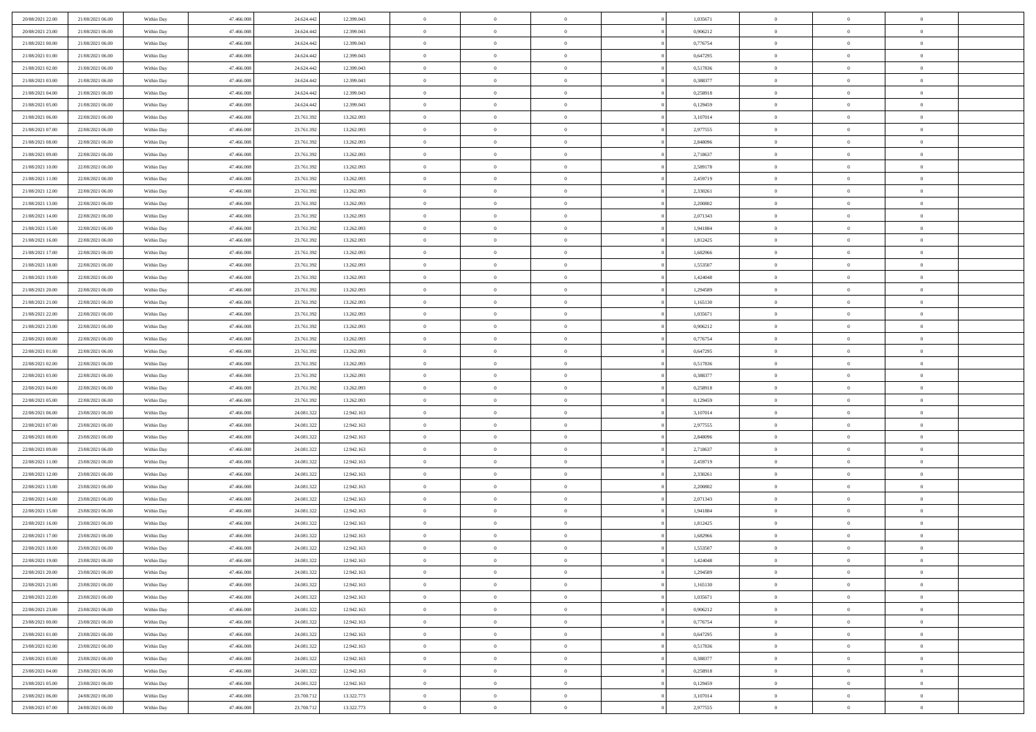| | | | | | | | | | | | | | | |
|---|---|---|---|---|---|---|---|---|---|---|---|---|---|---|
| 20/08/2021 22:00 | 21/08/2021 06:00 | Within Day | 47.466.008 | 24.624.442 | 12.399.043 | 0 | 0 | 0 | | 0 | 1,035671 | 0 | 0 | 0 |
| 20/08/2021 23:00 | 21/08/2021 06:00 | Within Day | 47.466.008 | 24.624.442 | 12.399.043 | 0 | 0 | 0 | | 0 | 0,906212 | 0 | 0 | 0 |
| 21/08/2021 00:00 | 21/08/2021 06:00 | Within Day | 47.466.008 | 24.624.442 | 12.399.043 | 0 | 0 | 0 | | 0 | 0,776754 | 0 | 0 | 0 |
| 21/08/2021 01:00 | 21/08/2021 06:00 | Within Day | 47.466.008 | 24.624.442 | 12.399.043 | 0 | 0 | 0 | | 0 | 0,647295 | 0 | 0 | 0 |
| 21/08/2021 02:00 | 21/08/2021 06:00 | Within Day | 47.466.008 | 24.624.442 | 12.399.043 | 0 | 0 | 0 | | 0 | 0,517836 | 0 | 0 | 0 |
| 21/08/2021 03:00 | 21/08/2021 06:00 | Within Day | 47.466.008 | 24.624.442 | 12.399.043 | 0 | 0 | 0 | | 0 | 0,388377 | 0 | 0 | 0 |
| 21/08/2021 04:00 | 21/08/2021 06:00 | Within Day | 47.466.008 | 24.624.442 | 12.399.043 | 0 | 0 | 0 | | 0 | 0,258918 | 0 | 0 | 0 |
| 21/08/2021 05:00 | 21/08/2021 06:00 | Within Day | 47.466.008 | 24.624.442 | 12.399.043 | 0 | 0 | 0 | | 0 | 0,129459 | 0 | 0 | 0 |
| 21/08/2021 06:00 | 22/08/2021 06:00 | Within Day | 47.466.008 | 23.761.392 | 13.262.093 | 0 | 0 | 0 | | 0 | 3,107014 | 0 | 0 | 0 |
| 21/08/2021 07:00 | 22/08/2021 06:00 | Within Day | 47.466.008 | 23.761.392 | 13.262.093 | 0 | 0 | 0 | | 0 | 2,977555 | 0 | 0 | 0 |
| 21/08/2021 08:00 | 22/08/2021 06:00 | Within Day | 47.466.008 | 23.761.392 | 13.262.093 | 0 | 0 | 0 | | 0 | 2,848096 | 0 | 0 | 0 |
| 21/08/2021 09:00 | 22/08/2021 06:00 | Within Day | 47.466.008 | 23.761.392 | 13.262.093 | 0 | 0 | 0 | | 0 | 2,718637 | 0 | 0 | 0 |
| 21/08/2021 10:00 | 22/08/2021 06:00 | Within Day | 47.466.008 | 23.761.392 | 13.262.093 | 0 | 0 | 0 | | 0 | 2,589178 | 0 | 0 | 0 |
| 21/08/2021 11:00 | 22/08/2021 06:00 | Within Day | 47.466.008 | 23.761.392 | 13.262.093 | 0 | 0 | 0 | | 0 | 2,459719 | 0 | 0 | 0 |
| 21/08/2021 12:00 | 22/08/2021 06:00 | Within Day | 47.466.008 | 23.761.392 | 13.262.093 | 0 | 0 | 0 | | 0 | 2,330261 | 0 | 0 | 0 |
| 21/08/2021 13:00 | 22/08/2021 06:00 | Within Day | 47.466.008 | 23.761.392 | 13.262.093 | 0 | 0 | 0 | | 0 | 2,200802 | 0 | 0 | 0 |
| 21/08/2021 14:00 | 22/08/2021 06:00 | Within Day | 47.466.008 | 23.761.392 | 13.262.093 | 0 | 0 | 0 | | 0 | 2,071343 | 0 | 0 | 0 |
| 21/08/2021 15:00 | 22/08/2021 06:00 | Within Day | 47.466.008 | 23.761.392 | 13.262.093 | 0 | 0 | 0 | | 0 | 1,941884 | 0 | 0 | 0 |
| 21/08/2021 16:00 | 22/08/2021 06:00 | Within Day | 47.466.008 | 23.761.392 | 13.262.093 | 0 | 0 | 0 | | 0 | 1,812425 | 0 | 0 | 0 |
| 21/08/2021 17:00 | 22/08/2021 06:00 | Within Day | 47.466.008 | 23.761.392 | 13.262.093 | 0 | 0 | 0 | | 0 | 1,682966 | 0 | 0 | 0 |
| 21/08/2021 18:00 | 22/08/2021 06:00 | Within Day | 47.466.008 | 23.761.392 | 13.262.093 | 0 | 0 | 0 | | 0 | 1,553507 | 0 | 0 | 0 |
| 21/08/2021 19:00 | 22/08/2021 06:00 | Within Day | 47.466.008 | 23.761.392 | 13.262.093 | 0 | 0 | 0 | | 0 | 1,424048 | 0 | 0 | 0 |
| 21/08/2021 20:00 | 22/08/2021 06:00 | Within Day | 47.466.008 | 23.761.392 | 13.262.093 | 0 | 0 | 0 | | 0 | 1,294589 | 0 | 0 | 0 |
| 21/08/2021 21:00 | 22/08/2021 06:00 | Within Day | 47.466.008 | 23.761.392 | 13.262.093 | 0 | 0 | 0 | | 0 | 1,165130 | 0 | 0 | 0 |
| 21/08/2021 22:00 | 22/08/2021 06:00 | Within Day | 47.466.008 | 23.761.392 | 13.262.093 | 0 | 0 | 0 | | 0 | 1,035671 | 0 | 0 | 0 |
| 21/08/2021 23:00 | 22/08/2021 06:00 | Within Day | 47.466.008 | 23.761.392 | 13.262.093 | 0 | 0 | 0 | | 0 | 0,906212 | 0 | 0 | 0 |
| 22/08/2021 00:00 | 22/08/2021 06:00 | Within Day | 47.466.008 | 23.761.392 | 13.262.093 | 0 | 0 | 0 | | 0 | 0,776754 | 0 | 0 | 0 |
| 22/08/2021 01:00 | 22/08/2021 06:00 | Within Day | 47.466.008 | 23.761.392 | 13.262.093 | 0 | 0 | 0 | | 0 | 0,647295 | 0 | 0 | 0 |
| 22/08/2021 02:00 | 22/08/2021 06:00 | Within Day | 47.466.008 | 23.761.392 | 13.262.093 | 0 | 0 | 0 | | 0 | 0,517836 | 0 | 0 | 0 |
| 22/08/2021 03:00 | 22/08/2021 06:00 | Within Day | 47.466.008 | 23.761.392 | 13.262.093 | 0 | 0 | 0 | | 0 | 0,388377 | 0 | 0 | 0 |
| 22/08/2021 04:00 | 22/08/2021 06:00 | Within Day | 47.466.008 | 23.761.392 | 13.262.093 | 0 | 0 | 0 | | 0 | 0,258918 | 0 | 0 | 0 |
| 22/08/2021 05:00 | 22/08/2021 06:00 | Within Day | 47.466.008 | 23.761.392 | 13.262.093 | 0 | 0 | 0 | | 0 | 0,129459 | 0 | 0 | 0 |
| 22/08/2021 06:00 | 23/08/2021 06:00 | Within Day | 47.466.008 | 24.081.322 | 12.942.163 | 0 | 0 | 0 | | 0 | 3,107014 | 0 | 0 | 0 |
| 22/08/2021 07:00 | 23/08/2021 06:00 | Within Day | 47.466.008 | 24.081.322 | 12.942.163 | 0 | 0 | 0 | | 0 | 2,977555 | 0 | 0 | 0 |
| 22/08/2021 08:00 | 23/08/2021 06:00 | Within Day | 47.466.008 | 24.081.322 | 12.942.163 | 0 | 0 | 0 | | 0 | 2,848096 | 0 | 0 | 0 |
| 22/08/2021 09:00 | 23/08/2021 06:00 | Within Day | 47.466.008 | 24.081.322 | 12.942.163 | 0 | 0 | 0 | | 0 | 2,718637 | 0 | 0 | 0 |
| 22/08/2021 11:00 | 23/08/2021 06:00 | Within Day | 47.466.008 | 24.081.322 | 12.942.163 | 0 | 0 | 0 | | 0 | 2,459719 | 0 | 0 | 0 |
| 22/08/2021 12:00 | 23/08/2021 06:00 | Within Day | 47.466.008 | 24.081.322 | 12.942.163 | 0 | 0 | 0 | | 0 | 2,330261 | 0 | 0 | 0 |
| 22/08/2021 13:00 | 23/08/2021 06:00 | Within Day | 47.466.008 | 24.081.322 | 12.942.163 | 0 | 0 | 0 | | 0 | 2,200802 | 0 | 0 | 0 |
| 22/08/2021 14:00 | 23/08/2021 06:00 | Within Day | 47.466.008 | 24.081.322 | 12.942.163 | 0 | 0 | 0 | | 0 | 2,071343 | 0 | 0 | 0 |
| 22/08/2021 15:00 | 23/08/2021 06:00 | Within Day | 47.466.008 | 24.081.322 | 12.942.163 | 0 | 0 | 0 | | 0 | 1,941884 | 0 | 0 | 0 |
| 22/08/2021 16:00 | 23/08/2021 06:00 | Within Day | 47.466.008 | 24.081.322 | 12.942.163 | 0 | 0 | 0 | | 0 | 1,812425 | 0 | 0 | 0 |
| 22/08/2021 17:00 | 23/08/2021 06:00 | Within Day | 47.466.008 | 24.081.322 | 12.942.163 | 0 | 0 | 0 | | 0 | 1,682966 | 0 | 0 | 0 |
| 22/08/2021 18:00 | 23/08/2021 06:00 | Within Day | 47.466.008 | 24.081.322 | 12.942.163 | 0 | 0 | 0 | | 0 | 1,553507 | 0 | 0 | 0 |
| 22/08/2021 19:00 | 23/08/2021 06:00 | Within Day | 47.466.008 | 24.081.322 | 12.942.163 | 0 | 0 | 0 | | 0 | 1,424048 | 0 | 0 | 0 |
| 22/08/2021 20:00 | 23/08/2021 06:00 | Within Day | 47.466.008 | 24.081.322 | 12.942.163 | 0 | 0 | 0 | | 0 | 1,294589 | 0 | 0 | 0 |
| 22/08/2021 21:00 | 23/08/2021 06:00 | Within Day | 47.466.008 | 24.081.322 | 12.942.163 | 0 | 0 | 0 | | 0 | 1,165130 | 0 | 0 | 0 |
| 22/08/2021 22:00 | 23/08/2021 06:00 | Within Day | 47.466.008 | 24.081.322 | 12.942.163 | 0 | 0 | 0 | | 0 | 1,035671 | 0 | 0 | 0 |
| 22/08/2021 23:00 | 23/08/2021 06:00 | Within Day | 47.466.008 | 24.081.322 | 12.942.163 | 0 | 0 | 0 | | 0 | 0,906212 | 0 | 0 | 0 |
| 23/08/2021 00:00 | 23/08/2021 06:00 | Within Day | 47.466.008 | 24.081.322 | 12.942.163 | 0 | 0 | 0 | | 0 | 0,776754 | 0 | 0 | 0 |
| 23/08/2021 01:00 | 23/08/2021 06:00 | Within Day | 47.466.008 | 24.081.322 | 12.942.163 | 0 | 0 | 0 | | 0 | 0,647295 | 0 | 0 | 0 |
| 23/08/2021 02:00 | 23/08/2021 06:00 | Within Day | 47.466.008 | 24.081.322 | 12.942.163 | 0 | 0 | 0 | | 0 | 0,517836 | 0 | 0 | 0 |
| 23/08/2021 03:00 | 23/08/2021 06:00 | Within Day | 47.466.008 | 24.081.322 | 12.942.163 | 0 | 0 | 0 | | 0 | 0,388377 | 0 | 0 | 0 |
| 23/08/2021 04:00 | 23/08/2021 06:00 | Within Day | 47.466.008 | 24.081.322 | 12.942.163 | 0 | 0 | 0 | | 0 | 0,258918 | 0 | 0 | 0 |
| 23/08/2021 05:00 | 23/08/2021 06:00 | Within Day | 47.466.008 | 24.081.322 | 12.942.163 | 0 | 0 | 0 | | 0 | 0,129459 | 0 | 0 | 0 |
| 23/08/2021 06:00 | 24/08/2021 06:00 | Within Day | 47.466.008 | 23.700.712 | 13.322.773 | 0 | 0 | 0 | | 0 | 3,107014 | 0 | 0 | 0 |
| 23/08/2021 07:00 | 24/08/2021 06:00 | Within Day | 47.466.008 | 23.700.712 | 13.322.773 | 0 | 0 | 0 | | 0 | 2,977555 | 0 | 0 | 0 |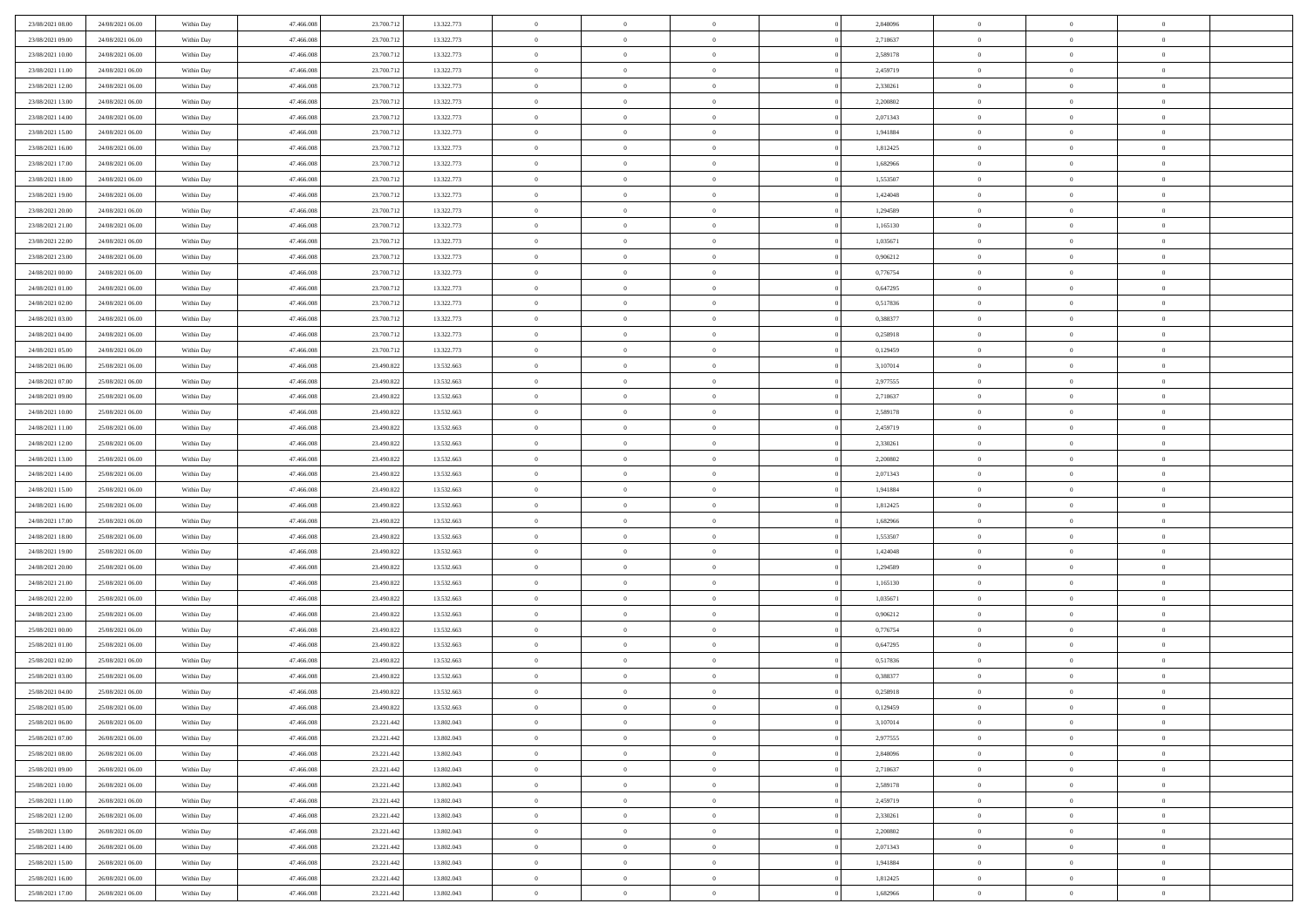| | | | | | | | | | | | | | | |
|---|---|---|---|---|---|---|---|---|---|---|---|---|---|---|
| 23/08/2021 08:00 | 24/08/2021 06:00 | Within Day | 47.466.008 | 23.700.712 | 13.322.773 | 0 | 0 | 0 | | 2,848096 | 0 | 0 | 0 | |
| 23/08/2021 09:00 | 24/08/2021 06:00 | Within Day | 47.466.008 | 23.700.712 | 13.322.773 | 0 | 0 | 0 | | 2,718637 | 0 | 0 | 0 | |
| 23/08/2021 10:00 | 24/08/2021 06:00 | Within Day | 47.466.008 | 23.700.712 | 13.322.773 | 0 | 0 | 0 | | 2,589178 | 0 | 0 | 0 | |
| 23/08/2021 11:00 | 24/08/2021 06:00 | Within Day | 47.466.008 | 23.700.712 | 13.322.773 | 0 | 0 | 0 | | 2,459719 | 0 | 0 | 0 | |
| 23/08/2021 12:00 | 24/08/2021 06:00 | Within Day | 47.466.008 | 23.700.712 | 13.322.773 | 0 | 0 | 0 | | 2,330261 | 0 | 0 | 0 | |
| 23/08/2021 13:00 | 24/08/2021 06:00 | Within Day | 47.466.008 | 23.700.712 | 13.322.773 | 0 | 0 | 0 | | 2,200802 | 0 | 0 | 0 | |
| 23/08/2021 14:00 | 24/08/2021 06:00 | Within Day | 47.466.008 | 23.700.712 | 13.322.773 | 0 | 0 | 0 | | 2,071343 | 0 | 0 | 0 | |
| 23/08/2021 15:00 | 24/08/2021 06:00 | Within Day | 47.466.008 | 23.700.712 | 13.322.773 | 0 | 0 | 0 | | 1,941884 | 0 | 0 | 0 | |
| 23/08/2021 16:00 | 24/08/2021 06:00 | Within Day | 47.466.008 | 23.700.712 | 13.322.773 | 0 | 0 | 0 | | 1,812425 | 0 | 0 | 0 | |
| 23/08/2021 17:00 | 24/08/2021 06:00 | Within Day | 47.466.008 | 23.700.712 | 13.322.773 | 0 | 0 | 0 | | 1,682966 | 0 | 0 | 0 | |
| 23/08/2021 18:00 | 24/08/2021 06:00 | Within Day | 47.466.008 | 23.700.712 | 13.322.773 | 0 | 0 | 0 | | 1,553507 | 0 | 0 | 0 | |
| 23/08/2021 19:00 | 24/08/2021 06:00 | Within Day | 47.466.008 | 23.700.712 | 13.322.773 | 0 | 0 | 0 | | 1,424048 | 0 | 0 | 0 | |
| 23/08/2021 20:00 | 24/08/2021 06:00 | Within Day | 47.466.008 | 23.700.712 | 13.322.773 | 0 | 0 | 0 | | 1,294589 | 0 | 0 | 0 | |
| 23/08/2021 21:00 | 24/08/2021 06:00 | Within Day | 47.466.008 | 23.700.712 | 13.322.773 | 0 | 0 | 0 | | 1,165130 | 0 | 0 | 0 | |
| 23/08/2021 22:00 | 24/08/2021 06:00 | Within Day | 47.466.008 | 23.700.712 | 13.322.773 | 0 | 0 | 0 | | 1,035671 | 0 | 0 | 0 | |
| 23/08/2021 23:00 | 24/08/2021 06:00 | Within Day | 47.466.008 | 23.700.712 | 13.322.773 | 0 | 0 | 0 | | 0,906212 | 0 | 0 | 0 | |
| 24/08/2021 00:00 | 24/08/2021 06:00 | Within Day | 47.466.008 | 23.700.712 | 13.322.773 | 0 | 0 | 0 | | 0,776754 | 0 | 0 | 0 | |
| 24/08/2021 01:00 | 24/08/2021 06:00 | Within Day | 47.466.008 | 23.700.712 | 13.322.773 | 0 | 0 | 0 | | 0,647295 | 0 | 0 | 0 | |
| 24/08/2021 02:00 | 24/08/2021 06:00 | Within Day | 47.466.008 | 23.700.712 | 13.322.773 | 0 | 0 | 0 | | 0,517836 | 0 | 0 | 0 | |
| 24/08/2021 03:00 | 24/08/2021 06:00 | Within Day | 47.466.008 | 23.700.712 | 13.322.773 | 0 | 0 | 0 | | 0,388377 | 0 | 0 | 0 | |
| 24/08/2021 04:00 | 24/08/2021 06:00 | Within Day | 47.466.008 | 23.700.712 | 13.322.773 | 0 | 0 | 0 | | 0,258918 | 0 | 0 | 0 | |
| 24/08/2021 05:00 | 24/08/2021 06:00 | Within Day | 47.466.008 | 23.700.712 | 13.322.773 | 0 | 0 | 0 | | 0,129459 | 0 | 0 | 0 | |
| 24/08/2021 06:00 | 25/08/2021 06:00 | Within Day | 47.466.008 | 23.490.822 | 13.532.663 | 0 | 0 | 0 | | 3,107014 | 0 | 0 | 0 | |
| 24/08/2021 07:00 | 25/08/2021 06:00 | Within Day | 47.466.008 | 23.490.822 | 13.532.663 | 0 | 0 | 0 | | 2,977555 | 0 | 0 | 0 | |
| 24/08/2021 09:00 | 25/08/2021 06:00 | Within Day | 47.466.008 | 23.490.822 | 13.532.663 | 0 | 0 | 0 | | 2,718637 | 0 | 0 | 0 | |
| 24/08/2021 10:00 | 25/08/2021 06:00 | Within Day | 47.466.008 | 23.490.822 | 13.532.663 | 0 | 0 | 0 | | 2,589178 | 0 | 0 | 0 | |
| 24/08/2021 11:00 | 25/08/2021 06:00 | Within Day | 47.466.008 | 23.490.822 | 13.532.663 | 0 | 0 | 0 | | 2,459719 | 0 | 0 | 0 | |
| 24/08/2021 12:00 | 25/08/2021 06:00 | Within Day | 47.466.008 | 23.490.822 | 13.532.663 | 0 | 0 | 0 | | 2,330261 | 0 | 0 | 0 | |
| 24/08/2021 13:00 | 25/08/2021 06:00 | Within Day | 47.466.008 | 23.490.822 | 13.532.663 | 0 | 0 | 0 | | 2,200802 | 0 | 0 | 0 | |
| 24/08/2021 14:00 | 25/08/2021 06:00 | Within Day | 47.466.008 | 23.490.822 | 13.532.663 | 0 | 0 | 0 | | 2,071343 | 0 | 0 | 0 | |
| 24/08/2021 15:00 | 25/08/2021 06:00 | Within Day | 47.466.008 | 23.490.822 | 13.532.663 | 0 | 0 | 0 | | 1,941884 | 0 | 0 | 0 | |
| 24/08/2021 16:00 | 25/08/2021 06:00 | Within Day | 47.466.008 | 23.490.822 | 13.532.663 | 0 | 0 | 0 | | 1,812425 | 0 | 0 | 0 | |
| 24/08/2021 17:00 | 25/08/2021 06:00 | Within Day | 47.466.008 | 23.490.822 | 13.532.663 | 0 | 0 | 0 | | 1,682966 | 0 | 0 | 0 | |
| 24/08/2021 18:00 | 25/08/2021 06:00 | Within Day | 47.466.008 | 23.490.822 | 13.532.663 | 0 | 0 | 0 | | 1,553507 | 0 | 0 | 0 | |
| 24/08/2021 19:00 | 25/08/2021 06:00 | Within Day | 47.466.008 | 23.490.822 | 13.532.663 | 0 | 0 | 0 | | 1,424048 | 0 | 0 | 0 | |
| 24/08/2021 20:00 | 25/08/2021 06:00 | Within Day | 47.466.008 | 23.490.822 | 13.532.663 | 0 | 0 | 0 | | 1,294589 | 0 | 0 | 0 | |
| 24/08/2021 21:00 | 25/08/2021 06:00 | Within Day | 47.466.008 | 23.490.822 | 13.532.663 | 0 | 0 | 0 | | 1,165130 | 0 | 0 | 0 | |
| 24/08/2021 22:00 | 25/08/2021 06:00 | Within Day | 47.466.008 | 23.490.822 | 13.532.663 | 0 | 0 | 0 | | 1,035671 | 0 | 0 | 0 | |
| 24/08/2021 23:00 | 25/08/2021 06:00 | Within Day | 47.466.008 | 23.490.822 | 13.532.663 | 0 | 0 | 0 | | 0,906212 | 0 | 0 | 0 | |
| 25/08/2021 00:00 | 25/08/2021 06:00 | Within Day | 47.466.008 | 23.490.822 | 13.532.663 | 0 | 0 | 0 | | 0,776754 | 0 | 0 | 0 | |
| 25/08/2021 01:00 | 25/08/2021 06:00 | Within Day | 47.466.008 | 23.490.822 | 13.532.663 | 0 | 0 | 0 | | 0,647295 | 0 | 0 | 0 | |
| 25/08/2021 02:00 | 25/08/2021 06:00 | Within Day | 47.466.008 | 23.490.822 | 13.532.663 | 0 | 0 | 0 | | 0,517836 | 0 | 0 | 0 | |
| 25/08/2021 03:00 | 25/08/2021 06:00 | Within Day | 47.466.008 | 23.490.822 | 13.532.663 | 0 | 0 | 0 | | 0,388377 | 0 | 0 | 0 | |
| 25/08/2021 04:00 | 25/08/2021 06:00 | Within Day | 47.466.008 | 23.490.822 | 13.532.663 | 0 | 0 | 0 | | 0,258918 | 0 | 0 | 0 | |
| 25/08/2021 05:00 | 25/08/2021 06:00 | Within Day | 47.466.008 | 23.490.822 | 13.532.663 | 0 | 0 | 0 | | 0,129459 | 0 | 0 | 0 | |
| 25/08/2021 06:00 | 26/08/2021 06:00 | Within Day | 47.466.008 | 23.221.442 | 13.802.043 | 0 | 0 | 0 | | 3,107014 | 0 | 0 | 0 | |
| 25/08/2021 07:00 | 26/08/2021 06:00 | Within Day | 47.466.008 | 23.221.442 | 13.802.043 | 0 | 0 | 0 | | 2,977555 | 0 | 0 | 0 | |
| 25/08/2021 08:00 | 26/08/2021 06:00 | Within Day | 47.466.008 | 23.221.442 | 13.802.043 | 0 | 0 | 0 | | 2,848096 | 0 | 0 | 0 | |
| 25/08/2021 09:00 | 26/08/2021 06:00 | Within Day | 47.466.008 | 23.221.442 | 13.802.043 | 0 | 0 | 0 | | 2,718637 | 0 | 0 | 0 | |
| 25/08/2021 10:00 | 26/08/2021 06:00 | Within Day | 47.466.008 | 23.221.442 | 13.802.043 | 0 | 0 | 0 | | 2,589178 | 0 | 0 | 0 | |
| 25/08/2021 11:00 | 26/08/2021 06:00 | Within Day | 47.466.008 | 23.221.442 | 13.802.043 | 0 | 0 | 0 | | 2,459719 | 0 | 0 | 0 | |
| 25/08/2021 12:00 | 26/08/2021 06:00 | Within Day | 47.466.008 | 23.221.442 | 13.802.043 | 0 | 0 | 0 | | 2,330261 | 0 | 0 | 0 | |
| 25/08/2021 13:00 | 26/08/2021 06:00 | Within Day | 47.466.008 | 23.221.442 | 13.802.043 | 0 | 0 | 0 | | 2,200802 | 0 | 0 | 0 | |
| 25/08/2021 14:00 | 26/08/2021 06:00 | Within Day | 47.466.008 | 23.221.442 | 13.802.043 | 0 | 0 | 0 | | 2,071343 | 0 | 0 | 0 | |
| 25/08/2021 15:00 | 26/08/2021 06:00 | Within Day | 47.466.008 | 23.221.442 | 13.802.043 | 0 | 0 | 0 | | 1,941884 | 0 | 0 | 0 | |
| 25/08/2021 16:00 | 26/08/2021 06:00 | Within Day | 47.466.008 | 23.221.442 | 13.802.043 | 0 | 0 | 0 | | 1,812425 | 0 | 0 | 0 | |
| 25/08/2021 17:00 | 26/08/2021 06:00 | Within Day | 47.466.008 | 23.221.442 | 13.802.043 | 0 | 0 | 0 | | 1,682966 | 0 | 0 | 0 | |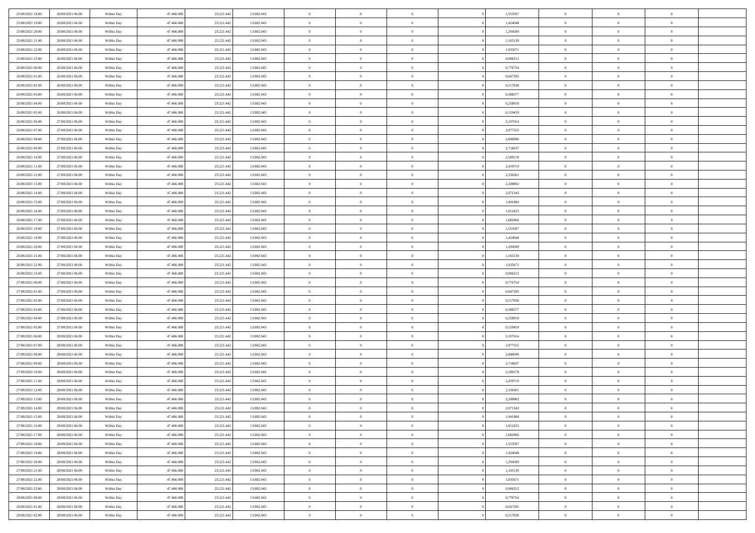| | | | | | | | | | | | | | | |
|---|---|---|---|---|---|---|---|---|---|---|---|---|---|---|
| 25/08/2021 18:00 | 26/08/2021 06:00 | Within Day | 47.466.008 | 23.221.442 | 13.802.043 | 0 | 0 | 0 | | 1,553507 | 0 | 0 | 0 | |
| 25/08/2021 19:00 | 26/08/2021 06:00 | Within Day | 47.466.008 | 23.221.442 | 13.802.043 | 0 | 0 | 0 | | 1,424048 | 0 | 0 | 0 | |
| 25/08/2021 20:00 | 26/08/2021 06:00 | Within Day | 47.466.008 | 23.221.442 | 13.802.043 | 0 | 0 | 0 | | 1,294589 | 0 | 0 | 0 | |
| 25/08/2021 21:00 | 26/08/2021 06:00 | Within Day | 47.466.008 | 23.221.442 | 13.802.043 | 0 | 0 | 0 | | 1,165130 | 0 | 0 | 0 | |
| 25/08/2021 22:00 | 26/08/2021 06:00 | Within Day | 47.466.008 | 23.221.442 | 13.802.043 | 0 | 0 | 0 | | 1,035671 | 0 | 0 | 0 | |
| 25/08/2021 23:00 | 26/08/2021 06:00 | Within Day | 47.466.008 | 23.221.442 | 13.802.043 | 0 | 0 | 0 | | 0,906212 | 0 | 0 | 0 | |
| 26/08/2021 00:00 | 26/08/2021 06:00 | Within Day | 47.466.008 | 23.221.442 | 13.802.043 | 0 | 0 | 0 | | 0,776754 | 0 | 0 | 0 | |
| 26/08/2021 01:00 | 26/08/2021 06:00 | Within Day | 47.466.008 | 23.221.442 | 13.802.043 | 0 | 0 | 0 | | 0,647295 | 0 | 0 | 0 | |
| 26/08/2021 02:00 | 26/08/2021 06:00 | Within Day | 47.466.008 | 23.221.442 | 13.802.043 | 0 | 0 | 0 | | 0,517836 | 0 | 0 | 0 | |
| 26/08/2021 03:00 | 26/08/2021 06:00 | Within Day | 47.466.008 | 23.221.442 | 13.802.043 | 0 | 0 | 0 | | 0,388377 | 0 | 0 | 0 | |
| 26/08/2021 04:00 | 26/08/2021 06:00 | Within Day | 47.466.008 | 23.221.442 | 13.802.043 | 0 | 0 | 0 | | 0,258918 | 0 | 0 | 0 | |
| 26/08/2021 05:00 | 26/08/2021 06:00 | Within Day | 47.466.008 | 23.221.442 | 13.802.043 | 0 | 0 | 0 | | 0,129459 | 0 | 0 | 0 | |
| 26/08/2021 06:00 | 27/08/2021 06:00 | Within Day | 47.466.008 | 23.221.442 | 13.802.043 | 0 | 0 | 0 | | 3,107014 | 0 | 0 | 0 | |
| 26/08/2021 07:00 | 27/08/2021 06:00 | Within Day | 47.466.008 | 23.221.442 | 13.802.043 | 0 | 0 | 0 | | 2,977555 | 0 | 0 | 0 | |
| 26/08/2021 08:00 | 27/08/2021 06:00 | Within Day | 47.466.008 | 23.221.442 | 13.802.043 | 0 | 0 | 0 | | 2,848096 | 0 | 0 | 0 | |
| 26/08/2021 09:00 | 27/08/2021 06:00 | Within Day | 47.466.008 | 23.221.442 | 13.802.043 | 0 | 0 | 0 | | 2,718637 | 0 | 0 | 0 | |
| 26/08/2021 10:00 | 27/08/2021 06:00 | Within Day | 47.466.008 | 23.221.442 | 13.802.043 | 0 | 0 | 0 | | 2,589178 | 0 | 0 | 0 | |
| 26/08/2021 11:00 | 27/08/2021 06:00 | Within Day | 47.466.008 | 23.221.442 | 13.802.043 | 0 | 0 | 0 | | 2,459719 | 0 | 0 | 0 | |
| 26/08/2021 12:00 | 27/08/2021 06:00 | Within Day | 47.466.008 | 23.221.442 | 13.802.043 | 0 | 0 | 0 | | 2,330261 | 0 | 0 | 0 | |
| 26/08/2021 13:00 | 27/08/2021 06:00 | Within Day | 47.466.008 | 23.221.442 | 13.802.043 | 0 | 0 | 0 | | 2,200802 | 0 | 0 | 0 | |
| 26/08/2021 14:00 | 27/08/2021 06:00 | Within Day | 47.466.008 | 23.221.442 | 13.802.043 | 0 | 0 | 0 | | 2,071343 | 0 | 0 | 0 | |
| 26/08/2021 15:00 | 27/08/2021 06:00 | Within Day | 47.466.008 | 23.221.442 | 13.802.043 | 0 | 0 | 0 | | 1,941884 | 0 | 0 | 0 | |
| 26/08/2021 16:00 | 27/08/2021 06:00 | Within Day | 47.466.008 | 23.221.442 | 13.802.043 | 0 | 0 | 0 | | 1,812425 | 0 | 0 | 0 | |
| 26/08/2021 17:00 | 27/08/2021 06:00 | Within Day | 47.466.008 | 23.221.442 | 13.802.043 | 0 | 0 | 0 | | 1,682966 | 0 | 0 | 0 | |
| 26/08/2021 18:00 | 27/08/2021 06:00 | Within Day | 47.466.008 | 23.221.442 | 13.802.043 | 0 | 0 | 0 | | 1,553507 | 0 | 0 | 0 | |
| 26/08/2021 19:00 | 27/08/2021 06:00 | Within Day | 47.466.008 | 23.221.442 | 13.802.043 | 0 | 0 | 0 | | 1,424048 | 0 | 0 | 0 | |
| 26/08/2021 20:00 | 27/08/2021 06:00 | Within Day | 47.466.008 | 23.221.442 | 13.802.043 | 0 | 0 | 0 | | 1,294589 | 0 | 0 | 0 | |
| 26/08/2021 21:00 | 27/08/2021 06:00 | Within Day | 47.466.008 | 23.221.442 | 13.802.043 | 0 | 0 | 0 | | 1,165130 | 0 | 0 | 0 | |
| 26/08/2021 22:00 | 27/08/2021 06:00 | Within Day | 47.466.008 | 23.221.442 | 13.802.043 | 0 | 0 | 0 | | 1,035671 | 0 | 0 | 0 | |
| 26/08/2021 23:00 | 27/08/2021 06:00 | Within Day | 47.466.008 | 23.221.442 | 13.802.043 | 0 | 0 | 0 | | 0,906212 | 0 | 0 | 0 | |
| 27/08/2021 00:00 | 27/08/2021 06:00 | Within Day | 47.466.008 | 23.221.442 | 13.802.043 | 0 | 0 | 0 | | 0,776754 | 0 | 0 | 0 | |
| 27/08/2021 01:00 | 27/08/2021 06:00 | Within Day | 47.466.008 | 23.221.442 | 13.802.043 | 0 | 0 | 0 | | 0,647295 | 0 | 0 | 0 | |
| 27/08/2021 02:00 | 27/08/2021 06:00 | Within Day | 47.466.008 | 23.221.442 | 13.802.043 | 0 | 0 | 0 | | 0,517836 | 0 | 0 | 0 | |
| 27/08/2021 03:00 | 27/08/2021 06:00 | Within Day | 47.466.008 | 23.221.442 | 13.802.043 | 0 | 0 | 0 | | 0,388377 | 0 | 0 | 0 | |
| 27/08/2021 04:00 | 27/08/2021 06:00 | Within Day | 47.466.008 | 23.221.442 | 13.802.043 | 0 | 0 | 0 | | 0,258918 | 0 | 0 | 0 | |
| 27/08/2021 05:00 | 27/08/2021 06:00 | Within Day | 47.466.008 | 23.221.442 | 13.802.043 | 0 | 0 | 0 | | 0,129459 | 0 | 0 | 0 | |
| 27/08/2021 06:00 | 28/08/2021 06:00 | Within Day | 47.466.008 | 23.221.442 | 13.802.043 | 0 | 0 | 0 | | 3,107014 | 0 | 0 | 0 | |
| 27/08/2021 07:00 | 28/08/2021 06:00 | Within Day | 47.466.008 | 23.221.442 | 13.802.043 | 0 | 0 | 0 | | 2,977555 | 0 | 0 | 0 | |
| 27/08/2021 08:00 | 28/08/2021 06:00 | Within Day | 47.466.008 | 23.221.442 | 13.802.043 | 0 | 0 | 0 | | 2,848096 | 0 | 0 | 0 | |
| 27/08/2021 09:00 | 28/08/2021 06:00 | Within Day | 47.466.008 | 23.221.442 | 13.802.043 | 0 | 0 | 0 | | 2,718637 | 0 | 0 | 0 | |
| 27/08/2021 10:00 | 28/08/2021 06:00 | Within Day | 47.466.008 | 23.221.442 | 13.802.043 | 0 | 0 | 0 | | 2,589178 | 0 | 0 | 0 | |
| 27/08/2021 11:00 | 28/08/2021 06:00 | Within Day | 47.466.008 | 23.221.442 | 13.802.043 | 0 | 0 | 0 | | 2,459719 | 0 | 0 | 0 | |
| 27/08/2021 12:00 | 28/08/2021 06:00 | Within Day | 47.466.008 | 23.221.442 | 13.802.043 | 0 | 0 | 0 | | 2,330261 | 0 | 0 | 0 | |
| 27/08/2021 13:00 | 28/08/2021 06:00 | Within Day | 47.466.008 | 23.221.442 | 13.802.043 | 0 | 0 | 0 | | 2,200802 | 0 | 0 | 0 | |
| 27/08/2021 14:00 | 28/08/2021 06:00 | Within Day | 47.466.008 | 23.221.442 | 13.802.043 | 0 | 0 | 0 | | 2,071343 | 0 | 0 | 0 | |
| 27/08/2021 15:00 | 28/08/2021 06:00 | Within Day | 47.466.008 | 23.221.442 | 13.802.043 | 0 | 0 | 0 | | 1,941884 | 0 | 0 | 0 | |
| 27/08/2021 16:00 | 28/08/2021 06:00 | Within Day | 47.466.008 | 23.221.442 | 13.802.043 | 0 | 0 | 0 | | 1,812425 | 0 | 0 | 0 | |
| 27/08/2021 17:00 | 28/08/2021 06:00 | Within Day | 47.466.008 | 23.221.442 | 13.802.043 | 0 | 0 | 0 | | 1,682966 | 0 | 0 | 0 | |
| 27/08/2021 18:00 | 28/08/2021 06:00 | Within Day | 47.466.008 | 23.221.442 | 13.802.043 | 0 | 0 | 0 | | 1,553507 | 0 | 0 | 0 | |
| 27/08/2021 19:00 | 28/08/2021 06:00 | Within Day | 47.466.008 | 23.221.442 | 13.802.043 | 0 | 0 | 0 | | 1,424048 | 0 | 0 | 0 | |
| 27/08/2021 20:00 | 28/08/2021 06:00 | Within Day | 47.466.008 | 23.221.442 | 13.802.043 | 0 | 0 | 0 | | 1,294589 | 0 | 0 | 0 | |
| 27/08/2021 21:00 | 28/08/2021 06:00 | Within Day | 47.466.008 | 23.221.442 | 13.802.043 | 0 | 0 | 0 | | 1,165130 | 0 | 0 | 0 | |
| 27/08/2021 22:00 | 28/08/2021 06:00 | Within Day | 47.466.008 | 23.221.442 | 13.802.043 | 0 | 0 | 0 | | 1,035671 | 0 | 0 | 0 | |
| 27/08/2021 23:00 | 28/08/2021 06:00 | Within Day | 47.466.008 | 23.221.442 | 13.802.043 | 0 | 0 | 0 | | 0,906212 | 0 | 0 | 0 | |
| 28/08/2021 00:00 | 28/08/2021 06:00 | Within Day | 47.466.008 | 23.221.442 | 13.802.043 | 0 | 0 | 0 | | 0,776754 | 0 | 0 | 0 | |
| 28/08/2021 01:00 | 28/08/2021 06:00 | Within Day | 47.466.008 | 23.221.442 | 13.802.043 | 0 | 0 | 0 | | 0,647295 | 0 | 0 | 0 | |
| 28/08/2021 02:00 | 28/08/2021 06:00 | Within Day | 47.466.008 | 23.221.442 | 13.802.043 | 0 | 0 | 0 | | 0,517836 | 0 | 0 | 0 | |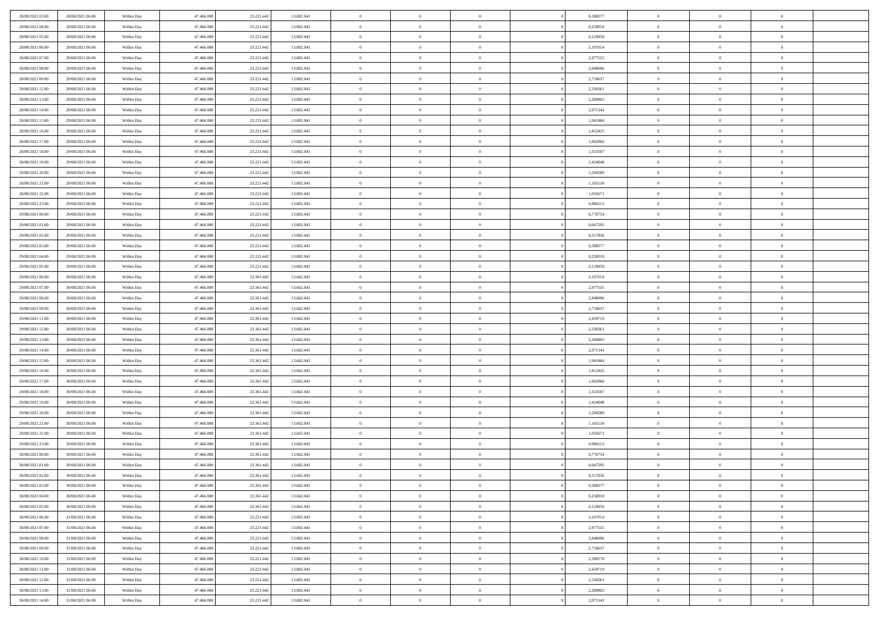| | | | | | | | | | | | | | | |
|---|---|---|---|---|---|---|---|---|---|---|---|---|---|---|
| 28/08/2021 03:00 | 28/08/2021 06:00 | Within Day | 47.466.008 | 23.221.442 | 13.802.043 | 0 | 0 | 0 | | 0,388377 | 0 | 0 | 0 | |
| 28/08/2021 04:00 | 28/08/2021 06:00 | Within Day | 47.466.008 | 23.221.442 | 13.802.043 | 0 | 0 | 0 | | 0,258918 | 0 | 0 | 0 | |
| 28/08/2021 05:00 | 28/08/2021 06:00 | Within Day | 47.466.008 | 23.221.442 | 13.802.043 | 0 | 0 | 0 | | 0,129459 | 0 | 0 | 0 | |
| 28/08/2021 06:00 | 29/08/2021 06:00 | Within Day | 47.466.008 | 23.221.442 | 13.802.043 | 0 | 0 | 0 | | 3,107014 | 0 | 0 | 0 | |
| 28/08/2021 07:00 | 29/08/2021 06:00 | Within Day | 47.466.008 | 23.221.442 | 13.802.043 | 0 | 0 | 0 | | 2,977555 | 0 | 0 | 0 | |
| 28/08/2021 08:00 | 29/08/2021 06:00 | Within Day | 47.466.008 | 23.221.442 | 13.802.043 | 0 | 0 | 0 | | 2,848096 | 0 | 0 | 0 | |
| 28/08/2021 09:00 | 29/08/2021 06:00 | Within Day | 47.466.008 | 23.221.442 | 13.802.043 | 0 | 0 | 0 | | 2,718637 | 0 | 0 | 0 | |
| 28/08/2021 12:00 | 29/08/2021 06:00 | Within Day | 47.466.008 | 23.221.442 | 13.802.043 | 0 | 0 | 0 | | 2,330261 | 0 | 0 | 0 | |
| 28/08/2021 13:00 | 29/08/2021 06:00 | Within Day | 47.466.008 | 23.221.442 | 13.802.043 | 0 | 0 | 0 | | 2,200802 | 0 | 0 | 0 | |
| 28/08/2021 14:00 | 29/08/2021 06:00 | Within Day | 47.466.008 | 23.221.442 | 13.802.043 | 0 | 0 | 0 | | 2,071343 | 0 | 0 | 0 | |
| 28/08/2021 15:00 | 29/08/2021 06:00 | Within Day | 47.466.008 | 23.221.442 | 13.802.043 | 0 | 0 | 0 | | 1,941884 | 0 | 0 | 0 | |
| 28/08/2021 16:00 | 29/08/2021 06:00 | Within Day | 47.466.008 | 23.221.442 | 13.802.043 | 0 | 0 | 0 | | 1,812425 | 0 | 0 | 0 | |
| 28/08/2021 17:00 | 29/08/2021 06:00 | Within Day | 47.466.008 | 23.221.442 | 13.802.043 | 0 | 0 | 0 | | 1,682966 | 0 | 0 | 0 | |
| 28/08/2021 18:00 | 29/08/2021 06:00 | Within Day | 47.466.008 | 23.221.442 | 13.802.043 | 0 | 0 | 0 | | 1,553507 | 0 | 0 | 0 | |
| 28/08/2021 19:00 | 29/08/2021 06:00 | Within Day | 47.466.008 | 23.221.442 | 13.802.043 | 0 | 0 | 0 | | 1,424048 | 0 | 0 | 0 | |
| 28/08/2021 20:00 | 29/08/2021 06:00 | Within Day | 47.466.008 | 23.221.442 | 13.802.043 | 0 | 0 | 0 | | 1,294589 | 0 | 0 | 0 | |
| 28/08/2021 21:00 | 29/08/2021 06:00 | Within Day | 47.466.008 | 23.221.442 | 13.802.043 | 0 | 0 | 0 | | 1,165130 | 0 | 0 | 0 | |
| 28/08/2021 22:00 | 29/08/2021 06:00 | Within Day | 47.466.008 | 23.221.442 | 13.802.043 | 0 | 0 | 0 | | 1,035671 | 0 | 0 | 0 | |
| 28/08/2021 23:00 | 29/08/2021 06:00 | Within Day | 47.466.008 | 23.221.442 | 13.802.043 | 0 | 0 | 0 | | 0,906212 | 0 | 0 | 0 | |
| 29/08/2021 00:00 | 29/08/2021 06:00 | Within Day | 47.466.008 | 23.221.442 | 13.802.043 | 0 | 0 | 0 | | 0,776754 | 0 | 0 | 0 | |
| 29/08/2021 01:00 | 29/08/2021 06:00 | Within Day | 47.466.008 | 23.221.442 | 13.802.043 | 0 | 0 | 0 | | 0,647295 | 0 | 0 | 0 | |
| 29/08/2021 02:00 | 29/08/2021 06:00 | Within Day | 47.466.008 | 23.221.442 | 13.802.043 | 0 | 0 | 0 | | 0,517836 | 0 | 0 | 0 | |
| 29/08/2021 03:00 | 29/08/2021 06:00 | Within Day | 47.466.008 | 23.221.442 | 13.802.043 | 0 | 0 | 0 | | 0,388377 | 0 | 0 | 0 | |
| 29/08/2021 04:00 | 29/08/2021 06:00 | Within Day | 47.466.008 | 23.221.442 | 13.802.043 | 0 | 0 | 0 | | 0,258918 | 0 | 0 | 0 | |
| 29/08/2021 05:00 | 29/08/2021 06:00 | Within Day | 47.466.008 | 23.221.442 | 13.802.043 | 0 | 0 | 0 | | 0,129459 | 0 | 0 | 0 | |
| 29/08/2021 06:00 | 30/08/2021 06:00 | Within Day | 47.466.008 | 23.361.442 | 13.662.043 | 0 | 0 | 0 | | 3,107014 | 0 | 0 | 0 | |
| 29/08/2021 07:00 | 30/08/2021 06:00 | Within Day | 47.466.008 | 23.361.442 | 13.662.043 | 0 | 0 | 0 | | 2,977555 | 0 | 0 | 0 | |
| 29/08/2021 08:00 | 30/08/2021 06:00 | Within Day | 47.466.008 | 23.361.442 | 13.662.043 | 0 | 0 | 0 | | 2,848096 | 0 | 0 | 0 | |
| 29/08/2021 09:00 | 30/08/2021 06:00 | Within Day | 47.466.008 | 23.361.442 | 13.662.043 | 0 | 0 | 0 | | 2,718637 | 0 | 0 | 0 | |
| 29/08/2021 11:00 | 30/08/2021 06:00 | Within Day | 47.466.008 | 23.361.442 | 13.662.043 | 0 | 0 | 0 | | 2,459719 | 0 | 0 | 0 | |
| 29/08/2021 12:00 | 30/08/2021 06:00 | Within Day | 47.466.008 | 23.361.442 | 13.662.043 | 0 | 0 | 0 | | 2,330261 | 0 | 0 | 0 | |
| 29/08/2021 13:00 | 30/08/2021 06:00 | Within Day | 47.466.008 | 23.361.442 | 13.662.043 | 0 | 0 | 0 | | 2,200802 | 0 | 0 | 0 | |
| 29/08/2021 14:00 | 30/08/2021 06:00 | Within Day | 47.466.008 | 23.361.442 | 13.662.043 | 0 | 0 | 0 | | 2,071343 | 0 | 0 | 0 | |
| 29/08/2021 15:00 | 30/08/2021 06:00 | Within Day | 47.466.008 | 23.361.442 | 13.662.043 | 0 | 0 | 0 | | 1,941884 | 0 | 0 | 0 | |
| 29/08/2021 16:00 | 30/08/2021 06:00 | Within Day | 47.466.008 | 23.361.442 | 13.662.043 | 0 | 0 | 0 | | 1,812425 | 0 | 0 | 0 | |
| 29/08/2021 17:00 | 30/08/2021 06:00 | Within Day | 47.466.008 | 23.361.442 | 13.662.043 | 0 | 0 | 0 | | 1,682966 | 0 | 0 | 0 | |
| 29/08/2021 18:00 | 30/08/2021 06:00 | Within Day | 47.466.008 | 23.361.442 | 13.662.043 | 0 | 0 | 0 | | 1,553507 | 0 | 0 | 0 | |
| 29/08/2021 19:00 | 30/08/2021 06:00 | Within Day | 47.466.008 | 23.361.442 | 13.662.043 | 0 | 0 | 0 | | 1,424048 | 0 | 0 | 0 | |
| 29/08/2021 20:00 | 30/08/2021 06:00 | Within Day | 47.466.008 | 23.361.442 | 13.662.043 | 0 | 0 | 0 | | 1,294589 | 0 | 0 | 0 | |
| 29/08/2021 21:00 | 30/08/2021 06:00 | Within Day | 47.466.008 | 23.361.442 | 13.662.043 | 0 | 0 | 0 | | 1,165130 | 0 | 0 | 0 | |
| 29/08/2021 22:00 | 30/08/2021 06:00 | Within Day | 47.466.008 | 23.361.442 | 13.662.043 | 0 | 0 | 0 | | 1,035671 | 0 | 0 | 0 | |
| 29/08/2021 23:00 | 30/08/2021 06:00 | Within Day | 47.466.008 | 23.361.442 | 13.662.043 | 0 | 0 | 0 | | 0,906212 | 0 | 0 | 0 | |
| 30/08/2021 00:00 | 30/08/2021 06:00 | Within Day | 47.466.008 | 23.361.442 | 13.662.043 | 0 | 0 | 0 | | 0,776754 | 0 | 0 | 0 | |
| 30/08/2021 01:00 | 30/08/2021 06:00 | Within Day | 47.466.008 | 23.361.442 | 13.662.043 | 0 | 0 | 0 | | 0,647295 | 0 | 0 | 0 | |
| 30/08/2021 02:00 | 30/08/2021 06:00 | Within Day | 47.466.008 | 23.361.442 | 13.662.043 | 0 | 0 | 0 | | 0,517836 | 0 | 0 | 0 | |
| 30/08/2021 03:00 | 30/08/2021 06:00 | Within Day | 47.466.008 | 23.361.442 | 13.662.043 | 0 | 0 | 0 | | 0,388377 | 0 | 0 | 0 | |
| 30/08/2021 04:00 | 30/08/2021 06:00 | Within Day | 47.466.008 | 23.361.442 | 13.662.043 | 0 | 0 | 0 | | 0,258918 | 0 | 0 | 0 | |
| 30/08/2021 05:00 | 30/08/2021 06:00 | Within Day | 47.466.008 | 23.361.442 | 13.662.043 | 0 | 0 | 0 | | 0,129459 | 0 | 0 | 0 | |
| 30/08/2021 06:00 | 31/08/2021 06:00 | Within Day | 47.466.008 | 23.221.442 | 13.802.043 | 0 | 0 | 0 | | 3,107014 | 0 | 0 | 0 | |
| 30/08/2021 07:00 | 31/08/2021 06:00 | Within Day | 47.466.008 | 23.221.442 | 13.802.043 | 0 | 0 | 0 | | 2,977555 | 0 | 0 | 0 | |
| 30/08/2021 08:00 | 31/08/2021 06:00 | Within Day | 47.466.008 | 23.221.442 | 13.802.043 | 0 | 0 | 0 | | 2,848096 | 0 | 0 | 0 | |
| 30/08/2021 09:00 | 31/08/2021 06:00 | Within Day | 47.466.008 | 23.221.442 | 13.802.043 | 0 | 0 | 0 | | 2,718637 | 0 | 0 | 0 | |
| 30/08/2021 10:00 | 31/08/2021 06:00 | Within Day | 47.466.008 | 23.221.442 | 13.802.043 | 0 | 0 | 0 | | 2,589178 | 0 | 0 | 0 | |
| 30/08/2021 11:00 | 31/08/2021 06:00 | Within Day | 47.466.008 | 23.221.442 | 13.802.043 | 0 | 0 | 0 | | 2,459719 | 0 | 0 | 0 | |
| 30/08/2021 12:00 | 31/08/2021 06:00 | Within Day | 47.466.008 | 23.221.442 | 13.802.043 | 0 | 0 | 0 | | 2,330261 | 0 | 0 | 0 | |
| 30/08/2021 13:00 | 31/08/2021 06:00 | Within Day | 47.466.008 | 23.221.442 | 13.802.043 | 0 | 0 | 0 | | 2,200802 | 0 | 0 | 0 | |
| 30/08/2021 14:00 | 31/08/2021 06:00 | Within Day | 47.466.008 | 23.221.442 | 13.802.043 | 0 | 0 | 0 | | 2,071343 | 0 | 0 | 0 | |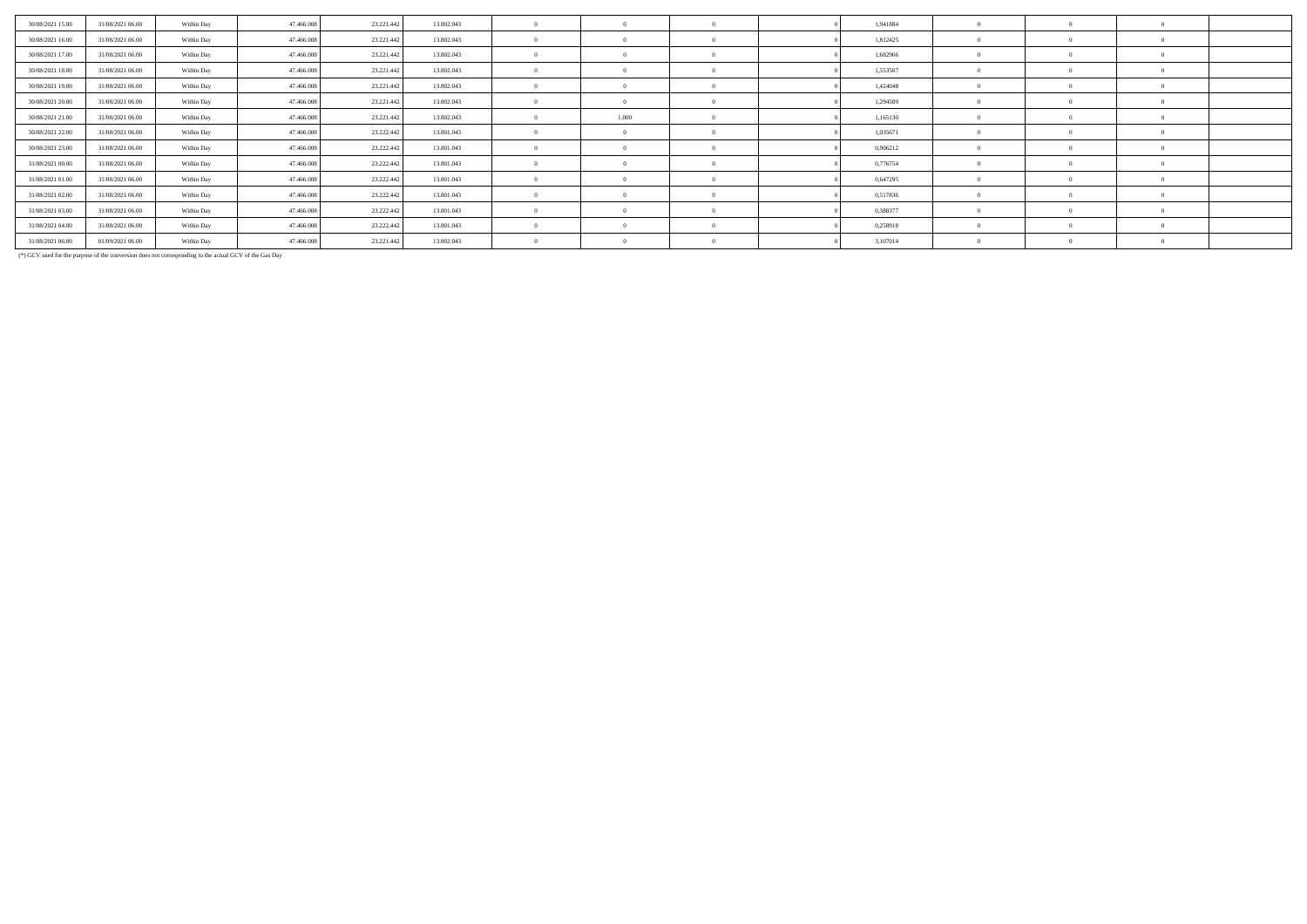| | | | | | | | | | | | | | | |
|---|---|---|---|---|---|---|---|---|---|---|---|---|---|---|
| 30/08/2021 15.00 | 31/08/2021 06.00 | Within Day | 47.466.008 | 23.221.442 | 13.802.043 | 0 | 0 | 0 | 0 | 1,941884 | 0 | 0 | 0 | |
| 30/08/2021 16.00 | 31/08/2021 06.00 | Within Day | 47.466.008 | 23.221.442 | 13.802.043 | 0 | 0 | 0 | 0 | 1,812425 | 0 | 0 | 0 | |
| 30/08/2021 17.00 | 31/08/2021 06.00 | Within Day | 47.466.008 | 23.221.442 | 13.802.043 | 0 | 0 | 0 | 0 | 1,682966 | 0 | 0 | 0 | |
| 30/08/2021 18.00 | 31/08/2021 06.00 | Within Day | 47.466.008 | 23.221.442 | 13.802.043 | 0 | 0 | 0 | 0 | 1,553507 | 0 | 0 | 0 | |
| 30/08/2021 19.00 | 31/08/2021 06.00 | Within Day | 47.466.008 | 23.221.442 | 13.802.043 | 0 | 0 | 0 | 0 | 1,424048 | 0 | 0 | 0 | |
| 30/08/2021 20.00 | 31/08/2021 06.00 | Within Day | 47.466.008 | 23.221.442 | 13.802.043 | 0 | 0 | 0 | 0 | 1,294589 | 0 | 0 | 0 | |
| 30/08/2021 21.00 | 31/08/2021 06.00 | Within Day | 47.466.008 | 23.221.442 | 13.802.043 | 0 | 1.000 | 0 | 0 | 1,165130 | 0 | 0 | 0 | |
| 30/08/2021 22.00 | 31/08/2021 06.00 | Within Day | 47.466.008 | 23.222.442 | 13.801.043 | 0 | 0 | 0 | 0 | 1,035671 | 0 | 0 | 0 | |
| 30/08/2021 23.00 | 31/08/2021 06.00 | Within Day | 47.466.008 | 23.222.442 | 13.801.043 | 0 | 0 | 0 | 0 | 0,906212 | 0 | 0 | 0 | |
| 31/08/2021 00.00 | 31/08/2021 06.00 | Within Day | 47.466.008 | 23.222.442 | 13.801.043 | 0 | 0 | 0 | 0 | 0,776754 | 0 | 0 | 0 | |
| 31/08/2021 01.00 | 31/08/2021 06.00 | Within Day | 47.466.008 | 23.222.442 | 13.801.043 | 0 | 0 | 0 | 0 | 0,647295 | 0 | 0 | 0 | |
| 31/08/2021 02.00 | 31/08/2021 06.00 | Within Day | 47.466.008 | 23.222.442 | 13.801.043 | 0 | 0 | 0 | 0 | 0,517836 | 0 | 0 | 0 | |
| 31/08/2021 03.00 | 31/08/2021 06.00 | Within Day | 47.466.008 | 23.222.442 | 13.801.043 | 0 | 0 | 0 | 0 | 0,388377 | 0 | 0 | 0 | |
| 31/08/2021 04.00 | 31/08/2021 06.00 | Within Day | 47.466.008 | 23.222.442 | 13.801.043 | 0 | 0 | 0 | 0 | 0,258918 | 0 | 0 | 0 | |
| 31/08/2021 06.00 | 01/09/2021 06.00 | Within Day | 47.466.008 | 23.221.442 | 13.802.043 | 0 | 0 | 0 | 0 | 3,107014 | 0 | 0 | 0 | |

(*) GCV used for the purpose of the conversion does not corresponding to the actual GCV of the Gas Day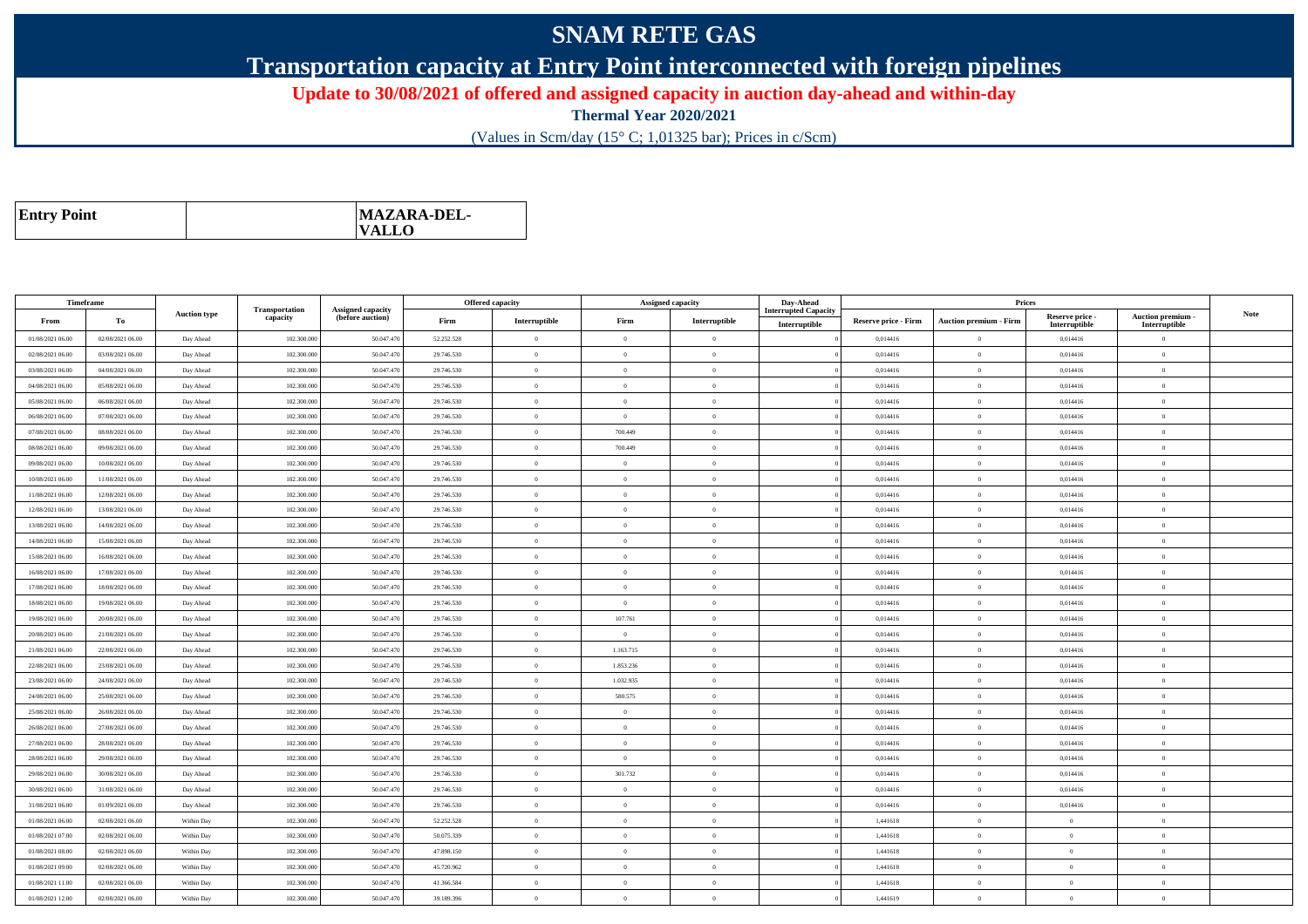# SNAM RETE GAS

## Transportation capacity at Entry Point interconnected with foreign pipelines

**Update to 30/08/2021 of offered and assigned capacity in auction day-ahead and within-day**

**Thermal Year 2020/2021**

(Values in Scm/day (15° C; 1,01325 bar); Prices in c/Scm)

| Entry Point | | MAZARA-DEL-VALLO |
|---|---|---|

| Timeframe | | Auction type | Transportation capacity | Assigned capacity (before auction) | Offered capacity | | Assigned capacity | | Day-Ahead Interrupted Capacity | Prices | | | | Note |
|---|---|---|---|---|---|---|---|---|---|---|---|---|---|---|
| From | To | | | | Firm | Interruptible | Firm | Interruptible | Interruptible | Reserve price - Firm | Auction premium - Firm | Reserve price - Interruptible | Auction premium - Interruptible | |
| 01/08/2021 06.00 | 02/08/2021 06.00 | Day Ahead | 102.300.000 | 50.047.470 | 52.252.528 | 0 | 0 | 0 | 0 | 0,014416 | 0 | 0,014416 | 0 | |
| 02/08/2021 06.00 | 03/08/2021 06.00 | Day Ahead | 102.300.000 | 50.047.470 | 29.746.530 | 0 | 0 | 0 | 0 | 0,014416 | 0 | 0,014416 | 0 | |
| 03/08/2021 06.00 | 04/08/2021 06.00 | Day Ahead | 102.300.000 | 50.047.470 | 29.746.530 | 0 | 0 | 0 | 0 | 0,014416 | 0 | 0,014416 | 0 | |
| 04/08/2021 06.00 | 05/08/2021 06.00 | Day Ahead | 102.300.000 | 50.047.470 | 29.746.530 | 0 | 0 | 0 | 0 | 0,014416 | 0 | 0,014416 | 0 | |
| 05/08/2021 06.00 | 06/08/2021 06.00 | Day Ahead | 102.300.000 | 50.047.470 | 29.746.530 | 0 | 0 | 0 | 0 | 0,014416 | 0 | 0,014416 | 0 | |
| 06/08/2021 06.00 | 07/08/2021 06.00 | Day Ahead | 102.300.000 | 50.047.470 | 29.746.530 | 0 | 0 | 0 | 0 | 0,014416 | 0 | 0,014416 | 0 | |
| 07/08/2021 06.00 | 08/08/2021 06.00 | Day Ahead | 102.300.000 | 50.047.470 | 29.746.530 | 0 | 700.449 | 0 | 0 | 0,014416 | 0 | 0,014416 | 0 | |
| 08/08/2021 06.00 | 09/08/2021 06.00 | Day Ahead | 102.300.000 | 50.047.470 | 29.746.530 | 0 | 700.449 | 0 | 0 | 0,014416 | 0 | 0,014416 | 0 | |
| 09/08/2021 06.00 | 10/08/2021 06.00 | Day Ahead | 102.300.000 | 50.047.470 | 29.746.530 | 0 | 0 | 0 | 0 | 0,014416 | 0 | 0,014416 | 0 | |
| 10/08/2021 06.00 | 11/08/2021 06.00 | Day Ahead | 102.300.000 | 50.047.470 | 29.746.530 | 0 | 0 | 0 | 0 | 0,014416 | 0 | 0,014416 | 0 | |
| 11/08/2021 06.00 | 12/08/2021 06.00 | Day Ahead | 102.300.000 | 50.047.470 | 29.746.530 | 0 | 0 | 0 | 0 | 0,014416 | 0 | 0,014416 | 0 | |
| 12/08/2021 06.00 | 13/08/2021 06.00 | Day Ahead | 102.300.000 | 50.047.470 | 29.746.530 | 0 | 0 | 0 | 0 | 0,014416 | 0 | 0,014416 | 0 | |
| 13/08/2021 06.00 | 14/08/2021 06.00 | Day Ahead | 102.300.000 | 50.047.470 | 29.746.530 | 0 | 0 | 0 | 0 | 0,014416 | 0 | 0,014416 | 0 | |
| 14/08/2021 06.00 | 15/08/2021 06.00 | Day Ahead | 102.300.000 | 50.047.470 | 29.746.530 | 0 | 0 | 0 | 0 | 0,014416 | 0 | 0,014416 | 0 | |
| 15/08/2021 06.00 | 16/08/2021 06.00 | Day Ahead | 102.300.000 | 50.047.470 | 29.746.530 | 0 | 0 | 0 | 0 | 0,014416 | 0 | 0,014416 | 0 | |
| 16/08/2021 06.00 | 17/08/2021 06.00 | Day Ahead | 102.300.000 | 50.047.470 | 29.746.530 | 0 | 0 | 0 | 0 | 0,014416 | 0 | 0,014416 | 0 | |
| 17/08/2021 06.00 | 18/08/2021 06.00 | Day Ahead | 102.300.000 | 50.047.470 | 29.746.530 | 0 | 0 | 0 | 0 | 0,014416 | 0 | 0,014416 | 0 | |
| 18/08/2021 06.00 | 19/08/2021 06.00 | Day Ahead | 102.300.000 | 50.047.470 | 29.746.530 | 0 | 0 | 0 | 0 | 0,014416 | 0 | 0,014416 | 0 | |
| 19/08/2021 06.00 | 20/08/2021 06.00 | Day Ahead | 102.300.000 | 50.047.470 | 29.746.530 | 0 | 107.761 | 0 | 0 | 0,014416 | 0 | 0,014416 | 0 | |
| 20/08/2021 06.00 | 21/08/2021 06.00 | Day Ahead | 102.300.000 | 50.047.470 | 29.746.530 | 0 | 0 | 0 | 0 | 0,014416 | 0 | 0,014416 | 0 | |
| 21/08/2021 06.00 | 22/08/2021 06.00 | Day Ahead | 102.300.000 | 50.047.470 | 29.746.530 | 0 | 1.163.715 | 0 | 0 | 0,014416 | 0 | 0,014416 | 0 | |
| 22/08/2021 06.00 | 23/08/2021 06.00 | Day Ahead | 102.300.000 | 50.047.470 | 29.746.530 | 0 | 1.853.236 | 0 | 0 | 0,014416 | 0 | 0,014416 | 0 | |
| 23/08/2021 06.00 | 24/08/2021 06.00 | Day Ahead | 102.300.000 | 50.047.470 | 29.746.530 | 0 | 1.032.935 | 0 | 0 | 0,014416 | 0 | 0,014416 | 0 | |
| 24/08/2021 06.00 | 25/08/2021 06.00 | Day Ahead | 102.300.000 | 50.047.470 | 29.746.530 | 0 | 580.575 | 0 | 0 | 0,014416 | 0 | 0,014416 | 0 | |
| 25/08/2021 06.00 | 26/08/2021 06.00 | Day Ahead | 102.300.000 | 50.047.470 | 29.746.530 | 0 | 0 | 0 | 0 | 0,014416 | 0 | 0,014416 | 0 | |
| 26/08/2021 06.00 | 27/08/2021 06.00 | Day Ahead | 102.300.000 | 50.047.470 | 29.746.530 | 0 | 0 | 0 | 0 | 0,014416 | 0 | 0,014416 | 0 | |
| 27/08/2021 06.00 | 28/08/2021 06.00 | Day Ahead | 102.300.000 | 50.047.470 | 29.746.530 | 0 | 0 | 0 | 0 | 0,014416 | 0 | 0,014416 | 0 | |
| 28/08/2021 06.00 | 29/08/2021 06.00 | Day Ahead | 102.300.000 | 50.047.470 | 29.746.530 | 0 | 0 | 0 | 0 | 0,014416 | 0 | 0,014416 | 0 | |
| 29/08/2021 06.00 | 30/08/2021 06.00 | Day Ahead | 102.300.000 | 50.047.470 | 29.746.530 | 0 | 301.732 | 0 | 0 | 0,014416 | 0 | 0,014416 | 0 | |
| 30/08/2021 06.00 | 31/08/2021 06.00 | Day Ahead | 102.300.000 | 50.047.470 | 29.746.530 | 0 | 0 | 0 | 0 | 0,014416 | 0 | 0,014416 | 0 | |
| 31/08/2021 06.00 | 01/09/2021 06.00 | Day Ahead | 102.300.000 | 50.047.470 | 29.746.530 | 0 | 0 | 0 | 0 | 0,014416 | 0 | 0,014416 | 0 | |
| 01/08/2021 06.00 | 02/08/2021 06.00 | Within Day | 102.300.000 | 50.047.470 | 52.252.528 | 0 | 0 | 0 | 0 | 1,441618 | 0 | 0 | 0 | |
| 01/08/2021 07.00 | 02/08/2021 06.00 | Within Day | 102.300.000 | 50.047.470 | 50.075.339 | 0 | 0 | 0 | 0 | 1,441618 | 0 | 0 | 0 | |
| 01/08/2021 08.00 | 02/08/2021 06.00 | Within Day | 102.300.000 | 50.047.470 | 47.898.150 | 0 | 0 | 0 | 0 | 1,441618 | 0 | 0 | 0 | |
| 01/08/2021 09.00 | 02/08/2021 06.00 | Within Day | 102.300.000 | 50.047.470 | 45.720.962 | 0 | 0 | 0 | 0 | 1,441618 | 0 | 0 | 0 | |
| 01/08/2021 11.00 | 02/08/2021 06.00 | Within Day | 102.300.000 | 50.047.470 | 41.366.584 | 0 | 0 | 0 | 0 | 1,441618 | 0 | 0 | 0 | |
| 01/08/2021 12.00 | 02/08/2021 06.00 | Within Day | 102.300.000 | 50.047.470 | 39.189.396 | 0 | 0 | 0 | 0 | 1,441619 | 0 | 0 | 0 | |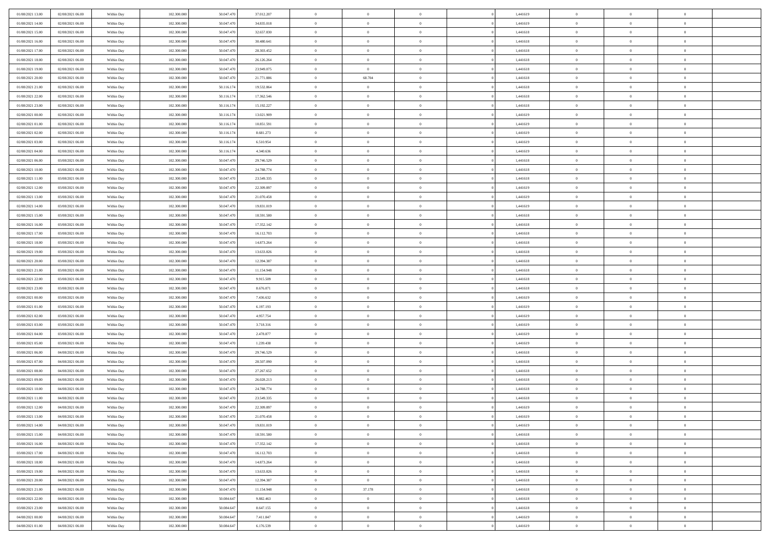| | | | | | | | | | | | | | | |
|---|---|---|---|---|---|---|---|---|---|---|---|---|---|---|
| 01/08/2021 13:00 | 02/08/2021 06:00 | Within Day | 102.300.000 | 50.047.470 | 37.012.207 | 0 | 0 | 0 | | 1,441619 | 0 | 0 | 0 | |
| 01/08/2021 14:00 | 02/08/2021 06:00 | Within Day | 102.300.000 | 50.047.470 | 34.835.018 | 0 | 0 | 0 | | 1,441619 | 0 | 0 | 0 | |
| 01/08/2021 15:00 | 02/08/2021 06:00 | Within Day | 102.300.000 | 50.047.470 | 32.657.830 | 0 | 0 | 0 | | 1,441618 | 0 | 0 | 0 | |
| 01/08/2021 16:00 | 02/08/2021 06:00 | Within Day | 102.300.000 | 50.047.470 | 30.480.641 | 0 | 0 | 0 | | 1,441618 | 0 | 0 | 0 | |
| 01/08/2021 17:00 | 02/08/2021 06:00 | Within Day | 102.300.000 | 50.047.470 | 28.303.452 | 0 | 0 | 0 | | 1,441618 | 0 | 0 | 0 | |
| 01/08/2021 18:00 | 02/08/2021 06:00 | Within Day | 102.300.000 | 50.047.470 | 26.126.264 | 0 | 0 | 0 | | 1,441618 | 0 | 0 | 0 | |
| 01/08/2021 19:00 | 02/08/2021 06:00 | Within Day | 102.300.000 | 50.047.470 | 23.949.075 | 0 | 0 | 0 | | 1,441618 | 0 | 0 | 0 | |
| 01/08/2021 20:00 | 02/08/2021 06:00 | Within Day | 102.300.000 | 50.047.470 | 21.771.886 | 0 | 68.704 | 0 | | 1,441618 | 0 | 0 | 0 | |
| 01/08/2021 21:00 | 02/08/2021 06:00 | Within Day | 102.300.000 | 50.116.174 | 19.532.864 | 0 | 0 | 0 | | 1,441618 | 0 | 0 | 0 | |
| 01/08/2021 22:00 | 02/08/2021 06:00 | Within Day | 102.300.000 | 50.116.174 | 17.362.546 | 0 | 0 | 0 | | 1,441618 | 0 | 0 | 0 | |
| 01/08/2021 23:00 | 02/08/2021 06:00 | Within Day | 102.300.000 | 50.116.174 | 15.192.227 | 0 | 0 | 0 | | 1,441618 | 0 | 0 | 0 | |
| 02/08/2021 00:00 | 02/08/2021 06:00 | Within Day | 102.300.000 | 50.116.174 | 13.021.909 | 0 | 0 | 0 | | 1,441619 | 0 | 0 | 0 | |
| 02/08/2021 01:00 | 02/08/2021 06:00 | Within Day | 102.300.000 | 50.116.174 | 10.851.591 | 0 | 0 | 0 | | 1,441619 | 0 | 0 | 0 | |
| 02/08/2021 02:00 | 02/08/2021 06:00 | Within Day | 102.300.000 | 50.116.174 | 8.681.273 | 0 | 0 | 0 | | 1,441619 | 0 | 0 | 0 | |
| 02/08/2021 03:00 | 02/08/2021 06:00 | Within Day | 102.300.000 | 50.116.174 | 6.510.954 | 0 | 0 | 0 | | 1,441619 | 0 | 0 | 0 | |
| 02/08/2021 04:00 | 02/08/2021 06:00 | Within Day | 102.300.000 | 50.116.174 | 4.340.636 | 0 | 0 | 0 | | 1,441619 | 0 | 0 | 0 | |
| 02/08/2021 06:00 | 03/08/2021 06:00 | Within Day | 102.300.000 | 50.047.470 | 29.746.529 | 0 | 0 | 0 | | 1,441618 | 0 | 0 | 0 | |
| 02/08/2021 10:00 | 03/08/2021 06:00 | Within Day | 102.300.000 | 50.047.470 | 24.788.774 | 0 | 0 | 0 | | 1,441618 | 0 | 0 | 0 | |
| 02/08/2021 11:00 | 03/08/2021 06:00 | Within Day | 102.300.000 | 50.047.470 | 23.549.335 | 0 | 0 | 0 | | 1,441618 | 0 | 0 | 0 | |
| 02/08/2021 12:00 | 03/08/2021 06:00 | Within Day | 102.300.000 | 50.047.470 | 22.309.897 | 0 | 0 | 0 | | 1,441619 | 0 | 0 | 0 | |
| 02/08/2021 13:00 | 03/08/2021 06:00 | Within Day | 102.300.000 | 50.047.470 | 21.070.458 | 0 | 0 | 0 | | 1,441619 | 0 | 0 | 0 | |
| 02/08/2021 14:00 | 03/08/2021 06:00 | Within Day | 102.300.000 | 50.047.470 | 19.831.019 | 0 | 0 | 0 | | 1,441619 | 0 | 0 | 0 | |
| 02/08/2021 15:00 | 03/08/2021 06:00 | Within Day | 102.300.000 | 50.047.470 | 18.591.580 | 0 | 0 | 0 | | 1,441618 | 0 | 0 | 0 | |
| 02/08/2021 16:00 | 03/08/2021 06:00 | Within Day | 102.300.000 | 50.047.470 | 17.352.142 | 0 | 0 | 0 | | 1,441618 | 0 | 0 | 0 | |
| 02/08/2021 17:00 | 03/08/2021 06:00 | Within Day | 102.300.000 | 50.047.470 | 16.112.703 | 0 | 0 | 0 | | 1,441618 | 0 | 0 | 0 | |
| 02/08/2021 18:00 | 03/08/2021 06:00 | Within Day | 102.300.000 | 50.047.470 | 14.873.264 | 0 | 0 | 0 | | 1,441618 | 0 | 0 | 0 | |
| 02/08/2021 19:00 | 03/08/2021 06:00 | Within Day | 102.300.000 | 50.047.470 | 13.633.826 | 0 | 0 | 0 | | 1,441618 | 0 | 0 | 0 | |
| 02/08/2021 20:00 | 03/08/2021 06:00 | Within Day | 102.300.000 | 50.047.470 | 12.394.387 | 0 | 0 | 0 | | 1,441618 | 0 | 0 | 0 | |
| 02/08/2021 21:00 | 03/08/2021 06:00 | Within Day | 102.300.000 | 50.047.470 | 11.154.948 | 0 | 0 | 0 | | 1,441618 | 0 | 0 | 0 | |
| 02/08/2021 22:00 | 03/08/2021 06:00 | Within Day | 102.300.000 | 50.047.470 | 9.915.509 | 0 | 0 | 0 | | 1,441618 | 0 | 0 | 0 | |
| 02/08/2021 23:00 | 03/08/2021 06:00 | Within Day | 102.300.000 | 50.047.470 | 8.676.071 | 0 | 0 | 0 | | 1,441618 | 0 | 0 | 0 | |
| 03/08/2021 00:00 | 03/08/2021 06:00 | Within Day | 102.300.000 | 50.047.470 | 7.436.632 | 0 | 0 | 0 | | 1,441619 | 0 | 0 | 0 | |
| 03/08/2021 01:00 | 03/08/2021 06:00 | Within Day | 102.300.000 | 50.047.470 | 6.197.193 | 0 | 0 | 0 | | 1,441619 | 0 | 0 | 0 | |
| 03/08/2021 02:00 | 03/08/2021 06:00 | Within Day | 102.300.000 | 50.047.470 | 4.957.754 | 0 | 0 | 0 | | 1,441619 | 0 | 0 | 0 | |
| 03/08/2021 03:00 | 03/08/2021 06:00 | Within Day | 102.300.000 | 50.047.470 | 3.718.316 | 0 | 0 | 0 | | 1,441619 | 0 | 0 | 0 | |
| 03/08/2021 04:00 | 03/08/2021 06:00 | Within Day | 102.300.000 | 50.047.470 | 2.478.877 | 0 | 0 | 0 | | 1,441619 | 0 | 0 | 0 | |
| 03/08/2021 05:00 | 03/08/2021 06:00 | Within Day | 102.300.000 | 50.047.470 | 1.239.438 | 0 | 0 | 0 | | 1,441619 | 0 | 0 | 0 | |
| 03/08/2021 06:00 | 04/08/2021 06:00 | Within Day | 102.300.000 | 50.047.470 | 29.746.529 | 0 | 0 | 0 | | 1,441618 | 0 | 0 | 0 | |
| 03/08/2021 07:00 | 04/08/2021 06:00 | Within Day | 102.300.000 | 50.047.470 | 28.507.090 | 0 | 0 | 0 | | 1,441618 | 0 | 0 | 0 | |
| 03/08/2021 08:00 | 04/08/2021 06:00 | Within Day | 102.300.000 | 50.047.470 | 27.267.652 | 0 | 0 | 0 | | 1,441618 | 0 | 0 | 0 | |
| 03/08/2021 09:00 | 04/08/2021 06:00 | Within Day | 102.300.000 | 50.047.470 | 26.028.213 | 0 | 0 | 0 | | 1,441618 | 0 | 0 | 0 | |
| 03/08/2021 10:00 | 04/08/2021 06:00 | Within Day | 102.300.000 | 50.047.470 | 24.788.774 | 0 | 0 | 0 | | 1,441618 | 0 | 0 | 0 | |
| 03/08/2021 11:00 | 04/08/2021 06:00 | Within Day | 102.300.000 | 50.047.470 | 23.549.335 | 0 | 0 | 0 | | 1,441618 | 0 | 0 | 0 | |
| 03/08/2021 12:00 | 04/08/2021 06:00 | Within Day | 102.300.000 | 50.047.470 | 22.309.897 | 0 | 0 | 0 | | 1,441619 | 0 | 0 | 0 | |
| 03/08/2021 13:00 | 04/08/2021 06:00 | Within Day | 102.300.000 | 50.047.470 | 21.070.458 | 0 | 0 | 0 | | 1,441619 | 0 | 0 | 0 | |
| 03/08/2021 14:00 | 04/08/2021 06:00 | Within Day | 102.300.000 | 50.047.470 | 19.831.019 | 0 | 0 | 0 | | 1,441619 | 0 | 0 | 0 | |
| 03/08/2021 15:00 | 04/08/2021 06:00 | Within Day | 102.300.000 | 50.047.470 | 18.591.580 | 0 | 0 | 0 | | 1,441618 | 0 | 0 | 0 | |
| 03/08/2021 16:00 | 04/08/2021 06:00 | Within Day | 102.300.000 | 50.047.470 | 17.352.142 | 0 | 0 | 0 | | 1,441618 | 0 | 0 | 0 | |
| 03/08/2021 17:00 | 04/08/2021 06:00 | Within Day | 102.300.000 | 50.047.470 | 16.112.703 | 0 | 0 | 0 | | 1,441618 | 0 | 0 | 0 | |
| 03/08/2021 18:00 | 04/08/2021 06:00 | Within Day | 102.300.000 | 50.047.470 | 14.873.264 | 0 | 0 | 0 | | 1,441618 | 0 | 0 | 0 | |
| 03/08/2021 19:00 | 04/08/2021 06:00 | Within Day | 102.300.000 | 50.047.470 | 13.633.826 | 0 | 0 | 0 | | 1,441618 | 0 | 0 | 0 | |
| 03/08/2021 20:00 | 04/08/2021 06:00 | Within Day | 102.300.000 | 50.047.470 | 12.394.387 | 0 | 0 | 0 | | 1,441618 | 0 | 0 | 0 | |
| 03/08/2021 21:00 | 04/08/2021 06:00 | Within Day | 102.300.000 | 50.047.470 | 11.154.948 | 0 | 37.178 | 0 | | 1,441618 | 0 | 0 | 0 | |
| 03/08/2021 22:00 | 04/08/2021 06:00 | Within Day | 102.300.000 | 50.084.647 | 9.882.463 | 0 | 0 | 0 | | 1,441618 | 0 | 0 | 0 | |
| 03/08/2021 23:00 | 04/08/2021 06:00 | Within Day | 102.300.000 | 50.084.647 | 8.647.155 | 0 | 0 | 0 | | 1,441618 | 0 | 0 | 0 | |
| 04/08/2021 00:00 | 04/08/2021 06:00 | Within Day | 102.300.000 | 50.084.647 | 7.411.847 | 0 | 0 | 0 | | 1,441619 | 0 | 0 | 0 | |
| 04/08/2021 01:00 | 04/08/2021 06:00 | Within Day | 102.300.000 | 50.084.647 | 6.176.539 | 0 | 0 | 0 | | 1,441619 | 0 | 0 | 0 | |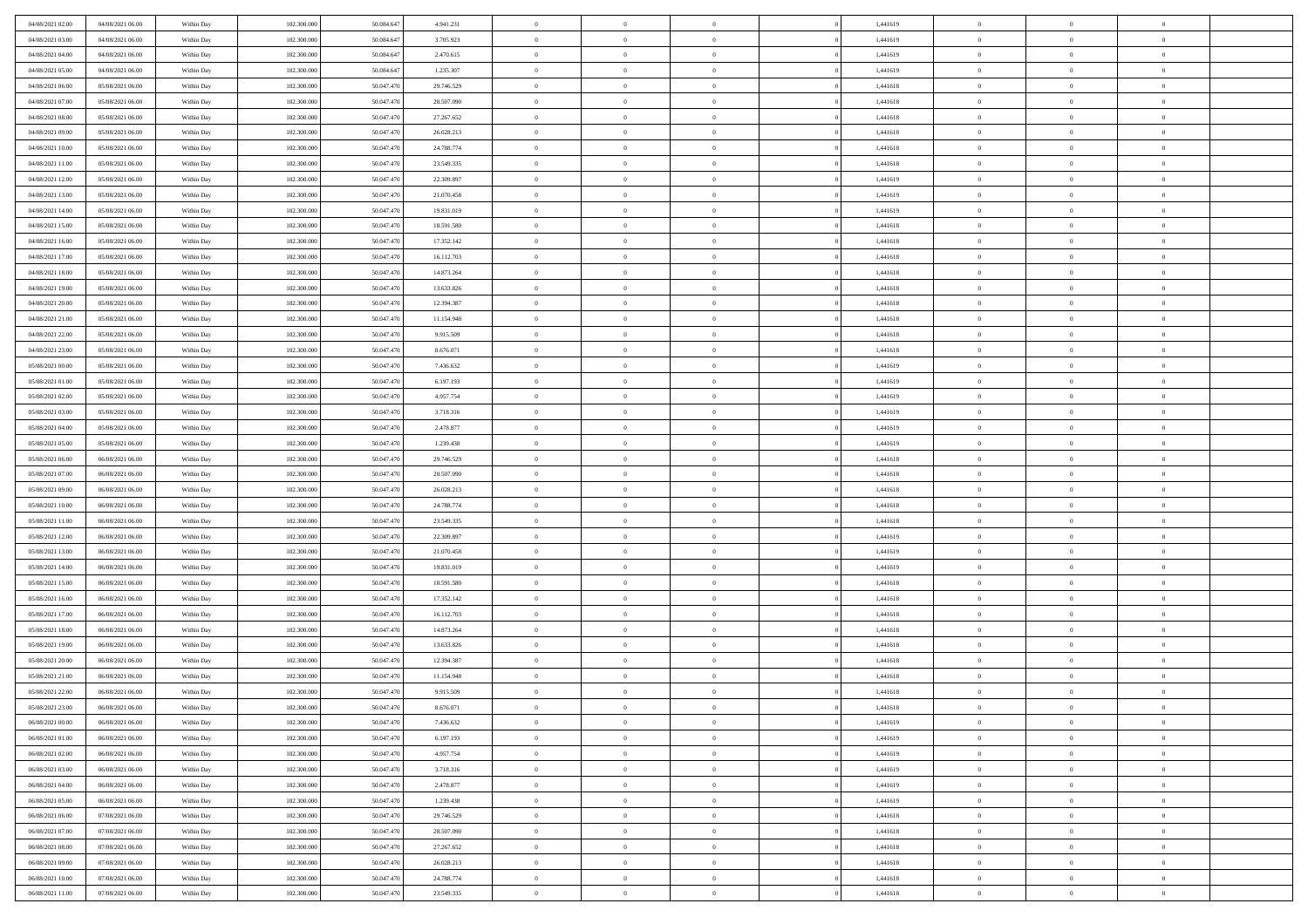| | | | | | | | | | | | | | | |
|---|---|---|---|---|---|---|---|---|---|---|---|---|---|---|
| 04/08/2021 02.00 | 04/08/2021 06.00 | Within Day | 102.300.000 | 50.084.647 | 4.941.231 | 0 | 0 | 0 | | 1,441619 | 0 | 0 | 0 | |
| 04/08/2021 03.00 | 04/08/2021 06.00 | Within Day | 102.300.000 | 50.084.647 | 3.705.923 | 0 | 0 | 0 | | 1,441619 | 0 | 0 | 0 | |
| 04/08/2021 04.00 | 04/08/2021 06.00 | Within Day | 102.300.000 | 50.084.647 | 2.470.615 | 0 | 0 | 0 | | 1,441619 | 0 | 0 | 0 | |
| 04/08/2021 05.00 | 04/08/2021 06.00 | Within Day | 102.300.000 | 50.084.647 | 1.235.307 | 0 | 0 | 0 | | 1,441619 | 0 | 0 | 0 | |
| 04/08/2021 06.00 | 05/08/2021 06.00 | Within Day | 102.300.000 | 50.047.470 | 29.746.529 | 0 | 0 | 0 | | 1,441618 | 0 | 0 | 0 | |
| 04/08/2021 07.00 | 05/08/2021 06.00 | Within Day | 102.300.000 | 50.047.470 | 28.507.090 | 0 | 0 | 0 | | 1,441618 | 0 | 0 | 0 | |
| 04/08/2021 08.00 | 05/08/2021 06.00 | Within Day | 102.300.000 | 50.047.470 | 27.267.652 | 0 | 0 | 0 | | 1,441618 | 0 | 0 | 0 | |
| 04/08/2021 09.00 | 05/08/2021 06.00 | Within Day | 102.300.000 | 50.047.470 | 26.028.213 | 0 | 0 | 0 | | 1,441618 | 0 | 0 | 0 | |
| 04/08/2021 10.00 | 05/08/2021 06.00 | Within Day | 102.300.000 | 50.047.470 | 24.788.774 | 0 | 0 | 0 | | 1,441618 | 0 | 0 | 0 | |
| 04/08/2021 11.00 | 05/08/2021 06.00 | Within Day | 102.300.000 | 50.047.470 | 23.549.335 | 0 | 0 | 0 | | 1,441618 | 0 | 0 | 0 | |
| 04/08/2021 12.00 | 05/08/2021 06.00 | Within Day | 102.300.000 | 50.047.470 | 22.309.897 | 0 | 0 | 0 | | 1,441619 | 0 | 0 | 0 | |
| 04/08/2021 13.00 | 05/08/2021 06.00 | Within Day | 102.300.000 | 50.047.470 | 21.070.458 | 0 | 0 | 0 | | 1,441619 | 0 | 0 | 0 | |
| 04/08/2021 14.00 | 05/08/2021 06.00 | Within Day | 102.300.000 | 50.047.470 | 19.831.019 | 0 | 0 | 0 | | 1,441619 | 0 | 0 | 0 | |
| 04/08/2021 15.00 | 05/08/2021 06.00 | Within Day | 102.300.000 | 50.047.470 | 18.591.580 | 0 | 0 | 0 | | 1,441618 | 0 | 0 | 0 | |
| 04/08/2021 16.00 | 05/08/2021 06.00 | Within Day | 102.300.000 | 50.047.470 | 17.352.142 | 0 | 0 | 0 | | 1,441618 | 0 | 0 | 0 | |
| 04/08/2021 17.00 | 05/08/2021 06.00 | Within Day | 102.300.000 | 50.047.470 | 16.112.703 | 0 | 0 | 0 | | 1,441618 | 0 | 0 | 0 | |
| 04/08/2021 18.00 | 05/08/2021 06.00 | Within Day | 102.300.000 | 50.047.470 | 14.873.264 | 0 | 0 | 0 | | 1,441618 | 0 | 0 | 0 | |
| 04/08/2021 19.00 | 05/08/2021 06.00 | Within Day | 102.300.000 | 50.047.470 | 13.633.826 | 0 | 0 | 0 | | 1,441618 | 0 | 0 | 0 | |
| 04/08/2021 20.00 | 05/08/2021 06.00 | Within Day | 102.300.000 | 50.047.470 | 12.394.387 | 0 | 0 | 0 | | 1,441618 | 0 | 0 | 0 | |
| 04/08/2021 21.00 | 05/08/2021 06.00 | Within Day | 102.300.000 | 50.047.470 | 11.154.948 | 0 | 0 | 0 | | 1,441618 | 0 | 0 | 0 | |
| 04/08/2021 22.00 | 05/08/2021 06.00 | Within Day | 102.300.000 | 50.047.470 | 9.915.509 | 0 | 0 | 0 | | 1,441618 | 0 | 0 | 0 | |
| 04/08/2021 23.00 | 05/08/2021 06.00 | Within Day | 102.300.000 | 50.047.470 | 8.676.071 | 0 | 0 | 0 | | 1,441618 | 0 | 0 | 0 | |
| 05/08/2021 00.00 | 05/08/2021 06.00 | Within Day | 102.300.000 | 50.047.470 | 7.436.632 | 0 | 0 | 0 | | 1,441619 | 0 | 0 | 0 | |
| 05/08/2021 01.00 | 05/08/2021 06.00 | Within Day | 102.300.000 | 50.047.470 | 6.197.193 | 0 | 0 | 0 | | 1,441619 | 0 | 0 | 0 | |
| 05/08/2021 02.00 | 05/08/2021 06.00 | Within Day | 102.300.000 | 50.047.470 | 4.957.754 | 0 | 0 | 0 | | 1,441619 | 0 | 0 | 0 | |
| 05/08/2021 03.00 | 05/08/2021 06.00 | Within Day | 102.300.000 | 50.047.470 | 3.718.316 | 0 | 0 | 0 | | 1,441619 | 0 | 0 | 0 | |
| 05/08/2021 04.00 | 05/08/2021 06.00 | Within Day | 102.300.000 | 50.047.470 | 2.478.877 | 0 | 0 | 0 | | 1,441619 | 0 | 0 | 0 | |
| 05/08/2021 05.00 | 05/08/2021 06.00 | Within Day | 102.300.000 | 50.047.470 | 1.239.438 | 0 | 0 | 0 | | 1,441619 | 0 | 0 | 0 | |
| 05/08/2021 06.00 | 06/08/2021 06.00 | Within Day | 102.300.000 | 50.047.470 | 29.746.529 | 0 | 0 | 0 | | 1,441618 | 0 | 0 | 0 | |
| 05/08/2021 07.00 | 06/08/2021 06.00 | Within Day | 102.300.000 | 50.047.470 | 28.507.090 | 0 | 0 | 0 | | 1,441618 | 0 | 0 | 0 | |
| 05/08/2021 09.00 | 06/08/2021 06.00 | Within Day | 102.300.000 | 50.047.470 | 26.028.213 | 0 | 0 | 0 | | 1,441618 | 0 | 0 | 0 | |
| 05/08/2021 10.00 | 06/08/2021 06.00 | Within Day | 102.300.000 | 50.047.470 | 24.788.774 | 0 | 0 | 0 | | 1,441618 | 0 | 0 | 0 | |
| 05/08/2021 11.00 | 06/08/2021 06.00 | Within Day | 102.300.000 | 50.047.470 | 23.549.335 | 0 | 0 | 0 | | 1,441618 | 0 | 0 | 0 | |
| 05/08/2021 12.00 | 06/08/2021 06.00 | Within Day | 102.300.000 | 50.047.470 | 22.309.897 | 0 | 0 | 0 | | 1,441619 | 0 | 0 | 0 | |
| 05/08/2021 13.00 | 06/08/2021 06.00 | Within Day | 102.300.000 | 50.047.470 | 21.070.458 | 0 | 0 | 0 | | 1,441619 | 0 | 0 | 0 | |
| 05/08/2021 14.00 | 06/08/2021 06.00 | Within Day | 102.300.000 | 50.047.470 | 19.831.019 | 0 | 0 | 0 | | 1,441619 | 0 | 0 | 0 | |
| 05/08/2021 15.00 | 06/08/2021 06.00 | Within Day | 102.300.000 | 50.047.470 | 18.591.580 | 0 | 0 | 0 | | 1,441618 | 0 | 0 | 0 | |
| 05/08/2021 16.00 | 06/08/2021 06.00 | Within Day | 102.300.000 | 50.047.470 | 17.352.142 | 0 | 0 | 0 | | 1,441618 | 0 | 0 | 0 | |
| 05/08/2021 17.00 | 06/08/2021 06.00 | Within Day | 102.300.000 | 50.047.470 | 16.112.703 | 0 | 0 | 0 | | 1,441618 | 0 | 0 | 0 | |
| 05/08/2021 18.00 | 06/08/2021 06.00 | Within Day | 102.300.000 | 50.047.470 | 14.873.264 | 0 | 0 | 0 | | 1,441618 | 0 | 0 | 0 | |
| 05/08/2021 19.00 | 06/08/2021 06.00 | Within Day | 102.300.000 | 50.047.470 | 13.633.826 | 0 | 0 | 0 | | 1,441618 | 0 | 0 | 0 | |
| 05/08/2021 20.00 | 06/08/2021 06.00 | Within Day | 102.300.000 | 50.047.470 | 12.394.387 | 0 | 0 | 0 | | 1,441618 | 0 | 0 | 0 | |
| 05/08/2021 21.00 | 06/08/2021 06.00 | Within Day | 102.300.000 | 50.047.470 | 11.154.948 | 0 | 0 | 0 | | 1,441618 | 0 | 0 | 0 | |
| 05/08/2021 22.00 | 06/08/2021 06.00 | Within Day | 102.300.000 | 50.047.470 | 9.915.509 | 0 | 0 | 0 | | 1,441618 | 0 | 0 | 0 | |
| 05/08/2021 23.00 | 06/08/2021 06.00 | Within Day | 102.300.000 | 50.047.470 | 8.676.071 | 0 | 0 | 0 | | 1,441618 | 0 | 0 | 0 | |
| 06/08/2021 00.00 | 06/08/2021 06.00 | Within Day | 102.300.000 | 50.047.470 | 7.436.632 | 0 | 0 | 0 | | 1,441619 | 0 | 0 | 0 | |
| 06/08/2021 01.00 | 06/08/2021 06.00 | Within Day | 102.300.000 | 50.047.470 | 6.197.193 | 0 | 0 | 0 | | 1,441619 | 0 | 0 | 0 | |
| 06/08/2021 02.00 | 06/08/2021 06.00 | Within Day | 102.300.000 | 50.047.470 | 4.957.754 | 0 | 0 | 0 | | 1,441619 | 0 | 0 | 0 | |
| 06/08/2021 03.00 | 06/08/2021 06.00 | Within Day | 102.300.000 | 50.047.470 | 3.718.316 | 0 | 0 | 0 | | 1,441619 | 0 | 0 | 0 | |
| 06/08/2021 04.00 | 06/08/2021 06.00 | Within Day | 102.300.000 | 50.047.470 | 2.478.877 | 0 | 0 | 0 | | 1,441619 | 0 | 0 | 0 | |
| 06/08/2021 05.00 | 06/08/2021 06.00 | Within Day | 102.300.000 | 50.047.470 | 1.239.438 | 0 | 0 | 0 | | 1,441619 | 0 | 0 | 0 | |
| 06/08/2021 06.00 | 07/08/2021 06.00 | Within Day | 102.300.000 | 50.047.470 | 29.746.529 | 0 | 0 | 0 | | 1,441618 | 0 | 0 | 0 | |
| 06/08/2021 07.00 | 07/08/2021 06.00 | Within Day | 102.300.000 | 50.047.470 | 28.507.090 | 0 | 0 | 0 | | 1,441618 | 0 | 0 | 0 | |
| 06/08/2021 08.00 | 07/08/2021 06.00 | Within Day | 102.300.000 | 50.047.470 | 27.267.652 | 0 | 0 | 0 | | 1,441618 | 0 | 0 | 0 | |
| 06/08/2021 09.00 | 07/08/2021 06.00 | Within Day | 102.300.000 | 50.047.470 | 26.028.213 | 0 | 0 | 0 | | 1,441618 | 0 | 0 | 0 | |
| 06/08/2021 10.00 | 07/08/2021 06.00 | Within Day | 102.300.000 | 50.047.470 | 24.788.774 | 0 | 0 | 0 | | 1,441618 | 0 | 0 | 0 | |
| 06/08/2021 11.00 | 07/08/2021 06.00 | Within Day | 102.300.000 | 50.047.470 | 23.549.335 | 0 | 0 | 0 | | 1,441618 | 0 | 0 | 0 | |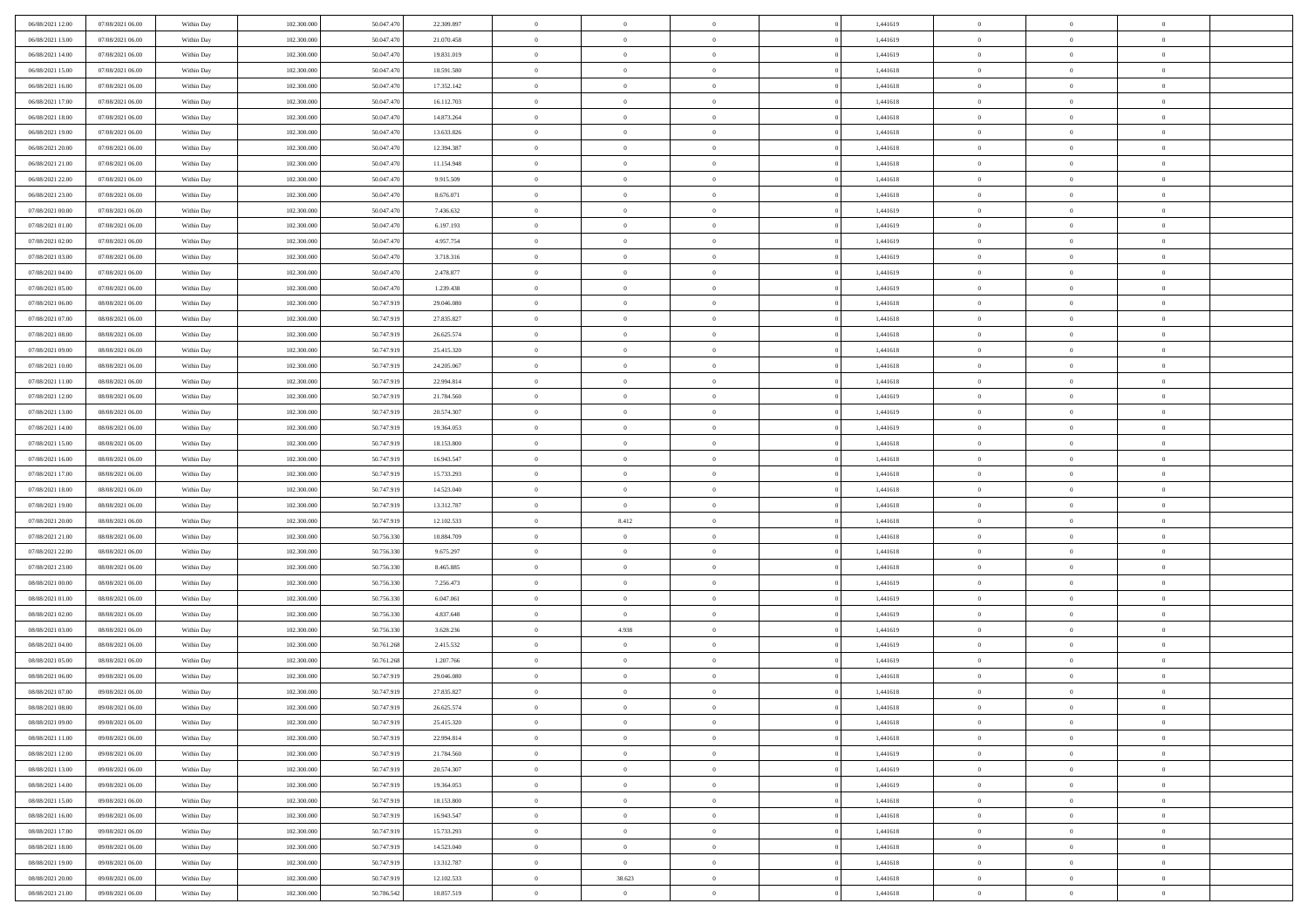| | | | | | | | | | | | | | | |
|---|---|---|---|---|---|---|---|---|---|---|---|---|---|---|
| 06/08/2021 12:00 | 07/08/2021 06:00 | Within Day | 102.300.000 | 50.047.470 | 22.309.897 | 0 | 0 | 0 | | 1,441619 | 0 | 0 | 0 | |
| 06/08/2021 13:00 | 07/08/2021 06:00 | Within Day | 102.300.000 | 50.047.470 | 21.070.458 | 0 | 0 | 0 | | 1,441619 | 0 | 0 | 0 | |
| 06/08/2021 14:00 | 07/08/2021 06:00 | Within Day | 102.300.000 | 50.047.470 | 19.831.019 | 0 | 0 | 0 | | 1,441619 | 0 | 0 | 0 | |
| 06/08/2021 15:00 | 07/08/2021 06:00 | Within Day | 102.300.000 | 50.047.470 | 18.591.580 | 0 | 0 | 0 | | 1,441618 | 0 | 0 | 0 | |
| 06/08/2021 16:00 | 07/08/2021 06:00 | Within Day | 102.300.000 | 50.047.470 | 17.352.142 | 0 | 0 | 0 | | 1,441618 | 0 | 0 | 0 | |
| 06/08/2021 17:00 | 07/08/2021 06:00 | Within Day | 102.300.000 | 50.047.470 | 16.112.703 | 0 | 0 | 0 | | 1,441618 | 0 | 0 | 0 | |
| 06/08/2021 18:00 | 07/08/2021 06:00 | Within Day | 102.300.000 | 50.047.470 | 14.873.264 | 0 | 0 | 0 | | 1,441618 | 0 | 0 | 0 | |
| 06/08/2021 19:00 | 07/08/2021 06:00 | Within Day | 102.300.000 | 50.047.470 | 13.633.826 | 0 | 0 | 0 | | 1,441618 | 0 | 0 | 0 | |
| 06/08/2021 20:00 | 07/08/2021 06:00 | Within Day | 102.300.000 | 50.047.470 | 12.394.387 | 0 | 0 | 0 | | 1,441618 | 0 | 0 | 0 | |
| 06/08/2021 21:00 | 07/08/2021 06:00 | Within Day | 102.300.000 | 50.047.470 | 11.154.948 | 0 | 0 | 0 | | 1,441618 | 0 | 0 | 0 | |
| 06/08/2021 22:00 | 07/08/2021 06:00 | Within Day | 102.300.000 | 50.047.470 | 9.915.509 | 0 | 0 | 0 | | 1,441618 | 0 | 0 | 0 | |
| 06/08/2021 23:00 | 07/08/2021 06:00 | Within Day | 102.300.000 | 50.047.470 | 8.676.071 | 0 | 0 | 0 | | 1,441618 | 0 | 0 | 0 | |
| 07/08/2021 00:00 | 07/08/2021 06:00 | Within Day | 102.300.000 | 50.047.470 | 7.436.632 | 0 | 0 | 0 | | 1,441619 | 0 | 0 | 0 | |
| 07/08/2021 01:00 | 07/08/2021 06:00 | Within Day | 102.300.000 | 50.047.470 | 6.197.193 | 0 | 0 | 0 | | 1,441619 | 0 | 0 | 0 | |
| 07/08/2021 02:00 | 07/08/2021 06:00 | Within Day | 102.300.000 | 50.047.470 | 4.957.754 | 0 | 0 | 0 | | 1,441619 | 0 | 0 | 0 | |
| 07/08/2021 03:00 | 07/08/2021 06:00 | Within Day | 102.300.000 | 50.047.470 | 3.718.316 | 0 | 0 | 0 | | 1,441619 | 0 | 0 | 0 | |
| 07/08/2021 04:00 | 07/08/2021 06:00 | Within Day | 102.300.000 | 50.047.470 | 2.478.877 | 0 | 0 | 0 | | 1,441619 | 0 | 0 | 0 | |
| 07/08/2021 05:00 | 07/08/2021 06:00 | Within Day | 102.300.000 | 50.047.470 | 1.239.438 | 0 | 0 | 0 | | 1,441619 | 0 | 0 | 0 | |
| 07/08/2021 06:00 | 08/08/2021 06:00 | Within Day | 102.300.000 | 50.747.919 | 29.046.080 | 0 | 0 | 0 | | 1,441618 | 0 | 0 | 0 | |
| 07/08/2021 07:00 | 08/08/2021 06:00 | Within Day | 102.300.000 | 50.747.919 | 27.835.827 | 0 | 0 | 0 | | 1,441618 | 0 | 0 | 0 | |
| 07/08/2021 08:00 | 08/08/2021 06:00 | Within Day | 102.300.000 | 50.747.919 | 26.625.574 | 0 | 0 | 0 | | 1,441618 | 0 | 0 | 0 | |
| 07/08/2021 09:00 | 08/08/2021 06:00 | Within Day | 102.300.000 | 50.747.919 | 25.415.320 | 0 | 0 | 0 | | 1,441618 | 0 | 0 | 0 | |
| 07/08/2021 10:00 | 08/08/2021 06:00 | Within Day | 102.300.000 | 50.747.919 | 24.205.067 | 0 | 0 | 0 | | 1,441618 | 0 | 0 | 0 | |
| 07/08/2021 11:00 | 08/08/2021 06:00 | Within Day | 102.300.000 | 50.747.919 | 22.994.814 | 0 | 0 | 0 | | 1,441618 | 0 | 0 | 0 | |
| 07/08/2021 12:00 | 08/08/2021 06:00 | Within Day | 102.300.000 | 50.747.919 | 21.784.560 | 0 | 0 | 0 | | 1,441619 | 0 | 0 | 0 | |
| 07/08/2021 13:00 | 08/08/2021 06:00 | Within Day | 102.300.000 | 50.747.919 | 20.574.307 | 0 | 0 | 0 | | 1,441619 | 0 | 0 | 0 | |
| 07/08/2021 14:00 | 08/08/2021 06:00 | Within Day | 102.300.000 | 50.747.919 | 19.364.053 | 0 | 0 | 0 | | 1,441619 | 0 | 0 | 0 | |
| 07/08/2021 15:00 | 08/08/2021 06:00 | Within Day | 102.300.000 | 50.747.919 | 18.153.800 | 0 | 0 | 0 | | 1,441618 | 0 | 0 | 0 | |
| 07/08/2021 16:00 | 08/08/2021 06:00 | Within Day | 102.300.000 | 50.747.919 | 16.943.547 | 0 | 0 | 0 | | 1,441618 | 0 | 0 | 0 | |
| 07/08/2021 17:00 | 08/08/2021 06:00 | Within Day | 102.300.000 | 50.747.919 | 15.733.293 | 0 | 0 | 0 | | 1,441618 | 0 | 0 | 0 | |
| 07/08/2021 18:00 | 08/08/2021 06:00 | Within Day | 102.300.000 | 50.747.919 | 14.523.040 | 0 | 0 | 0 | | 1,441618 | 0 | 0 | 0 | |
| 07/08/2021 19:00 | 08/08/2021 06:00 | Within Day | 102.300.000 | 50.747.919 | 13.312.787 | 0 | 0 | 0 | | 1,441618 | 0 | 0 | 0 | |
| 07/08/2021 20:00 | 08/08/2021 06:00 | Within Day | 102.300.000 | 50.747.919 | 12.102.533 | 0 | 8.412 | 0 | | 1,441618 | 0 | 0 | 0 | |
| 07/08/2021 21:00 | 08/08/2021 06:00 | Within Day | 102.300.000 | 50.756.330 | 10.884.709 | 0 | 0 | 0 | | 1,441618 | 0 | 0 | 0 | |
| 07/08/2021 22:00 | 08/08/2021 06:00 | Within Day | 102.300.000 | 50.756.330 | 9.675.297 | 0 | 0 | 0 | | 1,441618 | 0 | 0 | 0 | |
| 07/08/2021 23:00 | 08/08/2021 06:00 | Within Day | 102.300.000 | 50.756.330 | 8.465.885 | 0 | 0 | 0 | | 1,441618 | 0 | 0 | 0 | |
| 08/08/2021 00:00 | 08/08/2021 06:00 | Within Day | 102.300.000 | 50.756.330 | 7.256.473 | 0 | 0 | 0 | | 1,441619 | 0 | 0 | 0 | |
| 08/08/2021 01:00 | 08/08/2021 06:00 | Within Day | 102.300.000 | 50.756.330 | 6.047.061 | 0 | 0 | 0 | | 1,441619 | 0 | 0 | 0 | |
| 08/08/2021 02:00 | 08/08/2021 06:00 | Within Day | 102.300.000 | 50.756.330 | 4.837.648 | 0 | 0 | 0 | | 1,441619 | 0 | 0 | 0 | |
| 08/08/2021 03:00 | 08/08/2021 06:00 | Within Day | 102.300.000 | 50.756.330 | 3.628.236 | 0 | 4.938 | 0 | | 1,441619 | 0 | 0 | 0 | |
| 08/08/2021 04:00 | 08/08/2021 06:00 | Within Day | 102.300.000 | 50.761.268 | 2.415.532 | 0 | 0 | 0 | | 1,441619 | 0 | 0 | 0 | |
| 08/08/2021 05:00 | 08/08/2021 06:00 | Within Day | 102.300.000 | 50.761.268 | 1.207.766 | 0 | 0 | 0 | | 1,441619 | 0 | 0 | 0 | |
| 08/08/2021 06:00 | 09/08/2021 06:00 | Within Day | 102.300.000 | 50.747.919 | 29.046.080 | 0 | 0 | 0 | | 1,441618 | 0 | 0 | 0 | |
| 08/08/2021 07:00 | 09/08/2021 06:00 | Within Day | 102.300.000 | 50.747.919 | 27.835.827 | 0 | 0 | 0 | | 1,441618 | 0 | 0 | 0 | |
| 08/08/2021 08:00 | 09/08/2021 06:00 | Within Day | 102.300.000 | 50.747.919 | 26.625.574 | 0 | 0 | 0 | | 1,441618 | 0 | 0 | 0 | |
| 08/08/2021 09:00 | 09/08/2021 06:00 | Within Day | 102.300.000 | 50.747.919 | 25.415.320 | 0 | 0 | 0 | | 1,441618 | 0 | 0 | 0 | |
| 08/08/2021 11:00 | 09/08/2021 06:00 | Within Day | 102.300.000 | 50.747.919 | 22.994.814 | 0 | 0 | 0 | | 1,441618 | 0 | 0 | 0 | |
| 08/08/2021 12:00 | 09/08/2021 06:00 | Within Day | 102.300.000 | 50.747.919 | 21.784.560 | 0 | 0 | 0 | | 1,441619 | 0 | 0 | 0 | |
| 08/08/2021 13:00 | 09/08/2021 06:00 | Within Day | 102.300.000 | 50.747.919 | 20.574.307 | 0 | 0 | 0 | | 1,441619 | 0 | 0 | 0 | |
| 08/08/2021 14:00 | 09/08/2021 06:00 | Within Day | 102.300.000 | 50.747.919 | 19.364.053 | 0 | 0 | 0 | | 1,441619 | 0 | 0 | 0 | |
| 08/08/2021 15:00 | 09/08/2021 06:00 | Within Day | 102.300.000 | 50.747.919 | 18.153.800 | 0 | 0 | 0 | | 1,441618 | 0 | 0 | 0 | |
| 08/08/2021 16:00 | 09/08/2021 06:00 | Within Day | 102.300.000 | 50.747.919 | 16.943.547 | 0 | 0 | 0 | | 1,441618 | 0 | 0 | 0 | |
| 08/08/2021 17:00 | 09/08/2021 06:00 | Within Day | 102.300.000 | 50.747.919 | 15.733.293 | 0 | 0 | 0 | | 1,441618 | 0 | 0 | 0 | |
| 08/08/2021 18:00 | 09/08/2021 06:00 | Within Day | 102.300.000 | 50.747.919 | 14.523.040 | 0 | 0 | 0 | | 1,441618 | 0 | 0 | 0 | |
| 08/08/2021 19:00 | 09/08/2021 06:00 | Within Day | 102.300.000 | 50.747.919 | 13.312.787 | 0 | 0 | 0 | | 1,441618 | 0 | 0 | 0 | |
| 08/08/2021 20:00 | 09/08/2021 06:00 | Within Day | 102.300.000 | 50.747.919 | 12.102.533 | 0 | 38.623 | 0 | | 1,441618 | 0 | 0 | 0 | |
| 08/08/2021 21:00 | 09/08/2021 06:00 | Within Day | 102.300.000 | 50.786.542 | 10.857.519 | 0 | 0 | 0 | | 1,441618 | 0 | 0 | 0 | |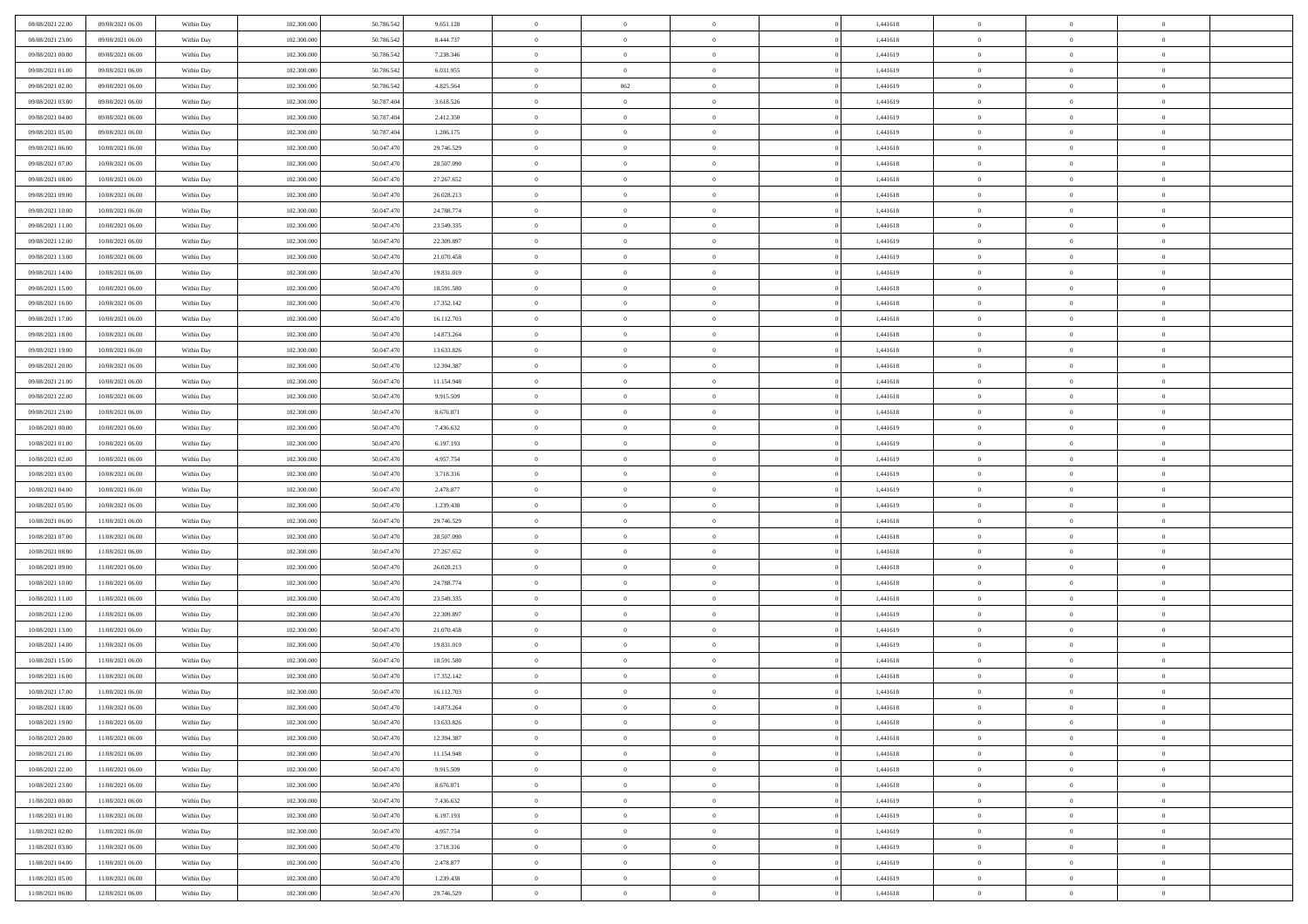| | | | | | | | | | | | | | | |
|---|---|---|---|---|---|---|---|---|---|---|---|---|---|---|
| 08/08/2021 22:00 | 09/08/2021 06:00 | Within Day | 102.300.000 | 50.786.542 | 9.651.128 | 0 | 0 | 0 | | 1,441618 | 0 | 0 | 0 | |
| 08/08/2021 23:00 | 09/08/2021 06:00 | Within Day | 102.300.000 | 50.786.542 | 8.444.737 | 0 | 0 | 0 | | 1,441618 | 0 | 0 | 0 | |
| 09/08/2021 00:00 | 09/08/2021 06:00 | Within Day | 102.300.000 | 50.786.542 | 7.238.346 | 0 | 0 | 0 | | 1,441619 | 0 | 0 | 0 | |
| 09/08/2021 01:00 | 09/08/2021 06:00 | Within Day | 102.300.000 | 50.786.542 | 6.031.955 | 0 | 0 | 0 | | 1,441619 | 0 | 0 | 0 | |
| 09/08/2021 02:00 | 09/08/2021 06:00 | Within Day | 102.300.000 | 50.786.542 | 4.825.564 | 0 | 862 | 0 | | 1,441619 | 0 | 0 | 0 | |
| 09/08/2021 03:00 | 09/08/2021 06:00 | Within Day | 102.300.000 | 50.787.404 | 3.618.526 | 0 | 0 | 0 | | 1,441619 | 0 | 0 | 0 | |
| 09/08/2021 04:00 | 09/08/2021 06:00 | Within Day | 102.300.000 | 50.787.404 | 2.412.350 | 0 | 0 | 0 | | 1,441619 | 0 | 0 | 0 | |
| 09/08/2021 05:00 | 09/08/2021 06:00 | Within Day | 102.300.000 | 50.787.404 | 1.206.175 | 0 | 0 | 0 | | 1,441619 | 0 | 0 | 0 | |
| 09/08/2021 06:00 | 10/08/2021 06:00 | Within Day | 102.300.000 | 50.047.470 | 29.746.529 | 0 | 0 | 0 | | 1,441618 | 0 | 0 | 0 | |
| 09/08/2021 07:00 | 10/08/2021 06:00 | Within Day | 102.300.000 | 50.047.470 | 28.507.090 | 0 | 0 | 0 | | 1,441618 | 0 | 0 | 0 | |
| 09/08/2021 08:00 | 10/08/2021 06:00 | Within Day | 102.300.000 | 50.047.470 | 27.267.652 | 0 | 0 | 0 | | 1,441618 | 0 | 0 | 0 | |
| 09/08/2021 09:00 | 10/08/2021 06:00 | Within Day | 102.300.000 | 50.047.470 | 26.028.213 | 0 | 0 | 0 | | 1,441618 | 0 | 0 | 0 | |
| 09/08/2021 10:00 | 10/08/2021 06:00 | Within Day | 102.300.000 | 50.047.470 | 24.788.774 | 0 | 0 | 0 | | 1,441618 | 0 | 0 | 0 | |
| 09/08/2021 11:00 | 10/08/2021 06:00 | Within Day | 102.300.000 | 50.047.470 | 23.549.335 | 0 | 0 | 0 | | 1,441618 | 0 | 0 | 0 | |
| 09/08/2021 12:00 | 10/08/2021 06:00 | Within Day | 102.300.000 | 50.047.470 | 22.309.897 | 0 | 0 | 0 | | 1,441619 | 0 | 0 | 0 | |
| 09/08/2021 13:00 | 10/08/2021 06:00 | Within Day | 102.300.000 | 50.047.470 | 21.070.458 | 0 | 0 | 0 | | 1,441619 | 0 | 0 | 0 | |
| 09/08/2021 14:00 | 10/08/2021 06:00 | Within Day | 102.300.000 | 50.047.470 | 19.831.019 | 0 | 0 | 0 | | 1,441619 | 0 | 0 | 0 | |
| 09/08/2021 15:00 | 10/08/2021 06:00 | Within Day | 102.300.000 | 50.047.470 | 18.591.580 | 0 | 0 | 0 | | 1,441618 | 0 | 0 | 0 | |
| 09/08/2021 16:00 | 10/08/2021 06:00 | Within Day | 102.300.000 | 50.047.470 | 17.352.142 | 0 | 0 | 0 | | 1,441618 | 0 | 0 | 0 | |
| 09/08/2021 17:00 | 10/08/2021 06:00 | Within Day | 102.300.000 | 50.047.470 | 16.112.703 | 0 | 0 | 0 | | 1,441618 | 0 | 0 | 0 | |
| 09/08/2021 18:00 | 10/08/2021 06:00 | Within Day | 102.300.000 | 50.047.470 | 14.873.264 | 0 | 0 | 0 | | 1,441618 | 0 | 0 | 0 | |
| 09/08/2021 19:00 | 10/08/2021 06:00 | Within Day | 102.300.000 | 50.047.470 | 13.633.826 | 0 | 0 | 0 | | 1,441618 | 0 | 0 | 0 | |
| 09/08/2021 20:00 | 10/08/2021 06:00 | Within Day | 102.300.000 | 50.047.470 | 12.394.387 | 0 | 0 | 0 | | 1,441618 | 0 | 0 | 0 | |
| 09/08/2021 21:00 | 10/08/2021 06:00 | Within Day | 102.300.000 | 50.047.470 | 11.154.948 | 0 | 0 | 0 | | 1,441618 | 0 | 0 | 0 | |
| 09/08/2021 22:00 | 10/08/2021 06:00 | Within Day | 102.300.000 | 50.047.470 | 9.915.509 | 0 | 0 | 0 | | 1,441618 | 0 | 0 | 0 | |
| 09/08/2021 23:00 | 10/08/2021 06:00 | Within Day | 102.300.000 | 50.047.470 | 8.676.071 | 0 | 0 | 0 | | 1,441618 | 0 | 0 | 0 | |
| 10/08/2021 00:00 | 10/08/2021 06:00 | Within Day | 102.300.000 | 50.047.470 | 7.436.632 | 0 | 0 | 0 | | 1,441619 | 0 | 0 | 0 | |
| 10/08/2021 01:00 | 10/08/2021 06:00 | Within Day | 102.300.000 | 50.047.470 | 6.197.193 | 0 | 0 | 0 | | 1,441619 | 0 | 0 | 0 | |
| 10/08/2021 02:00 | 10/08/2021 06:00 | Within Day | 102.300.000 | 50.047.470 | 4.957.754 | 0 | 0 | 0 | | 1,441619 | 0 | 0 | 0 | |
| 10/08/2021 03:00 | 10/08/2021 06:00 | Within Day | 102.300.000 | 50.047.470 | 3.718.316 | 0 | 0 | 0 | | 1,441619 | 0 | 0 | 0 | |
| 10/08/2021 04:00 | 10/08/2021 06:00 | Within Day | 102.300.000 | 50.047.470 | 2.478.877 | 0 | 0 | 0 | | 1,441619 | 0 | 0 | 0 | |
| 10/08/2021 05:00 | 10/08/2021 06:00 | Within Day | 102.300.000 | 50.047.470 | 1.239.438 | 0 | 0 | 0 | | 1,441619 | 0 | 0 | 0 | |
| 10/08/2021 06:00 | 11/08/2021 06:00 | Within Day | 102.300.000 | 50.047.470 | 29.746.529 | 0 | 0 | 0 | | 1,441618 | 0 | 0 | 0 | |
| 10/08/2021 07:00 | 11/08/2021 06:00 | Within Day | 102.300.000 | 50.047.470 | 28.507.090 | 0 | 0 | 0 | | 1,441618 | 0 | 0 | 0 | |
| 10/08/2021 08:00 | 11/08/2021 06:00 | Within Day | 102.300.000 | 50.047.470 | 27.267.652 | 0 | 0 | 0 | | 1,441618 | 0 | 0 | 0 | |
| 10/08/2021 09:00 | 11/08/2021 06:00 | Within Day | 102.300.000 | 50.047.470 | 26.028.213 | 0 | 0 | 0 | | 1,441618 | 0 | 0 | 0 | |
| 10/08/2021 10:00 | 11/08/2021 06:00 | Within Day | 102.300.000 | 50.047.470 | 24.788.774 | 0 | 0 | 0 | | 1,441618 | 0 | 0 | 0 | |
| 10/08/2021 11:00 | 11/08/2021 06:00 | Within Day | 102.300.000 | 50.047.470 | 23.549.335 | 0 | 0 | 0 | | 1,441618 | 0 | 0 | 0 | |
| 10/08/2021 12:00 | 11/08/2021 06:00 | Within Day | 102.300.000 | 50.047.470 | 22.309.897 | 0 | 0 | 0 | | 1,441619 | 0 | 0 | 0 | |
| 10/08/2021 13:00 | 11/08/2021 06:00 | Within Day | 102.300.000 | 50.047.470 | 21.070.458 | 0 | 0 | 0 | | 1,441619 | 0 | 0 | 0 | |
| 10/08/2021 14:00 | 11/08/2021 06:00 | Within Day | 102.300.000 | 50.047.470 | 19.831.019 | 0 | 0 | 0 | | 1,441619 | 0 | 0 | 0 | |
| 10/08/2021 15:00 | 11/08/2021 06:00 | Within Day | 102.300.000 | 50.047.470 | 18.591.580 | 0 | 0 | 0 | | 1,441618 | 0 | 0 | 0 | |
| 10/08/2021 16:00 | 11/08/2021 06:00 | Within Day | 102.300.000 | 50.047.470 | 17.352.142 | 0 | 0 | 0 | | 1,441618 | 0 | 0 | 0 | |
| 10/08/2021 17:00 | 11/08/2021 06:00 | Within Day | 102.300.000 | 50.047.470 | 16.112.703 | 0 | 0 | 0 | | 1,441618 | 0 | 0 | 0 | |
| 10/08/2021 18:00 | 11/08/2021 06:00 | Within Day | 102.300.000 | 50.047.470 | 14.873.264 | 0 | 0 | 0 | | 1,441618 | 0 | 0 | 0 | |
| 10/08/2021 19:00 | 11/08/2021 06:00 | Within Day | 102.300.000 | 50.047.470 | 13.633.826 | 0 | 0 | 0 | | 1,441618 | 0 | 0 | 0 | |
| 10/08/2021 20:00 | 11/08/2021 06:00 | Within Day | 102.300.000 | 50.047.470 | 12.394.387 | 0 | 0 | 0 | | 1,441618 | 0 | 0 | 0 | |
| 10/08/2021 21:00 | 11/08/2021 06:00 | Within Day | 102.300.000 | 50.047.470 | 11.154.948 | 0 | 0 | 0 | | 1,441618 | 0 | 0 | 0 | |
| 10/08/2021 22:00 | 11/08/2021 06:00 | Within Day | 102.300.000 | 50.047.470 | 9.915.509 | 0 | 0 | 0 | | 1,441618 | 0 | 0 | 0 | |
| 10/08/2021 23:00 | 11/08/2021 06:00 | Within Day | 102.300.000 | 50.047.470 | 8.676.071 | 0 | 0 | 0 | | 1,441618 | 0 | 0 | 0 | |
| 11/08/2021 00:00 | 11/08/2021 06:00 | Within Day | 102.300.000 | 50.047.470 | 7.436.632 | 0 | 0 | 0 | | 1,441619 | 0 | 0 | 0 | |
| 11/08/2021 01:00 | 11/08/2021 06:00 | Within Day | 102.300.000 | 50.047.470 | 6.197.193 | 0 | 0 | 0 | | 1,441619 | 0 | 0 | 0 | |
| 11/08/2021 02:00 | 11/08/2021 06:00 | Within Day | 102.300.000 | 50.047.470 | 4.957.754 | 0 | 0 | 0 | | 1,441619 | 0 | 0 | 0 | |
| 11/08/2021 03:00 | 11/08/2021 06:00 | Within Day | 102.300.000 | 50.047.470 | 3.718.316 | 0 | 0 | 0 | | 1,441619 | 0 | 0 | 0 | |
| 11/08/2021 04:00 | 11/08/2021 06:00 | Within Day | 102.300.000 | 50.047.470 | 2.478.877 | 0 | 0 | 0 | | 1,441619 | 0 | 0 | 0 | |
| 11/08/2021 05:00 | 11/08/2021 06:00 | Within Day | 102.300.000 | 50.047.470 | 1.239.438 | 0 | 0 | 0 | | 1,441619 | 0 | 0 | 0 | |
| 11/08/2021 06:00 | 12/08/2021 06:00 | Within Day | 102.300.000 | 50.047.470 | 29.746.529 | 0 | 0 | 0 | | 1,441618 | 0 | 0 | 0 | |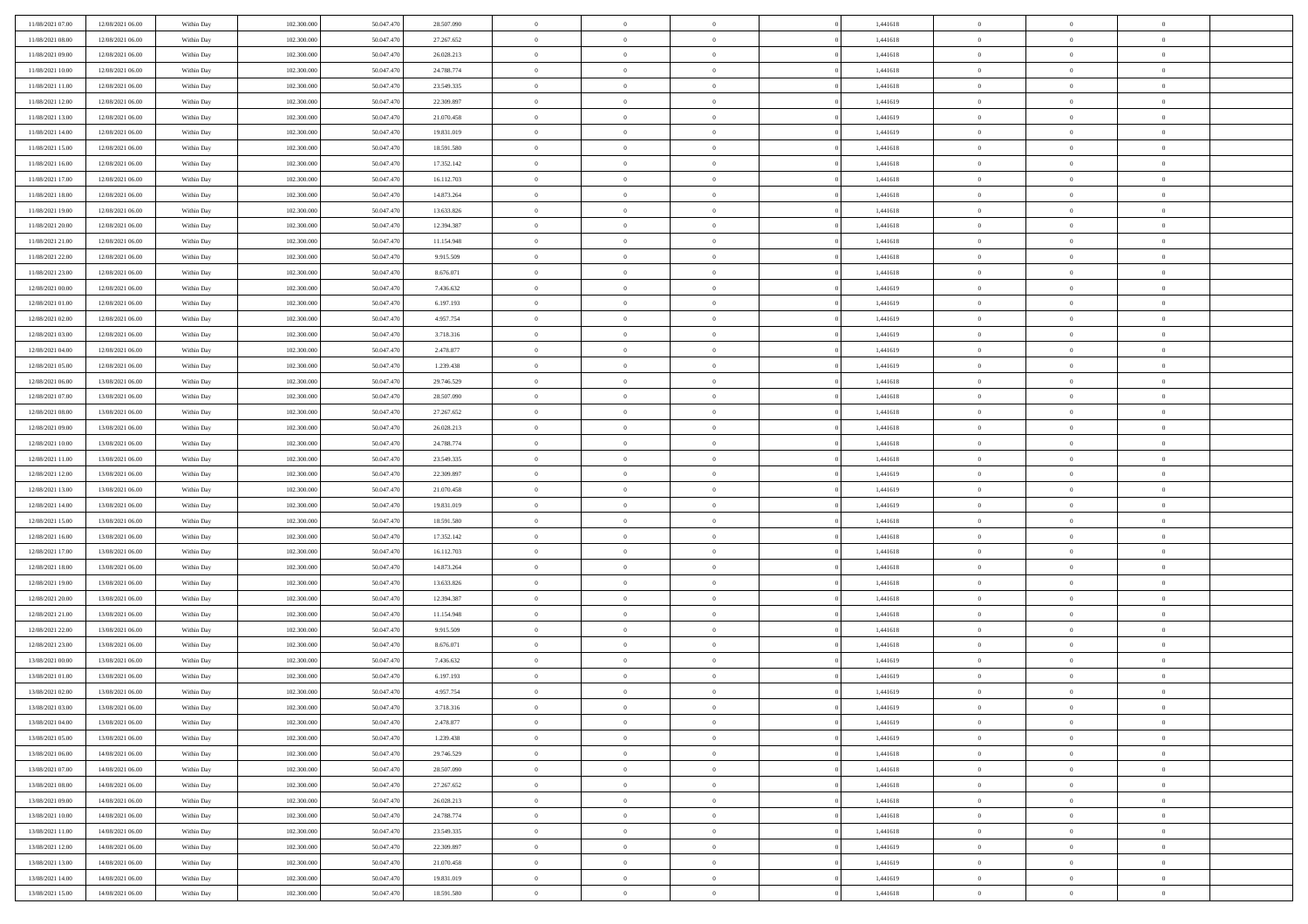| | | | | | | | | | | | | | | |
|---|---|---|---|---|---|---|---|---|---|---|---|---|---|---|
| 11/08/2021 07:00 | 12/08/2021 06:00 | Within Day | 102.300.000 | 50.047.470 | 28.507.090 | 0 | 0 | 0 | | 1,441618 | 0 | 0 | 0 | |
| 11/08/2021 08:00 | 12/08/2021 06:00 | Within Day | 102.300.000 | 50.047.470 | 27.267.652 | 0 | 0 | 0 | | 1,441618 | 0 | 0 | 0 | |
| 11/08/2021 09:00 | 12/08/2021 06:00 | Within Day | 102.300.000 | 50.047.470 | 26.028.213 | 0 | 0 | 0 | | 1,441618 | 0 | 0 | 0 | |
| 11/08/2021 10:00 | 12/08/2021 06:00 | Within Day | 102.300.000 | 50.047.470 | 24.788.774 | 0 | 0 | 0 | | 1,441618 | 0 | 0 | 0 | |
| 11/08/2021 11:00 | 12/08/2021 06:00 | Within Day | 102.300.000 | 50.047.470 | 23.549.335 | 0 | 0 | 0 | | 1,441618 | 0 | 0 | 0 | |
| 11/08/2021 12:00 | 12/08/2021 06:00 | Within Day | 102.300.000 | 50.047.470 | 22.309.897 | 0 | 0 | 0 | | 1,441619 | 0 | 0 | 0 | |
| 11/08/2021 13:00 | 12/08/2021 06:00 | Within Day | 102.300.000 | 50.047.470 | 21.070.458 | 0 | 0 | 0 | | 1,441619 | 0 | 0 | 0 | |
| 11/08/2021 14:00 | 12/08/2021 06:00 | Within Day | 102.300.000 | 50.047.470 | 19.831.019 | 0 | 0 | 0 | | 1,441619 | 0 | 0 | 0 | |
| 11/08/2021 15:00 | 12/08/2021 06:00 | Within Day | 102.300.000 | 50.047.470 | 18.591.580 | 0 | 0 | 0 | | 1,441618 | 0 | 0 | 0 | |
| 11/08/2021 16:00 | 12/08/2021 06:00 | Within Day | 102.300.000 | 50.047.470 | 17.352.142 | 0 | 0 | 0 | | 1,441618 | 0 | 0 | 0 | |
| 11/08/2021 17:00 | 12/08/2021 06:00 | Within Day | 102.300.000 | 50.047.470 | 16.112.703 | 0 | 0 | 0 | | 1,441618 | 0 | 0 | 0 | |
| 11/08/2021 18:00 | 12/08/2021 06:00 | Within Day | 102.300.000 | 50.047.470 | 14.873.264 | 0 | 0 | 0 | | 1,441618 | 0 | 0 | 0 | |
| 11/08/2021 19:00 | 12/08/2021 06:00 | Within Day | 102.300.000 | 50.047.470 | 13.633.826 | 0 | 0 | 0 | | 1,441618 | 0 | 0 | 0 | |
| 11/08/2021 20:00 | 12/08/2021 06:00 | Within Day | 102.300.000 | 50.047.470 | 12.394.387 | 0 | 0 | 0 | | 1,441618 | 0 | 0 | 0 | |
| 11/08/2021 21:00 | 12/08/2021 06:00 | Within Day | 102.300.000 | 50.047.470 | 11.154.948 | 0 | 0 | 0 | | 1,441618 | 0 | 0 | 0 | |
| 11/08/2021 22:00 | 12/08/2021 06:00 | Within Day | 102.300.000 | 50.047.470 | 9.915.509 | 0 | 0 | 0 | | 1,441618 | 0 | 0 | 0 | |
| 11/08/2021 23:00 | 12/08/2021 06:00 | Within Day | 102.300.000 | 50.047.470 | 8.676.071 | 0 | 0 | 0 | | 1,441618 | 0 | 0 | 0 | |
| 12/08/2021 00:00 | 12/08/2021 06:00 | Within Day | 102.300.000 | 50.047.470 | 7.436.632 | 0 | 0 | 0 | | 1,441619 | 0 | 0 | 0 | |
| 12/08/2021 01:00 | 12/08/2021 06:00 | Within Day | 102.300.000 | 50.047.470 | 6.197.193 | 0 | 0 | 0 | | 1,441619 | 0 | 0 | 0 | |
| 12/08/2021 02:00 | 12/08/2021 06:00 | Within Day | 102.300.000 | 50.047.470 | 4.957.754 | 0 | 0 | 0 | | 1,441619 | 0 | 0 | 0 | |
| 12/08/2021 03:00 | 12/08/2021 06:00 | Within Day | 102.300.000 | 50.047.470 | 3.718.316 | 0 | 0 | 0 | | 1,441619 | 0 | 0 | 0 | |
| 12/08/2021 04:00 | 12/08/2021 06:00 | Within Day | 102.300.000 | 50.047.470 | 2.478.877 | 0 | 0 | 0 | | 1,441619 | 0 | 0 | 0 | |
| 12/08/2021 05:00 | 12/08/2021 06:00 | Within Day | 102.300.000 | 50.047.470 | 1.239.438 | 0 | 0 | 0 | | 1,441619 | 0 | 0 | 0 | |
| 12/08/2021 06:00 | 13/08/2021 06:00 | Within Day | 102.300.000 | 50.047.470 | 29.746.529 | 0 | 0 | 0 | | 1,441618 | 0 | 0 | 0 | |
| 12/08/2021 07:00 | 13/08/2021 06:00 | Within Day | 102.300.000 | 50.047.470 | 28.507.090 | 0 | 0 | 0 | | 1,441618 | 0 | 0 | 0 | |
| 12/08/2021 08:00 | 13/08/2021 06:00 | Within Day | 102.300.000 | 50.047.470 | 27.267.652 | 0 | 0 | 0 | | 1,441618 | 0 | 0 | 0 | |
| 12/08/2021 09:00 | 13/08/2021 06:00 | Within Day | 102.300.000 | 50.047.470 | 26.028.213 | 0 | 0 | 0 | | 1,441618 | 0 | 0 | 0 | |
| 12/08/2021 10:00 | 13/08/2021 06:00 | Within Day | 102.300.000 | 50.047.470 | 24.788.774 | 0 | 0 | 0 | | 1,441618 | 0 | 0 | 0 | |
| 12/08/2021 11:00 | 13/08/2021 06:00 | Within Day | 102.300.000 | 50.047.470 | 23.549.335 | 0 | 0 | 0 | | 1,441618 | 0 | 0 | 0 | |
| 12/08/2021 12:00 | 13/08/2021 06:00 | Within Day | 102.300.000 | 50.047.470 | 22.309.897 | 0 | 0 | 0 | | 1,441619 | 0 | 0 | 0 | |
| 12/08/2021 13:00 | 13/08/2021 06:00 | Within Day | 102.300.000 | 50.047.470 | 21.070.458 | 0 | 0 | 0 | | 1,441619 | 0 | 0 | 0 | |
| 12/08/2021 14:00 | 13/08/2021 06:00 | Within Day | 102.300.000 | 50.047.470 | 19.831.019 | 0 | 0 | 0 | | 1,441619 | 0 | 0 | 0 | |
| 12/08/2021 15:00 | 13/08/2021 06:00 | Within Day | 102.300.000 | 50.047.470 | 18.591.580 | 0 | 0 | 0 | | 1,441618 | 0 | 0 | 0 | |
| 12/08/2021 16:00 | 13/08/2021 06:00 | Within Day | 102.300.000 | 50.047.470 | 17.352.142 | 0 | 0 | 0 | | 1,441618 | 0 | 0 | 0 | |
| 12/08/2021 17:00 | 13/08/2021 06:00 | Within Day | 102.300.000 | 50.047.470 | 16.112.703 | 0 | 0 | 0 | | 1,441618 | 0 | 0 | 0 | |
| 12/08/2021 18:00 | 13/08/2021 06:00 | Within Day | 102.300.000 | 50.047.470 | 14.873.264 | 0 | 0 | 0 | | 1,441618 | 0 | 0 | 0 | |
| 12/08/2021 19:00 | 13/08/2021 06:00 | Within Day | 102.300.000 | 50.047.470 | 13.633.826 | 0 | 0 | 0 | | 1,441618 | 0 | 0 | 0 | |
| 12/08/2021 20:00 | 13/08/2021 06:00 | Within Day | 102.300.000 | 50.047.470 | 12.394.387 | 0 | 0 | 0 | | 1,441618 | 0 | 0 | 0 | |
| 12/08/2021 21:00 | 13/08/2021 06:00 | Within Day | 102.300.000 | 50.047.470 | 11.154.948 | 0 | 0 | 0 | | 1,441618 | 0 | 0 | 0 | |
| 12/08/2021 22:00 | 13/08/2021 06:00 | Within Day | 102.300.000 | 50.047.470 | 9.915.509 | 0 | 0 | 0 | | 1,441618 | 0 | 0 | 0 | |
| 12/08/2021 23:00 | 13/08/2021 06:00 | Within Day | 102.300.000 | 50.047.470 | 8.676.071 | 0 | 0 | 0 | | 1,441618 | 0 | 0 | 0 | |
| 13/08/2021 00:00 | 13/08/2021 06:00 | Within Day | 102.300.000 | 50.047.470 | 7.436.632 | 0 | 0 | 0 | | 1,441619 | 0 | 0 | 0 | |
| 13/08/2021 01:00 | 13/08/2021 06:00 | Within Day | 102.300.000 | 50.047.470 | 6.197.193 | 0 | 0 | 0 | | 1,441619 | 0 | 0 | 0 | |
| 13/08/2021 02:00 | 13/08/2021 06:00 | Within Day | 102.300.000 | 50.047.470 | 4.957.754 | 0 | 0 | 0 | | 1,441619 | 0 | 0 | 0 | |
| 13/08/2021 03:00 | 13/08/2021 06:00 | Within Day | 102.300.000 | 50.047.470 | 3.718.316 | 0 | 0 | 0 | | 1,441619 | 0 | 0 | 0 | |
| 13/08/2021 04:00 | 13/08/2021 06:00 | Within Day | 102.300.000 | 50.047.470 | 2.478.877 | 0 | 0 | 0 | | 1,441619 | 0 | 0 | 0 | |
| 13/08/2021 05:00 | 13/08/2021 06:00 | Within Day | 102.300.000 | 50.047.470 | 1.239.438 | 0 | 0 | 0 | | 1,441619 | 0 | 0 | 0 | |
| 13/08/2021 06:00 | 14/08/2021 06:00 | Within Day | 102.300.000 | 50.047.470 | 29.746.529 | 0 | 0 | 0 | | 1,441618 | 0 | 0 | 0 | |
| 13/08/2021 07:00 | 14/08/2021 06:00 | Within Day | 102.300.000 | 50.047.470 | 28.507.090 | 0 | 0 | 0 | | 1,441618 | 0 | 0 | 0 | |
| 13/08/2021 08:00 | 14/08/2021 06:00 | Within Day | 102.300.000 | 50.047.470 | 27.267.652 | 0 | 0 | 0 | | 1,441618 | 0 | 0 | 0 | |
| 13/08/2021 09:00 | 14/08/2021 06:00 | Within Day | 102.300.000 | 50.047.470 | 26.028.213 | 0 | 0 | 0 | | 1,441618 | 0 | 0 | 0 | |
| 13/08/2021 10:00 | 14/08/2021 06:00 | Within Day | 102.300.000 | 50.047.470 | 24.788.774 | 0 | 0 | 0 | | 1,441618 | 0 | 0 | 0 | |
| 13/08/2021 11:00 | 14/08/2021 06:00 | Within Day | 102.300.000 | 50.047.470 | 23.549.335 | 0 | 0 | 0 | | 1,441618 | 0 | 0 | 0 | |
| 13/08/2021 12:00 | 14/08/2021 06:00 | Within Day | 102.300.000 | 50.047.470 | 22.309.897 | 0 | 0 | 0 | | 1,441619 | 0 | 0 | 0 | |
| 13/08/2021 13:00 | 14/08/2021 06:00 | Within Day | 102.300.000 | 50.047.470 | 21.070.458 | 0 | 0 | 0 | | 1,441619 | 0 | 0 | 0 | |
| 13/08/2021 14:00 | 14/08/2021 06:00 | Within Day | 102.300.000 | 50.047.470 | 19.831.019 | 0 | 0 | 0 | | 1,441619 | 0 | 0 | 0 | |
| 13/08/2021 15:00 | 14/08/2021 06:00 | Within Day | 102.300.000 | 50.047.470 | 18.591.580 | 0 | 0 | 0 | | 1,441618 | 0 | 0 | 0 | |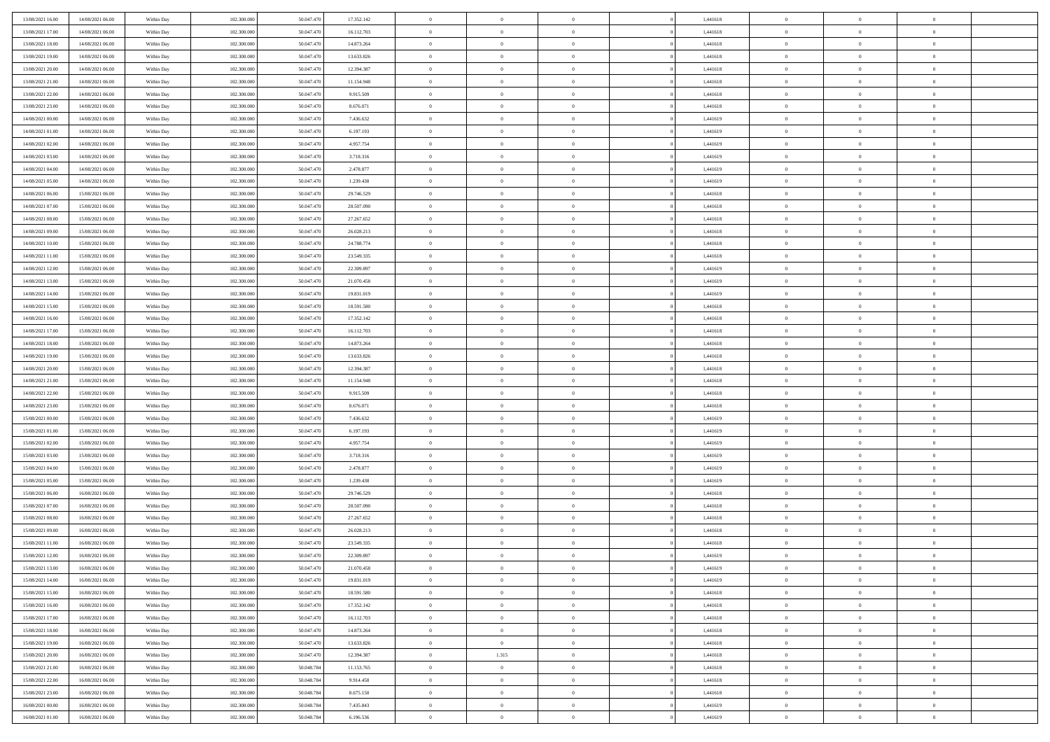| | | | | | | | | | | | | | | |
|---|---|---|---|---|---|---|---|---|---|---|---|---|---|---|
| 13/08/2021 16:00 | 14/08/2021 06:00 | Within Day | 102.300.000 | 50.047.470 | 17.352.142 | 0 | 0 | 0 | | 1,441618 | 0 | 0 | 0 | |
| 13/08/2021 17:00 | 14/08/2021 06:00 | Within Day | 102.300.000 | 50.047.470 | 16.112.703 | 0 | 0 | 0 | | 1,441618 | 0 | 0 | 0 | |
| 13/08/2021 18:00 | 14/08/2021 06:00 | Within Day | 102.300.000 | 50.047.470 | 14.873.264 | 0 | 0 | 0 | | 1,441618 | 0 | 0 | 0 | |
| 13/08/2021 19:00 | 14/08/2021 06:00 | Within Day | 102.300.000 | 50.047.470 | 13.633.826 | 0 | 0 | 0 | | 1,441618 | 0 | 0 | 0 | |
| 13/08/2021 20:00 | 14/08/2021 06:00 | Within Day | 102.300.000 | 50.047.470 | 12.394.387 | 0 | 0 | 0 | | 1,441618 | 0 | 0 | 0 | |
| 13/08/2021 21:00 | 14/08/2021 06:00 | Within Day | 102.300.000 | 50.047.470 | 11.154.948 | 0 | 0 | 0 | | 1,441618 | 0 | 0 | 0 | |
| 13/08/2021 22:00 | 14/08/2021 06:00 | Within Day | 102.300.000 | 50.047.470 | 9.915.509 | 0 | 0 | 0 | | 1,441618 | 0 | 0 | 0 | |
| 13/08/2021 23:00 | 14/08/2021 06:00 | Within Day | 102.300.000 | 50.047.470 | 8.676.071 | 0 | 0 | 0 | | 1,441618 | 0 | 0 | 0 | |
| 14/08/2021 00:00 | 14/08/2021 06:00 | Within Day | 102.300.000 | 50.047.470 | 7.436.632 | 0 | 0 | 0 | | 1,441619 | 0 | 0 | 0 | |
| 14/08/2021 01:00 | 14/08/2021 06:00 | Within Day | 102.300.000 | 50.047.470 | 6.197.193 | 0 | 0 | 0 | | 1,441619 | 0 | 0 | 0 | |
| 14/08/2021 02:00 | 14/08/2021 06:00 | Within Day | 102.300.000 | 50.047.470 | 4.957.754 | 0 | 0 | 0 | | 1,441619 | 0 | 0 | 0 | |
| 14/08/2021 03:00 | 14/08/2021 06:00 | Within Day | 102.300.000 | 50.047.470 | 3.718.316 | 0 | 0 | 0 | | 1,441619 | 0 | 0 | 0 | |
| 14/08/2021 04:00 | 14/08/2021 06:00 | Within Day | 102.300.000 | 50.047.470 | 2.478.877 | 0 | 0 | 0 | | 1,441619 | 0 | 0 | 0 | |
| 14/08/2021 05:00 | 14/08/2021 06:00 | Within Day | 102.300.000 | 50.047.470 | 1.239.438 | 0 | 0 | 0 | | 1,441619 | 0 | 0 | 0 | |
| 14/08/2021 06:00 | 15/08/2021 06:00 | Within Day | 102.300.000 | 50.047.470 | 29.746.529 | 0 | 0 | 0 | | 1,441618 | 0 | 0 | 0 | |
| 14/08/2021 07:00 | 15/08/2021 06:00 | Within Day | 102.300.000 | 50.047.470 | 28.507.090 | 0 | 0 | 0 | | 1,441618 | 0 | 0 | 0 | |
| 14/08/2021 08:00 | 15/08/2021 06:00 | Within Day | 102.300.000 | 50.047.470 | 27.267.652 | 0 | 0 | 0 | | 1,441618 | 0 | 0 | 0 | |
| 14/08/2021 09:00 | 15/08/2021 06:00 | Within Day | 102.300.000 | 50.047.470 | 26.028.213 | 0 | 0 | 0 | | 1,441618 | 0 | 0 | 0 | |
| 14/08/2021 10:00 | 15/08/2021 06:00 | Within Day | 102.300.000 | 50.047.470 | 24.788.774 | 0 | 0 | 0 | | 1,441618 | 0 | 0 | 0 | |
| 14/08/2021 11:00 | 15/08/2021 06:00 | Within Day | 102.300.000 | 50.047.470 | 23.549.335 | 0 | 0 | 0 | | 1,441618 | 0 | 0 | 0 | |
| 14/08/2021 12:00 | 15/08/2021 06:00 | Within Day | 102.300.000 | 50.047.470 | 22.309.897 | 0 | 0 | 0 | | 1,441619 | 0 | 0 | 0 | |
| 14/08/2021 13:00 | 15/08/2021 06:00 | Within Day | 102.300.000 | 50.047.470 | 21.070.458 | 0 | 0 | 0 | | 1,441619 | 0 | 0 | 0 | |
| 14/08/2021 14:00 | 15/08/2021 06:00 | Within Day | 102.300.000 | 50.047.470 | 19.831.019 | 0 | 0 | 0 | | 1,441619 | 0 | 0 | 0 | |
| 14/08/2021 15:00 | 15/08/2021 06:00 | Within Day | 102.300.000 | 50.047.470 | 18.591.580 | 0 | 0 | 0 | | 1,441618 | 0 | 0 | 0 | |
| 14/08/2021 16:00 | 15/08/2021 06:00 | Within Day | 102.300.000 | 50.047.470 | 17.352.142 | 0 | 0 | 0 | | 1,441618 | 0 | 0 | 0 | |
| 14/08/2021 17:00 | 15/08/2021 06:00 | Within Day | 102.300.000 | 50.047.470 | 16.112.703 | 0 | 0 | 0 | | 1,441618 | 0 | 0 | 0 | |
| 14/08/2021 18:00 | 15/08/2021 06:00 | Within Day | 102.300.000 | 50.047.470 | 14.873.264 | 0 | 0 | 0 | | 1,441618 | 0 | 0 | 0 | |
| 14/08/2021 19:00 | 15/08/2021 06:00 | Within Day | 102.300.000 | 50.047.470 | 13.633.826 | 0 | 0 | 0 | | 1,441618 | 0 | 0 | 0 | |
| 14/08/2021 20:00 | 15/08/2021 06:00 | Within Day | 102.300.000 | 50.047.470 | 12.394.387 | 0 | 0 | 0 | | 1,441618 | 0 | 0 | 0 | |
| 14/08/2021 21:00 | 15/08/2021 06:00 | Within Day | 102.300.000 | 50.047.470 | 11.154.948 | 0 | 0 | 0 | | 1,441618 | 0 | 0 | 0 | |
| 14/08/2021 22:00 | 15/08/2021 06:00 | Within Day | 102.300.000 | 50.047.470 | 9.915.509 | 0 | 0 | 0 | | 1,441618 | 0 | 0 | 0 | |
| 14/08/2021 23:00 | 15/08/2021 06:00 | Within Day | 102.300.000 | 50.047.470 | 8.676.071 | 0 | 0 | 0 | | 1,441618 | 0 | 0 | 0 | |
| 15/08/2021 00:00 | 15/08/2021 06:00 | Within Day | 102.300.000 | 50.047.470 | 7.436.632 | 0 | 0 | 0 | | 1,441619 | 0 | 0 | 0 | |
| 15/08/2021 01:00 | 15/08/2021 06:00 | Within Day | 102.300.000 | 50.047.470 | 6.197.193 | 0 | 0 | 0 | | 1,441619 | 0 | 0 | 0 | |
| 15/08/2021 02:00 | 15/08/2021 06:00 | Within Day | 102.300.000 | 50.047.470 | 4.957.754 | 0 | 0 | 0 | | 1,441619 | 0 | 0 | 0 | |
| 15/08/2021 03:00 | 15/08/2021 06:00 | Within Day | 102.300.000 | 50.047.470 | 3.718.316 | 0 | 0 | 0 | | 1,441619 | 0 | 0 | 0 | |
| 15/08/2021 04:00 | 15/08/2021 06:00 | Within Day | 102.300.000 | 50.047.470 | 2.478.877 | 0 | 0 | 0 | | 1,441619 | 0 | 0 | 0 | |
| 15/08/2021 05:00 | 15/08/2021 06:00 | Within Day | 102.300.000 | 50.047.470 | 1.239.438 | 0 | 0 | 0 | | 1,441619 | 0 | 0 | 0 | |
| 15/08/2021 06:00 | 16/08/2021 06:00 | Within Day | 102.300.000 | 50.047.470 | 29.746.529 | 0 | 0 | 0 | | 1,441618 | 0 | 0 | 0 | |
| 15/08/2021 07:00 | 16/08/2021 06:00 | Within Day | 102.300.000 | 50.047.470 | 28.507.090 | 0 | 0 | 0 | | 1,441618 | 0 | 0 | 0 | |
| 15/08/2021 08:00 | 16/08/2021 06:00 | Within Day | 102.300.000 | 50.047.470 | 27.267.652 | 0 | 0 | 0 | | 1,441618 | 0 | 0 | 0 | |
| 15/08/2021 09:00 | 16/08/2021 06:00 | Within Day | 102.300.000 | 50.047.470 | 26.028.213 | 0 | 0 | 0 | | 1,441618 | 0 | 0 | 0 | |
| 15/08/2021 11:00 | 16/08/2021 06:00 | Within Day | 102.300.000 | 50.047.470 | 23.549.335 | 0 | 0 | 0 | | 1,441618 | 0 | 0 | 0 | |
| 15/08/2021 12:00 | 16/08/2021 06:00 | Within Day | 102.300.000 | 50.047.470 | 22.309.897 | 0 | 0 | 0 | | 1,441619 | 0 | 0 | 0 | |
| 15/08/2021 13:00 | 16/08/2021 06:00 | Within Day | 102.300.000 | 50.047.470 | 21.070.458 | 0 | 0 | 0 | | 1,441619 | 0 | 0 | 0 | |
| 15/08/2021 14:00 | 16/08/2021 06:00 | Within Day | 102.300.000 | 50.047.470 | 19.831.019 | 0 | 0 | 0 | | 1,441619 | 0 | 0 | 0 | |
| 15/08/2021 15:00 | 16/08/2021 06:00 | Within Day | 102.300.000 | 50.047.470 | 18.591.580 | 0 | 0 | 0 | | 1,441618 | 0 | 0 | 0 | |
| 15/08/2021 16:00 | 16/08/2021 06:00 | Within Day | 102.300.000 | 50.047.470 | 17.352.142 | 0 | 0 | 0 | | 1,441618 | 0 | 0 | 0 | |
| 15/08/2021 17:00 | 16/08/2021 06:00 | Within Day | 102.300.000 | 50.047.470 | 16.112.703 | 0 | 0 | 0 | | 1,441618 | 0 | 0 | 0 | |
| 15/08/2021 18:00 | 16/08/2021 06:00 | Within Day | 102.300.000 | 50.047.470 | 14.873.264 | 0 | 0 | 0 | | 1,441618 | 0 | 0 | 0 | |
| 15/08/2021 19:00 | 16/08/2021 06:00 | Within Day | 102.300.000 | 50.047.470 | 13.633.826 | 0 | 0 | 0 | | 1,441618 | 0 | 0 | 0 | |
| 15/08/2021 20:00 | 16/08/2021 06:00 | Within Day | 102.300.000 | 50.047.470 | 12.394.387 | 0 | 1.315 | 0 | | 1,441618 | 0 | 0 | 0 | |
| 15/08/2021 21:00 | 16/08/2021 06:00 | Within Day | 102.300.000 | 50.048.784 | 11.153.765 | 0 | 0 | 0 | | 1,441618 | 0 | 0 | 0 | |
| 15/08/2021 22:00 | 16/08/2021 06:00 | Within Day | 102.300.000 | 50.048.784 | 9.914.458 | 0 | 0 | 0 | | 1,441618 | 0 | 0 | 0 | |
| 15/08/2021 23:00 | 16/08/2021 06:00 | Within Day | 102.300.000 | 50.048.784 | 8.675.150 | 0 | 0 | 0 | | 1,441618 | 0 | 0 | 0 | |
| 16/08/2021 00:00 | 16/08/2021 06:00 | Within Day | 102.300.000 | 50.048.784 | 7.435.843 | 0 | 0 | 0 | | 1,441619 | 0 | 0 | 0 | |
| 16/08/2021 01:00 | 16/08/2021 06:00 | Within Day | 102.300.000 | 50.048.784 | 6.196.536 | 0 | 0 | 0 | | 1,441619 | 0 | 0 | 0 | |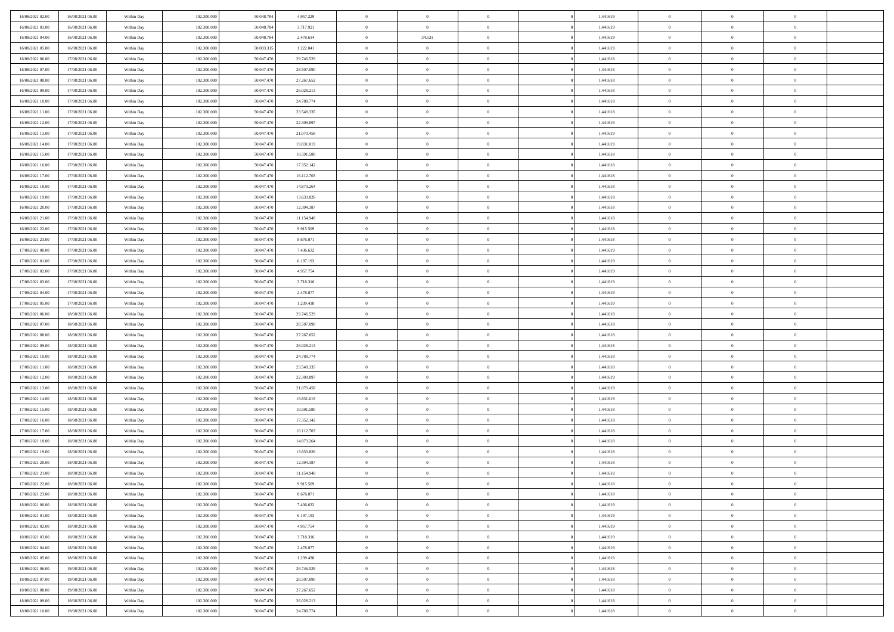| | | | | | | | | | | | | | | |
|---|---|---|---|---|---|---|---|---|---|---|---|---|---|---|
| 16/08/2021 02:00 | 16/08/2021 06:00 | Within Day | 102.300.000 | 50.048.784 | 4.957.229 | 0 | 0 | 0 | | 1,441619 | 0 | 0 | 0 | |
| 16/08/2021 03:00 | 16/08/2021 06:00 | Within Day | 102.300.000 | 50.048.784 | 3.717.921 | 0 | 0 | 0 | | 1,441619 | 0 | 0 | 0 | |
| 16/08/2021 04:00 | 16/08/2021 06:00 | Within Day | 102.300.000 | 50.048.784 | 2.478.614 | 0 | 34.531 | 0 | | 1,441619 | 0 | 0 | 0 | |
| 16/08/2021 05:00 | 16/08/2021 06:00 | Within Day | 102.300.000 | 50.083.315 | 1.222.041 | 0 | 0 | 0 | | 1,441619 | 0 | 0 | 0 | |
| 16/08/2021 06:00 | 17/08/2021 06:00 | Within Day | 102.300.000 | 50.047.470 | 29.746.529 | 0 | 0 | 0 | | 1,441618 | 0 | 0 | 0 | |
| 16/08/2021 07:00 | 17/08/2021 06:00 | Within Day | 102.300.000 | 50.047.470 | 28.507.090 | 0 | 0 | 0 | | 1,441618 | 0 | 0 | 0 | |
| 16/08/2021 08:00 | 17/08/2021 06:00 | Within Day | 102.300.000 | 50.047.470 | 27.267.652 | 0 | 0 | 0 | | 1,441618 | 0 | 0 | 0 | |
| 16/08/2021 09:00 | 17/08/2021 06:00 | Within Day | 102.300.000 | 50.047.470 | 26.028.213 | 0 | 0 | 0 | | 1,441618 | 0 | 0 | 0 | |
| 16/08/2021 10:00 | 17/08/2021 06:00 | Within Day | 102.300.000 | 50.047.470 | 24.788.774 | 0 | 0 | 0 | | 1,441618 | 0 | 0 | 0 | |
| 16/08/2021 11:00 | 17/08/2021 06:00 | Within Day | 102.300.000 | 50.047.470 | 23.549.335 | 0 | 0 | 0 | | 1,441618 | 0 | 0 | 0 | |
| 16/08/2021 12:00 | 17/08/2021 06:00 | Within Day | 102.300.000 | 50.047.470 | 22.309.897 | 0 | 0 | 0 | | 1,441619 | 0 | 0 | 0 | |
| 16/08/2021 13:00 | 17/08/2021 06:00 | Within Day | 102.300.000 | 50.047.470 | 21.070.458 | 0 | 0 | 0 | | 1,441619 | 0 | 0 | 0 | |
| 16/08/2021 14:00 | 17/08/2021 06:00 | Within Day | 102.300.000 | 50.047.470 | 19.831.019 | 0 | 0 | 0 | | 1,441619 | 0 | 0 | 0 | |
| 16/08/2021 15:00 | 17/08/2021 06:00 | Within Day | 102.300.000 | 50.047.470 | 18.591.580 | 0 | 0 | 0 | | 1,441618 | 0 | 0 | 0 | |
| 16/08/2021 16:00 | 17/08/2021 06:00 | Within Day | 102.300.000 | 50.047.470 | 17.352.142 | 0 | 0 | 0 | | 1,441618 | 0 | 0 | 0 | |
| 16/08/2021 17:00 | 17/08/2021 06:00 | Within Day | 102.300.000 | 50.047.470 | 16.112.703 | 0 | 0 | 0 | | 1,441618 | 0 | 0 | 0 | |
| 16/08/2021 18:00 | 17/08/2021 06:00 | Within Day | 102.300.000 | 50.047.470 | 14.873.264 | 0 | 0 | 0 | | 1,441618 | 0 | 0 | 0 | |
| 16/08/2021 19:00 | 17/08/2021 06:00 | Within Day | 102.300.000 | 50.047.470 | 13.633.826 | 0 | 0 | 0 | | 1,441618 | 0 | 0 | 0 | |
| 16/08/2021 20:00 | 17/08/2021 06:00 | Within Day | 102.300.000 | 50.047.470 | 12.394.387 | 0 | 0 | 0 | | 1,441618 | 0 | 0 | 0 | |
| 16/08/2021 21:00 | 17/08/2021 06:00 | Within Day | 102.300.000 | 50.047.470 | 11.154.948 | 0 | 0 | 0 | | 1,441618 | 0 | 0 | 0 | |
| 16/08/2021 22:00 | 17/08/2021 06:00 | Within Day | 102.300.000 | 50.047.470 | 9.915.509 | 0 | 0 | 0 | | 1,441618 | 0 | 0 | 0 | |
| 16/08/2021 23:00 | 17/08/2021 06:00 | Within Day | 102.300.000 | 50.047.470 | 8.676.071 | 0 | 0 | 0 | | 1,441618 | 0 | 0 | 0 | |
| 17/08/2021 00:00 | 17/08/2021 06:00 | Within Day | 102.300.000 | 50.047.470 | 7.436.632 | 0 | 0 | 0 | | 1,441619 | 0 | 0 | 0 | |
| 17/08/2021 01:00 | 17/08/2021 06:00 | Within Day | 102.300.000 | 50.047.470 | 6.197.193 | 0 | 0 | 0 | | 1,441619 | 0 | 0 | 0 | |
| 17/08/2021 02:00 | 17/08/2021 06:00 | Within Day | 102.300.000 | 50.047.470 | 4.957.754 | 0 | 0 | 0 | | 1,441619 | 0 | 0 | 0 | |
| 17/08/2021 03:00 | 17/08/2021 06:00 | Within Day | 102.300.000 | 50.047.470 | 3.718.316 | 0 | 0 | 0 | | 1,441619 | 0 | 0 | 0 | |
| 17/08/2021 04:00 | 17/08/2021 06:00 | Within Day | 102.300.000 | 50.047.470 | 2.478.877 | 0 | 0 | 0 | | 1,441619 | 0 | 0 | 0 | |
| 17/08/2021 05:00 | 17/08/2021 06:00 | Within Day | 102.300.000 | 50.047.470 | 1.239.438 | 0 | 0 | 0 | | 1,441619 | 0 | 0 | 0 | |
| 17/08/2021 06:00 | 18/08/2021 06:00 | Within Day | 102.300.000 | 50.047.470 | 29.746.529 | 0 | 0 | 0 | | 1,441618 | 0 | 0 | 0 | |
| 17/08/2021 07:00 | 18/08/2021 06:00 | Within Day | 102.300.000 | 50.047.470 | 28.507.090 | 0 | 0 | 0 | | 1,441618 | 0 | 0 | 0 | |
| 17/08/2021 08:00 | 18/08/2021 06:00 | Within Day | 102.300.000 | 50.047.470 | 27.267.652 | 0 | 0 | 0 | | 1,441618 | 0 | 0 | 0 | |
| 17/08/2021 09:00 | 18/08/2021 06:00 | Within Day | 102.300.000 | 50.047.470 | 26.028.213 | 0 | 0 | 0 | | 1,441618 | 0 | 0 | 0 | |
| 17/08/2021 10:00 | 18/08/2021 06:00 | Within Day | 102.300.000 | 50.047.470 | 24.788.774 | 0 | 0 | 0 | | 1,441618 | 0 | 0 | 0 | |
| 17/08/2021 11:00 | 18/08/2021 06:00 | Within Day | 102.300.000 | 50.047.470 | 23.549.335 | 0 | 0 | 0 | | 1,441618 | 0 | 0 | 0 | |
| 17/08/2021 12:00 | 18/08/2021 06:00 | Within Day | 102.300.000 | 50.047.470 | 22.309.897 | 0 | 0 | 0 | | 1,441619 | 0 | 0 | 0 | |
| 17/08/2021 13:00 | 18/08/2021 06:00 | Within Day | 102.300.000 | 50.047.470 | 21.070.458 | 0 | 0 | 0 | | 1,441619 | 0 | 0 | 0 | |
| 17/08/2021 14:00 | 18/08/2021 06:00 | Within Day | 102.300.000 | 50.047.470 | 19.831.019 | 0 | 0 | 0 | | 1,441619 | 0 | 0 | 0 | |
| 17/08/2021 15:00 | 18/08/2021 06:00 | Within Day | 102.300.000 | 50.047.470 | 18.591.580 | 0 | 0 | 0 | | 1,441618 | 0 | 0 | 0 | |
| 17/08/2021 16:00 | 18/08/2021 06:00 | Within Day | 102.300.000 | 50.047.470 | 17.352.142 | 0 | 0 | 0 | | 1,441618 | 0 | 0 | 0 | |
| 17/08/2021 17:00 | 18/08/2021 06:00 | Within Day | 102.300.000 | 50.047.470 | 16.112.703 | 0 | 0 | 0 | | 1,441618 | 0 | 0 | 0 | |
| 17/08/2021 18:00 | 18/08/2021 06:00 | Within Day | 102.300.000 | 50.047.470 | 14.873.264 | 0 | 0 | 0 | | 1,441618 | 0 | 0 | 0 | |
| 17/08/2021 19:00 | 18/08/2021 06:00 | Within Day | 102.300.000 | 50.047.470 | 13.633.826 | 0 | 0 | 0 | | 1,441618 | 0 | 0 | 0 | |
| 17/08/2021 20:00 | 18/08/2021 06:00 | Within Day | 102.300.000 | 50.047.470 | 12.394.387 | 0 | 0 | 0 | | 1,441618 | 0 | 0 | 0 | |
| 17/08/2021 21:00 | 18/08/2021 06:00 | Within Day | 102.300.000 | 50.047.470 | 11.154.948 | 0 | 0 | 0 | | 1,441618 | 0 | 0 | 0 | |
| 17/08/2021 22:00 | 18/08/2021 06:00 | Within Day | 102.300.000 | 50.047.470 | 9.915.509 | 0 | 0 | 0 | | 1,441618 | 0 | 0 | 0 | |
| 17/08/2021 23:00 | 18/08/2021 06:00 | Within Day | 102.300.000 | 50.047.470 | 8.676.071 | 0 | 0 | 0 | | 1,441618 | 0 | 0 | 0 | |
| 18/08/2021 00:00 | 18/08/2021 06:00 | Within Day | 102.300.000 | 50.047.470 | 7.436.632 | 0 | 0 | 0 | | 1,441619 | 0 | 0 | 0 | |
| 18/08/2021 01:00 | 18/08/2021 06:00 | Within Day | 102.300.000 | 50.047.470 | 6.197.193 | 0 | 0 | 0 | | 1,441619 | 0 | 0 | 0 | |
| 18/08/2021 02:00 | 18/08/2021 06:00 | Within Day | 102.300.000 | 50.047.470 | 4.957.754 | 0 | 0 | 0 | | 1,441619 | 0 | 0 | 0 | |
| 18/08/2021 03:00 | 18/08/2021 06:00 | Within Day | 102.300.000 | 50.047.470 | 3.718.316 | 0 | 0 | 0 | | 1,441619 | 0 | 0 | 0 | |
| 18/08/2021 04:00 | 18/08/2021 06:00 | Within Day | 102.300.000 | 50.047.470 | 2.478.877 | 0 | 0 | 0 | | 1,441619 | 0 | 0 | 0 | |
| 18/08/2021 05:00 | 18/08/2021 06:00 | Within Day | 102.300.000 | 50.047.470 | 1.239.438 | 0 | 0 | 0 | | 1,441619 | 0 | 0 | 0 | |
| 18/08/2021 06:00 | 19/08/2021 06:00 | Within Day | 102.300.000 | 50.047.470 | 29.746.529 | 0 | 0 | 0 | | 1,441618 | 0 | 0 | 0 | |
| 18/08/2021 07:00 | 19/08/2021 06:00 | Within Day | 102.300.000 | 50.047.470 | 28.507.090 | 0 | 0 | 0 | | 1,441618 | 0 | 0 | 0 | |
| 18/08/2021 08:00 | 19/08/2021 06:00 | Within Day | 102.300.000 | 50.047.470 | 27.267.652 | 0 | 0 | 0 | | 1,441618 | 0 | 0 | 0 | |
| 18/08/2021 09:00 | 19/08/2021 06:00 | Within Day | 102.300.000 | 50.047.470 | 26.028.213 | 0 | 0 | 0 | | 1,441618 | 0 | 0 | 0 | |
| 18/08/2021 10:00 | 19/08/2021 06:00 | Within Day | 102.300.000 | 50.047.470 | 24.788.774 | 0 | 0 | 0 | | 1,441618 | 0 | 0 | 0 | |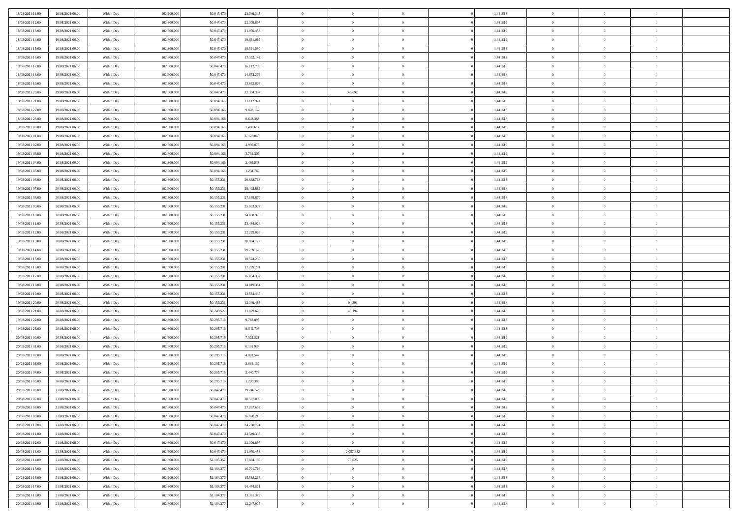| | | | | | | | | | | | | | | |
|---|---|---|---|---|---|---|---|---|---|---|---|---|---|---|
| 18/08/2021 11:00 | 19/08/2021 06:00 | Within Day | 102.300.000 | 50.047.470 | 23.549.335 | 0 | 0 | 0 | | 1,441618 | 0 | 0 | 0 | |
| 18/08/2021 12:00 | 19/08/2021 06:00 | Within Day | 102.300.000 | 50.047.470 | 22.309.897 | 0 | 0 | 0 | | 1,441619 | 0 | 0 | 0 | |
| 18/08/2021 13:00 | 19/08/2021 06:00 | Within Day | 102.300.000 | 50.047.470 | 21.070.458 | 0 | 0 | 0 | | 1,441619 | 0 | 0 | 0 | |
| 18/08/2021 14:00 | 19/08/2021 06:00 | Within Day | 102.300.000 | 50.047.470 | 19.831.019 | 0 | 0 | 0 | | 1,441619 | 0 | 0 | 0 | |
| 18/08/2021 15:00 | 19/08/2021 06:00 | Within Day | 102.300.000 | 50.047.470 | 18.591.580 | 0 | 0 | 0 | | 1,441618 | 0 | 0 | 0 | |
| 18/08/2021 16:00 | 19/08/2021 06:00 | Within Day | 102.300.000 | 50.047.470 | 17.352.142 | 0 | 0 | 0 | | 1,441618 | 0 | 0 | 0 | |
| 18/08/2021 17:00 | 19/08/2021 06:00 | Within Day | 102.300.000 | 50.047.470 | 16.112.703 | 0 | 0 | 0 | | 1,441618 | 0 | 0 | 0 | |
| 18/08/2021 18:00 | 19/08/2021 06:00 | Within Day | 102.300.000 | 50.047.470 | 14.873.264 | 0 | 0 | 0 | | 1,441618 | 0 | 0 | 0 | |
| 18/08/2021 19:00 | 19/08/2021 06:00 | Within Day | 102.300.000 | 50.047.470 | 13.633.826 | 0 | 0 | 0 | | 1,441618 | 0 | 0 | 0 | |
| 18/08/2021 20:00 | 19/08/2021 06:00 | Within Day | 102.300.000 | 50.047.470 | 12.394.387 | 0 | 46.697 | 0 | | 1,441618 | 0 | 0 | 0 | |
| 18/08/2021 21:00 | 19/08/2021 06:00 | Within Day | 102.300.000 | 50.094.166 | 11.112.921 | 0 | 0 | 0 | | 1,441618 | 0 | 0 | 0 | |
| 18/08/2021 22:00 | 19/08/2021 06:00 | Within Day | 102.300.000 | 50.094.166 | 9.878.152 | 0 | 0 | 0 | | 1,441618 | 0 | 0 | 0 | |
| 18/08/2021 23:00 | 19/08/2021 06:00 | Within Day | 102.300.000 | 50.094.166 | 8.643.383 | 0 | 0 | 0 | | 1,441618 | 0 | 0 | 0 | |
| 19/08/2021 00:00 | 19/08/2021 06:00 | Within Day | 102.300.000 | 50.094.166 | 7.408.614 | 0 | 0 | 0 | | 1,441619 | 0 | 0 | 0 | |
| 19/08/2021 01:00 | 19/08/2021 06:00 | Within Day | 102.300.000 | 50.094.166 | 6.173.845 | 0 | 0 | 0 | | 1,441619 | 0 | 0 | 0 | |
| 19/08/2021 02:00 | 19/08/2021 06:00 | Within Day | 102.300.000 | 50.094.166 | 4.939.076 | 0 | 0 | 0 | | 1,441619 | 0 | 0 | 0 | |
| 19/08/2021 03:00 | 19/08/2021 06:00 | Within Day | 102.300.000 | 50.094.166 | 3.704.307 | 0 | 0 | 0 | | 1,441619 | 0 | 0 | 0 | |
| 19/08/2021 04:00 | 19/08/2021 06:00 | Within Day | 102.300.000 | 50.094.166 | 2.469.538 | 0 | 0 | 0 | | 1,441619 | 0 | 0 | 0 | |
| 19/08/2021 05:00 | 19/08/2021 06:00 | Within Day | 102.300.000 | 50.094.166 | 1.234.769 | 0 | 0 | 0 | | 1,441619 | 0 | 0 | 0 | |
| 19/08/2021 06:00 | 20/08/2021 06:00 | Within Day | 102.300.000 | 50.155.231 | 29.638.768 | 0 | 0 | 0 | | 1,441618 | 0 | 0 | 0 | |
| 19/08/2021 07:00 | 20/08/2021 06:00 | Within Day | 102.300.000 | 50.155.231 | 28.403.819 | 0 | 0 | 0 | | 1,441618 | 0 | 0 | 0 | |
| 19/08/2021 08:00 | 20/08/2021 06:00 | Within Day | 102.300.000 | 50.155.231 | 27.168.870 | 0 | 0 | 0 | | 1,441618 | 0 | 0 | 0 | |
| 19/08/2021 09:00 | 20/08/2021 06:00 | Within Day | 102.300.000 | 50.155.231 | 25.933.922 | 0 | 0 | 0 | | 1,441618 | 0 | 0 | 0 | |
| 19/08/2021 10:00 | 20/08/2021 06:00 | Within Day | 102.300.000 | 50.155.231 | 24.698.973 | 0 | 0 | 0 | | 1,441618 | 0 | 0 | 0 | |
| 19/08/2021 11:00 | 20/08/2021 06:00 | Within Day | 102.300.000 | 50.155.231 | 23.464.024 | 0 | 0 | 0 | | 1,441618 | 0 | 0 | 0 | |
| 19/08/2021 12:00 | 20/08/2021 06:00 | Within Day | 102.300.000 | 50.155.231 | 22.229.076 | 0 | 0 | 0 | | 1,441619 | 0 | 0 | 0 | |
| 19/08/2021 13:00 | 20/08/2021 06:00 | Within Day | 102.300.000 | 50.155.231 | 20.994.127 | 0 | 0 | 0 | | 1,441619 | 0 | 0 | 0 | |
| 19/08/2021 14:00 | 20/08/2021 06:00 | Within Day | 102.300.000 | 50.155.231 | 19.759.178 | 0 | 0 | 0 | | 1,441619 | 0 | 0 | 0 | |
| 19/08/2021 15:00 | 20/08/2021 06:00 | Within Day | 102.300.000 | 50.155.231 | 18.524.230 | 0 | 0 | 0 | | 1,441618 | 0 | 0 | 0 | |
| 19/08/2021 16:00 | 20/08/2021 06:00 | Within Day | 102.300.000 | 50.155.231 | 17.289.281 | 0 | 0 | 0 | | 1,441618 | 0 | 0 | 0 | |
| 19/08/2021 17:00 | 20/08/2021 06:00 | Within Day | 102.300.000 | 50.155.231 | 16.054.332 | 0 | 0 | 0 | | 1,441618 | 0 | 0 | 0 | |
| 19/08/2021 18:00 | 20/08/2021 06:00 | Within Day | 102.300.000 | 50.155.231 | 14.819.384 | 0 | 0 | 0 | | 1,441618 | 0 | 0 | 0 | |
| 19/08/2021 19:00 | 20/08/2021 06:00 | Within Day | 102.300.000 | 50.155.231 | 13.584.435 | 0 | 0 | 0 | | 1,441618 | 0 | 0 | 0 | |
| 19/08/2021 20:00 | 20/08/2021 06:00 | Within Day | 102.300.000 | 50.155.231 | 12.349.486 | 0 | 94.291 | 0 | | 1,441618 | 0 | 0 | 0 | |
| 19/08/2021 21:00 | 20/08/2021 06:00 | Within Day | 102.300.000 | 50.249.522 | 11.029.676 | 0 | 46.194 | 0 | | 1,441618 | 0 | 0 | 0 | |
| 19/08/2021 22:00 | 20/08/2021 06:00 | Within Day | 102.300.000 | 50.295.716 | 9.763.095 | 0 | 0 | 0 | | 1,441618 | 0 | 0 | 0 | |
| 19/08/2021 23:00 | 20/08/2021 06:00 | Within Day | 102.300.000 | 50.295.716 | 8.542.708 | 0 | 0 | 0 | | 1,441618 | 0 | 0 | 0 | |
| 20/08/2021 00:00 | 20/08/2021 06:00 | Within Day | 102.300.000 | 50.295.716 | 7.322.321 | 0 | 0 | 0 | | 1,441619 | 0 | 0 | 0 | |
| 20/08/2021 01:00 | 20/08/2021 06:00 | Within Day | 102.300.000 | 50.295.716 | 6.101.934 | 0 | 0 | 0 | | 1,441619 | 0 | 0 | 0 | |
| 20/08/2021 02:00 | 20/08/2021 06:00 | Within Day | 102.300.000 | 50.295.716 | 4.881.547 | 0 | 0 | 0 | | 1,441619 | 0 | 0 | 0 | |
| 20/08/2021 03:00 | 20/08/2021 06:00 | Within Day | 102.300.000 | 50.295.716 | 3.661.160 | 0 | 0 | 0 | | 1,441619 | 0 | 0 | 0 | |
| 20/08/2021 04:00 | 20/08/2021 06:00 | Within Day | 102.300.000 | 50.295.716 | 2.440.773 | 0 | 0 | 0 | | 1,441619 | 0 | 0 | 0 | |
| 20/08/2021 05:00 | 20/08/2021 06:00 | Within Day | 102.300.000 | 50.295.716 | 1.220.386 | 0 | 0 | 0 | | 1,441619 | 0 | 0 | 0 | |
| 20/08/2021 06:00 | 21/08/2021 06:00 | Within Day | 102.300.000 | 50.047.470 | 29.746.529 | 0 | 0 | 0 | | 1,441618 | 0 | 0 | 0 | |
| 20/08/2021 07:00 | 21/08/2021 06:00 | Within Day | 102.300.000 | 50.047.470 | 28.507.090 | 0 | 0 | 0 | | 1,441618 | 0 | 0 | 0 | |
| 20/08/2021 08:00 | 21/08/2021 06:00 | Within Day | 102.300.000 | 50.047.470 | 27.267.652 | 0 | 0 | 0 | | 1,441618 | 0 | 0 | 0 | |
| 20/08/2021 09:00 | 21/08/2021 06:00 | Within Day | 102.300.000 | 50.047.470 | 26.028.213 | 0 | 0 | 0 | | 1,441618 | 0 | 0 | 0 | |
| 20/08/2021 10:00 | 21/08/2021 06:00 | Within Day | 102.300.000 | 50.047.470 | 24.788.774 | 0 | 0 | 0 | | 1,441618 | 0 | 0 | 0 | |
| 20/08/2021 11:00 | 21/08/2021 06:00 | Within Day | 102.300.000 | 50.047.470 | 23.549.335 | 0 | 0 | 0 | | 1,441618 | 0 | 0 | 0 | |
| 20/08/2021 12:00 | 21/08/2021 06:00 | Within Day | 102.300.000 | 50.047.470 | 22.309.897 | 0 | 0 | 0 | | 1,441619 | 0 | 0 | 0 | |
| 20/08/2021 13:00 | 21/08/2021 06:00 | Within Day | 102.300.000 | 50.047.470 | 21.070.458 | 0 | 2.057.882 | 0 | | 1,441619 | 0 | 0 | 0 | |
| 20/08/2021 14:00 | 21/08/2021 06:00 | Within Day | 102.300.000 | 52.105.352 | 17.894.189 | 0 | 79.025 | 0 | | 1,441619 | 0 | 0 | 0 | |
| 20/08/2021 15:00 | 21/08/2021 06:00 | Within Day | 102.300.000 | 52.184.377 | 16.701.716 | 0 | 0 | 0 | | 1,441618 | 0 | 0 | 0 | |
| 20/08/2021 16:00 | 21/08/2021 06:00 | Within Day | 102.300.000 | 52.184.377 | 15.588.268 | 0 | 0 | 0 | | 1,441618 | 0 | 0 | 0 | |
| 20/08/2021 17:00 | 21/08/2021 06:00 | Within Day | 102.300.000 | 52.184.377 | 14.474.821 | 0 | 0 | 0 | | 1,441618 | 0 | 0 | 0 | |
| 20/08/2021 18:00 | 21/08/2021 06:00 | Within Day | 102.300.000 | 52.184.377 | 13.361.373 | 0 | 0 | 0 | | 1,441618 | 0 | 0 | 0 | |
| 20/08/2021 19:00 | 21/08/2021 06:00 | Within Day | 102.300.000 | 52.184.377 | 12.247.925 | 0 | 0 | 0 | | 1,441618 | 0 | 0 | 0 | |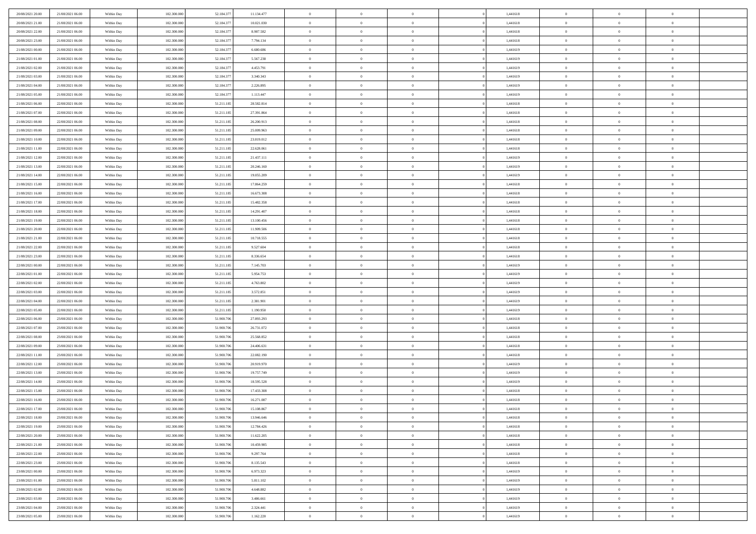| | | | | | | | | | | | | | | |
|---|---|---|---|---|---|---|---|---|---|---|---|---|---|---|
| 20/08/2021 20.00 | 21/08/2021 06.00 | Within Day | 102.300.000 | 52.184.377 | 11.134.477 | 0 | 0 | 0 | | 1,441618 | 0 | 0 | 0 | |
| 20/08/2021 21.00 | 21/08/2021 06.00 | Within Day | 102.300.000 | 52.184.377 | 10.021.030 | 0 | 0 | 0 | | 1,441618 | 0 | 0 | 0 | |
| 20/08/2021 22.00 | 21/08/2021 06.00 | Within Day | 102.300.000 | 52.184.377 | 8.907.582 | 0 | 0 | 0 | | 1,441618 | 0 | 0 | 0 | |
| 20/08/2021 23.00 | 21/08/2021 06.00 | Within Day | 102.300.000 | 52.184.377 | 7.794.134 | 0 | 0 | 0 | | 1,441618 | 0 | 0 | 0 | |
| 21/08/2021 00.00 | 21/08/2021 06.00 | Within Day | 102.300.000 | 52.184.377 | 6.680.686 | 0 | 0 | 0 | | 1,441619 | 0 | 0 | 0 | |
| 21/08/2021 01.00 | 21/08/2021 06.00 | Within Day | 102.300.000 | 52.184.377 | 5.567.238 | 0 | 0 | 0 | | 1,441619 | 0 | 0 | 0 | |
| 21/08/2021 02.00 | 21/08/2021 06.00 | Within Day | 102.300.000 | 52.184.377 | 4.453.791 | 0 | 0 | 0 | | 1,441619 | 0 | 0 | 0 | |
| 21/08/2021 03.00 | 21/08/2021 06.00 | Within Day | 102.300.000 | 52.184.377 | 3.340.343 | 0 | 0 | 0 | | 1,441619 | 0 | 0 | 0 | |
| 21/08/2021 04.00 | 21/08/2021 06.00 | Within Day | 102.300.000 | 52.184.377 | 2.226.895 | 0 | 0 | 0 | | 1,441619 | 0 | 0 | 0 | |
| 21/08/2021 05.00 | 21/08/2021 06.00 | Within Day | 102.300.000 | 52.184.377 | 1.113.447 | 0 | 0 | 0 | | 1,441619 | 0 | 0 | 0 | |
| 21/08/2021 06.00 | 22/08/2021 06.00 | Within Day | 102.300.000 | 51.211.185 | 28.582.814 | 0 | 0 | 0 | | 1,441618 | 0 | 0 | 0 | |
| 21/08/2021 07.00 | 22/08/2021 06.00 | Within Day | 102.300.000 | 51.211.185 | 27.391.864 | 0 | 0 | 0 | | 1,441618 | 0 | 0 | 0 | |
| 21/08/2021 08.00 | 22/08/2021 06.00 | Within Day | 102.300.000 | 51.211.185 | 26.200.913 | 0 | 0 | 0 | | 1,441618 | 0 | 0 | 0 | |
| 21/08/2021 09.00 | 22/08/2021 06.00 | Within Day | 102.300.000 | 51.211.185 | 25.009.963 | 0 | 0 | 0 | | 1,441618 | 0 | 0 | 0 | |
| 21/08/2021 10.00 | 22/08/2021 06.00 | Within Day | 102.300.000 | 51.211.185 | 23.819.012 | 0 | 0 | 0 | | 1,441618 | 0 | 0 | 0 | |
| 21/08/2021 11.00 | 22/08/2021 06.00 | Within Day | 102.300.000 | 51.211.185 | 22.628.061 | 0 | 0 | 0 | | 1,441618 | 0 | 0 | 0 | |
| 21/08/2021 12.00 | 22/08/2021 06.00 | Within Day | 102.300.000 | 51.211.185 | 21.437.111 | 0 | 0 | 0 | | 1,441619 | 0 | 0 | 0 | |
| 21/08/2021 13.00 | 22/08/2021 06.00 | Within Day | 102.300.000 | 51.211.185 | 20.246.160 | 0 | 0 | 0 | | 1,441619 | 0 | 0 | 0 | |
| 21/08/2021 14.00 | 22/08/2021 06.00 | Within Day | 102.300.000 | 51.211.185 | 19.055.209 | 0 | 0 | 0 | | 1,441619 | 0 | 0 | 0 | |
| 21/08/2021 15.00 | 22/08/2021 06.00 | Within Day | 102.300.000 | 51.211.185 | 17.864.259 | 0 | 0 | 0 | | 1,441618 | 0 | 0 | 0 | |
| 21/08/2021 16.00 | 22/08/2021 06.00 | Within Day | 102.300.000 | 51.211.185 | 16.673.308 | 0 | 0 | 0 | | 1,441618 | 0 | 0 | 0 | |
| 21/08/2021 17.00 | 22/08/2021 06.00 | Within Day | 102.300.000 | 51.211.185 | 15.482.358 | 0 | 0 | 0 | | 1,441618 | 0 | 0 | 0 | |
| 21/08/2021 18.00 | 22/08/2021 06.00 | Within Day | 102.300.000 | 51.211.185 | 14.291.407 | 0 | 0 | 0 | | 1,441618 | 0 | 0 | 0 | |
| 21/08/2021 19.00 | 22/08/2021 06.00 | Within Day | 102.300.000 | 51.211.185 | 13.100.456 | 0 | 0 | 0 | | 1,441618 | 0 | 0 | 0 | |
| 21/08/2021 20.00 | 22/08/2021 06.00 | Within Day | 102.300.000 | 51.211.185 | 11.909.506 | 0 | 0 | 0 | | 1,441618 | 0 | 0 | 0 | |
| 21/08/2021 21.00 | 22/08/2021 06.00 | Within Day | 102.300.000 | 51.211.185 | 10.718.555 | 0 | 0 | 0 | | 1,441618 | 0 | 0 | 0 | |
| 21/08/2021 22.00 | 22/08/2021 06.00 | Within Day | 102.300.000 | 51.211.185 | 9.527.604 | 0 | 0 | 0 | | 1,441618 | 0 | 0 | 0 | |
| 21/08/2021 23.00 | 22/08/2021 06.00 | Within Day | 102.300.000 | 51.211.185 | 8.336.654 | 0 | 0 | 0 | | 1,441618 | 0 | 0 | 0 | |
| 22/08/2021 00.00 | 22/08/2021 06.00 | Within Day | 102.300.000 | 51.211.185 | 7.145.703 | 0 | 0 | 0 | | 1,441619 | 0 | 0 | 0 | |
| 22/08/2021 01.00 | 22/08/2021 06.00 | Within Day | 102.300.000 | 51.211.185 | 5.954.753 | 0 | 0 | 0 | | 1,441619 | 0 | 0 | 0 | |
| 22/08/2021 02.00 | 22/08/2021 06.00 | Within Day | 102.300.000 | 51.211.185 | 4.763.802 | 0 | 0 | 0 | | 1,441619 | 0 | 0 | 0 | |
| 22/08/2021 03.00 | 22/08/2021 06.00 | Within Day | 102.300.000 | 51.211.185 | 3.572.851 | 0 | 0 | 0 | | 1,441619 | 0 | 0 | 0 | |
| 22/08/2021 04.00 | 22/08/2021 06.00 | Within Day | 102.300.000 | 51.211.185 | 2.381.901 | 0 | 0 | 0 | | 1,441619 | 0 | 0 | 0 | |
| 22/08/2021 05.00 | 22/08/2021 06.00 | Within Day | 102.300.000 | 51.211.185 | 1.190.950 | 0 | 0 | 0 | | 1,441619 | 0 | 0 | 0 | |
| 22/08/2021 06.00 | 23/08/2021 06.00 | Within Day | 102.300.000 | 51.900.706 | 27.893.293 | 0 | 0 | 0 | | 1,441618 | 0 | 0 | 0 | |
| 22/08/2021 07.00 | 23/08/2021 06.00 | Within Day | 102.300.000 | 51.900.706 | 26.731.072 | 0 | 0 | 0 | | 1,441618 | 0 | 0 | 0 | |
| 22/08/2021 08.00 | 23/08/2021 06.00 | Within Day | 102.300.000 | 51.900.706 | 25.568.852 | 0 | 0 | 0 | | 1,441618 | 0 | 0 | 0 | |
| 22/08/2021 09.00 | 23/08/2021 06.00 | Within Day | 102.300.000 | 51.900.706 | 24.406.631 | 0 | 0 | 0 | | 1,441618 | 0 | 0 | 0 | |
| 22/08/2021 11.00 | 23/08/2021 06.00 | Within Day | 102.300.000 | 51.900.706 | 22.082.190 | 0 | 0 | 0 | | 1,441618 | 0 | 0 | 0 | |
| 22/08/2021 12.00 | 23/08/2021 06.00 | Within Day | 102.300.000 | 51.900.706 | 20.919.970 | 0 | 0 | 0 | | 1,441619 | 0 | 0 | 0 | |
| 22/08/2021 13.00 | 23/08/2021 06.00 | Within Day | 102.300.000 | 51.900.706 | 19.757.749 | 0 | 0 | 0 | | 1,441619 | 0 | 0 | 0 | |
| 22/08/2021 14.00 | 23/08/2021 06.00 | Within Day | 102.300.000 | 51.900.706 | 18.595.528 | 0 | 0 | 0 | | 1,441619 | 0 | 0 | 0 | |
| 22/08/2021 15.00 | 23/08/2021 06.00 | Within Day | 102.300.000 | 51.900.706 | 17.433.308 | 0 | 0 | 0 | | 1,441618 | 0 | 0 | 0 | |
| 22/08/2021 16.00 | 23/08/2021 06.00 | Within Day | 102.300.000 | 51.900.706 | 16.271.087 | 0 | 0 | 0 | | 1,441618 | 0 | 0 | 0 | |
| 22/08/2021 17.00 | 23/08/2021 06.00 | Within Day | 102.300.000 | 51.900.706 | 15.108.867 | 0 | 0 | 0 | | 1,441618 | 0 | 0 | 0 | |
| 22/08/2021 18.00 | 23/08/2021 06.00 | Within Day | 102.300.000 | 51.900.706 | 13.946.646 | 0 | 0 | 0 | | 1,441618 | 0 | 0 | 0 | |
| 22/08/2021 19.00 | 23/08/2021 06.00 | Within Day | 102.300.000 | 51.900.706 | 12.784.426 | 0 | 0 | 0 | | 1,441618 | 0 | 0 | 0 | |
| 22/08/2021 20.00 | 23/08/2021 06.00 | Within Day | 102.300.000 | 51.900.706 | 11.622.205 | 0 | 0 | 0 | | 1,441618 | 0 | 0 | 0 | |
| 22/08/2021 21.00 | 23/08/2021 06.00 | Within Day | 102.300.000 | 51.900.706 | 10.459.985 | 0 | 0 | 0 | | 1,441618 | 0 | 0 | 0 | |
| 22/08/2021 22.00 | 23/08/2021 06.00 | Within Day | 102.300.000 | 51.900.706 | 9.297.764 | 0 | 0 | 0 | | 1,441618 | 0 | 0 | 0 | |
| 22/08/2021 23.00 | 23/08/2021 06.00 | Within Day | 102.300.000 | 51.900.706 | 8.135.543 | 0 | 0 | 0 | | 1,441618 | 0 | 0 | 0 | |
| 23/08/2021 00.00 | 23/08/2021 06.00 | Within Day | 102.300.000 | 51.900.706 | 6.973.323 | 0 | 0 | 0 | | 1,441619 | 0 | 0 | 0 | |
| 23/08/2021 01.00 | 23/08/2021 06.00 | Within Day | 102.300.000 | 51.900.706 | 5.811.102 | 0 | 0 | 0 | | 1,441619 | 0 | 0 | 0 | |
| 23/08/2021 02.00 | 23/08/2021 06.00 | Within Day | 102.300.000 | 51.900.706 | 4.648.882 | 0 | 0 | 0 | | 1,441619 | 0 | 0 | 0 | |
| 23/08/2021 03.00 | 23/08/2021 06.00 | Within Day | 102.300.000 | 51.900.706 | 3.486.661 | 0 | 0 | 0 | | 1,441619 | 0 | 0 | 0 | |
| 23/08/2021 04.00 | 23/08/2021 06.00 | Within Day | 102.300.000 | 51.900.706 | 2.324.441 | 0 | 0 | 0 | | 1,441619 | 0 | 0 | 0 | |
| 23/08/2021 05.00 | 23/08/2021 06.00 | Within Day | 102.300.000 | 51.900.706 | 1.162.220 | 0 | 0 | 0 | | 1,441619 | 0 | 0 | 0 | |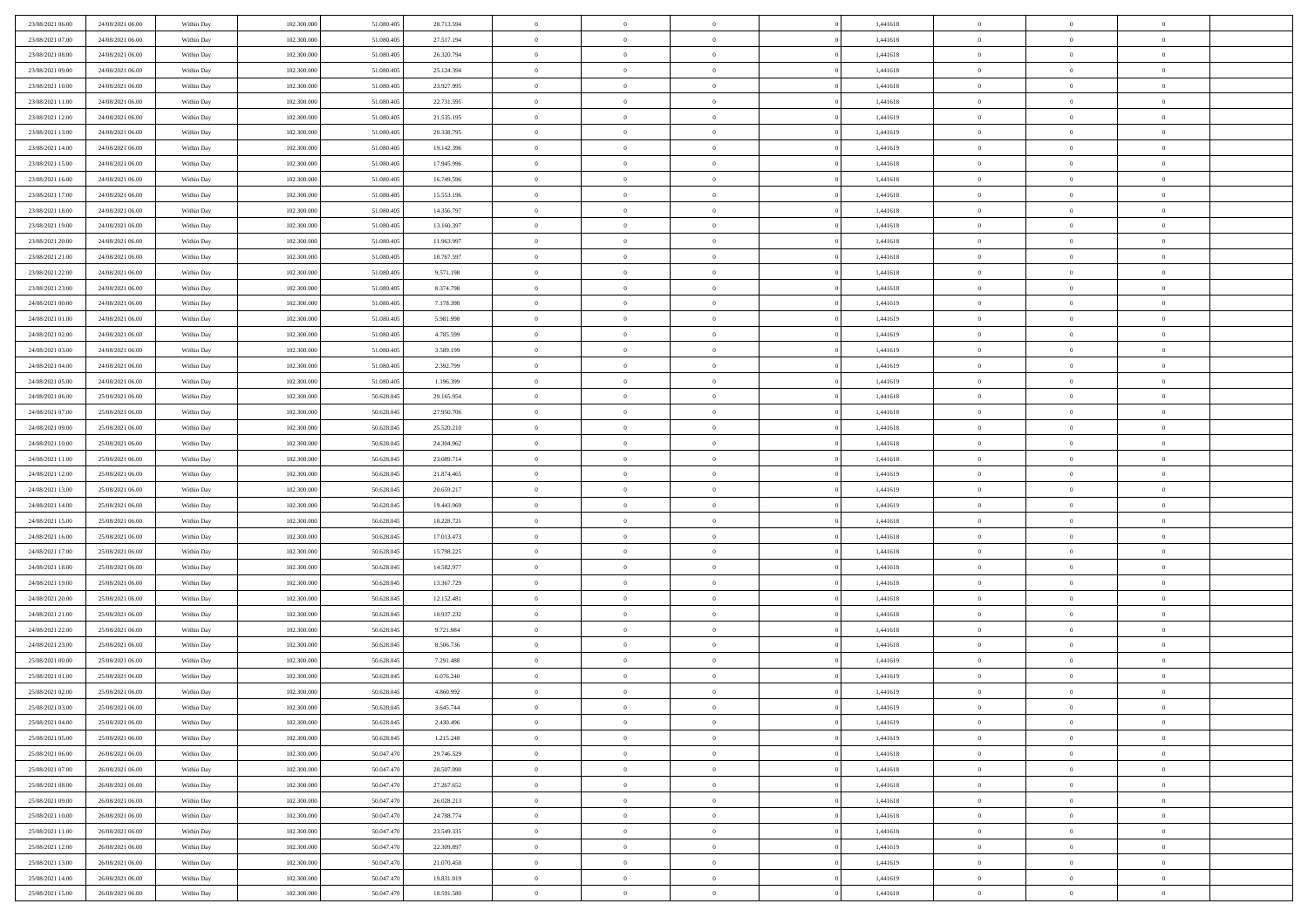| | | | | | | | | | | | | | | |
|---|---|---|---|---|---|---|---|---|---|---|---|---|---|---|
| 23/08/2021 06:00 | 24/08/2021 06:00 | Within Day | 102.300.000 | 51.080.405 | 28.713.594 | 0 | 0 | 0 | | 1,441618 | 0 | 0 | 0 | |
| 23/08/2021 07:00 | 24/08/2021 06:00 | Within Day | 102.300.000 | 51.080.405 | 27.517.194 | 0 | 0 | 0 | | 1,441618 | 0 | 0 | 0 | |
| 23/08/2021 08:00 | 24/08/2021 06:00 | Within Day | 102.300.000 | 51.080.405 | 26.320.794 | 0 | 0 | 0 | | 1,441618 | 0 | 0 | 0 | |
| 23/08/2021 09:00 | 24/08/2021 06:00 | Within Day | 102.300.000 | 51.080.405 | 25.124.394 | 0 | 0 | 0 | | 1,441618 | 0 | 0 | 0 | |
| 23/08/2021 10:00 | 24/08/2021 06:00 | Within Day | 102.300.000 | 51.080.405 | 23.927.995 | 0 | 0 | 0 | | 1,441618 | 0 | 0 | 0 | |
| 23/08/2021 11:00 | 24/08/2021 06:00 | Within Day | 102.300.000 | 51.080.405 | 22.731.595 | 0 | 0 | 0 | | 1,441618 | 0 | 0 | 0 | |
| 23/08/2021 12:00 | 24/08/2021 06:00 | Within Day | 102.300.000 | 51.080.405 | 21.535.195 | 0 | 0 | 0 | | 1,441619 | 0 | 0 | 0 | |
| 23/08/2021 13:00 | 24/08/2021 06:00 | Within Day | 102.300.000 | 51.080.405 | 20.338.795 | 0 | 0 | 0 | | 1,441619 | 0 | 0 | 0 | |
| 23/08/2021 14:00 | 24/08/2021 06:00 | Within Day | 102.300.000 | 51.080.405 | 19.142.396 | 0 | 0 | 0 | | 1,441619 | 0 | 0 | 0 | |
| 23/08/2021 15:00 | 24/08/2021 06:00 | Within Day | 102.300.000 | 51.080.405 | 17.945.996 | 0 | 0 | 0 | | 1,441618 | 0 | 0 | 0 | |
| 23/08/2021 16:00 | 24/08/2021 06:00 | Within Day | 102.300.000 | 51.080.405 | 16.749.596 | 0 | 0 | 0 | | 1,441618 | 0 | 0 | 0 | |
| 23/08/2021 17:00 | 24/08/2021 06:00 | Within Day | 102.300.000 | 51.080.405 | 15.553.196 | 0 | 0 | 0 | | 1,441618 | 0 | 0 | 0 | |
| 23/08/2021 18:00 | 24/08/2021 06:00 | Within Day | 102.300.000 | 51.080.405 | 14.356.797 | 0 | 0 | 0 | | 1,441618 | 0 | 0 | 0 | |
| 23/08/2021 19:00 | 24/08/2021 06:00 | Within Day | 102.300.000 | 51.080.405 | 13.160.397 | 0 | 0 | 0 | | 1,441618 | 0 | 0 | 0 | |
| 23/08/2021 20:00 | 24/08/2021 06:00 | Within Day | 102.300.000 | 51.080.405 | 11.963.997 | 0 | 0 | 0 | | 1,441618 | 0 | 0 | 0 | |
| 23/08/2021 21:00 | 24/08/2021 06:00 | Within Day | 102.300.000 | 51.080.405 | 10.767.597 | 0 | 0 | 0 | | 1,441618 | 0 | 0 | 0 | |
| 23/08/2021 22:00 | 24/08/2021 06:00 | Within Day | 102.300.000 | 51.080.405 | 9.571.198 | 0 | 0 | 0 | | 1,441618 | 0 | 0 | 0 | |
| 23/08/2021 23:00 | 24/08/2021 06:00 | Within Day | 102.300.000 | 51.080.405 | 8.374.798 | 0 | 0 | 0 | | 1,441618 | 0 | 0 | 0 | |
| 24/08/2021 00:00 | 24/08/2021 06:00 | Within Day | 102.300.000 | 51.080.405 | 7.178.398 | 0 | 0 | 0 | | 1,441619 | 0 | 0 | 0 | |
| 24/08/2021 01:00 | 24/08/2021 06:00 | Within Day | 102.300.000 | 51.080.405 | 5.981.998 | 0 | 0 | 0 | | 1,441619 | 0 | 0 | 0 | |
| 24/08/2021 02:00 | 24/08/2021 06:00 | Within Day | 102.300.000 | 51.080.405 | 4.785.599 | 0 | 0 | 0 | | 1,441619 | 0 | 0 | 0 | |
| 24/08/2021 03:00 | 24/08/2021 06:00 | Within Day | 102.300.000 | 51.080.405 | 3.589.199 | 0 | 0 | 0 | | 1,441619 | 0 | 0 | 0 | |
| 24/08/2021 04:00 | 24/08/2021 06:00 | Within Day | 102.300.000 | 51.080.405 | 2.392.799 | 0 | 0 | 0 | | 1,441619 | 0 | 0 | 0 | |
| 24/08/2021 05:00 | 24/08/2021 06:00 | Within Day | 102.300.000 | 51.080.405 | 1.196.399 | 0 | 0 | 0 | | 1,441619 | 0 | 0 | 0 | |
| 24/08/2021 06:00 | 25/08/2021 06:00 | Within Day | 102.300.000 | 50.628.045 | 29.165.954 | 0 | 0 | 0 | | 1,441618 | 0 | 0 | 0 | |
| 24/08/2021 07:00 | 25/08/2021 06:00 | Within Day | 102.300.000 | 50.628.045 | 27.950.706 | 0 | 0 | 0 | | 1,441618 | 0 | 0 | 0 | |
| 24/08/2021 09:00 | 25/08/2021 06:00 | Within Day | 102.300.000 | 50.628.045 | 25.520.210 | 0 | 0 | 0 | | 1,441618 | 0 | 0 | 0 | |
| 24/08/2021 10:00 | 25/08/2021 06:00 | Within Day | 102.300.000 | 50.628.045 | 24.304.962 | 0 | 0 | 0 | | 1,441618 | 0 | 0 | 0 | |
| 24/08/2021 11:00 | 25/08/2021 06:00 | Within Day | 102.300.000 | 50.628.045 | 23.089.714 | 0 | 0 | 0 | | 1,441618 | 0 | 0 | 0 | |
| 24/08/2021 12:00 | 25/08/2021 06:00 | Within Day | 102.300.000 | 50.628.045 | 21.874.465 | 0 | 0 | 0 | | 1,441619 | 0 | 0 | 0 | |
| 24/08/2021 13:00 | 25/08/2021 06:00 | Within Day | 102.300.000 | 50.628.045 | 20.659.217 | 0 | 0 | 0 | | 1,441619 | 0 | 0 | 0 | |
| 24/08/2021 14:00 | 25/08/2021 06:00 | Within Day | 102.300.000 | 50.628.045 | 19.443.969 | 0 | 0 | 0 | | 1,441619 | 0 | 0 | 0 | |
| 24/08/2021 15:00 | 25/08/2021 06:00 | Within Day | 102.300.000 | 50.628.045 | 18.228.721 | 0 | 0 | 0 | | 1,441618 | 0 | 0 | 0 | |
| 24/08/2021 16:00 | 25/08/2021 06:00 | Within Day | 102.300.000 | 50.628.045 | 17.013.473 | 0 | 0 | 0 | | 1,441618 | 0 | 0 | 0 | |
| 24/08/2021 17:00 | 25/08/2021 06:00 | Within Day | 102.300.000 | 50.628.045 | 15.798.225 | 0 | 0 | 0 | | 1,441618 | 0 | 0 | 0 | |
| 24/08/2021 18:00 | 25/08/2021 06:00 | Within Day | 102.300.000 | 50.628.045 | 14.582.977 | 0 | 0 | 0 | | 1,441618 | 0 | 0 | 0 | |
| 24/08/2021 19:00 | 25/08/2021 06:00 | Within Day | 102.300.000 | 50.628.045 | 13.367.729 | 0 | 0 | 0 | | 1,441618 | 0 | 0 | 0 | |
| 24/08/2021 20:00 | 25/08/2021 06:00 | Within Day | 102.300.000 | 50.628.045 | 12.152.481 | 0 | 0 | 0 | | 1,441618 | 0 | 0 | 0 | |
| 24/08/2021 21:00 | 25/08/2021 06:00 | Within Day | 102.300.000 | 50.628.045 | 10.937.232 | 0 | 0 | 0 | | 1,441618 | 0 | 0 | 0 | |
| 24/08/2021 22:00 | 25/08/2021 06:00 | Within Day | 102.300.000 | 50.628.045 | 9.721.984 | 0 | 0 | 0 | | 1,441618 | 0 | 0 | 0 | |
| 24/08/2021 23:00 | 25/08/2021 06:00 | Within Day | 102.300.000 | 50.628.045 | 8.506.736 | 0 | 0 | 0 | | 1,441618 | 0 | 0 | 0 | |
| 25/08/2021 00:00 | 25/08/2021 06:00 | Within Day | 102.300.000 | 50.628.045 | 7.291.488 | 0 | 0 | 0 | | 1,441619 | 0 | 0 | 0 | |
| 25/08/2021 01:00 | 25/08/2021 06:00 | Within Day | 102.300.000 | 50.628.045 | 6.076.240 | 0 | 0 | 0 | | 1,441619 | 0 | 0 | 0 | |
| 25/08/2021 02:00 | 25/08/2021 06:00 | Within Day | 102.300.000 | 50.628.045 | 4.860.992 | 0 | 0 | 0 | | 1,441619 | 0 | 0 | 0 | |
| 25/08/2021 03:00 | 25/08/2021 06:00 | Within Day | 102.300.000 | 50.628.045 | 3.645.744 | 0 | 0 | 0 | | 1,441619 | 0 | 0 | 0 | |
| 25/08/2021 04:00 | 25/08/2021 06:00 | Within Day | 102.300.000 | 50.628.045 | 2.430.496 | 0 | 0 | 0 | | 1,441619 | 0 | 0 | 0 | |
| 25/08/2021 05:00 | 25/08/2021 06:00 | Within Day | 102.300.000 | 50.628.045 | 1.215.248 | 0 | 0 | 0 | | 1,441619 | 0 | 0 | 0 | |
| 25/08/2021 06:00 | 26/08/2021 06:00 | Within Day | 102.300.000 | 50.047.470 | 29.746.529 | 0 | 0 | 0 | | 1,441618 | 0 | 0 | 0 | |
| 25/08/2021 07:00 | 26/08/2021 06:00 | Within Day | 102.300.000 | 50.047.470 | 28.507.090 | 0 | 0 | 0 | | 1,441618 | 0 | 0 | 0 | |
| 25/08/2021 08:00 | 26/08/2021 06:00 | Within Day | 102.300.000 | 50.047.470 | 27.267.652 | 0 | 0 | 0 | | 1,441618 | 0 | 0 | 0 | |
| 25/08/2021 09:00 | 26/08/2021 06:00 | Within Day | 102.300.000 | 50.047.470 | 26.028.213 | 0 | 0 | 0 | | 1,441618 | 0 | 0 | 0 | |
| 25/08/2021 10:00 | 26/08/2021 06:00 | Within Day | 102.300.000 | 50.047.470 | 24.788.774 | 0 | 0 | 0 | | 1,441618 | 0 | 0 | 0 | |
| 25/08/2021 11:00 | 26/08/2021 06:00 | Within Day | 102.300.000 | 50.047.470 | 23.549.335 | 0 | 0 | 0 | | 1,441618 | 0 | 0 | 0 | |
| 25/08/2021 12:00 | 26/08/2021 06:00 | Within Day | 102.300.000 | 50.047.470 | 22.309.897 | 0 | 0 | 0 | | 1,441619 | 0 | 0 | 0 | |
| 25/08/2021 13:00 | 26/08/2021 06:00 | Within Day | 102.300.000 | 50.047.470 | 21.070.458 | 0 | 0 | 0 | | 1,441619 | 0 | 0 | 0 | |
| 25/08/2021 14:00 | 26/08/2021 06:00 | Within Day | 102.300.000 | 50.047.470 | 19.831.019 | 0 | 0 | 0 | | 1,441619 | 0 | 0 | 0 | |
| 25/08/2021 15:00 | 26/08/2021 06:00 | Within Day | 102.300.000 | 50.047.470 | 18.591.580 | 0 | 0 | 0 | | 1,441618 | 0 | 0 | 0 | |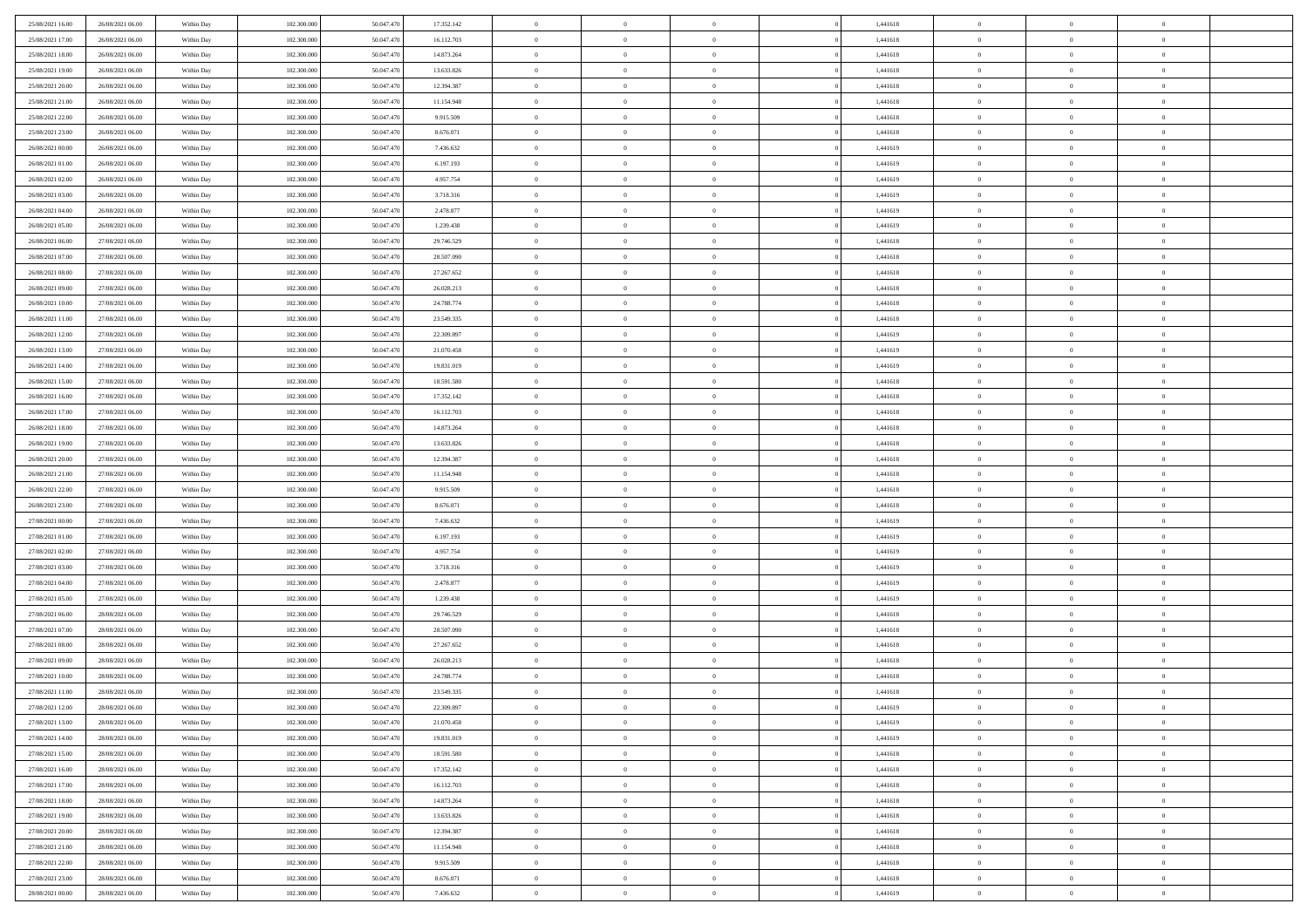| | | | | | | | | | | | | | | |
|---|---|---|---|---|---|---|---|---|---|---|---|---|---|---|
| 25/08/2021 16:00 | 26/08/2021 06:00 | Within Day | 102.300.000 | 50.047.470 | 17.352.142 | 0 | 0 | 0 | | 1,441618 | 0 | 0 | 0 | |
| 25/08/2021 17:00 | 26/08/2021 06:00 | Within Day | 102.300.000 | 50.047.470 | 16.112.703 | 0 | 0 | 0 | | 1,441618 | 0 | 0 | 0 | |
| 25/08/2021 18:00 | 26/08/2021 06:00 | Within Day | 102.300.000 | 50.047.470 | 14.873.264 | 0 | 0 | 0 | | 1,441618 | 0 | 0 | 0 | |
| 25/08/2021 19:00 | 26/08/2021 06:00 | Within Day | 102.300.000 | 50.047.470 | 13.633.826 | 0 | 0 | 0 | | 1,441618 | 0 | 0 | 0 | |
| 25/08/2021 20:00 | 26/08/2021 06:00 | Within Day | 102.300.000 | 50.047.470 | 12.394.387 | 0 | 0 | 0 | | 1,441618 | 0 | 0 | 0 | |
| 25/08/2021 21:00 | 26/08/2021 06:00 | Within Day | 102.300.000 | 50.047.470 | 11.154.948 | 0 | 0 | 0 | | 1,441618 | 0 | 0 | 0 | |
| 25/08/2021 22:00 | 26/08/2021 06:00 | Within Day | 102.300.000 | 50.047.470 | 9.915.509 | 0 | 0 | 0 | | 1,441618 | 0 | 0 | 0 | |
| 25/08/2021 23:00 | 26/08/2021 06:00 | Within Day | 102.300.000 | 50.047.470 | 8.676.071 | 0 | 0 | 0 | | 1,441618 | 0 | 0 | 0 | |
| 26/08/2021 00:00 | 26/08/2021 06:00 | Within Day | 102.300.000 | 50.047.470 | 7.436.632 | 0 | 0 | 0 | | 1,441619 | 0 | 0 | 0 | |
| 26/08/2021 01:00 | 26/08/2021 06:00 | Within Day | 102.300.000 | 50.047.470 | 6.197.193 | 0 | 0 | 0 | | 1,441619 | 0 | 0 | 0 | |
| 26/08/2021 02:00 | 26/08/2021 06:00 | Within Day | 102.300.000 | 50.047.470 | 4.957.754 | 0 | 0 | 0 | | 1,441619 | 0 | 0 | 0 | |
| 26/08/2021 03:00 | 26/08/2021 06:00 | Within Day | 102.300.000 | 50.047.470 | 3.718.316 | 0 | 0 | 0 | | 1,441619 | 0 | 0 | 0 | |
| 26/08/2021 04:00 | 26/08/2021 06:00 | Within Day | 102.300.000 | 50.047.470 | 2.478.877 | 0 | 0 | 0 | | 1,441619 | 0 | 0 | 0 | |
| 26/08/2021 05:00 | 26/08/2021 06:00 | Within Day | 102.300.000 | 50.047.470 | 1.239.438 | 0 | 0 | 0 | | 1,441619 | 0 | 0 | 0 | |
| 26/08/2021 06:00 | 27/08/2021 06:00 | Within Day | 102.300.000 | 50.047.470 | 29.746.529 | 0 | 0 | 0 | | 1,441618 | 0 | 0 | 0 | |
| 26/08/2021 07:00 | 27/08/2021 06:00 | Within Day | 102.300.000 | 50.047.470 | 28.507.090 | 0 | 0 | 0 | | 1,441618 | 0 | 0 | 0 | |
| 26/08/2021 08:00 | 27/08/2021 06:00 | Within Day | 102.300.000 | 50.047.470 | 27.267.652 | 0 | 0 | 0 | | 1,441618 | 0 | 0 | 0 | |
| 26/08/2021 09:00 | 27/08/2021 06:00 | Within Day | 102.300.000 | 50.047.470 | 26.028.213 | 0 | 0 | 0 | | 1,441618 | 0 | 0 | 0 | |
| 26/08/2021 10:00 | 27/08/2021 06:00 | Within Day | 102.300.000 | 50.047.470 | 24.788.774 | 0 | 0 | 0 | | 1,441618 | 0 | 0 | 0 | |
| 26/08/2021 11:00 | 27/08/2021 06:00 | Within Day | 102.300.000 | 50.047.470 | 23.549.335 | 0 | 0 | 0 | | 1,441618 | 0 | 0 | 0 | |
| 26/08/2021 12:00 | 27/08/2021 06:00 | Within Day | 102.300.000 | 50.047.470 | 22.309.897 | 0 | 0 | 0 | | 1,441619 | 0 | 0 | 0 | |
| 26/08/2021 13:00 | 27/08/2021 06:00 | Within Day | 102.300.000 | 50.047.470 | 21.070.458 | 0 | 0 | 0 | | 1,441619 | 0 | 0 | 0 | |
| 26/08/2021 14:00 | 27/08/2021 06:00 | Within Day | 102.300.000 | 50.047.470 | 19.831.019 | 0 | 0 | 0 | | 1,441619 | 0 | 0 | 0 | |
| 26/08/2021 15:00 | 27/08/2021 06:00 | Within Day | 102.300.000 | 50.047.470 | 18.591.580 | 0 | 0 | 0 | | 1,441618 | 0 | 0 | 0 | |
| 26/08/2021 16:00 | 27/08/2021 06:00 | Within Day | 102.300.000 | 50.047.470 | 17.352.142 | 0 | 0 | 0 | | 1,441618 | 0 | 0 | 0 | |
| 26/08/2021 17:00 | 27/08/2021 06:00 | Within Day | 102.300.000 | 50.047.470 | 16.112.703 | 0 | 0 | 0 | | 1,441618 | 0 | 0 | 0 | |
| 26/08/2021 18:00 | 27/08/2021 06:00 | Within Day | 102.300.000 | 50.047.470 | 14.873.264 | 0 | 0 | 0 | | 1,441618 | 0 | 0 | 0 | |
| 26/08/2021 19:00 | 27/08/2021 06:00 | Within Day | 102.300.000 | 50.047.470 | 13.633.826 | 0 | 0 | 0 | | 1,441618 | 0 | 0 | 0 | |
| 26/08/2021 20:00 | 27/08/2021 06:00 | Within Day | 102.300.000 | 50.047.470 | 12.394.387 | 0 | 0 | 0 | | 1,441618 | 0 | 0 | 0 | |
| 26/08/2021 21:00 | 27/08/2021 06:00 | Within Day | 102.300.000 | 50.047.470 | 11.154.948 | 0 | 0 | 0 | | 1,441618 | 0 | 0 | 0 | |
| 26/08/2021 22:00 | 27/08/2021 06:00 | Within Day | 102.300.000 | 50.047.470 | 9.915.509 | 0 | 0 | 0 | | 1,441618 | 0 | 0 | 0 | |
| 26/08/2021 23:00 | 27/08/2021 06:00 | Within Day | 102.300.000 | 50.047.470 | 8.676.071 | 0 | 0 | 0 | | 1,441618 | 0 | 0 | 0 | |
| 27/08/2021 00:00 | 27/08/2021 06:00 | Within Day | 102.300.000 | 50.047.470 | 7.436.632 | 0 | 0 | 0 | | 1,441619 | 0 | 0 | 0 | |
| 27/08/2021 01:00 | 27/08/2021 06:00 | Within Day | 102.300.000 | 50.047.470 | 6.197.193 | 0 | 0 | 0 | | 1,441619 | 0 | 0 | 0 | |
| 27/08/2021 02:00 | 27/08/2021 06:00 | Within Day | 102.300.000 | 50.047.470 | 4.957.754 | 0 | 0 | 0 | | 1,441619 | 0 | 0 | 0 | |
| 27/08/2021 03:00 | 27/08/2021 06:00 | Within Day | 102.300.000 | 50.047.470 | 3.718.316 | 0 | 0 | 0 | | 1,441619 | 0 | 0 | 0 | |
| 27/08/2021 04:00 | 27/08/2021 06:00 | Within Day | 102.300.000 | 50.047.470 | 2.478.877 | 0 | 0 | 0 | | 1,441619 | 0 | 0 | 0 | |
| 27/08/2021 05:00 | 27/08/2021 06:00 | Within Day | 102.300.000 | 50.047.470 | 1.239.438 | 0 | 0 | 0 | | 1,441619 | 0 | 0 | 0 | |
| 27/08/2021 06:00 | 28/08/2021 06:00 | Within Day | 102.300.000 | 50.047.470 | 29.746.529 | 0 | 0 | 0 | | 1,441618 | 0 | 0 | 0 | |
| 27/08/2021 07:00 | 28/08/2021 06:00 | Within Day | 102.300.000 | 50.047.470 | 28.507.090 | 0 | 0 | 0 | | 1,441618 | 0 | 0 | 0 | |
| 27/08/2021 08:00 | 28/08/2021 06:00 | Within Day | 102.300.000 | 50.047.470 | 27.267.652 | 0 | 0 | 0 | | 1,441618 | 0 | 0 | 0 | |
| 27/08/2021 09:00 | 28/08/2021 06:00 | Within Day | 102.300.000 | 50.047.470 | 26.028.213 | 0 | 0 | 0 | | 1,441618 | 0 | 0 | 0 | |
| 27/08/2021 10:00 | 28/08/2021 06:00 | Within Day | 102.300.000 | 50.047.470 | 24.788.774 | 0 | 0 | 0 | | 1,441618 | 0 | 0 | 0 | |
| 27/08/2021 11:00 | 28/08/2021 06:00 | Within Day | 102.300.000 | 50.047.470 | 23.549.335 | 0 | 0 | 0 | | 1,441618 | 0 | 0 | 0 | |
| 27/08/2021 12:00 | 28/08/2021 06:00 | Within Day | 102.300.000 | 50.047.470 | 22.309.897 | 0 | 0 | 0 | | 1,441619 | 0 | 0 | 0 | |
| 27/08/2021 13:00 | 28/08/2021 06:00 | Within Day | 102.300.000 | 50.047.470 | 21.070.458 | 0 | 0 | 0 | | 1,441619 | 0 | 0 | 0 | |
| 27/08/2021 14:00 | 28/08/2021 06:00 | Within Day | 102.300.000 | 50.047.470 | 19.831.019 | 0 | 0 | 0 | | 1,441619 | 0 | 0 | 0 | |
| 27/08/2021 15:00 | 28/08/2021 06:00 | Within Day | 102.300.000 | 50.047.470 | 18.591.580 | 0 | 0 | 0 | | 1,441618 | 0 | 0 | 0 | |
| 27/08/2021 16:00 | 28/08/2021 06:00 | Within Day | 102.300.000 | 50.047.470 | 17.352.142 | 0 | 0 | 0 | | 1,441618 | 0 | 0 | 0 | |
| 27/08/2021 17:00 | 28/08/2021 06:00 | Within Day | 102.300.000 | 50.047.470 | 16.112.703 | 0 | 0 | 0 | | 1,441618 | 0 | 0 | 0 | |
| 27/08/2021 18:00 | 28/08/2021 06:00 | Within Day | 102.300.000 | 50.047.470 | 14.873.264 | 0 | 0 | 0 | | 1,441618 | 0 | 0 | 0 | |
| 27/08/2021 19:00 | 28/08/2021 06:00 | Within Day | 102.300.000 | 50.047.470 | 13.633.826 | 0 | 0 | 0 | | 1,441618 | 0 | 0 | 0 | |
| 27/08/2021 20:00 | 28/08/2021 06:00 | Within Day | 102.300.000 | 50.047.470 | 12.394.387 | 0 | 0 | 0 | | 1,441618 | 0 | 0 | 0 | |
| 27/08/2021 21:00 | 28/08/2021 06:00 | Within Day | 102.300.000 | 50.047.470 | 11.154.948 | 0 | 0 | 0 | | 1,441618 | 0 | 0 | 0 | |
| 27/08/2021 22:00 | 28/08/2021 06:00 | Within Day | 102.300.000 | 50.047.470 | 9.915.509 | 0 | 0 | 0 | | 1,441618 | 0 | 0 | 0 | |
| 27/08/2021 23:00 | 28/08/2021 06:00 | Within Day | 102.300.000 | 50.047.470 | 8.676.071 | 0 | 0 | 0 | | 1,441618 | 0 | 0 | 0 | |
| 28/08/2021 00:00 | 28/08/2021 06:00 | Within Day | 102.300.000 | 50.047.470 | 7.436.632 | 0 | 0 | 0 | | 1,441619 | 0 | 0 | 0 | |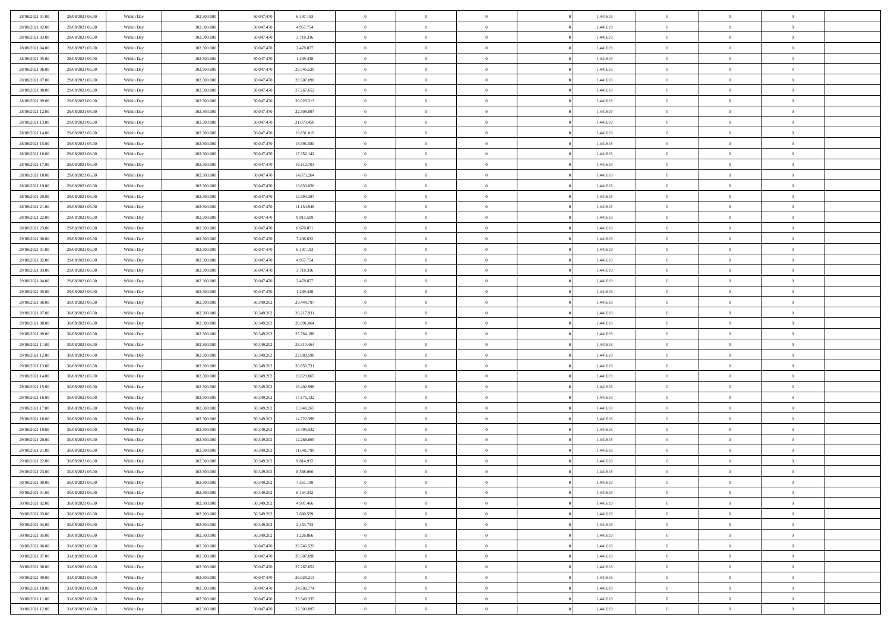| | | | | | | | | | | | | | | |
|---|---|---|---|---|---|---|---|---|---|---|---|---|---|---|
| 28/08/2021 01:00 | 28/08/2021 06:00 | Within Day | 102.300.000 | 50.047.470 | 6.197.193 | 0 | 0 | 0 | | 1,441619 | 0 | 0 | 0 | |
| 28/08/2021 02:00 | 28/08/2021 06:00 | Within Day | 102.300.000 | 50.047.470 | 4.957.754 | 0 | 0 | 0 | | 1,441619 | 0 | 0 | 0 | |
| 28/08/2021 03:00 | 28/08/2021 06:00 | Within Day | 102.300.000 | 50.047.470 | 3.718.316 | 0 | 0 | 0 | | 1,441619 | 0 | 0 | 0 | |
| 28/08/2021 04:00 | 28/08/2021 06:00 | Within Day | 102.300.000 | 50.047.470 | 2.478.877 | 0 | 0 | 0 | | 1,441619 | 0 | 0 | 0 | |
| 28/08/2021 05:00 | 28/08/2021 06:00 | Within Day | 102.300.000 | 50.047.470 | 1.239.438 | 0 | 0 | 0 | | 1,441619 | 0 | 0 | 0 | |
| 28/08/2021 06:00 | 29/08/2021 06:00 | Within Day | 102.300.000 | 50.047.470 | 29.746.529 | 0 | 0 | 0 | | 1,441618 | 0 | 0 | 0 | |
| 28/08/2021 07:00 | 29/08/2021 06:00 | Within Day | 102.300.000 | 50.047.470 | 28.507.090 | 0 | 0 | 0 | | 1,441618 | 0 | 0 | 0 | |
| 28/08/2021 08:00 | 29/08/2021 06:00 | Within Day | 102.300.000 | 50.047.470 | 27.267.652 | 0 | 0 | 0 | | 1,441618 | 0 | 0 | 0 | |
| 28/08/2021 09:00 | 29/08/2021 06:00 | Within Day | 102.300.000 | 50.047.470 | 26.028.213 | 0 | 0 | 0 | | 1,441618 | 0 | 0 | 0 | |
| 28/08/2021 12:00 | 29/08/2021 06:00 | Within Day | 102.300.000 | 50.047.470 | 22.309.897 | 0 | 0 | 0 | | 1,441619 | 0 | 0 | 0 | |
| 28/08/2021 13:00 | 29/08/2021 06:00 | Within Day | 102.300.000 | 50.047.470 | 21.070.458 | 0 | 0 | 0 | | 1,441619 | 0 | 0 | 0 | |
| 28/08/2021 14:00 | 29/08/2021 06:00 | Within Day | 102.300.000 | 50.047.470 | 19.831.019 | 0 | 0 | 0 | | 1,441619 | 0 | 0 | 0 | |
| 28/08/2021 15:00 | 29/08/2021 06:00 | Within Day | 102.300.000 | 50.047.470 | 18.591.580 | 0 | 0 | 0 | | 1,441618 | 0 | 0 | 0 | |
| 28/08/2021 16:00 | 29/08/2021 06:00 | Within Day | 102.300.000 | 50.047.470 | 17.352.142 | 0 | 0 | 0 | | 1,441618 | 0 | 0 | 0 | |
| 28/08/2021 17:00 | 29/08/2021 06:00 | Within Day | 102.300.000 | 50.047.470 | 16.112.703 | 0 | 0 | 0 | | 1,441618 | 0 | 0 | 0 | |
| 28/08/2021 18:00 | 29/08/2021 06:00 | Within Day | 102.300.000 | 50.047.470 | 14.873.264 | 0 | 0 | 0 | | 1,441618 | 0 | 0 | 0 | |
| 28/08/2021 19:00 | 29/08/2021 06:00 | Within Day | 102.300.000 | 50.047.470 | 13.633.826 | 0 | 0 | 0 | | 1,441618 | 0 | 0 | 0 | |
| 28/08/2021 20:00 | 29/08/2021 06:00 | Within Day | 102.300.000 | 50.047.470 | 12.394.387 | 0 | 0 | 0 | | 1,441618 | 0 | 0 | 0 | |
| 28/08/2021 21:00 | 29/08/2021 06:00 | Within Day | 102.300.000 | 50.047.470 | 11.154.948 | 0 | 0 | 0 | | 1,441618 | 0 | 0 | 0 | |
| 28/08/2021 22:00 | 29/08/2021 06:00 | Within Day | 102.300.000 | 50.047.470 | 9.915.509 | 0 | 0 | 0 | | 1,441618 | 0 | 0 | 0 | |
| 28/08/2021 23:00 | 29/08/2021 06:00 | Within Day | 102.300.000 | 50.047.470 | 8.676.071 | 0 | 0 | 0 | | 1,441618 | 0 | 0 | 0 | |
| 29/08/2021 00:00 | 29/08/2021 06:00 | Within Day | 102.300.000 | 50.047.470 | 7.436.632 | 0 | 0 | 0 | | 1,441619 | 0 | 0 | 0 | |
| 29/08/2021 01:00 | 29/08/2021 06:00 | Within Day | 102.300.000 | 50.047.470 | 6.197.193 | 0 | 0 | 0 | | 1,441619 | 0 | 0 | 0 | |
| 29/08/2021 02:00 | 29/08/2021 06:00 | Within Day | 102.300.000 | 50.047.470 | 4.957.754 | 0 | 0 | 0 | | 1,441619 | 0 | 0 | 0 | |
| 29/08/2021 03:00 | 29/08/2021 06:00 | Within Day | 102.300.000 | 50.047.470 | 3.718.316 | 0 | 0 | 0 | | 1,441619 | 0 | 0 | 0 | |
| 29/08/2021 04:00 | 29/08/2021 06:00 | Within Day | 102.300.000 | 50.047.470 | 2.478.877 | 0 | 0 | 0 | | 1,441619 | 0 | 0 | 0 | |
| 29/08/2021 05:00 | 29/08/2021 06:00 | Within Day | 102.300.000 | 50.047.470 | 1.239.438 | 0 | 0 | 0 | | 1,441619 | 0 | 0 | 0 | |
| 29/08/2021 06:00 | 30/08/2021 06:00 | Within Day | 102.300.000 | 50.349.202 | 29.444.797 | 0 | 0 | 0 | | 1,441618 | 0 | 0 | 0 | |
| 29/08/2021 07:00 | 30/08/2021 06:00 | Within Day | 102.300.000 | 50.349.202 | 28.217.931 | 0 | 0 | 0 | | 1,441618 | 0 | 0 | 0 | |
| 29/08/2021 08:00 | 30/08/2021 06:00 | Within Day | 102.300.000 | 50.349.202 | 26.991.064 | 0 | 0 | 0 | | 1,441618 | 0 | 0 | 0 | |
| 29/08/2021 09:00 | 30/08/2021 06:00 | Within Day | 102.300.000 | 50.349.202 | 25.764.198 | 0 | 0 | 0 | | 1,441618 | 0 | 0 | 0 | |
| 29/08/2021 11:00 | 30/08/2021 06:00 | Within Day | 102.300.000 | 50.349.202 | 23.310.464 | 0 | 0 | 0 | | 1,441618 | 0 | 0 | 0 | |
| 29/08/2021 12:00 | 30/08/2021 06:00 | Within Day | 102.300.000 | 50.349.202 | 22.083.598 | 0 | 0 | 0 | | 1,441619 | 0 | 0 | 0 | |
| 29/08/2021 13:00 | 30/08/2021 06:00 | Within Day | 102.300.000 | 50.349.202 | 20.856.731 | 0 | 0 | 0 | | 1,441619 | 0 | 0 | 0 | |
| 29/08/2021 14:00 | 30/08/2021 06:00 | Within Day | 102.300.000 | 50.349.202 | 19.629.865 | 0 | 0 | 0 | | 1,441619 | 0 | 0 | 0 | |
| 29/08/2021 15:00 | 30/08/2021 06:00 | Within Day | 102.300.000 | 50.349.202 | 18.402.998 | 0 | 0 | 0 | | 1,441618 | 0 | 0 | 0 | |
| 29/08/2021 16:00 | 30/08/2021 06:00 | Within Day | 102.300.000 | 50.349.202 | 17.176.132 | 0 | 0 | 0 | | 1,441618 | 0 | 0 | 0 | |
| 29/08/2021 17:00 | 30/08/2021 06:00 | Within Day | 102.300.000 | 50.349.202 | 15.949.265 | 0 | 0 | 0 | | 1,441618 | 0 | 0 | 0 | |
| 29/08/2021 18:00 | 30/08/2021 06:00 | Within Day | 102.300.000 | 50.349.202 | 14.722.398 | 0 | 0 | 0 | | 1,441618 | 0 | 0 | 0 | |
| 29/08/2021 19:00 | 30/08/2021 06:00 | Within Day | 102.300.000 | 50.349.202 | 13.495.532 | 0 | 0 | 0 | | 1,441618 | 0 | 0 | 0 | |
| 29/08/2021 20:00 | 30/08/2021 06:00 | Within Day | 102.300.000 | 50.349.202 | 12.268.665 | 0 | 0 | 0 | | 1,441618 | 0 | 0 | 0 | |
| 29/08/2021 21:00 | 30/08/2021 06:00 | Within Day | 102.300.000 | 50.349.202 | 11.041.799 | 0 | 0 | 0 | | 1,441618 | 0 | 0 | 0 | |
| 29/08/2021 22:00 | 30/08/2021 06:00 | Within Day | 102.300.000 | 50.349.202 | 9.814.932 | 0 | 0 | 0 | | 1,441618 | 0 | 0 | 0 | |
| 29/08/2021 23:00 | 30/08/2021 06:00 | Within Day | 102.300.000 | 50.349.202 | 8.588.066 | 0 | 0 | 0 | | 1,441618 | 0 | 0 | 0 | |
| 30/08/2021 00:00 | 30/08/2021 06:00 | Within Day | 102.300.000 | 50.349.202 | 7.361.199 | 0 | 0 | 0 | | 1,441619 | 0 | 0 | 0 | |
| 30/08/2021 01:00 | 30/08/2021 06:00 | Within Day | 102.300.000 | 50.349.202 | 6.134.332 | 0 | 0 | 0 | | 1,441619 | 0 | 0 | 0 | |
| 30/08/2021 02:00 | 30/08/2021 06:00 | Within Day | 102.300.000 | 50.349.202 | 4.907.466 | 0 | 0 | 0 | | 1,441619 | 0 | 0 | 0 | |
| 30/08/2021 03:00 | 30/08/2021 06:00 | Within Day | 102.300.000 | 50.349.202 | 3.680.599 | 0 | 0 | 0 | | 1,441619 | 0 | 0 | 0 | |
| 30/08/2021 04:00 | 30/08/2021 06:00 | Within Day | 102.300.000 | 50.349.202 | 2.453.733 | 0 | 0 | 0 | | 1,441619 | 0 | 0 | 0 | |
| 30/08/2021 05:00 | 30/08/2021 06:00 | Within Day | 102.300.000 | 50.349.202 | 1.226.866 | 0 | 0 | 0 | | 1,441619 | 0 | 0 | 0 | |
| 30/08/2021 06:00 | 31/08/2021 06:00 | Within Day | 102.300.000 | 50.047.470 | 29.746.529 | 0 | 0 | 0 | | 1,441618 | 0 | 0 | 0 | |
| 30/08/2021 07:00 | 31/08/2021 06:00 | Within Day | 102.300.000 | 50.047.470 | 28.507.090 | 0 | 0 | 0 | | 1,441618 | 0 | 0 | 0 | |
| 30/08/2021 08:00 | 31/08/2021 06:00 | Within Day | 102.300.000 | 50.047.470 | 27.267.652 | 0 | 0 | 0 | | 1,441618 | 0 | 0 | 0 | |
| 30/08/2021 09:00 | 31/08/2021 06:00 | Within Day | 102.300.000 | 50.047.470 | 26.028.213 | 0 | 0 | 0 | | 1,441618 | 0 | 0 | 0 | |
| 30/08/2021 10:00 | 31/08/2021 06:00 | Within Day | 102.300.000 | 50.047.470 | 24.788.774 | 0 | 0 | 0 | | 1,441618 | 0 | 0 | 0 | |
| 30/08/2021 11:00 | 31/08/2021 06:00 | Within Day | 102.300.000 | 50.047.470 | 23.549.335 | 0 | 0 | 0 | | 1,441618 | 0 | 0 | 0 | |
| 30/08/2021 12:00 | 31/08/2021 06:00 | Within Day | 102.300.000 | 50.047.470 | 22.309.897 | 0 | 0 | 0 | | 1,441619 | 0 | 0 | 0 | |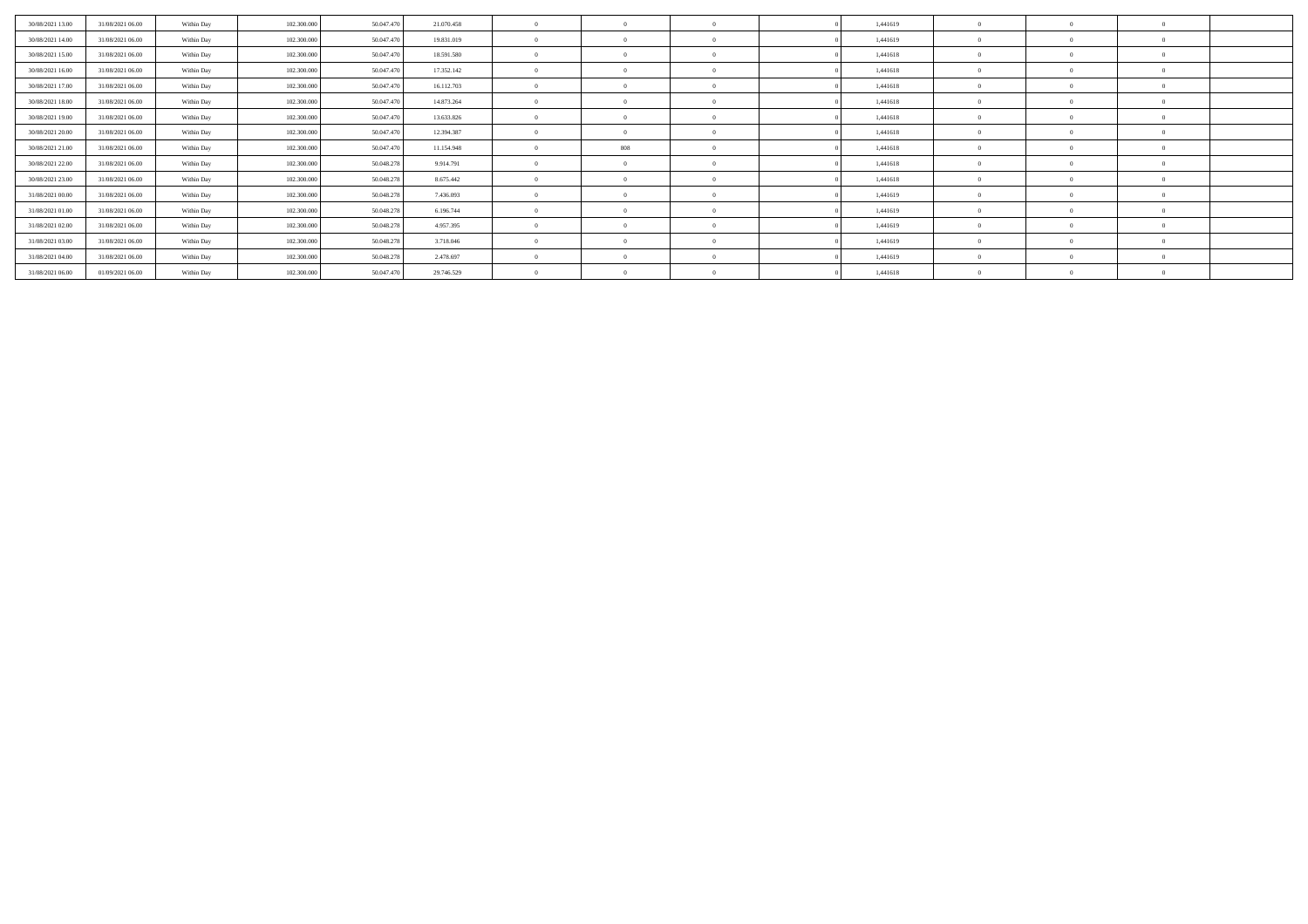|  |  |  |  |  |  |  |  |  |  |  |  |  |  |  |  |
|---|---|---|---|---|---|---|---|---|---|---|---|---|---|---|---|
| 30/08/2021 13:00 | 31/08/2021 06:00 | Within Day | 102.300.000 | 50.047.470 | 21.070.458 | 0 | 0 | 0 |  | 0 | 1,441619 | 0 | 0 | 0 |  |
| 30/08/2021 14:00 | 31/08/2021 06:00 | Within Day | 102.300.000 | 50.047.470 | 19.831.019 | 0 | 0 | 0 |  | 0 | 1,441619 | 0 | 0 | 0 |  |
| 30/08/2021 15:00 | 31/08/2021 06:00 | Within Day | 102.300.000 | 50.047.470 | 18.591.580 | 0 | 0 | 0 |  | 0 | 1,441618 | 0 | 0 | 0 |  |
| 30/08/2021 16:00 | 31/08/2021 06:00 | Within Day | 102.300.000 | 50.047.470 | 17.352.142 | 0 | 0 | 0 |  | 0 | 1,441618 | 0 | 0 | 0 |  |
| 30/08/2021 17:00 | 31/08/2021 06:00 | Within Day | 102.300.000 | 50.047.470 | 16.112.703 | 0 | 0 | 0 |  | 0 | 1,441618 | 0 | 0 | 0 |  |
| 30/08/2021 18:00 | 31/08/2021 06:00 | Within Day | 102.300.000 | 50.047.470 | 14.873.264 | 0 | 0 | 0 |  | 0 | 1,441618 | 0 | 0 | 0 |  |
| 30/08/2021 19:00 | 31/08/2021 06:00 | Within Day | 102.300.000 | 50.047.470 | 13.633.826 | 0 | 0 | 0 |  | 0 | 1,441618 | 0 | 0 | 0 |  |
| 30/08/2021 20:00 | 31/08/2021 06:00 | Within Day | 102.300.000 | 50.047.470 | 12.394.387 | 0 | 0 | 0 |  | 0 | 1,441618 | 0 | 0 | 0 |  |
| 30/08/2021 21:00 | 31/08/2021 06:00 | Within Day | 102.300.000 | 50.047.470 | 11.154.948 | 0 | 808 | 0 |  | 0 | 1,441618 | 0 | 0 | 0 |  |
| 30/08/2021 22:00 | 31/08/2021 06:00 | Within Day | 102.300.000 | 50.048.278 | 9.914.791 | 0 | 0 | 0 |  | 0 | 1,441618 | 0 | 0 | 0 |  |
| 30/08/2021 23:00 | 31/08/2021 06:00 | Within Day | 102.300.000 | 50.048.278 | 8.675.442 | 0 | 0 | 0 |  | 0 | 1,441618 | 0 | 0 | 0 |  |
| 31/08/2021 00:00 | 31/08/2021 06:00 | Within Day | 102.300.000 | 50.048.278 | 7.436.093 | 0 | 0 | 0 |  | 0 | 1,441619 | 0 | 0 | 0 |  |
| 31/08/2021 01:00 | 31/08/2021 06:00 | Within Day | 102.300.000 | 50.048.278 | 6.196.744 | 0 | 0 | 0 |  | 0 | 1,441619 | 0 | 0 | 0 |  |
| 31/08/2021 02:00 | 31/08/2021 06:00 | Within Day | 102.300.000 | 50.048.278 | 4.957.395 | 0 | 0 | 0 |  | 0 | 1,441619 | 0 | 0 | 0 |  |
| 31/08/2021 03:00 | 31/08/2021 06:00 | Within Day | 102.300.000 | 50.048.278 | 3.718.046 | 0 | 0 | 0 |  | 0 | 1,441619 | 0 | 0 | 0 |  |
| 31/08/2021 04:00 | 31/08/2021 06:00 | Within Day | 102.300.000 | 50.048.278 | 2.478.697 | 0 | 0 | 0 |  | 0 | 1,441619 | 0 | 0 | 0 |  |
| 31/08/2021 06:00 | 01/09/2021 06:00 | Within Day | 102.300.000 | 50.047.470 | 29.746.529 | 0 | 0 | 0 |  | 0 | 1,441618 | 0 | 0 | 0 |  |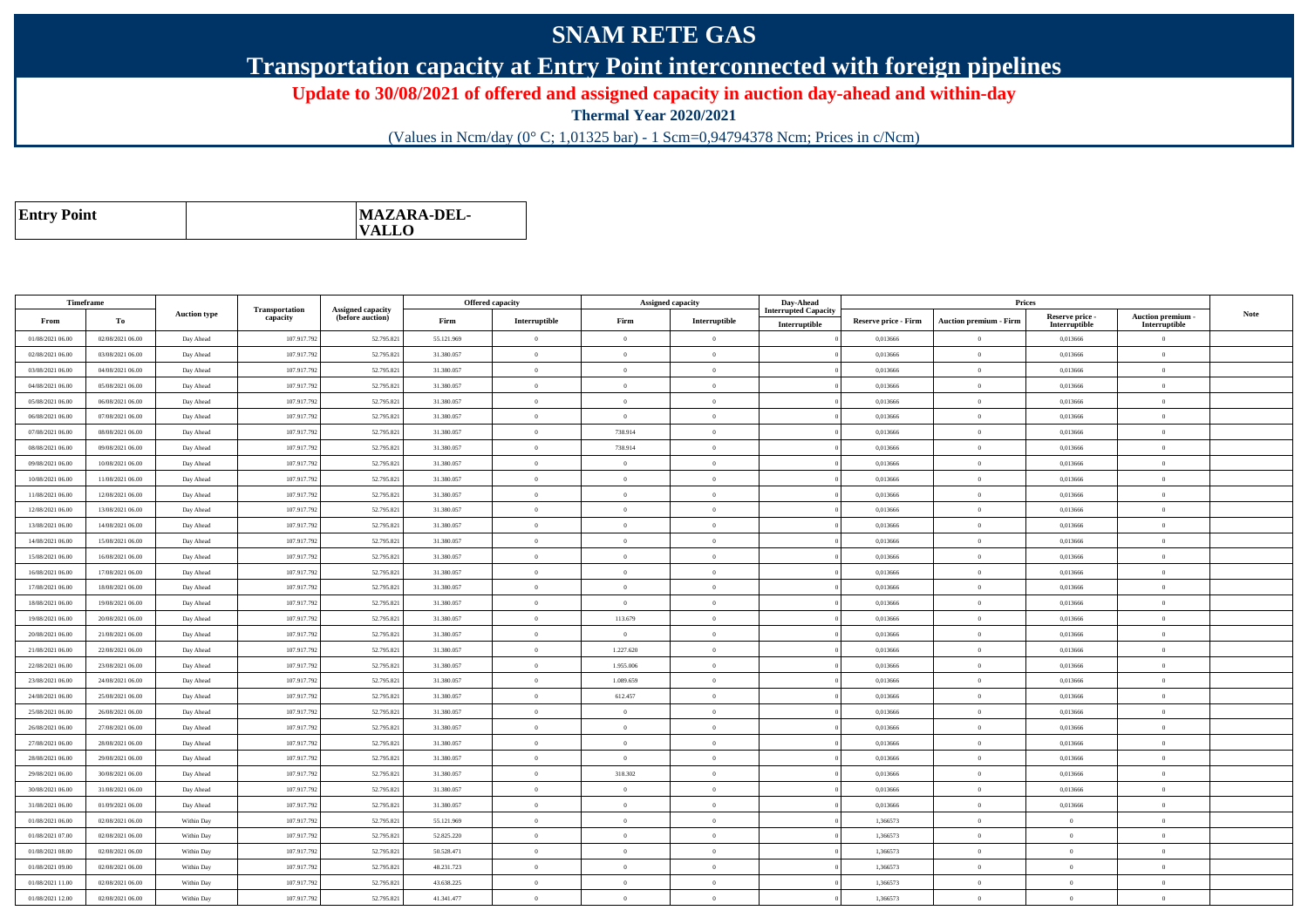# SNAM RETE GAS

## Transportation capacity at Entry Point interconnected with foreign pipelines

**Update to 30/08/2021 of offered and assigned capacity in auction day-ahead and within-day**

**Thermal Year 2020/2021**

(Values in Ncm/day (0° C; 1,01325 bar) - 1 Scm=0,94794378 Ncm; Prices in c/Ncm)

| Entry Point | | MAZARA-DEL-VALLO |
|---|---|---|

| Timeframe | | Auction type | Transportation capacity | Assigned capacity (before auction) | Offered capacity | | Assigned capacity | | Day-Ahead Interrupted Capacity | Prices | | | | Note |
|---|---|---|---|---|---|---|---|---|---|---|---|---|---|---|
| From | To | | | | Firm | Interruptible | Firm | Interruptible | Interruptible | Reserve price - Firm | Auction premium - Firm | Reserve price - Interruptible | Auction premium - Interruptible | |
| 01/08/2021 06.00 | 02/08/2021 06.00 | Day Ahead | 107.917.792 | 52.795.821 | 55.121.969 | 0 | 0 | 0 | 0 | 0,013666 | 0 | 0,013666 | 0 | |
| 02/08/2021 06.00 | 03/08/2021 06.00 | Day Ahead | 107.917.792 | 52.795.821 | 31.380.057 | 0 | 0 | 0 | 0 | 0,013666 | 0 | 0,013666 | 0 | |
| 03/08/2021 06.00 | 04/08/2021 06.00 | Day Ahead | 107.917.792 | 52.795.821 | 31.380.057 | 0 | 0 | 0 | 0 | 0,013666 | 0 | 0,013666 | 0 | |
| 04/08/2021 06.00 | 05/08/2021 06.00 | Day Ahead | 107.917.792 | 52.795.821 | 31.380.057 | 0 | 0 | 0 | 0 | 0,013666 | 0 | 0,013666 | 0 | |
| 05/08/2021 06.00 | 06/08/2021 06.00 | Day Ahead | 107.917.792 | 52.795.821 | 31.380.057 | 0 | 0 | 0 | 0 | 0,013666 | 0 | 0,013666 | 0 | |
| 06/08/2021 06.00 | 07/08/2021 06.00 | Day Ahead | 107.917.792 | 52.795.821 | 31.380.057 | 0 | 0 | 0 | 0 | 0,013666 | 0 | 0,013666 | 0 | |
| 07/08/2021 06.00 | 08/08/2021 06.00 | Day Ahead | 107.917.792 | 52.795.821 | 31.380.057 | 0 | 738.914 | 0 | 0 | 0,013666 | 0 | 0,013666 | 0 | |
| 08/08/2021 06.00 | 09/08/2021 06.00 | Day Ahead | 107.917.792 | 52.795.821 | 31.380.057 | 0 | 738.914 | 0 | 0 | 0,013666 | 0 | 0,013666 | 0 | |
| 09/08/2021 06.00 | 10/08/2021 06.00 | Day Ahead | 107.917.792 | 52.795.821 | 31.380.057 | 0 | 0 | 0 | 0 | 0,013666 | 0 | 0,013666 | 0 | |
| 10/08/2021 06.00 | 11/08/2021 06.00 | Day Ahead | 107.917.792 | 52.795.821 | 31.380.057 | 0 | 0 | 0 | 0 | 0,013666 | 0 | 0,013666 | 0 | |
| 11/08/2021 06.00 | 12/08/2021 06.00 | Day Ahead | 107.917.792 | 52.795.821 | 31.380.057 | 0 | 0 | 0 | 0 | 0,013666 | 0 | 0,013666 | 0 | |
| 12/08/2021 06.00 | 13/08/2021 06.00 | Day Ahead | 107.917.792 | 52.795.821 | 31.380.057 | 0 | 0 | 0 | 0 | 0,013666 | 0 | 0,013666 | 0 | |
| 13/08/2021 06.00 | 14/08/2021 06.00 | Day Ahead | 107.917.792 | 52.795.821 | 31.380.057 | 0 | 0 | 0 | 0 | 0,013666 | 0 | 0,013666 | 0 | |
| 14/08/2021 06.00 | 15/08/2021 06.00 | Day Ahead | 107.917.792 | 52.795.821 | 31.380.057 | 0 | 0 | 0 | 0 | 0,013666 | 0 | 0,013666 | 0 | |
| 15/08/2021 06.00 | 16/08/2021 06.00 | Day Ahead | 107.917.792 | 52.795.821 | 31.380.057 | 0 | 0 | 0 | 0 | 0,013666 | 0 | 0,013666 | 0 | |
| 16/08/2021 06.00 | 17/08/2021 06.00 | Day Ahead | 107.917.792 | 52.795.821 | 31.380.057 | 0 | 0 | 0 | 0 | 0,013666 | 0 | 0,013666 | 0 | |
| 17/08/2021 06.00 | 18/08/2021 06.00 | Day Ahead | 107.917.792 | 52.795.821 | 31.380.057 | 0 | 0 | 0 | 0 | 0,013666 | 0 | 0,013666 | 0 | |
| 18/08/2021 06.00 | 19/08/2021 06.00 | Day Ahead | 107.917.792 | 52.795.821 | 31.380.057 | 0 | 0 | 0 | 0 | 0,013666 | 0 | 0,013666 | 0 | |
| 19/08/2021 06.00 | 20/08/2021 06.00 | Day Ahead | 107.917.792 | 52.795.821 | 31.380.057 | 0 | 113.679 | 0 | 0 | 0,013666 | 0 | 0,013666 | 0 | |
| 20/08/2021 06.00 | 21/08/2021 06.00 | Day Ahead | 107.917.792 | 52.795.821 | 31.380.057 | 0 | 0 | 0 | 0 | 0,013666 | 0 | 0,013666 | 0 | |
| 21/08/2021 06.00 | 22/08/2021 06.00 | Day Ahead | 107.917.792 | 52.795.821 | 31.380.057 | 0 | 1.227.620 | 0 | 0 | 0,013666 | 0 | 0,013666 | 0 | |
| 22/08/2021 06.00 | 23/08/2021 06.00 | Day Ahead | 107.917.792 | 52.795.821 | 31.380.057 | 0 | 1.955.006 | 0 | 0 | 0,013666 | 0 | 0,013666 | 0 | |
| 23/08/2021 06.00 | 24/08/2021 06.00 | Day Ahead | 107.917.792 | 52.795.821 | 31.380.057 | 0 | 1.089.659 | 0 | 0 | 0,013666 | 0 | 0,013666 | 0 | |
| 24/08/2021 06.00 | 25/08/2021 06.00 | Day Ahead | 107.917.792 | 52.795.821 | 31.380.057 | 0 | 612.457 | 0 | 0 | 0,013666 | 0 | 0,013666 | 0 | |
| 25/08/2021 06.00 | 26/08/2021 06.00 | Day Ahead | 107.917.792 | 52.795.821 | 31.380.057 | 0 | 0 | 0 | 0 | 0,013666 | 0 | 0,013666 | 0 | |
| 26/08/2021 06.00 | 27/08/2021 06.00 | Day Ahead | 107.917.792 | 52.795.821 | 31.380.057 | 0 | 0 | 0 | 0 | 0,013666 | 0 | 0,013666 | 0 | |
| 27/08/2021 06.00 | 28/08/2021 06.00 | Day Ahead | 107.917.792 | 52.795.821 | 31.380.057 | 0 | 0 | 0 | 0 | 0,013666 | 0 | 0,013666 | 0 | |
| 28/08/2021 06.00 | 29/08/2021 06.00 | Day Ahead | 107.917.792 | 52.795.821 | 31.380.057 | 0 | 0 | 0 | 0 | 0,013666 | 0 | 0,013666 | 0 | |
| 29/08/2021 06.00 | 30/08/2021 06.00 | Day Ahead | 107.917.792 | 52.795.821 | 31.380.057 | 0 | 318.302 | 0 | 0 | 0,013666 | 0 | 0,013666 | 0 | |
| 30/08/2021 06.00 | 31/08/2021 06.00 | Day Ahead | 107.917.792 | 52.795.821 | 31.380.057 | 0 | 0 | 0 | 0 | 0,013666 | 0 | 0,013666 | 0 | |
| 31/08/2021 06.00 | 01/09/2021 06.00 | Day Ahead | 107.917.792 | 52.795.821 | 31.380.057 | 0 | 0 | 0 | 0 | 0,013666 | 0 | 0,013666 | 0 | |
| 01/08/2021 06.00 | 02/08/2021 06.00 | Within Day | 107.917.792 | 52.795.821 | 55.121.969 | 0 | 0 | 0 | 0 | 1,366573 | 0 | 0 | 0 | |
| 01/08/2021 07.00 | 02/08/2021 06.00 | Within Day | 107.917.792 | 52.795.821 | 52.825.220 | 0 | 0 | 0 | 0 | 1,366573 | 0 | 0 | 0 | |
| 01/08/2021 08.00 | 02/08/2021 06.00 | Within Day | 107.917.792 | 52.795.821 | 50.528.471 | 0 | 0 | 0 | 0 | 1,366573 | 0 | 0 | 0 | |
| 01/08/2021 09.00 | 02/08/2021 06.00 | Within Day | 107.917.792 | 52.795.821 | 48.231.723 | 0 | 0 | 0 | 0 | 1,366573 | 0 | 0 | 0 | |
| 01/08/2021 11.00 | 02/08/2021 06.00 | Within Day | 107.917.792 | 52.795.821 | 43.638.225 | 0 | 0 | 0 | 0 | 1,366573 | 0 | 0 | 0 | |
| 01/08/2021 12.00 | 02/08/2021 06.00 | Within Day | 107.917.792 | 52.795.821 | 41.341.477 | 0 | 0 | 0 | 0 | 1,366573 | 0 | 0 | 0 | |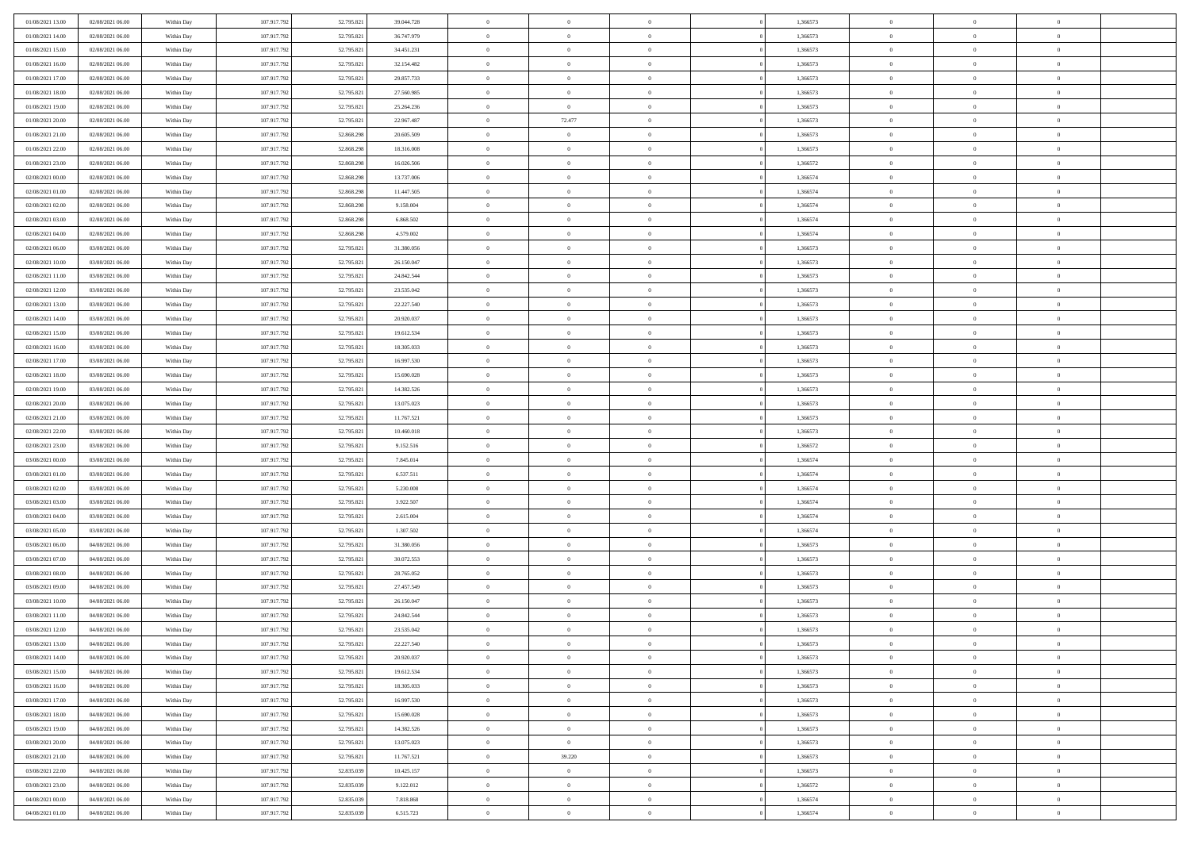| | | | | | | | | | | | | | | |
|---|---|---|---|---|---|---|---|---|---|---|---|---|---|---|
| 01/08/2021 13:00 | 02/08/2021 06:00 | Within Day | 107.917.792 | 52.795.821 | 39.044.728 | 0 | 0 | 0 | | 1,366573 | 0 | 0 | 0 | |
| 01/08/2021 14:00 | 02/08/2021 06:00 | Within Day | 107.917.792 | 52.795.821 | 36.747.979 | 0 | 0 | 0 | | 1,366573 | 0 | 0 | 0 | |
| 01/08/2021 15:00 | 02/08/2021 06:00 | Within Day | 107.917.792 | 52.795.821 | 34.451.231 | 0 | 0 | 0 | | 1,366573 | 0 | 0 | 0 | |
| 01/08/2021 16:00 | 02/08/2021 06:00 | Within Day | 107.917.792 | 52.795.821 | 32.154.482 | 0 | 0 | 0 | | 1,366573 | 0 | 0 | 0 | |
| 01/08/2021 17:00 | 02/08/2021 06:00 | Within Day | 107.917.792 | 52.795.821 | 29.857.733 | 0 | 0 | 0 | | 1,366573 | 0 | 0 | 0 | |
| 01/08/2021 18:00 | 02/08/2021 06:00 | Within Day | 107.917.792 | 52.795.821 | 27.560.985 | 0 | 0 | 0 | | 1,366573 | 0 | 0 | 0 | |
| 01/08/2021 19:00 | 02/08/2021 06:00 | Within Day | 107.917.792 | 52.795.821 | 25.264.236 | 0 | 0 | 0 | | 1,366573 | 0 | 0 | 0 | |
| 01/08/2021 20:00 | 02/08/2021 06:00 | Within Day | 107.917.792 | 52.795.821 | 22.967.487 | 0 | 72.477 | 0 | | 1,366573 | 0 | 0 | 0 | |
| 01/08/2021 21:00 | 02/08/2021 06:00 | Within Day | 107.917.792 | 52.868.298 | 20.605.509 | 0 | 0 | 0 | | 1,366573 | 0 | 0 | 0 | |
| 01/08/2021 22:00 | 02/08/2021 06:00 | Within Day | 107.917.792 | 52.868.298 | 18.316.008 | 0 | 0 | 0 | | 1,366573 | 0 | 0 | 0 | |
| 01/08/2021 23:00 | 02/08/2021 06:00 | Within Day | 107.917.792 | 52.868.298 | 16.026.506 | 0 | 0 | 0 | | 1,366572 | 0 | 0 | 0 | |
| 02/08/2021 00:00 | 02/08/2021 06:00 | Within Day | 107.917.792 | 52.868.298 | 13.737.006 | 0 | 0 | 0 | | 1,366574 | 0 | 0 | 0 | |
| 02/08/2021 01:00 | 02/08/2021 06:00 | Within Day | 107.917.792 | 52.868.298 | 11.447.505 | 0 | 0 | 0 | | 1,366574 | 0 | 0 | 0 | |
| 02/08/2021 02:00 | 02/08/2021 06:00 | Within Day | 107.917.792 | 52.868.298 | 9.158.004 | 0 | 0 | 0 | | 1,366574 | 0 | 0 | 0 | |
| 02/08/2021 03:00 | 02/08/2021 06:00 | Within Day | 107.917.792 | 52.868.298 | 6.868.502 | 0 | 0 | 0 | | 1,366574 | 0 | 0 | 0 | |
| 02/08/2021 04:00 | 02/08/2021 06:00 | Within Day | 107.917.792 | 52.868.298 | 4.579.002 | 0 | 0 | 0 | | 1,366574 | 0 | 0 | 0 | |
| 02/08/2021 06:00 | 03/08/2021 06:00 | Within Day | 107.917.792 | 52.795.821 | 31.380.056 | 0 | 0 | 0 | | 1,366573 | 0 | 0 | 0 | |
| 02/08/2021 10:00 | 03/08/2021 06:00 | Within Day | 107.917.792 | 52.795.821 | 26.150.047 | 0 | 0 | 0 | | 1,366573 | 0 | 0 | 0 | |
| 02/08/2021 11:00 | 03/08/2021 06:00 | Within Day | 107.917.792 | 52.795.821 | 24.842.544 | 0 | 0 | 0 | | 1,366573 | 0 | 0 | 0 | |
| 02/08/2021 12:00 | 03/08/2021 06:00 | Within Day | 107.917.792 | 52.795.821 | 23.535.042 | 0 | 0 | 0 | | 1,366573 | 0 | 0 | 0 | |
| 02/08/2021 13:00 | 03/08/2021 06:00 | Within Day | 107.917.792 | 52.795.821 | 22.227.540 | 0 | 0 | 0 | | 1,366573 | 0 | 0 | 0 | |
| 02/08/2021 14:00 | 03/08/2021 06:00 | Within Day | 107.917.792 | 52.795.821 | 20.920.037 | 0 | 0 | 0 | | 1,366573 | 0 | 0 | 0 | |
| 02/08/2021 15:00 | 03/08/2021 06:00 | Within Day | 107.917.792 | 52.795.821 | 19.612.534 | 0 | 0 | 0 | | 1,366573 | 0 | 0 | 0 | |
| 02/08/2021 16:00 | 03/08/2021 06:00 | Within Day | 107.917.792 | 52.795.821 | 18.305.033 | 0 | 0 | 0 | | 1,366573 | 0 | 0 | 0 | |
| 02/08/2021 17:00 | 03/08/2021 06:00 | Within Day | 107.917.792 | 52.795.821 | 16.997.530 | 0 | 0 | 0 | | 1,366573 | 0 | 0 | 0 | |
| 02/08/2021 18:00 | 03/08/2021 06:00 | Within Day | 107.917.792 | 52.795.821 | 15.690.028 | 0 | 0 | 0 | | 1,366573 | 0 | 0 | 0 | |
| 02/08/2021 19:00 | 03/08/2021 06:00 | Within Day | 107.917.792 | 52.795.821 | 14.382.526 | 0 | 0 | 0 | | 1,366573 | 0 | 0 | 0 | |
| 02/08/2021 20:00 | 03/08/2021 06:00 | Within Day | 107.917.792 | 52.795.821 | 13.075.023 | 0 | 0 | 0 | | 1,366573 | 0 | 0 | 0 | |
| 02/08/2021 21:00 | 03/08/2021 06:00 | Within Day | 107.917.792 | 52.795.821 | 11.767.521 | 0 | 0 | 0 | | 1,366573 | 0 | 0 | 0 | |
| 02/08/2021 22:00 | 03/08/2021 06:00 | Within Day | 107.917.792 | 52.795.821 | 10.460.018 | 0 | 0 | 0 | | 1,366573 | 0 | 0 | 0 | |
| 02/08/2021 23:00 | 03/08/2021 06:00 | Within Day | 107.917.792 | 52.795.821 | 9.152.516 | 0 | 0 | 0 | | 1,366572 | 0 | 0 | 0 | |
| 03/08/2021 00:00 | 03/08/2021 06:00 | Within Day | 107.917.792 | 52.795.821 | 7.845.014 | 0 | 0 | 0 | | 1,366574 | 0 | 0 | 0 | |
| 03/08/2021 01:00 | 03/08/2021 06:00 | Within Day | 107.917.792 | 52.795.821 | 6.537.511 | 0 | 0 | 0 | | 1,366574 | 0 | 0 | 0 | |
| 03/08/2021 02:00 | 03/08/2021 06:00 | Within Day | 107.917.792 | 52.795.821 | 5.230.008 | 0 | 0 | 0 | | 1,366574 | 0 | 0 | 0 | |
| 03/08/2021 03:00 | 03/08/2021 06:00 | Within Day | 107.917.792 | 52.795.821 | 3.922.507 | 0 | 0 | 0 | | 1,366574 | 0 | 0 | 0 | |
| 03/08/2021 04:00 | 03/08/2021 06:00 | Within Day | 107.917.792 | 52.795.821 | 2.615.004 | 0 | 0 | 0 | | 1,366574 | 0 | 0 | 0 | |
| 03/08/2021 05:00 | 03/08/2021 06:00 | Within Day | 107.917.792 | 52.795.821 | 1.307.502 | 0 | 0 | 0 | | 1,366574 | 0 | 0 | 0 | |
| 03/08/2021 06:00 | 04/08/2021 06:00 | Within Day | 107.917.792 | 52.795.821 | 31.380.056 | 0 | 0 | 0 | | 1,366573 | 0 | 0 | 0 | |
| 03/08/2021 07:00 | 04/08/2021 06:00 | Within Day | 107.917.792 | 52.795.821 | 30.072.553 | 0 | 0 | 0 | | 1,366573 | 0 | 0 | 0 | |
| 03/08/2021 08:00 | 04/08/2021 06:00 | Within Day | 107.917.792 | 52.795.821 | 28.765.052 | 0 | 0 | 0 | | 1,366573 | 0 | 0 | 0 | |
| 03/08/2021 09:00 | 04/08/2021 06:00 | Within Day | 107.917.792 | 52.795.821 | 27.457.549 | 0 | 0 | 0 | | 1,366573 | 0 | 0 | 0 | |
| 03/08/2021 10:00 | 04/08/2021 06:00 | Within Day | 107.917.792 | 52.795.821 | 26.150.047 | 0 | 0 | 0 | | 1,366573 | 0 | 0 | 0 | |
| 03/08/2021 11:00 | 04/08/2021 06:00 | Within Day | 107.917.792 | 52.795.821 | 24.842.544 | 0 | 0 | 0 | | 1,366573 | 0 | 0 | 0 | |
| 03/08/2021 12:00 | 04/08/2021 06:00 | Within Day | 107.917.792 | 52.795.821 | 23.535.042 | 0 | 0 | 0 | | 1,366573 | 0 | 0 | 0 | |
| 03/08/2021 13:00 | 04/08/2021 06:00 | Within Day | 107.917.792 | 52.795.821 | 22.227.540 | 0 | 0 | 0 | | 1,366573 | 0 | 0 | 0 | |
| 03/08/2021 14:00 | 04/08/2021 06:00 | Within Day | 107.917.792 | 52.795.821 | 20.920.037 | 0 | 0 | 0 | | 1,366573 | 0 | 0 | 0 | |
| 03/08/2021 15:00 | 04/08/2021 06:00 | Within Day | 107.917.792 | 52.795.821 | 19.612.534 | 0 | 0 | 0 | | 1,366573 | 0 | 0 | 0 | |
| 03/08/2021 16:00 | 04/08/2021 06:00 | Within Day | 107.917.792 | 52.795.821 | 18.305.033 | 0 | 0 | 0 | | 1,366573 | 0 | 0 | 0 | |
| 03/08/2021 17:00 | 04/08/2021 06:00 | Within Day | 107.917.792 | 52.795.821 | 16.997.530 | 0 | 0 | 0 | | 1,366573 | 0 | 0 | 0 | |
| 03/08/2021 18:00 | 04/08/2021 06:00 | Within Day | 107.917.792 | 52.795.821 | 15.690.028 | 0 | 0 | 0 | | 1,366573 | 0 | 0 | 0 | |
| 03/08/2021 19:00 | 04/08/2021 06:00 | Within Day | 107.917.792 | 52.795.821 | 14.382.526 | 0 | 0 | 0 | | 1,366573 | 0 | 0 | 0 | |
| 03/08/2021 20:00 | 04/08/2021 06:00 | Within Day | 107.917.792 | 52.795.821 | 13.075.023 | 0 | 0 | 0 | | 1,366573 | 0 | 0 | 0 | |
| 03/08/2021 21:00 | 04/08/2021 06:00 | Within Day | 107.917.792 | 52.795.821 | 11.767.521 | 0 | 39.220 | 0 | | 1,366573 | 0 | 0 | 0 | |
| 03/08/2021 22:00 | 04/08/2021 06:00 | Within Day | 107.917.792 | 52.835.039 | 10.425.157 | 0 | 0 | 0 | | 1,366573 | 0 | 0 | 0 | |
| 03/08/2021 23:00 | 04/08/2021 06:00 | Within Day | 107.917.792 | 52.835.039 | 9.122.012 | 0 | 0 | 0 | | 1,366572 | 0 | 0 | 0 | |
| 04/08/2021 00:00 | 04/08/2021 06:00 | Within Day | 107.917.792 | 52.835.039 | 7.818.868 | 0 | 0 | 0 | | 1,366574 | 0 | 0 | 0 | |
| 04/08/2021 01:00 | 04/08/2021 06:00 | Within Day | 107.917.792 | 52.835.039 | 6.515.723 | 0 | 0 | 0 | | 1,366574 | 0 | 0 | 0 | |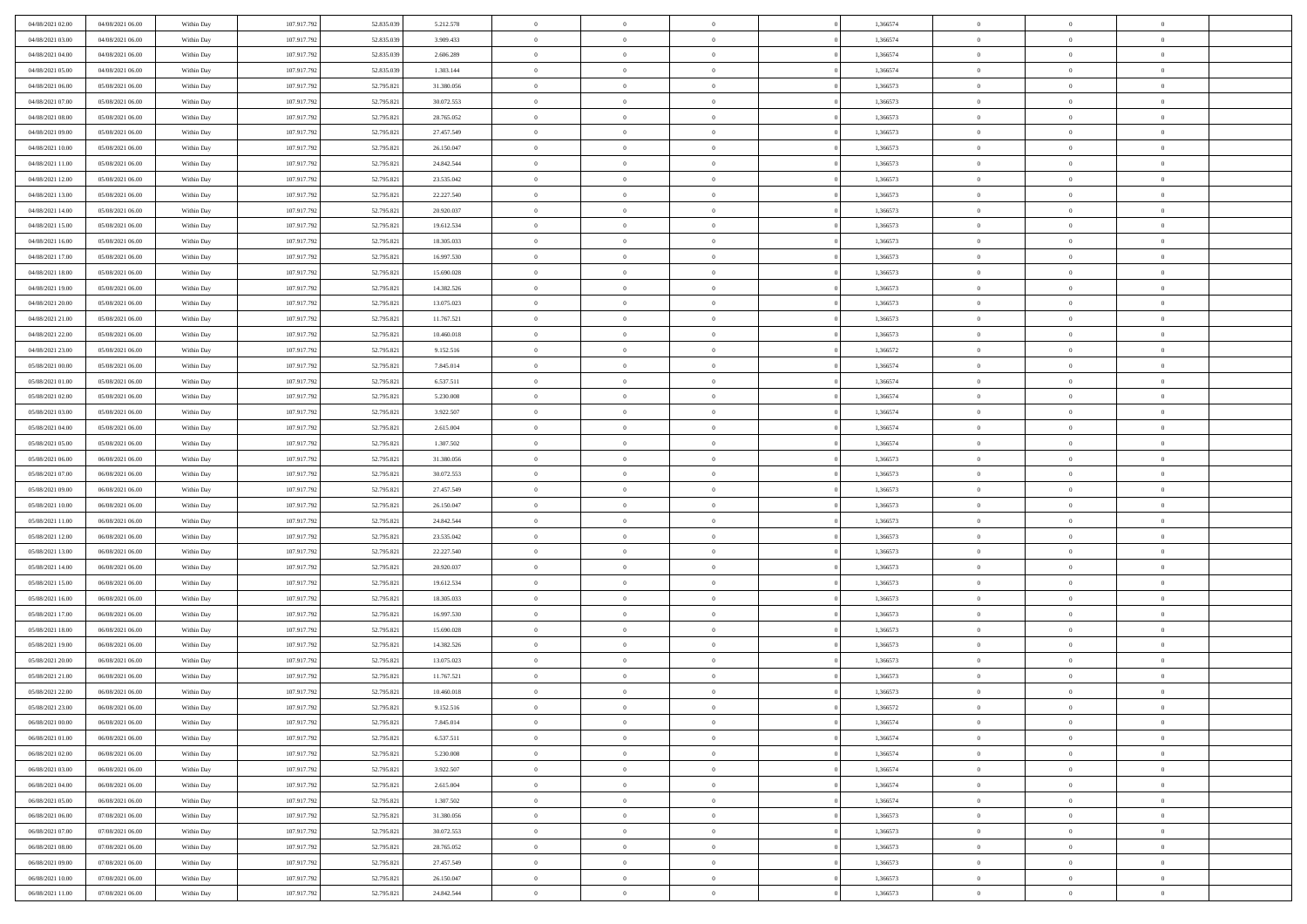| | | | | | | | | | | | | | | |
|---|---|---|---|---|---|---|---|---|---|---|---|---|---|---|
| 04/08/2021 02:00 | 04/08/2021 06:00 | Within Day | 107.917.792 | 52.835.039 | 5.212.578 | 0 | 0 | 0 | | 1,366574 | 0 | 0 | 0 | |
| 04/08/2021 03:00 | 04/08/2021 06:00 | Within Day | 107.917.792 | 52.835.039 | 3.909.433 | 0 | 0 | 0 | | 1,366574 | 0 | 0 | 0 | |
| 04/08/2021 04:00 | 04/08/2021 06:00 | Within Day | 107.917.792 | 52.835.039 | 2.606.289 | 0 | 0 | 0 | | 1,366574 | 0 | 0 | 0 | |
| 04/08/2021 05:00 | 04/08/2021 06:00 | Within Day | 107.917.792 | 52.835.039 | 1.303.144 | 0 | 0 | 0 | | 1,366574 | 0 | 0 | 0 | |
| 04/08/2021 06:00 | 05/08/2021 06:00 | Within Day | 107.917.792 | 52.795.821 | 31.380.056 | 0 | 0 | 0 | | 1,366573 | 0 | 0 | 0 | |
| 04/08/2021 07:00 | 05/08/2021 06:00 | Within Day | 107.917.792 | 52.795.821 | 30.072.553 | 0 | 0 | 0 | | 1,366573 | 0 | 0 | 0 | |
| 04/08/2021 08:00 | 05/08/2021 06:00 | Within Day | 107.917.792 | 52.795.821 | 28.765.052 | 0 | 0 | 0 | | 1,366573 | 0 | 0 | 0 | |
| 04/08/2021 09:00 | 05/08/2021 06:00 | Within Day | 107.917.792 | 52.795.821 | 27.457.549 | 0 | 0 | 0 | | 1,366573 | 0 | 0 | 0 | |
| 04/08/2021 10:00 | 05/08/2021 06:00 | Within Day | 107.917.792 | 52.795.821 | 26.150.047 | 0 | 0 | 0 | | 1,366573 | 0 | 0 | 0 | |
| 04/08/2021 11:00 | 05/08/2021 06:00 | Within Day | 107.917.792 | 52.795.821 | 24.842.544 | 0 | 0 | 0 | | 1,366573 | 0 | 0 | 0 | |
| 04/08/2021 12:00 | 05/08/2021 06:00 | Within Day | 107.917.792 | 52.795.821 | 23.535.042 | 0 | 0 | 0 | | 1,366573 | 0 | 0 | 0 | |
| 04/08/2021 13:00 | 05/08/2021 06:00 | Within Day | 107.917.792 | 52.795.821 | 22.227.540 | 0 | 0 | 0 | | 1,366573 | 0 | 0 | 0 | |
| 04/08/2021 14:00 | 05/08/2021 06:00 | Within Day | 107.917.792 | 52.795.821 | 20.920.037 | 0 | 0 | 0 | | 1,366573 | 0 | 0 | 0 | |
| 04/08/2021 15:00 | 05/08/2021 06:00 | Within Day | 107.917.792 | 52.795.821 | 19.612.534 | 0 | 0 | 0 | | 1,366573 | 0 | 0 | 0 | |
| 04/08/2021 16:00 | 05/08/2021 06:00 | Within Day | 107.917.792 | 52.795.821 | 18.305.033 | 0 | 0 | 0 | | 1,366573 | 0 | 0 | 0 | |
| 04/08/2021 17:00 | 05/08/2021 06:00 | Within Day | 107.917.792 | 52.795.821 | 16.997.530 | 0 | 0 | 0 | | 1,366573 | 0 | 0 | 0 | |
| 04/08/2021 18:00 | 05/08/2021 06:00 | Within Day | 107.917.792 | 52.795.821 | 15.690.028 | 0 | 0 | 0 | | 1,366573 | 0 | 0 | 0 | |
| 04/08/2021 19:00 | 05/08/2021 06:00 | Within Day | 107.917.792 | 52.795.821 | 14.382.526 | 0 | 0 | 0 | | 1,366573 | 0 | 0 | 0 | |
| 04/08/2021 20:00 | 05/08/2021 06:00 | Within Day | 107.917.792 | 52.795.821 | 13.075.023 | 0 | 0 | 0 | | 1,366573 | 0 | 0 | 0 | |
| 04/08/2021 21:00 | 05/08/2021 06:00 | Within Day | 107.917.792 | 52.795.821 | 11.767.521 | 0 | 0 | 0 | | 1,366573 | 0 | 0 | 0 | |
| 04/08/2021 22:00 | 05/08/2021 06:00 | Within Day | 107.917.792 | 52.795.821 | 10.460.018 | 0 | 0 | 0 | | 1,366573 | 0 | 0 | 0 | |
| 04/08/2021 23:00 | 05/08/2021 06:00 | Within Day | 107.917.792 | 52.795.821 | 9.152.516 | 0 | 0 | 0 | | 1,366572 | 0 | 0 | 0 | |
| 05/08/2021 00:00 | 05/08/2021 06:00 | Within Day | 107.917.792 | 52.795.821 | 7.845.014 | 0 | 0 | 0 | | 1,366574 | 0 | 0 | 0 | |
| 05/08/2021 01:00 | 05/08/2021 06:00 | Within Day | 107.917.792 | 52.795.821 | 6.537.511 | 0 | 0 | 0 | | 1,366574 | 0 | 0 | 0 | |
| 05/08/2021 02:00 | 05/08/2021 06:00 | Within Day | 107.917.792 | 52.795.821 | 5.230.008 | 0 | 0 | 0 | | 1,366574 | 0 | 0 | 0 | |
| 05/08/2021 03:00 | 05/08/2021 06:00 | Within Day | 107.917.792 | 52.795.821 | 3.922.507 | 0 | 0 | 0 | | 1,366574 | 0 | 0 | 0 | |
| 05/08/2021 04:00 | 05/08/2021 06:00 | Within Day | 107.917.792 | 52.795.821 | 2.615.004 | 0 | 0 | 0 | | 1,366574 | 0 | 0 | 0 | |
| 05/08/2021 05:00 | 05/08/2021 06:00 | Within Day | 107.917.792 | 52.795.821 | 1.307.502 | 0 | 0 | 0 | | 1,366574 | 0 | 0 | 0 | |
| 05/08/2021 06:00 | 06/08/2021 06:00 | Within Day | 107.917.792 | 52.795.821 | 31.380.056 | 0 | 0 | 0 | | 1,366573 | 0 | 0 | 0 | |
| 05/08/2021 07:00 | 06/08/2021 06:00 | Within Day | 107.917.792 | 52.795.821 | 30.072.553 | 0 | 0 | 0 | | 1,366573 | 0 | 0 | 0 | |
| 05/08/2021 09:00 | 06/08/2021 06:00 | Within Day | 107.917.792 | 52.795.821 | 27.457.549 | 0 | 0 | 0 | | 1,366573 | 0 | 0 | 0 | |
| 05/08/2021 10:00 | 06/08/2021 06:00 | Within Day | 107.917.792 | 52.795.821 | 26.150.047 | 0 | 0 | 0 | | 1,366573 | 0 | 0 | 0 | |
| 05/08/2021 11:00 | 06/08/2021 06:00 | Within Day | 107.917.792 | 52.795.821 | 24.842.544 | 0 | 0 | 0 | | 1,366573 | 0 | 0 | 0 | |
| 05/08/2021 12:00 | 06/08/2021 06:00 | Within Day | 107.917.792 | 52.795.821 | 23.535.042 | 0 | 0 | 0 | | 1,366573 | 0 | 0 | 0 | |
| 05/08/2021 13:00 | 06/08/2021 06:00 | Within Day | 107.917.792 | 52.795.821 | 22.227.540 | 0 | 0 | 0 | | 1,366573 | 0 | 0 | 0 | |
| 05/08/2021 14:00 | 06/08/2021 06:00 | Within Day | 107.917.792 | 52.795.821 | 20.920.037 | 0 | 0 | 0 | | 1,366573 | 0 | 0 | 0 | |
| 05/08/2021 15:00 | 06/08/2021 06:00 | Within Day | 107.917.792 | 52.795.821 | 19.612.534 | 0 | 0 | 0 | | 1,366573 | 0 | 0 | 0 | |
| 05/08/2021 16:00 | 06/08/2021 06:00 | Within Day | 107.917.792 | 52.795.821 | 18.305.033 | 0 | 0 | 0 | | 1,366573 | 0 | 0 | 0 | |
| 05/08/2021 17:00 | 06/08/2021 06:00 | Within Day | 107.917.792 | 52.795.821 | 16.997.530 | 0 | 0 | 0 | | 1,366573 | 0 | 0 | 0 | |
| 05/08/2021 18:00 | 06/08/2021 06:00 | Within Day | 107.917.792 | 52.795.821 | 15.690.028 | 0 | 0 | 0 | | 1,366573 | 0 | 0 | 0 | |
| 05/08/2021 19:00 | 06/08/2021 06:00 | Within Day | 107.917.792 | 52.795.821 | 14.382.526 | 0 | 0 | 0 | | 1,366573 | 0 | 0 | 0 | |
| 05/08/2021 20:00 | 06/08/2021 06:00 | Within Day | 107.917.792 | 52.795.821 | 13.075.023 | 0 | 0 | 0 | | 1,366573 | 0 | 0 | 0 | |
| 05/08/2021 21:00 | 06/08/2021 06:00 | Within Day | 107.917.792 | 52.795.821 | 11.767.521 | 0 | 0 | 0 | | 1,366573 | 0 | 0 | 0 | |
| 05/08/2021 22:00 | 06/08/2021 06:00 | Within Day | 107.917.792 | 52.795.821 | 10.460.018 | 0 | 0 | 0 | | 1,366573 | 0 | 0 | 0 | |
| 05/08/2021 23:00 | 06/08/2021 06:00 | Within Day | 107.917.792 | 52.795.821 | 9.152.516 | 0 | 0 | 0 | | 1,366572 | 0 | 0 | 0 | |
| 06/08/2021 00:00 | 06/08/2021 06:00 | Within Day | 107.917.792 | 52.795.821 | 7.845.014 | 0 | 0 | 0 | | 1,366574 | 0 | 0 | 0 | |
| 06/08/2021 01:00 | 06/08/2021 06:00 | Within Day | 107.917.792 | 52.795.821 | 6.537.511 | 0 | 0 | 0 | | 1,366574 | 0 | 0 | 0 | |
| 06/08/2021 02:00 | 06/08/2021 06:00 | Within Day | 107.917.792 | 52.795.821 | 5.230.008 | 0 | 0 | 0 | | 1,366574 | 0 | 0 | 0 | |
| 06/08/2021 03:00 | 06/08/2021 06:00 | Within Day | 107.917.792 | 52.795.821 | 3.922.507 | 0 | 0 | 0 | | 1,366574 | 0 | 0 | 0 | |
| 06/08/2021 04:00 | 06/08/2021 06:00 | Within Day | 107.917.792 | 52.795.821 | 2.615.004 | 0 | 0 | 0 | | 1,366574 | 0 | 0 | 0 | |
| 06/08/2021 05:00 | 06/08/2021 06:00 | Within Day | 107.917.792 | 52.795.821 | 1.307.502 | 0 | 0 | 0 | | 1,366574 | 0 | 0 | 0 | |
| 06/08/2021 06:00 | 07/08/2021 06:00 | Within Day | 107.917.792 | 52.795.821 | 31.380.056 | 0 | 0 | 0 | | 1,366573 | 0 | 0 | 0 | |
| 06/08/2021 07:00 | 07/08/2021 06:00 | Within Day | 107.917.792 | 52.795.821 | 30.072.553 | 0 | 0 | 0 | | 1,366573 | 0 | 0 | 0 | |
| 06/08/2021 08:00 | 07/08/2021 06:00 | Within Day | 107.917.792 | 52.795.821 | 28.765.052 | 0 | 0 | 0 | | 1,366573 | 0 | 0 | 0 | |
| 06/08/2021 09:00 | 07/08/2021 06:00 | Within Day | 107.917.792 | 52.795.821 | 27.457.549 | 0 | 0 | 0 | | 1,366573 | 0 | 0 | 0 | |
| 06/08/2021 10:00 | 07/08/2021 06:00 | Within Day | 107.917.792 | 52.795.821 | 26.150.047 | 0 | 0 | 0 | | 1,366573 | 0 | 0 | 0 | |
| 06/08/2021 11:00 | 07/08/2021 06:00 | Within Day | 107.917.792 | 52.795.821 | 24.842.544 | 0 | 0 | 0 | | 1,366573 | 0 | 0 | 0 | |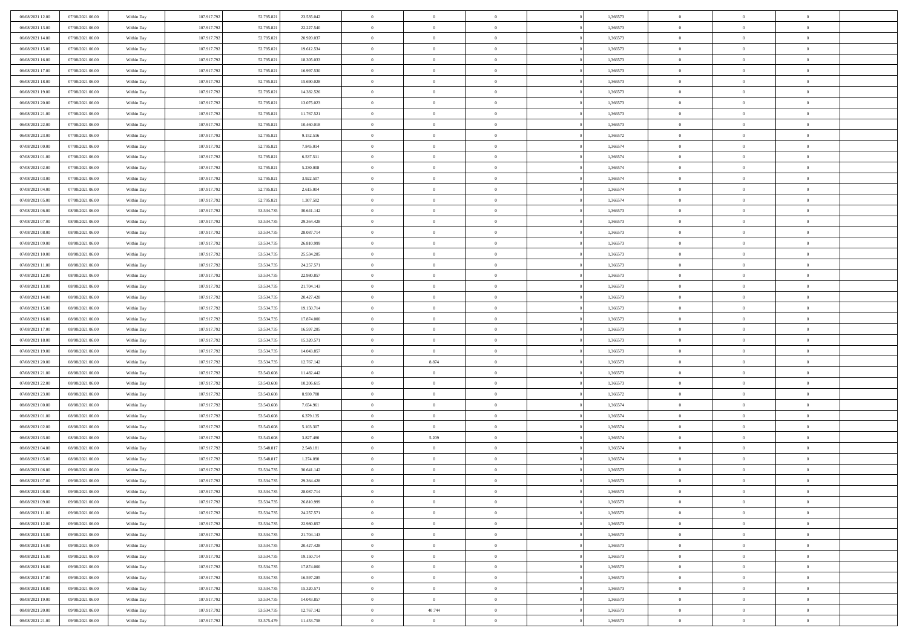| | | | | | | | | | | | | | | |
|---|---|---|---|---|---|---|---|---|---|---|---|---|---|---|
| 06/08/2021 12:00 | 07/08/2021 06:00 | Within Day | 107.917.792 | 52.795.821 | 23.535.042 | 0 | 0 | 0 | | 1,366573 | 0 | 0 | 0 | |
| 06/08/2021 13:00 | 07/08/2021 06:00 | Within Day | 107.917.792 | 52.795.821 | 22.227.540 | 0 | 0 | 0 | | 1,366573 | 0 | 0 | 0 | |
| 06/08/2021 14:00 | 07/08/2021 06:00 | Within Day | 107.917.792 | 52.795.821 | 20.920.037 | 0 | 0 | 0 | | 1,366573 | 0 | 0 | 0 | |
| 06/08/2021 15:00 | 07/08/2021 06:00 | Within Day | 107.917.792 | 52.795.821 | 19.612.534 | 0 | 0 | 0 | | 1,366573 | 0 | 0 | 0 | |
| 06/08/2021 16:00 | 07/08/2021 06:00 | Within Day | 107.917.792 | 52.795.821 | 18.305.033 | 0 | 0 | 0 | | 1,366573 | 0 | 0 | 0 | |
| 06/08/2021 17:00 | 07/08/2021 06:00 | Within Day | 107.917.792 | 52.795.821 | 16.997.530 | 0 | 0 | 0 | | 1,366573 | 0 | 0 | 0 | |
| 06/08/2021 18:00 | 07/08/2021 06:00 | Within Day | 107.917.792 | 52.795.821 | 15.690.028 | 0 | 0 | 0 | | 1,366573 | 0 | 0 | 0 | |
| 06/08/2021 19:00 | 07/08/2021 06:00 | Within Day | 107.917.792 | 52.795.821 | 14.382.526 | 0 | 0 | 0 | | 1,366573 | 0 | 0 | 0 | |
| 06/08/2021 20:00 | 07/08/2021 06:00 | Within Day | 107.917.792 | 52.795.821 | 13.075.023 | 0 | 0 | 0 | | 1,366573 | 0 | 0 | 0 | |
| 06/08/2021 21:00 | 07/08/2021 06:00 | Within Day | 107.917.792 | 52.795.821 | 11.767.521 | 0 | 0 | 0 | | 1,366573 | 0 | 0 | 0 | |
| 06/08/2021 22:00 | 07/08/2021 06:00 | Within Day | 107.917.792 | 52.795.821 | 10.460.018 | 0 | 0 | 0 | | 1,366573 | 0 | 0 | 0 | |
| 06/08/2021 23:00 | 07/08/2021 06:00 | Within Day | 107.917.792 | 52.795.821 | 9.152.516 | 0 | 0 | 0 | | 1,366572 | 0 | 0 | 0 | |
| 07/08/2021 00:00 | 07/08/2021 06:00 | Within Day | 107.917.792 | 52.795.821 | 7.845.014 | 0 | 0 | 0 | | 1,366574 | 0 | 0 | 0 | |
| 07/08/2021 01:00 | 07/08/2021 06:00 | Within Day | 107.917.792 | 52.795.821 | 6.537.511 | 0 | 0 | 0 | | 1,366574 | 0 | 0 | 0 | |
| 07/08/2021 02:00 | 07/08/2021 06:00 | Within Day | 107.917.792 | 52.795.821 | 5.230.008 | 0 | 0 | 0 | | 1,366574 | 0 | 0 | 0 | |
| 07/08/2021 03:00 | 07/08/2021 06:00 | Within Day | 107.917.792 | 52.795.821 | 3.922.507 | 0 | 0 | 0 | | 1,366574 | 0 | 0 | 0 | |
| 07/08/2021 04:00 | 07/08/2021 06:00 | Within Day | 107.917.792 | 52.795.821 | 2.615.004 | 0 | 0 | 0 | | 1,366574 | 0 | 0 | 0 | |
| 07/08/2021 05:00 | 07/08/2021 06:00 | Within Day | 107.917.792 | 52.795.821 | 1.307.502 | 0 | 0 | 0 | | 1,366574 | 0 | 0 | 0 | |
| 07/08/2021 06:00 | 08/08/2021 06:00 | Within Day | 107.917.792 | 53.534.735 | 30.641.142 | 0 | 0 | 0 | | 1,366573 | 0 | 0 | 0 | |
| 07/08/2021 07:00 | 08/08/2021 06:00 | Within Day | 107.917.792 | 53.534.735 | 29.364.428 | 0 | 0 | 0 | | 1,366573 | 0 | 0 | 0 | |
| 07/08/2021 08:00 | 08/08/2021 06:00 | Within Day | 107.917.792 | 53.534.735 | 28.087.714 | 0 | 0 | 0 | | 1,366573 | 0 | 0 | 0 | |
| 07/08/2021 09:00 | 08/08/2021 06:00 | Within Day | 107.917.792 | 53.534.735 | 26.810.999 | 0 | 0 | 0 | | 1,366573 | 0 | 0 | 0 | |
| 07/08/2021 10:00 | 08/08/2021 06:00 | Within Day | 107.917.792 | 53.534.735 | 25.534.285 | 0 | 0 | 0 | | 1,366573 | 0 | 0 | 0 | |
| 07/08/2021 11:00 | 08/08/2021 06:00 | Within Day | 107.917.792 | 53.534.735 | 24.257.571 | 0 | 0 | 0 | | 1,366573 | 0 | 0 | 0 | |
| 07/08/2021 12:00 | 08/08/2021 06:00 | Within Day | 107.917.792 | 53.534.735 | 22.980.857 | 0 | 0 | 0 | | 1,366573 | 0 | 0 | 0 | |
| 07/08/2021 13:00 | 08/08/2021 06:00 | Within Day | 107.917.792 | 53.534.735 | 21.704.143 | 0 | 0 | 0 | | 1,366573 | 0 | 0 | 0 | |
| 07/08/2021 14:00 | 08/08/2021 06:00 | Within Day | 107.917.792 | 53.534.735 | 20.427.428 | 0 | 0 | 0 | | 1,366573 | 0 | 0 | 0 | |
| 07/08/2021 15:00 | 08/08/2021 06:00 | Within Day | 107.917.792 | 53.534.735 | 19.150.714 | 0 | 0 | 0 | | 1,366573 | 0 | 0 | 0 | |
| 07/08/2021 16:00 | 08/08/2021 06:00 | Within Day | 107.917.792 | 53.534.735 | 17.874.000 | 0 | 0 | 0 | | 1,366573 | 0 | 0 | 0 | |
| 07/08/2021 17:00 | 08/08/2021 06:00 | Within Day | 107.917.792 | 53.534.735 | 16.597.285 | 0 | 0 | 0 | | 1,366573 | 0 | 0 | 0 | |
| 07/08/2021 18:00 | 08/08/2021 06:00 | Within Day | 107.917.792 | 53.534.735 | 15.320.571 | 0 | 0 | 0 | | 1,366573 | 0 | 0 | 0 | |
| 07/08/2021 19:00 | 08/08/2021 06:00 | Within Day | 107.917.792 | 53.534.735 | 14.043.857 | 0 | 0 | 0 | | 1,366573 | 0 | 0 | 0 | |
| 07/08/2021 20:00 | 08/08/2021 06:00 | Within Day | 107.917.792 | 53.534.735 | 12.767.142 | 0 | 8.874 | 0 | | 1,366573 | 0 | 0 | 0 | |
| 07/08/2021 21:00 | 08/08/2021 06:00 | Within Day | 107.917.792 | 53.543.608 | 11.482.442 | 0 | 0 | 0 | | 1,366573 | 0 | 0 | 0 | |
| 07/08/2021 22:00 | 08/08/2021 06:00 | Within Day | 107.917.792 | 53.543.608 | 10.206.615 | 0 | 0 | 0 | | 1,366573 | 0 | 0 | 0 | |
| 07/08/2021 23:00 | 08/08/2021 06:00 | Within Day | 107.917.792 | 53.543.608 | 8.930.788 | 0 | 0 | 0 | | 1,366572 | 0 | 0 | 0 | |
| 08/08/2021 00:00 | 08/08/2021 06:00 | Within Day | 107.917.792 | 53.543.608 | 7.654.961 | 0 | 0 | 0 | | 1,366574 | 0 | 0 | 0 | |
| 08/08/2021 01:00 | 08/08/2021 06:00 | Within Day | 107.917.792 | 53.543.608 | 6.379.135 | 0 | 0 | 0 | | 1,366574 | 0 | 0 | 0 | |
| 08/08/2021 02:00 | 08/08/2021 06:00 | Within Day | 107.917.792 | 53.543.608 | 5.103.307 | 0 | 0 | 0 | | 1,366574 | 0 | 0 | 0 | |
| 08/08/2021 03:00 | 08/08/2021 06:00 | Within Day | 107.917.792 | 53.543.608 | 3.827.480 | 0 | 5.209 | 0 | | 1,366574 | 0 | 0 | 0 | |
| 08/08/2021 04:00 | 08/08/2021 06:00 | Within Day | 107.917.792 | 53.548.817 | 2.548.181 | 0 | 0 | 0 | | 1,366574 | 0 | 0 | 0 | |
| 08/08/2021 05:00 | 08/08/2021 06:00 | Within Day | 107.917.792 | 53.548.817 | 1.274.090 | 0 | 0 | 0 | | 1,366574 | 0 | 0 | 0 | |
| 08/08/2021 06:00 | 09/08/2021 06:00 | Within Day | 107.917.792 | 53.534.735 | 30.641.142 | 0 | 0 | 0 | | 1,366573 | 0 | 0 | 0 | |
| 08/08/2021 07:00 | 09/08/2021 06:00 | Within Day | 107.917.792 | 53.534.735 | 29.364.428 | 0 | 0 | 0 | | 1,366573 | 0 | 0 | 0 | |
| 08/08/2021 08:00 | 09/08/2021 06:00 | Within Day | 107.917.792 | 53.534.735 | 28.087.714 | 0 | 0 | 0 | | 1,366573 | 0 | 0 | 0 | |
| 08/08/2021 09:00 | 09/08/2021 06:00 | Within Day | 107.917.792 | 53.534.735 | 26.810.999 | 0 | 0 | 0 | | 1,366573 | 0 | 0 | 0 | |
| 08/08/2021 11:00 | 09/08/2021 06:00 | Within Day | 107.917.792 | 53.534.735 | 24.257.571 | 0 | 0 | 0 | | 1,366573 | 0 | 0 | 0 | |
| 08/08/2021 12:00 | 09/08/2021 06:00 | Within Day | 107.917.792 | 53.534.735 | 22.980.857 | 0 | 0 | 0 | | 1,366573 | 0 | 0 | 0 | |
| 08/08/2021 13:00 | 09/08/2021 06:00 | Within Day | 107.917.792 | 53.534.735 | 21.704.143 | 0 | 0 | 0 | | 1,366573 | 0 | 0 | 0 | |
| 08/08/2021 14:00 | 09/08/2021 06:00 | Within Day | 107.917.792 | 53.534.735 | 20.427.428 | 0 | 0 | 0 | | 1,366573 | 0 | 0 | 0 | |
| 08/08/2021 15:00 | 09/08/2021 06:00 | Within Day | 107.917.792 | 53.534.735 | 19.150.714 | 0 | 0 | 0 | | 1,366573 | 0 | 0 | 0 | |
| 08/08/2021 16:00 | 09/08/2021 06:00 | Within Day | 107.917.792 | 53.534.735 | 17.874.000 | 0 | 0 | 0 | | 1,366573 | 0 | 0 | 0 | |
| 08/08/2021 17:00 | 09/08/2021 06:00 | Within Day | 107.917.792 | 53.534.735 | 16.597.285 | 0 | 0 | 0 | | 1,366573 | 0 | 0 | 0 | |
| 08/08/2021 18:00 | 09/08/2021 06:00 | Within Day | 107.917.792 | 53.534.735 | 15.320.571 | 0 | 0 | 0 | | 1,366573 | 0 | 0 | 0 | |
| 08/08/2021 19:00 | 09/08/2021 06:00 | Within Day | 107.917.792 | 53.534.735 | 14.043.857 | 0 | 0 | 0 | | 1,366573 | 0 | 0 | 0 | |
| 08/08/2021 20:00 | 09/08/2021 06:00 | Within Day | 107.917.792 | 53.534.735 | 12.767.142 | 0 | 40.744 | 0 | | 1,366573 | 0 | 0 | 0 | |
| 08/08/2021 21:00 | 09/08/2021 06:00 | Within Day | 107.917.792 | 53.575.479 | 11.453.758 | 0 | 0 | 0 | | 1,366573 | 0 | 0 | 0 | |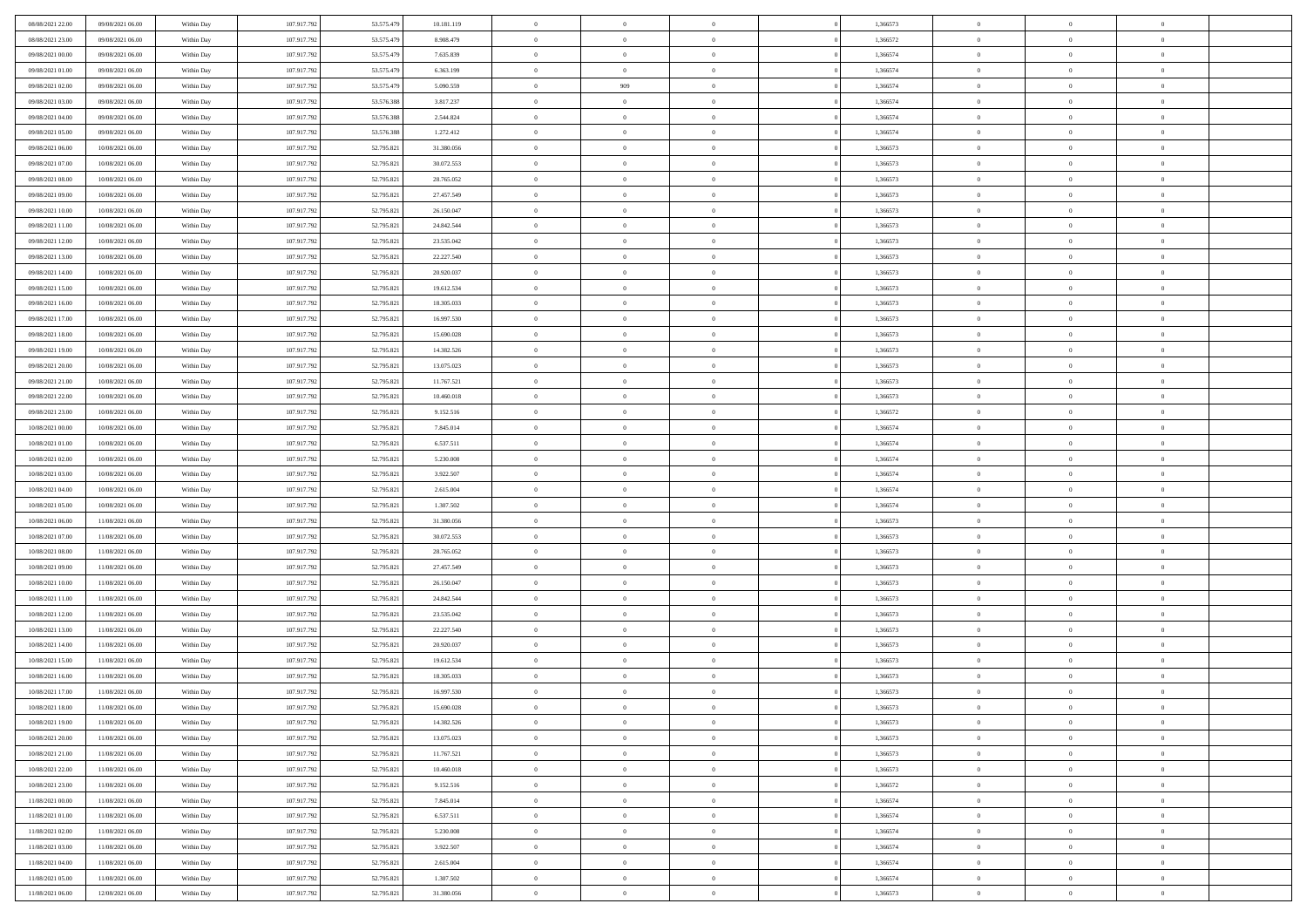| | | | | | | | | | | | | | | |
|---|---|---|---|---|---|---|---|---|---|---|---|---|---|---|
| 08/08/2021 22:00 | 09/08/2021 06:00 | Within Day | 107.917.792 | 53.575.479 | 10.181.119 | 0 | 0 | 0 | | 1,366573 | 0 | 0 | 0 | |
| 08/08/2021 23:00 | 09/08/2021 06:00 | Within Day | 107.917.792 | 53.575.479 | 8.908.479 | 0 | 0 | 0 | | 1,366572 | 0 | 0 | 0 | |
| 09/08/2021 00:00 | 09/08/2021 06:00 | Within Day | 107.917.792 | 53.575.479 | 7.635.839 | 0 | 0 | 0 | | 1,366574 | 0 | 0 | 0 | |
| 09/08/2021 01:00 | 09/08/2021 06:00 | Within Day | 107.917.792 | 53.575.479 | 6.363.199 | 0 | 0 | 0 | | 1,366574 | 0 | 0 | 0 | |
| 09/08/2021 02:00 | 09/08/2021 06:00 | Within Day | 107.917.792 | 53.575.479 | 5.090.559 | 0 | 909 | 0 | | 1,366574 | 0 | 0 | 0 | |
| 09/08/2021 03:00 | 09/08/2021 06:00 | Within Day | 107.917.792 | 53.576.388 | 3.817.237 | 0 | 0 | 0 | | 1,366574 | 0 | 0 | 0 | |
| 09/08/2021 04:00 | 09/08/2021 06:00 | Within Day | 107.917.792 | 53.576.388 | 2.544.824 | 0 | 0 | 0 | | 1,366574 | 0 | 0 | 0 | |
| 09/08/2021 05:00 | 09/08/2021 06:00 | Within Day | 107.917.792 | 53.576.388 | 1.272.412 | 0 | 0 | 0 | | 1,366574 | 0 | 0 | 0 | |
| 09/08/2021 06:00 | 10/08/2021 06:00 | Within Day | 107.917.792 | 52.795.821 | 31.380.056 | 0 | 0 | 0 | | 1,366573 | 0 | 0 | 0 | |
| 09/08/2021 07:00 | 10/08/2021 06:00 | Within Day | 107.917.792 | 52.795.821 | 30.072.553 | 0 | 0 | 0 | | 1,366573 | 0 | 0 | 0 | |
| 09/08/2021 08:00 | 10/08/2021 06:00 | Within Day | 107.917.792 | 52.795.821 | 28.765.052 | 0 | 0 | 0 | | 1,366573 | 0 | 0 | 0 | |
| 09/08/2021 09:00 | 10/08/2021 06:00 | Within Day | 107.917.792 | 52.795.821 | 27.457.549 | 0 | 0 | 0 | | 1,366573 | 0 | 0 | 0 | |
| 09/08/2021 10:00 | 10/08/2021 06:00 | Within Day | 107.917.792 | 52.795.821 | 26.150.047 | 0 | 0 | 0 | | 1,366573 | 0 | 0 | 0 | |
| 09/08/2021 11:00 | 10/08/2021 06:00 | Within Day | 107.917.792 | 52.795.821 | 24.842.544 | 0 | 0 | 0 | | 1,366573 | 0 | 0 | 0 | |
| 09/08/2021 12:00 | 10/08/2021 06:00 | Within Day | 107.917.792 | 52.795.821 | 23.535.042 | 0 | 0 | 0 | | 1,366573 | 0 | 0 | 0 | |
| 09/08/2021 13:00 | 10/08/2021 06:00 | Within Day | 107.917.792 | 52.795.821 | 22.227.540 | 0 | 0 | 0 | | 1,366573 | 0 | 0 | 0 | |
| 09/08/2021 14:00 | 10/08/2021 06:00 | Within Day | 107.917.792 | 52.795.821 | 20.920.037 | 0 | 0 | 0 | | 1,366573 | 0 | 0 | 0 | |
| 09/08/2021 15:00 | 10/08/2021 06:00 | Within Day | 107.917.792 | 52.795.821 | 19.612.534 | 0 | 0 | 0 | | 1,366573 | 0 | 0 | 0 | |
| 09/08/2021 16:00 | 10/08/2021 06:00 | Within Day | 107.917.792 | 52.795.821 | 18.305.033 | 0 | 0 | 0 | | 1,366573 | 0 | 0 | 0 | |
| 09/08/2021 17:00 | 10/08/2021 06:00 | Within Day | 107.917.792 | 52.795.821 | 16.997.530 | 0 | 0 | 0 | | 1,366573 | 0 | 0 | 0 | |
| 09/08/2021 18:00 | 10/08/2021 06:00 | Within Day | 107.917.792 | 52.795.821 | 15.690.028 | 0 | 0 | 0 | | 1,366573 | 0 | 0 | 0 | |
| 09/08/2021 19:00 | 10/08/2021 06:00 | Within Day | 107.917.792 | 52.795.821 | 14.382.526 | 0 | 0 | 0 | | 1,366573 | 0 | 0 | 0 | |
| 09/08/2021 20:00 | 10/08/2021 06:00 | Within Day | 107.917.792 | 52.795.821 | 13.075.023 | 0 | 0 | 0 | | 1,366573 | 0 | 0 | 0 | |
| 09/08/2021 21:00 | 10/08/2021 06:00 | Within Day | 107.917.792 | 52.795.821 | 11.767.521 | 0 | 0 | 0 | | 1,366573 | 0 | 0 | 0 | |
| 09/08/2021 22:00 | 10/08/2021 06:00 | Within Day | 107.917.792 | 52.795.821 | 10.460.018 | 0 | 0 | 0 | | 1,366573 | 0 | 0 | 0 | |
| 09/08/2021 23:00 | 10/08/2021 06:00 | Within Day | 107.917.792 | 52.795.821 | 9.152.516 | 0 | 0 | 0 | | 1,366572 | 0 | 0 | 0 | |
| 10/08/2021 00:00 | 10/08/2021 06:00 | Within Day | 107.917.792 | 52.795.821 | 7.845.014 | 0 | 0 | 0 | | 1,366574 | 0 | 0 | 0 | |
| 10/08/2021 01:00 | 10/08/2021 06:00 | Within Day | 107.917.792 | 52.795.821 | 6.537.511 | 0 | 0 | 0 | | 1,366574 | 0 | 0 | 0 | |
| 10/08/2021 02:00 | 10/08/2021 06:00 | Within Day | 107.917.792 | 52.795.821 | 5.230.008 | 0 | 0 | 0 | | 1,366574 | 0 | 0 | 0 | |
| 10/08/2021 03:00 | 10/08/2021 06:00 | Within Day | 107.917.792 | 52.795.821 | 3.922.507 | 0 | 0 | 0 | | 1,366574 | 0 | 0 | 0 | |
| 10/08/2021 04:00 | 10/08/2021 06:00 | Within Day | 107.917.792 | 52.795.821 | 2.615.004 | 0 | 0 | 0 | | 1,366574 | 0 | 0 | 0 | |
| 10/08/2021 05:00 | 10/08/2021 06:00 | Within Day | 107.917.792 | 52.795.821 | 1.307.502 | 0 | 0 | 0 | | 1,366574 | 0 | 0 | 0 | |
| 10/08/2021 06:00 | 11/08/2021 06:00 | Within Day | 107.917.792 | 52.795.821 | 31.380.056 | 0 | 0 | 0 | | 1,366573 | 0 | 0 | 0 | |
| 10/08/2021 07:00 | 11/08/2021 06:00 | Within Day | 107.917.792 | 52.795.821 | 30.072.553 | 0 | 0 | 0 | | 1,366573 | 0 | 0 | 0 | |
| 10/08/2021 08:00 | 11/08/2021 06:00 | Within Day | 107.917.792 | 52.795.821 | 28.765.052 | 0 | 0 | 0 | | 1,366573 | 0 | 0 | 0 | |
| 10/08/2021 09:00 | 11/08/2021 06:00 | Within Day | 107.917.792 | 52.795.821 | 27.457.549 | 0 | 0 | 0 | | 1,366573 | 0 | 0 | 0 | |
| 10/08/2021 10:00 | 11/08/2021 06:00 | Within Day | 107.917.792 | 52.795.821 | 26.150.047 | 0 | 0 | 0 | | 1,366573 | 0 | 0 | 0 | |
| 10/08/2021 11:00 | 11/08/2021 06:00 | Within Day | 107.917.792 | 52.795.821 | 24.842.544 | 0 | 0 | 0 | | 1,366573 | 0 | 0 | 0 | |
| 10/08/2021 12:00 | 11/08/2021 06:00 | Within Day | 107.917.792 | 52.795.821 | 23.535.042 | 0 | 0 | 0 | | 1,366573 | 0 | 0 | 0 | |
| 10/08/2021 13:00 | 11/08/2021 06:00 | Within Day | 107.917.792 | 52.795.821 | 22.227.540 | 0 | 0 | 0 | | 1,366573 | 0 | 0 | 0 | |
| 10/08/2021 14:00 | 11/08/2021 06:00 | Within Day | 107.917.792 | 52.795.821 | 20.920.037 | 0 | 0 | 0 | | 1,366573 | 0 | 0 | 0 | |
| 10/08/2021 15:00 | 11/08/2021 06:00 | Within Day | 107.917.792 | 52.795.821 | 19.612.534 | 0 | 0 | 0 | | 1,366573 | 0 | 0 | 0 | |
| 10/08/2021 16:00 | 11/08/2021 06:00 | Within Day | 107.917.792 | 52.795.821 | 18.305.033 | 0 | 0 | 0 | | 1,366573 | 0 | 0 | 0 | |
| 10/08/2021 17:00 | 11/08/2021 06:00 | Within Day | 107.917.792 | 52.795.821 | 16.997.530 | 0 | 0 | 0 | | 1,366573 | 0 | 0 | 0 | |
| 10/08/2021 18:00 | 11/08/2021 06:00 | Within Day | 107.917.792 | 52.795.821 | 15.690.028 | 0 | 0 | 0 | | 1,366573 | 0 | 0 | 0 | |
| 10/08/2021 19:00 | 11/08/2021 06:00 | Within Day | 107.917.792 | 52.795.821 | 14.382.526 | 0 | 0 | 0 | | 1,366573 | 0 | 0 | 0 | |
| 10/08/2021 20:00 | 11/08/2021 06:00 | Within Day | 107.917.792 | 52.795.821 | 13.075.023 | 0 | 0 | 0 | | 1,366573 | 0 | 0 | 0 | |
| 10/08/2021 21:00 | 11/08/2021 06:00 | Within Day | 107.917.792 | 52.795.821 | 11.767.521 | 0 | 0 | 0 | | 1,366573 | 0 | 0 | 0 | |
| 10/08/2021 22:00 | 11/08/2021 06:00 | Within Day | 107.917.792 | 52.795.821 | 10.460.018 | 0 | 0 | 0 | | 1,366573 | 0 | 0 | 0 | |
| 10/08/2021 23:00 | 11/08/2021 06:00 | Within Day | 107.917.792 | 52.795.821 | 9.152.516 | 0 | 0 | 0 | | 1,366572 | 0 | 0 | 0 | |
| 11/08/2021 00:00 | 11/08/2021 06:00 | Within Day | 107.917.792 | 52.795.821 | 7.845.014 | 0 | 0 | 0 | | 1,366574 | 0 | 0 | 0 | |
| 11/08/2021 01:00 | 11/08/2021 06:00 | Within Day | 107.917.792 | 52.795.821 | 6.537.511 | 0 | 0 | 0 | | 1,366574 | 0 | 0 | 0 | |
| 11/08/2021 02:00 | 11/08/2021 06:00 | Within Day | 107.917.792 | 52.795.821 | 5.230.008 | 0 | 0 | 0 | | 1,366574 | 0 | 0 | 0 | |
| 11/08/2021 03:00 | 11/08/2021 06:00 | Within Day | 107.917.792 | 52.795.821 | 3.922.507 | 0 | 0 | 0 | | 1,366574 | 0 | 0 | 0 | |
| 11/08/2021 04:00 | 11/08/2021 06:00 | Within Day | 107.917.792 | 52.795.821 | 2.615.004 | 0 | 0 | 0 | | 1,366574 | 0 | 0 | 0 | |
| 11/08/2021 05:00 | 11/08/2021 06:00 | Within Day | 107.917.792 | 52.795.821 | 1.307.502 | 0 | 0 | 0 | | 1,366574 | 0 | 0 | 0 | |
| 11/08/2021 06:00 | 12/08/2021 06:00 | Within Day | 107.917.792 | 52.795.821 | 31.380.056 | 0 | 0 | 0 | | 1,366573 | 0 | 0 | 0 | |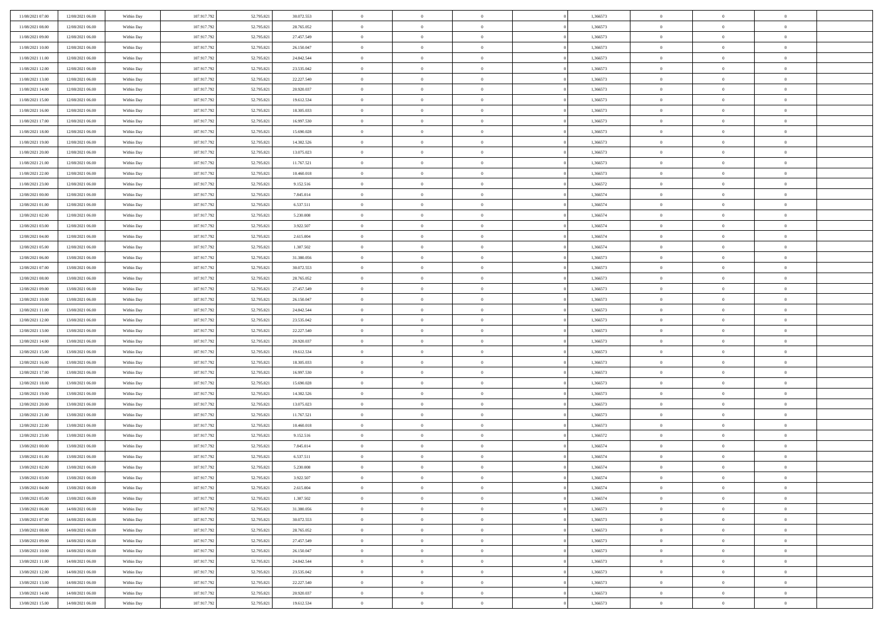| | | | | | | | | | | | | | | |
|---|---|---|---|---|---|---|---|---|---|---|---|---|---|---|
| 11/08/2021 07:00 | 12/08/2021 06:00 | Within Day | 107.917.792 | 52.795.821 | 30.072.553 | 0 | 0 | 0 | | 1,366573 | 0 | 0 | 0 | |
| 11/08/2021 08:00 | 12/08/2021 06:00 | Within Day | 107.917.792 | 52.795.821 | 28.765.052 | 0 | 0 | 0 | | 1,366573 | 0 | 0 | 0 | |
| 11/08/2021 09:00 | 12/08/2021 06:00 | Within Day | 107.917.792 | 52.795.821 | 27.457.549 | 0 | 0 | 0 | | 1,366573 | 0 | 0 | 0 | |
| 11/08/2021 10:00 | 12/08/2021 06:00 | Within Day | 107.917.792 | 52.795.821 | 26.150.047 | 0 | 0 | 0 | | 1,366573 | 0 | 0 | 0 | |
| 11/08/2021 11:00 | 12/08/2021 06:00 | Within Day | 107.917.792 | 52.795.821 | 24.842.544 | 0 | 0 | 0 | | 1,366573 | 0 | 0 | 0 | |
| 11/08/2021 12:00 | 12/08/2021 06:00 | Within Day | 107.917.792 | 52.795.821 | 23.535.042 | 0 | 0 | 0 | | 1,366573 | 0 | 0 | 0 | |
| 11/08/2021 13:00 | 12/08/2021 06:00 | Within Day | 107.917.792 | 52.795.821 | 22.227.540 | 0 | 0 | 0 | | 1,366573 | 0 | 0 | 0 | |
| 11/08/2021 14:00 | 12/08/2021 06:00 | Within Day | 107.917.792 | 52.795.821 | 20.920.037 | 0 | 0 | 0 | | 1,366573 | 0 | 0 | 0 | |
| 11/08/2021 15:00 | 12/08/2021 06:00 | Within Day | 107.917.792 | 52.795.821 | 19.612.534 | 0 | 0 | 0 | | 1,366573 | 0 | 0 | 0 | |
| 11/08/2021 16:00 | 12/08/2021 06:00 | Within Day | 107.917.792 | 52.795.821 | 18.305.033 | 0 | 0 | 0 | | 1,366573 | 0 | 0 | 0 | |
| 11/08/2021 17:00 | 12/08/2021 06:00 | Within Day | 107.917.792 | 52.795.821 | 16.997.530 | 0 | 0 | 0 | | 1,366573 | 0 | 0 | 0 | |
| 11/08/2021 18:00 | 12/08/2021 06:00 | Within Day | 107.917.792 | 52.795.821 | 15.690.028 | 0 | 0 | 0 | | 1,366573 | 0 | 0 | 0 | |
| 11/08/2021 19:00 | 12/08/2021 06:00 | Within Day | 107.917.792 | 52.795.821 | 14.382.526 | 0 | 0 | 0 | | 1,366573 | 0 | 0 | 0 | |
| 11/08/2021 20:00 | 12/08/2021 06:00 | Within Day | 107.917.792 | 52.795.821 | 13.075.023 | 0 | 0 | 0 | | 1,366573 | 0 | 0 | 0 | |
| 11/08/2021 21:00 | 12/08/2021 06:00 | Within Day | 107.917.792 | 52.795.821 | 11.767.521 | 0 | 0 | 0 | | 1,366573 | 0 | 0 | 0 | |
| 11/08/2021 22:00 | 12/08/2021 06:00 | Within Day | 107.917.792 | 52.795.821 | 10.460.018 | 0 | 0 | 0 | | 1,366573 | 0 | 0 | 0 | |
| 11/08/2021 23:00 | 12/08/2021 06:00 | Within Day | 107.917.792 | 52.795.821 | 9.152.516 | 0 | 0 | 0 | | 1,366572 | 0 | 0 | 0 | |
| 12/08/2021 00:00 | 12/08/2021 06:00 | Within Day | 107.917.792 | 52.795.821 | 7.845.014 | 0 | 0 | 0 | | 1,366574 | 0 | 0 | 0 | |
| 12/08/2021 01:00 | 12/08/2021 06:00 | Within Day | 107.917.792 | 52.795.821 | 6.537.511 | 0 | 0 | 0 | | 1,366574 | 0 | 0 | 0 | |
| 12/08/2021 02:00 | 12/08/2021 06:00 | Within Day | 107.917.792 | 52.795.821 | 5.230.008 | 0 | 0 | 0 | | 1,366574 | 0 | 0 | 0 | |
| 12/08/2021 03:00 | 12/08/2021 06:00 | Within Day | 107.917.792 | 52.795.821 | 3.922.507 | 0 | 0 | 0 | | 1,366574 | 0 | 0 | 0 | |
| 12/08/2021 04:00 | 12/08/2021 06:00 | Within Day | 107.917.792 | 52.795.821 | 2.615.004 | 0 | 0 | 0 | | 1,366574 | 0 | 0 | 0 | |
| 12/08/2021 05:00 | 12/08/2021 06:00 | Within Day | 107.917.792 | 52.795.821 | 1.307.502 | 0 | 0 | 0 | | 1,366574 | 0 | 0 | 0 | |
| 12/08/2021 06:00 | 13/08/2021 06:00 | Within Day | 107.917.792 | 52.795.821 | 31.380.056 | 0 | 0 | 0 | | 1,366573 | 0 | 0 | 0 | |
| 12/08/2021 07:00 | 13/08/2021 06:00 | Within Day | 107.917.792 | 52.795.821 | 30.072.553 | 0 | 0 | 0 | | 1,366573 | 0 | 0 | 0 | |
| 12/08/2021 08:00 | 13/08/2021 06:00 | Within Day | 107.917.792 | 52.795.821 | 28.765.052 | 0 | 0 | 0 | | 1,366573 | 0 | 0 | 0 | |
| 12/08/2021 09:00 | 13/08/2021 06:00 | Within Day | 107.917.792 | 52.795.821 | 27.457.549 | 0 | 0 | 0 | | 1,366573 | 0 | 0 | 0 | |
| 12/08/2021 10:00 | 13/08/2021 06:00 | Within Day | 107.917.792 | 52.795.821 | 26.150.047 | 0 | 0 | 0 | | 1,366573 | 0 | 0 | 0 | |
| 12/08/2021 11:00 | 13/08/2021 06:00 | Within Day | 107.917.792 | 52.795.821 | 24.842.544 | 0 | 0 | 0 | | 1,366573 | 0 | 0 | 0 | |
| 12/08/2021 12:00 | 13/08/2021 06:00 | Within Day | 107.917.792 | 52.795.821 | 23.535.042 | 0 | 0 | 0 | | 1,366573 | 0 | 0 | 0 | |
| 12/08/2021 13:00 | 13/08/2021 06:00 | Within Day | 107.917.792 | 52.795.821 | 22.227.540 | 0 | 0 | 0 | | 1,366573 | 0 | 0 | 0 | |
| 12/08/2021 14:00 | 13/08/2021 06:00 | Within Day | 107.917.792 | 52.795.821 | 20.920.037 | 0 | 0 | 0 | | 1,366573 | 0 | 0 | 0 | |
| 12/08/2021 15:00 | 13/08/2021 06:00 | Within Day | 107.917.792 | 52.795.821 | 19.612.534 | 0 | 0 | 0 | | 1,366573 | 0 | 0 | 0 | |
| 12/08/2021 16:00 | 13/08/2021 06:00 | Within Day | 107.917.792 | 52.795.821 | 18.305.033 | 0 | 0 | 0 | | 1,366573 | 0 | 0 | 0 | |
| 12/08/2021 17:00 | 13/08/2021 06:00 | Within Day | 107.917.792 | 52.795.821 | 16.997.530 | 0 | 0 | 0 | | 1,366573 | 0 | 0 | 0 | |
| 12/08/2021 18:00 | 13/08/2021 06:00 | Within Day | 107.917.792 | 52.795.821 | 15.690.028 | 0 | 0 | 0 | | 1,366573 | 0 | 0 | 0 | |
| 12/08/2021 19:00 | 13/08/2021 06:00 | Within Day | 107.917.792 | 52.795.821 | 14.382.526 | 0 | 0 | 0 | | 1,366573 | 0 | 0 | 0 | |
| 12/08/2021 20:00 | 13/08/2021 06:00 | Within Day | 107.917.792 | 52.795.821 | 13.075.023 | 0 | 0 | 0 | | 1,366573 | 0 | 0 | 0 | |
| 12/08/2021 21:00 | 13/08/2021 06:00 | Within Day | 107.917.792 | 52.795.821 | 11.767.521 | 0 | 0 | 0 | | 1,366573 | 0 | 0 | 0 | |
| 12/08/2021 22:00 | 13/08/2021 06:00 | Within Day | 107.917.792 | 52.795.821 | 10.460.018 | 0 | 0 | 0 | | 1,366573 | 0 | 0 | 0 | |
| 12/08/2021 23:00 | 13/08/2021 06:00 | Within Day | 107.917.792 | 52.795.821 | 9.152.516 | 0 | 0 | 0 | | 1,366572 | 0 | 0 | 0 | |
| 13/08/2021 00:00 | 13/08/2021 06:00 | Within Day | 107.917.792 | 52.795.821 | 7.845.014 | 0 | 0 | 0 | | 1,366574 | 0 | 0 | 0 | |
| 13/08/2021 01:00 | 13/08/2021 06:00 | Within Day | 107.917.792 | 52.795.821 | 6.537.511 | 0 | 0 | 0 | | 1,366574 | 0 | 0 | 0 | |
| 13/08/2021 02:00 | 13/08/2021 06:00 | Within Day | 107.917.792 | 52.795.821 | 5.230.008 | 0 | 0 | 0 | | 1,366574 | 0 | 0 | 0 | |
| 13/08/2021 03:00 | 13/08/2021 06:00 | Within Day | 107.917.792 | 52.795.821 | 3.922.507 | 0 | 0 | 0 | | 1,366574 | 0 | 0 | 0 | |
| 13/08/2021 04:00 | 13/08/2021 06:00 | Within Day | 107.917.792 | 52.795.821 | 2.615.004 | 0 | 0 | 0 | | 1,366574 | 0 | 0 | 0 | |
| 13/08/2021 05:00 | 13/08/2021 06:00 | Within Day | 107.917.792 | 52.795.821 | 1.307.502 | 0 | 0 | 0 | | 1,366574 | 0 | 0 | 0 | |
| 13/08/2021 06:00 | 14/08/2021 06:00 | Within Day | 107.917.792 | 52.795.821 | 31.380.056 | 0 | 0 | 0 | | 1,366573 | 0 | 0 | 0 | |
| 13/08/2021 07:00 | 14/08/2021 06:00 | Within Day | 107.917.792 | 52.795.821 | 30.072.553 | 0 | 0 | 0 | | 1,366573 | 0 | 0 | 0 | |
| 13/08/2021 08:00 | 14/08/2021 06:00 | Within Day | 107.917.792 | 52.795.821 | 28.765.052 | 0 | 0 | 0 | | 1,366573 | 0 | 0 | 0 | |
| 13/08/2021 09:00 | 14/08/2021 06:00 | Within Day | 107.917.792 | 52.795.821 | 27.457.549 | 0 | 0 | 0 | | 1,366573 | 0 | 0 | 0 | |
| 13/08/2021 10:00 | 14/08/2021 06:00 | Within Day | 107.917.792 | 52.795.821 | 26.150.047 | 0 | 0 | 0 | | 1,366573 | 0 | 0 | 0 | |
| 13/08/2021 11:00 | 14/08/2021 06:00 | Within Day | 107.917.792 | 52.795.821 | 24.842.544 | 0 | 0 | 0 | | 1,366573 | 0 | 0 | 0 | |
| 13/08/2021 12:00 | 14/08/2021 06:00 | Within Day | 107.917.792 | 52.795.821 | 23.535.042 | 0 | 0 | 0 | | 1,366573 | 0 | 0 | 0 | |
| 13/08/2021 13:00 | 14/08/2021 06:00 | Within Day | 107.917.792 | 52.795.821 | 22.227.540 | 0 | 0 | 0 | | 1,366573 | 0 | 0 | 0 | |
| 13/08/2021 14:00 | 14/08/2021 06:00 | Within Day | 107.917.792 | 52.795.821 | 20.920.037 | 0 | 0 | 0 | | 1,366573 | 0 | 0 | 0 | |
| 13/08/2021 15:00 | 14/08/2021 06:00 | Within Day | 107.917.792 | 52.795.821 | 19.612.534 | 0 | 0 | 0 | | 1,366573 | 0 | 0 | 0 | |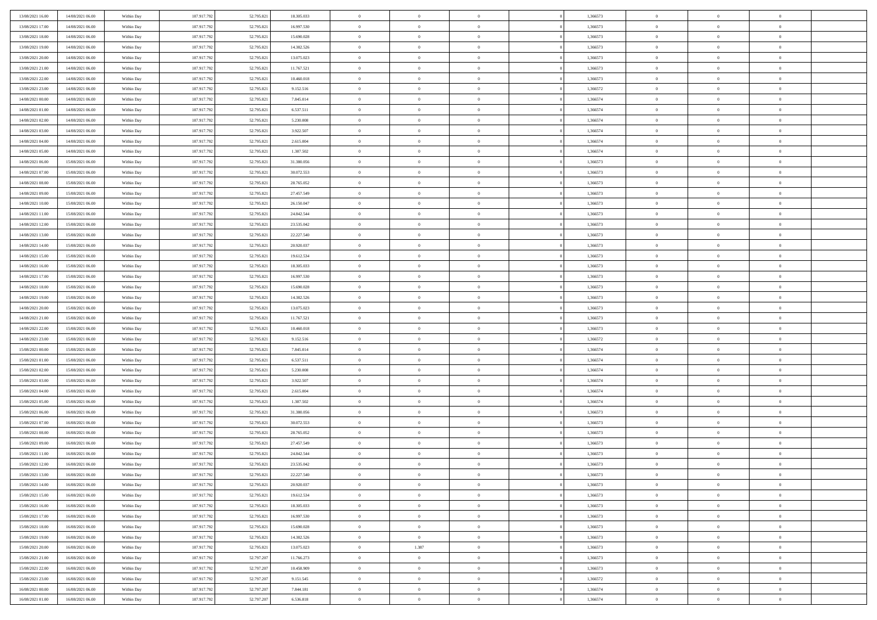| | | | | | | | | | | | | | | |
|---|---|---|---|---|---|---|---|---|---|---|---|---|---|---|
| 13/08/2021 16.00 | 14/08/2021 06.00 | Within Day | 107.917.792 | 52.795.821 | 18.305.033 | 0 | 0 | 0 | | 1,366573 | 0 | 0 | 0 | |
| 13/08/2021 17.00 | 14/08/2021 06.00 | Within Day | 107.917.792 | 52.795.821 | 16.997.530 | 0 | 0 | 0 | | 1,366573 | 0 | 0 | 0 | |
| 13/08/2021 18.00 | 14/08/2021 06.00 | Within Day | 107.917.792 | 52.795.821 | 15.690.028 | 0 | 0 | 0 | | 1,366573 | 0 | 0 | 0 | |
| 13/08/2021 19.00 | 14/08/2021 06.00 | Within Day | 107.917.792 | 52.795.821 | 14.382.526 | 0 | 0 | 0 | | 1,366573 | 0 | 0 | 0 | |
| 13/08/2021 20.00 | 14/08/2021 06.00 | Within Day | 107.917.792 | 52.795.821 | 13.075.023 | 0 | 0 | 0 | | 1,366573 | 0 | 0 | 0 | |
| 13/08/2021 21.00 | 14/08/2021 06.00 | Within Day | 107.917.792 | 52.795.821 | 11.767.521 | 0 | 0 | 0 | | 1,366573 | 0 | 0 | 0 | |
| 13/08/2021 22.00 | 14/08/2021 06.00 | Within Day | 107.917.792 | 52.795.821 | 10.460.018 | 0 | 0 | 0 | | 1,366573 | 0 | 0 | 0 | |
| 13/08/2021 23.00 | 14/08/2021 06.00 | Within Day | 107.917.792 | 52.795.821 | 9.152.516 | 0 | 0 | 0 | | 1,366572 | 0 | 0 | 0 | |
| 14/08/2021 00.00 | 14/08/2021 06.00 | Within Day | 107.917.792 | 52.795.821 | 7.845.014 | 0 | 0 | 0 | | 1,366574 | 0 | 0 | 0 | |
| 14/08/2021 01.00 | 14/08/2021 06.00 | Within Day | 107.917.792 | 52.795.821 | 6.537.511 | 0 | 0 | 0 | | 1,366574 | 0 | 0 | 0 | |
| 14/08/2021 02.00 | 14/08/2021 06.00 | Within Day | 107.917.792 | 52.795.821 | 5.230.008 | 0 | 0 | 0 | | 1,366574 | 0 | 0 | 0 | |
| 14/08/2021 03.00 | 14/08/2021 06.00 | Within Day | 107.917.792 | 52.795.821 | 3.922.507 | 0 | 0 | 0 | | 1,366574 | 0 | 0 | 0 | |
| 14/08/2021 04.00 | 14/08/2021 06.00 | Within Day | 107.917.792 | 52.795.821 | 2.615.004 | 0 | 0 | 0 | | 1,366574 | 0 | 0 | 0 | |
| 14/08/2021 05.00 | 14/08/2021 06.00 | Within Day | 107.917.792 | 52.795.821 | 1.307.502 | 0 | 0 | 0 | | 1,366574 | 0 | 0 | 0 | |
| 14/08/2021 06.00 | 15/08/2021 06.00 | Within Day | 107.917.792 | 52.795.821 | 31.380.056 | 0 | 0 | 0 | | 1,366573 | 0 | 0 | 0 | |
| 14/08/2021 07.00 | 15/08/2021 06.00 | Within Day | 107.917.792 | 52.795.821 | 30.072.553 | 0 | 0 | 0 | | 1,366573 | 0 | 0 | 0 | |
| 14/08/2021 08.00 | 15/08/2021 06.00 | Within Day | 107.917.792 | 52.795.821 | 28.765.052 | 0 | 0 | 0 | | 1,366573 | 0 | 0 | 0 | |
| 14/08/2021 09.00 | 15/08/2021 06.00 | Within Day | 107.917.792 | 52.795.821 | 27.457.549 | 0 | 0 | 0 | | 1,366573 | 0 | 0 | 0 | |
| 14/08/2021 10.00 | 15/08/2021 06.00 | Within Day | 107.917.792 | 52.795.821 | 26.150.047 | 0 | 0 | 0 | | 1,366573 | 0 | 0 | 0 | |
| 14/08/2021 11.00 | 15/08/2021 06.00 | Within Day | 107.917.792 | 52.795.821 | 24.842.544 | 0 | 0 | 0 | | 1,366573 | 0 | 0 | 0 | |
| 14/08/2021 12.00 | 15/08/2021 06.00 | Within Day | 107.917.792 | 52.795.821 | 23.535.042 | 0 | 0 | 0 | | 1,366573 | 0 | 0 | 0 | |
| 14/08/2021 13.00 | 15/08/2021 06.00 | Within Day | 107.917.792 | 52.795.821 | 22.227.540 | 0 | 0 | 0 | | 1,366573 | 0 | 0 | 0 | |
| 14/08/2021 14.00 | 15/08/2021 06.00 | Within Day | 107.917.792 | 52.795.821 | 20.920.037 | 0 | 0 | 0 | | 1,366573 | 0 | 0 | 0 | |
| 14/08/2021 15.00 | 15/08/2021 06.00 | Within Day | 107.917.792 | 52.795.821 | 19.612.534 | 0 | 0 | 0 | | 1,366573 | 0 | 0 | 0 | |
| 14/08/2021 16.00 | 15/08/2021 06.00 | Within Day | 107.917.792 | 52.795.821 | 18.305.033 | 0 | 0 | 0 | | 1,366573 | 0 | 0 | 0 | |
| 14/08/2021 17.00 | 15/08/2021 06.00 | Within Day | 107.917.792 | 52.795.821 | 16.997.530 | 0 | 0 | 0 | | 1,366573 | 0 | 0 | 0 | |
| 14/08/2021 18.00 | 15/08/2021 06.00 | Within Day | 107.917.792 | 52.795.821 | 15.690.028 | 0 | 0 | 0 | | 1,366573 | 0 | 0 | 0 | |
| 14/08/2021 19.00 | 15/08/2021 06.00 | Within Day | 107.917.792 | 52.795.821 | 14.382.526 | 0 | 0 | 0 | | 1,366573 | 0 | 0 | 0 | |
| 14/08/2021 20.00 | 15/08/2021 06.00 | Within Day | 107.917.792 | 52.795.821 | 13.075.023 | 0 | 0 | 0 | | 1,366573 | 0 | 0 | 0 | |
| 14/08/2021 21.00 | 15/08/2021 06.00 | Within Day | 107.917.792 | 52.795.821 | 11.767.521 | 0 | 0 | 0 | | 1,366573 | 0 | 0 | 0 | |
| 14/08/2021 22.00 | 15/08/2021 06.00 | Within Day | 107.917.792 | 52.795.821 | 10.460.018 | 0 | 0 | 0 | | 1,366573 | 0 | 0 | 0 | |
| 14/08/2021 23.00 | 15/08/2021 06.00 | Within Day | 107.917.792 | 52.795.821 | 9.152.516 | 0 | 0 | 0 | | 1,366572 | 0 | 0 | 0 | |
| 15/08/2021 00.00 | 15/08/2021 06.00 | Within Day | 107.917.792 | 52.795.821 | 7.845.014 | 0 | 0 | 0 | | 1,366574 | 0 | 0 | 0 | |
| 15/08/2021 01.00 | 15/08/2021 06.00 | Within Day | 107.917.792 | 52.795.821 | 6.537.511 | 0 | 0 | 0 | | 1,366574 | 0 | 0 | 0 | |
| 15/08/2021 02.00 | 15/08/2021 06.00 | Within Day | 107.917.792 | 52.795.821 | 5.230.008 | 0 | 0 | 0 | | 1,366574 | 0 | 0 | 0 | |
| 15/08/2021 03.00 | 15/08/2021 06.00 | Within Day | 107.917.792 | 52.795.821 | 3.922.507 | 0 | 0 | 0 | | 1,366574 | 0 | 0 | 0 | |
| 15/08/2021 04.00 | 15/08/2021 06.00 | Within Day | 107.917.792 | 52.795.821 | 2.615.004 | 0 | 0 | 0 | | 1,366574 | 0 | 0 | 0 | |
| 15/08/2021 05.00 | 15/08/2021 06.00 | Within Day | 107.917.792 | 52.795.821 | 1.307.502 | 0 | 0 | 0 | | 1,366574 | 0 | 0 | 0 | |
| 15/08/2021 06.00 | 16/08/2021 06.00 | Within Day | 107.917.792 | 52.795.821 | 31.380.056 | 0 | 0 | 0 | | 1,366573 | 0 | 0 | 0 | |
| 15/08/2021 07.00 | 16/08/2021 06.00 | Within Day | 107.917.792 | 52.795.821 | 30.072.553 | 0 | 0 | 0 | | 1,366573 | 0 | 0 | 0 | |
| 15/08/2021 08.00 | 16/08/2021 06.00 | Within Day | 107.917.792 | 52.795.821 | 28.765.052 | 0 | 0 | 0 | | 1,366573 | 0 | 0 | 0 | |
| 15/08/2021 09.00 | 16/08/2021 06.00 | Within Day | 107.917.792 | 52.795.821 | 27.457.549 | 0 | 0 | 0 | | 1,366573 | 0 | 0 | 0 | |
| 15/08/2021 11.00 | 16/08/2021 06.00 | Within Day | 107.917.792 | 52.795.821 | 24.842.544 | 0 | 0 | 0 | | 1,366573 | 0 | 0 | 0 | |
| 15/08/2021 12.00 | 16/08/2021 06.00 | Within Day | 107.917.792 | 52.795.821 | 23.535.042 | 0 | 0 | 0 | | 1,366573 | 0 | 0 | 0 | |
| 15/08/2021 13.00 | 16/08/2021 06.00 | Within Day | 107.917.792 | 52.795.821 | 22.227.540 | 0 | 0 | 0 | | 1,366573 | 0 | 0 | 0 | |
| 15/08/2021 14.00 | 16/08/2021 06.00 | Within Day | 107.917.792 | 52.795.821 | 20.920.037 | 0 | 0 | 0 | | 1,366573 | 0 | 0 | 0 | |
| 15/08/2021 15.00 | 16/08/2021 06.00 | Within Day | 107.917.792 | 52.795.821 | 19.612.534 | 0 | 0 | 0 | | 1,366573 | 0 | 0 | 0 | |
| 15/08/2021 16.00 | 16/08/2021 06.00 | Within Day | 107.917.792 | 52.795.821 | 18.305.033 | 0 | 0 | 0 | | 1,366573 | 0 | 0 | 0 | |
| 15/08/2021 17.00 | 16/08/2021 06.00 | Within Day | 107.917.792 | 52.795.821 | 16.997.530 | 0 | 0 | 0 | | 1,366573 | 0 | 0 | 0 | |
| 15/08/2021 18.00 | 16/08/2021 06.00 | Within Day | 107.917.792 | 52.795.821 | 15.690.028 | 0 | 0 | 0 | | 1,366573 | 0 | 0 | 0 | |
| 15/08/2021 19.00 | 16/08/2021 06.00 | Within Day | 107.917.792 | 52.795.821 | 14.382.526 | 0 | 0 | 0 | | 1,366573 | 0 | 0 | 0 | |
| 15/08/2021 20.00 | 16/08/2021 06.00 | Within Day | 107.917.792 | 52.795.821 | 13.075.023 | 0 | 1.387 | 0 | | 1,366573 | 0 | 0 | 0 | |
| 15/08/2021 21.00 | 16/08/2021 06.00 | Within Day | 107.917.792 | 52.797.207 | 11.766.273 | 0 | 0 | 0 | | 1,366573 | 0 | 0 | 0 | |
| 15/08/2021 22.00 | 16/08/2021 06.00 | Within Day | 107.917.792 | 52.797.207 | 10.458.909 | 0 | 0 | 0 | | 1,366573 | 0 | 0 | 0 | |
| 15/08/2021 23.00 | 16/08/2021 06.00 | Within Day | 107.917.792 | 52.797.207 | 9.151.545 | 0 | 0 | 0 | | 1,366572 | 0 | 0 | 0 | |
| 16/08/2021 00.00 | 16/08/2021 06.00 | Within Day | 107.917.792 | 52.797.207 | 7.844.181 | 0 | 0 | 0 | | 1,366574 | 0 | 0 | 0 | |
| 16/08/2021 01.00 | 16/08/2021 06.00 | Within Day | 107.917.792 | 52.797.207 | 6.536.818 | 0 | 0 | 0 | | 1,366574 | 0 | 0 | 0 | |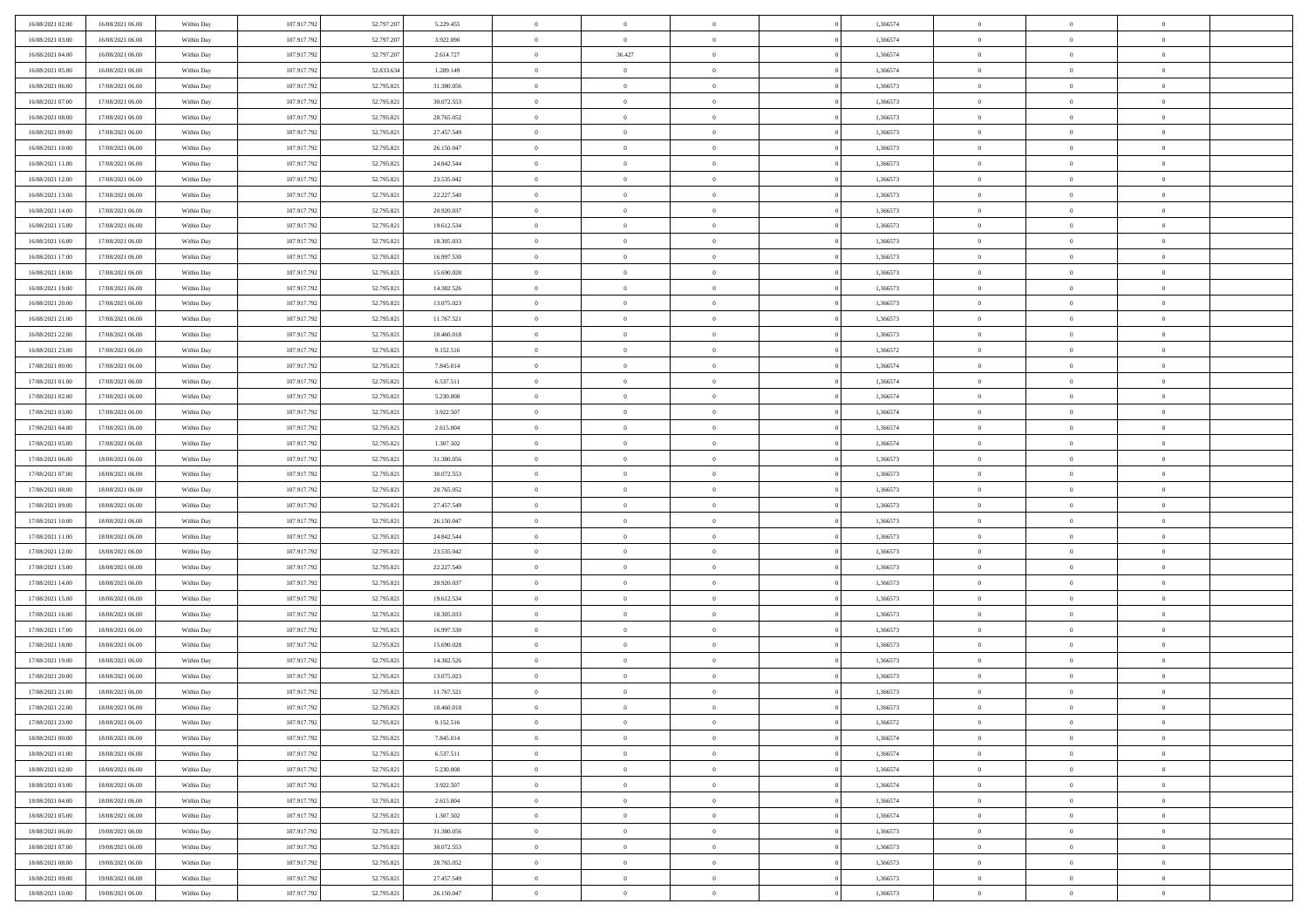| | | | | | | | | | | | | | | |
|---|---|---|---|---|---|---|---|---|---|---|---|---|---|---|
| 16/08/2021 02:00 | 16/08/2021 06:00 | Within Day | 107.917.792 | 52.797.207 | 5.229.455 | 0 | 0 | 0 | | 0 | 1,366574 | 0 | 0 | 0 |
| 16/08/2021 03:00 | 16/08/2021 06:00 | Within Day | 107.917.792 | 52.797.207 | 3.922.090 | 0 | 0 | 0 | | 0 | 1,366574 | 0 | 0 | 0 |
| 16/08/2021 04:00 | 16/08/2021 06:00 | Within Day | 107.917.792 | 52.797.207 | 2.614.727 | 0 | 36.427 | 0 | | 0 | 1,366574 | 0 | 0 | 0 |
| 16/08/2021 05:00 | 16/08/2021 06:00 | Within Day | 107.917.792 | 52.833.634 | 1.289.149 | 0 | 0 | 0 | | 0 | 1,366574 | 0 | 0 | 0 |
| 16/08/2021 06:00 | 17/08/2021 06:00 | Within Day | 107.917.792 | 52.795.821 | 31.380.056 | 0 | 0 | 0 | | 0 | 1,366573 | 0 | 0 | 0 |
| 16/08/2021 07:00 | 17/08/2021 06:00 | Within Day | 107.917.792 | 52.795.821 | 30.072.553 | 0 | 0 | 0 | | 0 | 1,366573 | 0 | 0 | 0 |
| 16/08/2021 08:00 | 17/08/2021 06:00 | Within Day | 107.917.792 | 52.795.821 | 28.765.052 | 0 | 0 | 0 | | 0 | 1,366573 | 0 | 0 | 0 |
| 16/08/2021 09:00 | 17/08/2021 06:00 | Within Day | 107.917.792 | 52.795.821 | 27.457.549 | 0 | 0 | 0 | | 0 | 1,366573 | 0 | 0 | 0 |
| 16/08/2021 10:00 | 17/08/2021 06:00 | Within Day | 107.917.792 | 52.795.821 | 26.150.047 | 0 | 0 | 0 | | 0 | 1,366573 | 0 | 0 | 0 |
| 16/08/2021 11:00 | 17/08/2021 06:00 | Within Day | 107.917.792 | 52.795.821 | 24.842.544 | 0 | 0 | 0 | | 0 | 1,366573 | 0 | 0 | 0 |
| 16/08/2021 12:00 | 17/08/2021 06:00 | Within Day | 107.917.792 | 52.795.821 | 23.535.042 | 0 | 0 | 0 | | 0 | 1,366573 | 0 | 0 | 0 |
| 16/08/2021 13:00 | 17/08/2021 06:00 | Within Day | 107.917.792 | 52.795.821 | 22.227.540 | 0 | 0 | 0 | | 0 | 1,366573 | 0 | 0 | 0 |
| 16/08/2021 14:00 | 17/08/2021 06:00 | Within Day | 107.917.792 | 52.795.821 | 20.920.037 | 0 | 0 | 0 | | 0 | 1,366573 | 0 | 0 | 0 |
| 16/08/2021 15:00 | 17/08/2021 06:00 | Within Day | 107.917.792 | 52.795.821 | 19.612.534 | 0 | 0 | 0 | | 0 | 1,366573 | 0 | 0 | 0 |
| 16/08/2021 16:00 | 17/08/2021 06:00 | Within Day | 107.917.792 | 52.795.821 | 18.305.033 | 0 | 0 | 0 | | 0 | 1,366573 | 0 | 0 | 0 |
| 16/08/2021 17:00 | 17/08/2021 06:00 | Within Day | 107.917.792 | 52.795.821 | 16.997.530 | 0 | 0 | 0 | | 0 | 1,366573 | 0 | 0 | 0 |
| 16/08/2021 18:00 | 17/08/2021 06:00 | Within Day | 107.917.792 | 52.795.821 | 15.690.028 | 0 | 0 | 0 | | 0 | 1,366573 | 0 | 0 | 0 |
| 16/08/2021 19:00 | 17/08/2021 06:00 | Within Day | 107.917.792 | 52.795.821 | 14.382.526 | 0 | 0 | 0 | | 0 | 1,366573 | 0 | 0 | 0 |
| 16/08/2021 20:00 | 17/08/2021 06:00 | Within Day | 107.917.792 | 52.795.821 | 13.075.023 | 0 | 0 | 0 | | 0 | 1,366573 | 0 | 0 | 0 |
| 16/08/2021 21:00 | 17/08/2021 06:00 | Within Day | 107.917.792 | 52.795.821 | 11.767.521 | 0 | 0 | 0 | | 0 | 1,366573 | 0 | 0 | 0 |
| 16/08/2021 22:00 | 17/08/2021 06:00 | Within Day | 107.917.792 | 52.795.821 | 10.460.018 | 0 | 0 | 0 | | 0 | 1,366573 | 0 | 0 | 0 |
| 16/08/2021 23:00 | 17/08/2021 06:00 | Within Day | 107.917.792 | 52.795.821 | 9.152.516 | 0 | 0 | 0 | | 0 | 1,366572 | 0 | 0 | 0 |
| 17/08/2021 00:00 | 17/08/2021 06:00 | Within Day | 107.917.792 | 52.795.821 | 7.845.014 | 0 | 0 | 0 | | 0 | 1,366574 | 0 | 0 | 0 |
| 17/08/2021 01:00 | 17/08/2021 06:00 | Within Day | 107.917.792 | 52.795.821 | 6.537.511 | 0 | 0 | 0 | | 0 | 1,366574 | 0 | 0 | 0 |
| 17/08/2021 02:00 | 17/08/2021 06:00 | Within Day | 107.917.792 | 52.795.821 | 5.230.008 | 0 | 0 | 0 | | 0 | 1,366574 | 0 | 0 | 0 |
| 17/08/2021 03:00 | 17/08/2021 06:00 | Within Day | 107.917.792 | 52.795.821 | 3.922.507 | 0 | 0 | 0 | | 0 | 1,366574 | 0 | 0 | 0 |
| 17/08/2021 04:00 | 17/08/2021 06:00 | Within Day | 107.917.792 | 52.795.821 | 2.615.004 | 0 | 0 | 0 | | 0 | 1,366574 | 0 | 0 | 0 |
| 17/08/2021 05:00 | 17/08/2021 06:00 | Within Day | 107.917.792 | 52.795.821 | 1.307.502 | 0 | 0 | 0 | | 0 | 1,366574 | 0 | 0 | 0 |
| 17/08/2021 06:00 | 18/08/2021 06:00 | Within Day | 107.917.792 | 52.795.821 | 31.380.056 | 0 | 0 | 0 | | 0 | 1,366573 | 0 | 0 | 0 |
| 17/08/2021 07:00 | 18/08/2021 06:00 | Within Day | 107.917.792 | 52.795.821 | 30.072.553 | 0 | 0 | 0 | | 0 | 1,366573 | 0 | 0 | 0 |
| 17/08/2021 08:00 | 18/08/2021 06:00 | Within Day | 107.917.792 | 52.795.821 | 28.765.052 | 0 | 0 | 0 | | 0 | 1,366573 | 0 | 0 | 0 |
| 17/08/2021 09:00 | 18/08/2021 06:00 | Within Day | 107.917.792 | 52.795.821 | 27.457.549 | 0 | 0 | 0 | | 0 | 1,366573 | 0 | 0 | 0 |
| 17/08/2021 10:00 | 18/08/2021 06:00 | Within Day | 107.917.792 | 52.795.821 | 26.150.047 | 0 | 0 | 0 | | 0 | 1,366573 | 0 | 0 | 0 |
| 17/08/2021 11:00 | 18/08/2021 06:00 | Within Day | 107.917.792 | 52.795.821 | 24.842.544 | 0 | 0 | 0 | | 0 | 1,366573 | 0 | 0 | 0 |
| 17/08/2021 12:00 | 18/08/2021 06:00 | Within Day | 107.917.792 | 52.795.821 | 23.535.042 | 0 | 0 | 0 | | 0 | 1,366573 | 0 | 0 | 0 |
| 17/08/2021 13:00 | 18/08/2021 06:00 | Within Day | 107.917.792 | 52.795.821 | 22.227.540 | 0 | 0 | 0 | | 0 | 1,366573 | 0 | 0 | 0 |
| 17/08/2021 14:00 | 18/08/2021 06:00 | Within Day | 107.917.792 | 52.795.821 | 20.920.037 | 0 | 0 | 0 | | 0 | 1,366573 | 0 | 0 | 0 |
| 17/08/2021 15:00 | 18/08/2021 06:00 | Within Day | 107.917.792 | 52.795.821 | 19.612.534 | 0 | 0 | 0 | | 0 | 1,366573 | 0 | 0 | 0 |
| 17/08/2021 16:00 | 18/08/2021 06:00 | Within Day | 107.917.792 | 52.795.821 | 18.305.033 | 0 | 0 | 0 | | 0 | 1,366573 | 0 | 0 | 0 |
| 17/08/2021 17:00 | 18/08/2021 06:00 | Within Day | 107.917.792 | 52.795.821 | 16.997.530 | 0 | 0 | 0 | | 0 | 1,366573 | 0 | 0 | 0 |
| 17/08/2021 18:00 | 18/08/2021 06:00 | Within Day | 107.917.792 | 52.795.821 | 15.690.028 | 0 | 0 | 0 | | 0 | 1,366573 | 0 | 0 | 0 |
| 17/08/2021 19:00 | 18/08/2021 06:00 | Within Day | 107.917.792 | 52.795.821 | 14.382.526 | 0 | 0 | 0 | | 0 | 1,366573 | 0 | 0 | 0 |
| 17/08/2021 20:00 | 18/08/2021 06:00 | Within Day | 107.917.792 | 52.795.821 | 13.075.023 | 0 | 0 | 0 | | 0 | 1,366573 | 0 | 0 | 0 |
| 17/08/2021 21:00 | 18/08/2021 06:00 | Within Day | 107.917.792 | 52.795.821 | 11.767.521 | 0 | 0 | 0 | | 0 | 1,366573 | 0 | 0 | 0 |
| 17/08/2021 22:00 | 18/08/2021 06:00 | Within Day | 107.917.792 | 52.795.821 | 10.460.018 | 0 | 0 | 0 | | 0 | 1,366573 | 0 | 0 | 0 |
| 17/08/2021 23:00 | 18/08/2021 06:00 | Within Day | 107.917.792 | 52.795.821 | 9.152.516 | 0 | 0 | 0 | | 0 | 1,366572 | 0 | 0 | 0 |
| 18/08/2021 00:00 | 18/08/2021 06:00 | Within Day | 107.917.792 | 52.795.821 | 7.845.014 | 0 | 0 | 0 | | 0 | 1,366574 | 0 | 0 | 0 |
| 18/08/2021 01:00 | 18/08/2021 06:00 | Within Day | 107.917.792 | 52.795.821 | 6.537.511 | 0 | 0 | 0 | | 0 | 1,366574 | 0 | 0 | 0 |
| 18/08/2021 02:00 | 18/08/2021 06:00 | Within Day | 107.917.792 | 52.795.821 | 5.230.008 | 0 | 0 | 0 | | 0 | 1,366574 | 0 | 0 | 0 |
| 18/08/2021 03:00 | 18/08/2021 06:00 | Within Day | 107.917.792 | 52.795.821 | 3.922.507 | 0 | 0 | 0 | | 0 | 1,366574 | 0 | 0 | 0 |
| 18/08/2021 04:00 | 18/08/2021 06:00 | Within Day | 107.917.792 | 52.795.821 | 2.615.004 | 0 | 0 | 0 | | 0 | 1,366574 | 0 | 0 | 0 |
| 18/08/2021 05:00 | 18/08/2021 06:00 | Within Day | 107.917.792 | 52.795.821 | 1.307.502 | 0 | 0 | 0 | | 0 | 1,366574 | 0 | 0 | 0 |
| 18/08/2021 06:00 | 19/08/2021 06:00 | Within Day | 107.917.792 | 52.795.821 | 31.380.056 | 0 | 0 | 0 | | 0 | 1,366573 | 0 | 0 | 0 |
| 18/08/2021 07:00 | 19/08/2021 06:00 | Within Day | 107.917.792 | 52.795.821 | 30.072.553 | 0 | 0 | 0 | | 0 | 1,366573 | 0 | 0 | 0 |
| 18/08/2021 08:00 | 19/08/2021 06:00 | Within Day | 107.917.792 | 52.795.821 | 28.765.052 | 0 | 0 | 0 | | 0 | 1,366573 | 0 | 0 | 0 |
| 18/08/2021 09:00 | 19/08/2021 06:00 | Within Day | 107.917.792 | 52.795.821 | 27.457.549 | 0 | 0 | 0 | | 0 | 1,366573 | 0 | 0 | 0 |
| 18/08/2021 10:00 | 19/08/2021 06:00 | Within Day | 107.917.792 | 52.795.821 | 26.150.047 | 0 | 0 | 0 | | 0 | 1,366573 | 0 | 0 | 0 |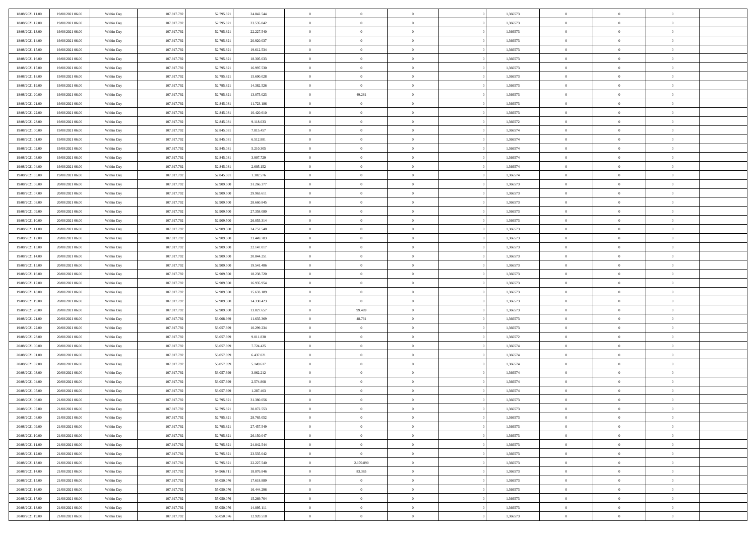| | | | | | | | | | | | | | | |
|---|---|---|---|---|---|---|---|---|---|---|---|---|---|---|
| 18/08/2021 11:00 | 19/08/2021 06:00 | Within Day | 107.917.792 | 52.795.821 | 24.842.544 | 0 | 0 | 0 | | 1,366573 | 0 | 0 | 0 | |
| 18/08/2021 12:00 | 19/08/2021 06:00 | Within Day | 107.917.792 | 52.795.821 | 23.535.042 | 0 | 0 | 0 | | 1,366573 | 0 | 0 | 0 | |
| 18/08/2021 13:00 | 19/08/2021 06:00 | Within Day | 107.917.792 | 52.795.821 | 22.227.540 | 0 | 0 | 0 | | 1,366573 | 0 | 0 | 0 | |
| 18/08/2021 14:00 | 19/08/2021 06:00 | Within Day | 107.917.792 | 52.795.821 | 20.920.037 | 0 | 0 | 0 | | 1,366573 | 0 | 0 | 0 | |
| 18/08/2021 15:00 | 19/08/2021 06:00 | Within Day | 107.917.792 | 52.795.821 | 19.612.534 | 0 | 0 | 0 | | 1,366573 | 0 | 0 | 0 | |
| 18/08/2021 16:00 | 19/08/2021 06:00 | Within Day | 107.917.792 | 52.795.821 | 18.305.033 | 0 | 0 | 0 | | 1,366573 | 0 | 0 | 0 | |
| 18/08/2021 17:00 | 19/08/2021 06:00 | Within Day | 107.917.792 | 52.795.821 | 16.997.530 | 0 | 0 | 0 | | 1,366573 | 0 | 0 | 0 | |
| 18/08/2021 18:00 | 19/08/2021 06:00 | Within Day | 107.917.792 | 52.795.821 | 15.690.028 | 0 | 0 | 0 | | 1,366573 | 0 | 0 | 0 | |
| 18/08/2021 19:00 | 19/08/2021 06:00 | Within Day | 107.917.792 | 52.795.821 | 14.382.526 | 0 | 0 | 0 | | 1,366573 | 0 | 0 | 0 | |
| 18/08/2021 20:00 | 19/08/2021 06:00 | Within Day | 107.917.792 | 52.795.821 | 13.075.023 | 0 | 49.261 | 0 | | 1,366573 | 0 | 0 | 0 | |
| 18/08/2021 21:00 | 19/08/2021 06:00 | Within Day | 107.917.792 | 52.845.081 | 11.723.186 | 0 | 0 | 0 | | 1,366573 | 0 | 0 | 0 | |
| 18/08/2021 22:00 | 19/08/2021 06:00 | Within Day | 107.917.792 | 52.845.081 | 10.420.610 | 0 | 0 | 0 | | 1,366573 | 0 | 0 | 0 | |
| 18/08/2021 23:00 | 19/08/2021 06:00 | Within Day | 107.917.792 | 52.845.081 | 9.118.033 | 0 | 0 | 0 | | 1,366572 | 0 | 0 | 0 | |
| 19/08/2021 00:00 | 19/08/2021 06:00 | Within Day | 107.917.792 | 52.845.081 | 7.815.457 | 0 | 0 | 0 | | 1,366574 | 0 | 0 | 0 | |
| 19/08/2021 01:00 | 19/08/2021 06:00 | Within Day | 107.917.792 | 52.845.081 | 6.512.881 | 0 | 0 | 0 | | 1,366574 | 0 | 0 | 0 | |
| 19/08/2021 02:00 | 19/08/2021 06:00 | Within Day | 107.917.792 | 52.845.081 | 5.210.305 | 0 | 0 | 0 | | 1,366574 | 0 | 0 | 0 | |
| 19/08/2021 03:00 | 19/08/2021 06:00 | Within Day | 107.917.792 | 52.845.081 | 3.907.729 | 0 | 0 | 0 | | 1,366574 | 0 | 0 | 0 | |
| 19/08/2021 04:00 | 19/08/2021 06:00 | Within Day | 107.917.792 | 52.845.081 | 2.605.152 | 0 | 0 | 0 | | 1,366574 | 0 | 0 | 0 | |
| 19/08/2021 05:00 | 19/08/2021 06:00 | Within Day | 107.917.792 | 52.845.081 | 1.302.576 | 0 | 0 | 0 | | 1,366574 | 0 | 0 | 0 | |
| 19/08/2021 06:00 | 20/08/2021 06:00 | Within Day | 107.917.792 | 52.909.500 | 31.266.377 | 0 | 0 | 0 | | 1,366573 | 0 | 0 | 0 | |
| 19/08/2021 07:00 | 20/08/2021 06:00 | Within Day | 107.917.792 | 52.909.500 | 29.963.611 | 0 | 0 | 0 | | 1,366573 | 0 | 0 | 0 | |
| 19/08/2021 08:00 | 20/08/2021 06:00 | Within Day | 107.917.792 | 52.909.500 | 28.660.845 | 0 | 0 | 0 | | 1,366573 | 0 | 0 | 0 | |
| 19/08/2021 09:00 | 20/08/2021 06:00 | Within Day | 107.917.792 | 52.909.500 | 27.358.080 | 0 | 0 | 0 | | 1,366573 | 0 | 0 | 0 | |
| 19/08/2021 10:00 | 20/08/2021 06:00 | Within Day | 107.917.792 | 52.909.500 | 26.055.314 | 0 | 0 | 0 | | 1,366573 | 0 | 0 | 0 | |
| 19/08/2021 11:00 | 20/08/2021 06:00 | Within Day | 107.917.792 | 52.909.500 | 24.752.548 | 0 | 0 | 0 | | 1,366573 | 0 | 0 | 0 | |
| 19/08/2021 12:00 | 20/08/2021 06:00 | Within Day | 107.917.792 | 52.909.500 | 23.449.783 | 0 | 0 | 0 | | 1,366573 | 0 | 0 | 0 | |
| 19/08/2021 13:00 | 20/08/2021 06:00 | Within Day | 107.917.792 | 52.909.500 | 22.147.017 | 0 | 0 | 0 | | 1,366573 | 0 | 0 | 0 | |
| 19/08/2021 14:00 | 20/08/2021 06:00 | Within Day | 107.917.792 | 52.909.500 | 20.844.251 | 0 | 0 | 0 | | 1,366573 | 0 | 0 | 0 | |
| 19/08/2021 15:00 | 20/08/2021 06:00 | Within Day | 107.917.792 | 52.909.500 | 19.541.486 | 0 | 0 | 0 | | 1,366573 | 0 | 0 | 0 | |
| 19/08/2021 16:00 | 20/08/2021 06:00 | Within Day | 107.917.792 | 52.909.500 | 18.238.720 | 0 | 0 | 0 | | 1,366573 | 0 | 0 | 0 | |
| 19/08/2021 17:00 | 20/08/2021 06:00 | Within Day | 107.917.792 | 52.909.500 | 16.935.954 | 0 | 0 | 0 | | 1,366573 | 0 | 0 | 0 | |
| 19/08/2021 18:00 | 20/08/2021 06:00 | Within Day | 107.917.792 | 52.909.500 | 15.633.189 | 0 | 0 | 0 | | 1,366573 | 0 | 0 | 0 | |
| 19/08/2021 19:00 | 20/08/2021 06:00 | Within Day | 107.917.792 | 52.909.500 | 14.330.423 | 0 | 0 | 0 | | 1,366573 | 0 | 0 | 0 | |
| 19/08/2021 20:00 | 20/08/2021 06:00 | Within Day | 107.917.792 | 52.909.500 | 13.027.657 | 0 | 99.469 | 0 | | 1,366573 | 0 | 0 | 0 | |
| 19/08/2021 21:00 | 20/08/2021 06:00 | Within Day | 107.917.792 | 53.008.969 | 11.635.369 | 0 | 48.731 | 0 | | 1,366573 | 0 | 0 | 0 | |
| 19/08/2021 22:00 | 20/08/2021 06:00 | Within Day | 107.917.792 | 53.057.699 | 10.299.234 | 0 | 0 | 0 | | 1,366573 | 0 | 0 | 0 | |
| 19/08/2021 23:00 | 20/08/2021 06:00 | Within Day | 107.917.792 | 53.057.699 | 9.011.830 | 0 | 0 | 0 | | 1,366572 | 0 | 0 | 0 | |
| 20/08/2021 00:00 | 20/08/2021 06:00 | Within Day | 107.917.792 | 53.057.699 | 7.724.425 | 0 | 0 | 0 | | 1,366574 | 0 | 0 | 0 | |
| 20/08/2021 01:00 | 20/08/2021 06:00 | Within Day | 107.917.792 | 53.057.699 | 6.437.021 | 0 | 0 | 0 | | 1,366574 | 0 | 0 | 0 | |
| 20/08/2021 02:00 | 20/08/2021 06:00 | Within Day | 107.917.792 | 53.057.699 | 5.149.617 | 0 | 0 | 0 | | 1,366574 | 0 | 0 | 0 | |
| 20/08/2021 03:00 | 20/08/2021 06:00 | Within Day | 107.917.792 | 53.057.699 | 3.862.212 | 0 | 0 | 0 | | 1,366574 | 0 | 0 | 0 | |
| 20/08/2021 04:00 | 20/08/2021 06:00 | Within Day | 107.917.792 | 53.057.699 | 2.574.808 | 0 | 0 | 0 | | 1,366574 | 0 | 0 | 0 | |
| 20/08/2021 05:00 | 20/08/2021 06:00 | Within Day | 107.917.792 | 53.057.699 | 1.287.403 | 0 | 0 | 0 | | 1,366574 | 0 | 0 | 0 | |
| 20/08/2021 06:00 | 21/08/2021 06:00 | Within Day | 107.917.792 | 52.795.821 | 31.380.056 | 0 | 0 | 0 | | 1,366573 | 0 | 0 | 0 | |
| 20/08/2021 07:00 | 21/08/2021 06:00 | Within Day | 107.917.792 | 52.795.821 | 30.072.553 | 0 | 0 | 0 | | 1,366573 | 0 | 0 | 0 | |
| 20/08/2021 08:00 | 21/08/2021 06:00 | Within Day | 107.917.792 | 52.795.821 | 28.765.052 | 0 | 0 | 0 | | 1,366573 | 0 | 0 | 0 | |
| 20/08/2021 09:00 | 21/08/2021 06:00 | Within Day | 107.917.792 | 52.795.821 | 27.457.549 | 0 | 0 | 0 | | 1,366573 | 0 | 0 | 0 | |
| 20/08/2021 10:00 | 21/08/2021 06:00 | Within Day | 107.917.792 | 52.795.821 | 26.150.047 | 0 | 0 | 0 | | 1,366573 | 0 | 0 | 0 | |
| 20/08/2021 11:00 | 21/08/2021 06:00 | Within Day | 107.917.792 | 52.795.821 | 24.842.544 | 0 | 0 | 0 | | 1,366573 | 0 | 0 | 0 | |
| 20/08/2021 12:00 | 21/08/2021 06:00 | Within Day | 107.917.792 | 52.795.821 | 23.535.042 | 0 | 0 | 0 | | 1,366573 | 0 | 0 | 0 | |
| 20/08/2021 13:00 | 21/08/2021 06:00 | Within Day | 107.917.792 | 52.795.821 | 22.227.540 | 0 | 2.170.890 | 0 | | 1,366573 | 0 | 0 | 0 | |
| 20/08/2021 14:00 | 21/08/2021 06:00 | Within Day | 107.917.792 | 54.966.711 | 18.876.846 | 0 | 83.365 | 0 | | 1,366573 | 0 | 0 | 0 | |
| 20/08/2021 15:00 | 21/08/2021 06:00 | Within Day | 107.917.792 | 55.050.076 | 17.618.889 | 0 | 0 | 0 | | 1,366573 | 0 | 0 | 0 | |
| 20/08/2021 16:00 | 21/08/2021 06:00 | Within Day | 107.917.792 | 55.050.076 | 16.444.296 | 0 | 0 | 0 | | 1,366573 | 0 | 0 | 0 | |
| 20/08/2021 17:00 | 21/08/2021 06:00 | Within Day | 107.917.792 | 55.050.076 | 15.269.704 | 0 | 0 | 0 | | 1,366573 | 0 | 0 | 0 | |
| 20/08/2021 18:00 | 21/08/2021 06:00 | Within Day | 107.917.792 | 55.050.076 | 14.095.111 | 0 | 0 | 0 | | 1,366573 | 0 | 0 | 0 | |
| 20/08/2021 19:00 | 21/08/2021 06:00 | Within Day | 107.917.792 | 55.050.076 | 12.920.518 | 0 | 0 | 0 | | 1,366573 | 0 | 0 | 0 | |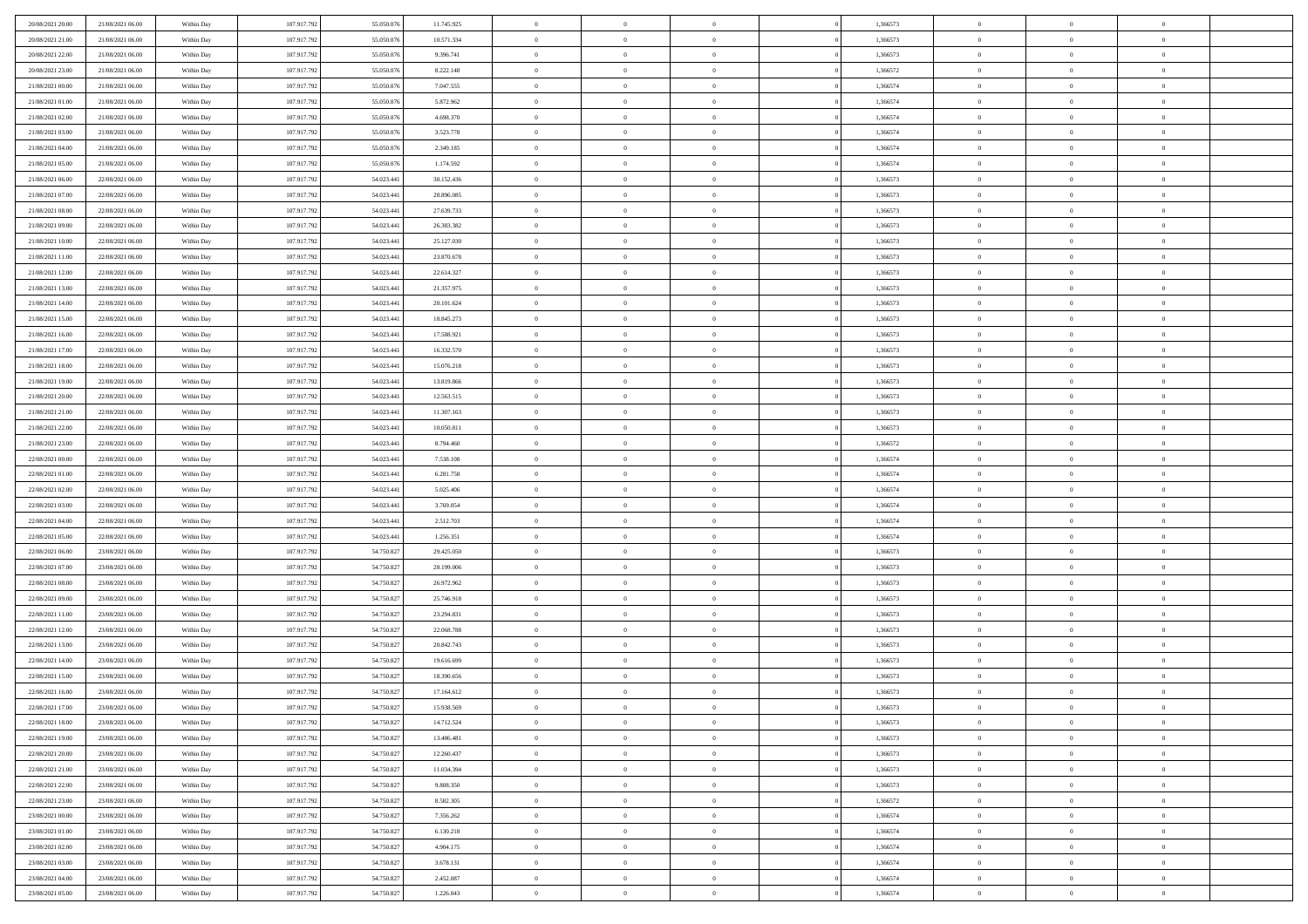| | | | | | | | | | | | | | | |
|---|---|---|---|---|---|---|---|---|---|---|---|---|---|---|
| 20/08/2021 20:00 | 21/08/2021 06:00 | Within Day | 107.917.792 | 55.050.076 | 11.745.925 | 0 | 0 | 0 | | 1,366573 | 0 | 0 | 0 | |
| 20/08/2021 21:00 | 21/08/2021 06:00 | Within Day | 107.917.792 | 55.050.076 | 10.571.334 | 0 | 0 | 0 | | 1,366573 | 0 | 0 | 0 | |
| 20/08/2021 22:00 | 21/08/2021 06:00 | Within Day | 107.917.792 | 55.050.076 | 9.396.741 | 0 | 0 | 0 | | 1,366573 | 0 | 0 | 0 | |
| 20/08/2021 23:00 | 21/08/2021 06:00 | Within Day | 107.917.792 | 55.050.076 | 8.222.148 | 0 | 0 | 0 | | 1,366572 | 0 | 0 | 0 | |
| 21/08/2021 00:00 | 21/08/2021 06:00 | Within Day | 107.917.792 | 55.050.076 | 7.047.555 | 0 | 0 | 0 | | 1,366574 | 0 | 0 | 0 | |
| 21/08/2021 01:00 | 21/08/2021 06:00 | Within Day | 107.917.792 | 55.050.076 | 5.872.962 | 0 | 0 | 0 | | 1,366574 | 0 | 0 | 0 | |
| 21/08/2021 02:00 | 21/08/2021 06:00 | Within Day | 107.917.792 | 55.050.076 | 4.698.370 | 0 | 0 | 0 | | 1,366574 | 0 | 0 | 0 | |
| 21/08/2021 03:00 | 21/08/2021 06:00 | Within Day | 107.917.792 | 55.050.076 | 3.523.778 | 0 | 0 | 0 | | 1,366574 | 0 | 0 | 0 | |
| 21/08/2021 04:00 | 21/08/2021 06:00 | Within Day | 107.917.792 | 55.050.076 | 2.349.185 | 0 | 0 | 0 | | 1,366574 | 0 | 0 | 0 | |
| 21/08/2021 05:00 | 21/08/2021 06:00 | Within Day | 107.917.792 | 55.050.076 | 1.174.592 | 0 | 0 | 0 | | 1,366574 | 0 | 0 | 0 | |
| 21/08/2021 06:00 | 22/08/2021 06:00 | Within Day | 107.917.792 | 54.023.441 | 30.152.436 | 0 | 0 | 0 | | 1,366573 | 0 | 0 | 0 | |
| 21/08/2021 07:00 | 22/08/2021 06:00 | Within Day | 107.917.792 | 54.023.441 | 28.896.085 | 0 | 0 | 0 | | 1,366573 | 0 | 0 | 0 | |
| 21/08/2021 08:00 | 22/08/2021 06:00 | Within Day | 107.917.792 | 54.023.441 | 27.639.733 | 0 | 0 | 0 | | 1,366573 | 0 | 0 | 0 | |
| 21/08/2021 09:00 | 22/08/2021 06:00 | Within Day | 107.917.792 | 54.023.441 | 26.383.382 | 0 | 0 | 0 | | 1,366573 | 0 | 0 | 0 | |
| 21/08/2021 10:00 | 22/08/2021 06:00 | Within Day | 107.917.792 | 54.023.441 | 25.127.030 | 0 | 0 | 0 | | 1,366573 | 0 | 0 | 0 | |
| 21/08/2021 11:00 | 22/08/2021 06:00 | Within Day | 107.917.792 | 54.023.441 | 23.870.678 | 0 | 0 | 0 | | 1,366573 | 0 | 0 | 0 | |
| 21/08/2021 12:00 | 22/08/2021 06:00 | Within Day | 107.917.792 | 54.023.441 | 22.614.327 | 0 | 0 | 0 | | 1,366573 | 0 | 0 | 0 | |
| 21/08/2021 13:00 | 22/08/2021 06:00 | Within Day | 107.917.792 | 54.023.441 | 21.357.975 | 0 | 0 | 0 | | 1,366573 | 0 | 0 | 0 | |
| 21/08/2021 14:00 | 22/08/2021 06:00 | Within Day | 107.917.792 | 54.023.441 | 20.101.624 | 0 | 0 | 0 | | 1,366573 | 0 | 0 | 0 | |
| 21/08/2021 15:00 | 22/08/2021 06:00 | Within Day | 107.917.792 | 54.023.441 | 18.845.273 | 0 | 0 | 0 | | 1,366573 | 0 | 0 | 0 | |
| 21/08/2021 16:00 | 22/08/2021 06:00 | Within Day | 107.917.792 | 54.023.441 | 17.588.921 | 0 | 0 | 0 | | 1,366573 | 0 | 0 | 0 | |
| 21/08/2021 17:00 | 22/08/2021 06:00 | Within Day | 107.917.792 | 54.023.441 | 16.332.570 | 0 | 0 | 0 | | 1,366573 | 0 | 0 | 0 | |
| 21/08/2021 18:00 | 22/08/2021 06:00 | Within Day | 107.917.792 | 54.023.441 | 15.076.218 | 0 | 0 | 0 | | 1,366573 | 0 | 0 | 0 | |
| 21/08/2021 19:00 | 22/08/2021 06:00 | Within Day | 107.917.792 | 54.023.441 | 13.819.866 | 0 | 0 | 0 | | 1,366573 | 0 | 0 | 0 | |
| 21/08/2021 20:00 | 22/08/2021 06:00 | Within Day | 107.917.792 | 54.023.441 | 12.563.515 | 0 | 0 | 0 | | 1,366573 | 0 | 0 | 0 | |
| 21/08/2021 21:00 | 22/08/2021 06:00 | Within Day | 107.917.792 | 54.023.441 | 11.307.163 | 0 | 0 | 0 | | 1,366573 | 0 | 0 | 0 | |
| 21/08/2021 22:00 | 22/08/2021 06:00 | Within Day | 107.917.792 | 54.023.441 | 10.050.811 | 0 | 0 | 0 | | 1,366573 | 0 | 0 | 0 | |
| 21/08/2021 23:00 | 22/08/2021 06:00 | Within Day | 107.917.792 | 54.023.441 | 8.794.460 | 0 | 0 | 0 | | 1,366572 | 0 | 0 | 0 | |
| 22/08/2021 00:00 | 22/08/2021 06:00 | Within Day | 107.917.792 | 54.023.441 | 7.538.108 | 0 | 0 | 0 | | 1,366574 | 0 | 0 | 0 | |
| 22/08/2021 01:00 | 22/08/2021 06:00 | Within Day | 107.917.792 | 54.023.441 | 6.281.758 | 0 | 0 | 0 | | 1,366574 | 0 | 0 | 0 | |
| 22/08/2021 02:00 | 22/08/2021 06:00 | Within Day | 107.917.792 | 54.023.441 | 5.025.406 | 0 | 0 | 0 | | 1,366574 | 0 | 0 | 0 | |
| 22/08/2021 03:00 | 22/08/2021 06:00 | Within Day | 107.917.792 | 54.023.441 | 3.769.054 | 0 | 0 | 0 | | 1,366574 | 0 | 0 | 0 | |
| 22/08/2021 04:00 | 22/08/2021 06:00 | Within Day | 107.917.792 | 54.023.441 | 2.512.703 | 0 | 0 | 0 | | 1,366574 | 0 | 0 | 0 | |
| 22/08/2021 05:00 | 22/08/2021 06:00 | Within Day | 107.917.792 | 54.023.441 | 1.256.351 | 0 | 0 | 0 | | 1,366574 | 0 | 0 | 0 | |
| 22/08/2021 06:00 | 23/08/2021 06:00 | Within Day | 107.917.792 | 54.750.827 | 29.425.050 | 0 | 0 | 0 | | 1,366573 | 0 | 0 | 0 | |
| 22/08/2021 07:00 | 23/08/2021 06:00 | Within Day | 107.917.792 | 54.750.827 | 28.199.006 | 0 | 0 | 0 | | 1,366573 | 0 | 0 | 0 | |
| 22/08/2021 08:00 | 23/08/2021 06:00 | Within Day | 107.917.792 | 54.750.827 | 26.972.962 | 0 | 0 | 0 | | 1,366573 | 0 | 0 | 0 | |
| 22/08/2021 09:00 | 23/08/2021 06:00 | Within Day | 107.917.792 | 54.750.827 | 25.746.918 | 0 | 0 | 0 | | 1,366573 | 0 | 0 | 0 | |
| 22/08/2021 11:00 | 23/08/2021 06:00 | Within Day | 107.917.792 | 54.750.827 | 23.294.831 | 0 | 0 | 0 | | 1,366573 | 0 | 0 | 0 | |
| 22/08/2021 12:00 | 23/08/2021 06:00 | Within Day | 107.917.792 | 54.750.827 | 22.068.788 | 0 | 0 | 0 | | 1,366573 | 0 | 0 | 0 | |
| 22/08/2021 13:00 | 23/08/2021 06:00 | Within Day | 107.917.792 | 54.750.827 | 20.842.743 | 0 | 0 | 0 | | 1,366573 | 0 | 0 | 0 | |
| 22/08/2021 14:00 | 23/08/2021 06:00 | Within Day | 107.917.792 | 54.750.827 | 19.616.699 | 0 | 0 | 0 | | 1,366573 | 0 | 0 | 0 | |
| 22/08/2021 15:00 | 23/08/2021 06:00 | Within Day | 107.917.792 | 54.750.827 | 18.390.656 | 0 | 0 | 0 | | 1,366573 | 0 | 0 | 0 | |
| 22/08/2021 16:00 | 23/08/2021 06:00 | Within Day | 107.917.792 | 54.750.827 | 17.164.612 | 0 | 0 | 0 | | 1,366573 | 0 | 0 | 0 | |
| 22/08/2021 17:00 | 23/08/2021 06:00 | Within Day | 107.917.792 | 54.750.827 | 15.938.569 | 0 | 0 | 0 | | 1,366573 | 0 | 0 | 0 | |
| 22/08/2021 18:00 | 23/08/2021 06:00 | Within Day | 107.917.792 | 54.750.827 | 14.712.524 | 0 | 0 | 0 | | 1,366573 | 0 | 0 | 0 | |
| 22/08/2021 19:00 | 23/08/2021 06:00 | Within Day | 107.917.792 | 54.750.827 | 13.486.481 | 0 | 0 | 0 | | 1,366573 | 0 | 0 | 0 | |
| 22/08/2021 20:00 | 23/08/2021 06:00 | Within Day | 107.917.792 | 54.750.827 | 12.260.437 | 0 | 0 | 0 | | 1,366573 | 0 | 0 | 0 | |
| 22/08/2021 21:00 | 23/08/2021 06:00 | Within Day | 107.917.792 | 54.750.827 | 11.034.394 | 0 | 0 | 0 | | 1,366573 | 0 | 0 | 0 | |
| 22/08/2021 22:00 | 23/08/2021 06:00 | Within Day | 107.917.792 | 54.750.827 | 9.808.350 | 0 | 0 | 0 | | 1,366573 | 0 | 0 | 0 | |
| 22/08/2021 23:00 | 23/08/2021 06:00 | Within Day | 107.917.792 | 54.750.827 | 8.582.305 | 0 | 0 | 0 | | 1,366572 | 0 | 0 | 0 | |
| 23/08/2021 00:00 | 23/08/2021 06:00 | Within Day | 107.917.792 | 54.750.827 | 7.356.262 | 0 | 0 | 0 | | 1,366574 | 0 | 0 | 0 | |
| 23/08/2021 01:00 | 23/08/2021 06:00 | Within Day | 107.917.792 | 54.750.827 | 6.130.218 | 0 | 0 | 0 | | 1,366574 | 0 | 0 | 0 | |
| 23/08/2021 02:00 | 23/08/2021 06:00 | Within Day | 107.917.792 | 54.750.827 | 4.904.175 | 0 | 0 | 0 | | 1,366574 | 0 | 0 | 0 | |
| 23/08/2021 03:00 | 23/08/2021 06:00 | Within Day | 107.917.792 | 54.750.827 | 3.678.131 | 0 | 0 | 0 | | 1,366574 | 0 | 0 | 0 | |
| 23/08/2021 04:00 | 23/08/2021 06:00 | Within Day | 107.917.792 | 54.750.827 | 2.452.087 | 0 | 0 | 0 | | 1,366574 | 0 | 0 | 0 | |
| 23/08/2021 05:00 | 23/08/2021 06:00 | Within Day | 107.917.792 | 54.750.827 | 1.226.043 | 0 | 0 | 0 | | 1,366574 | 0 | 0 | 0 | |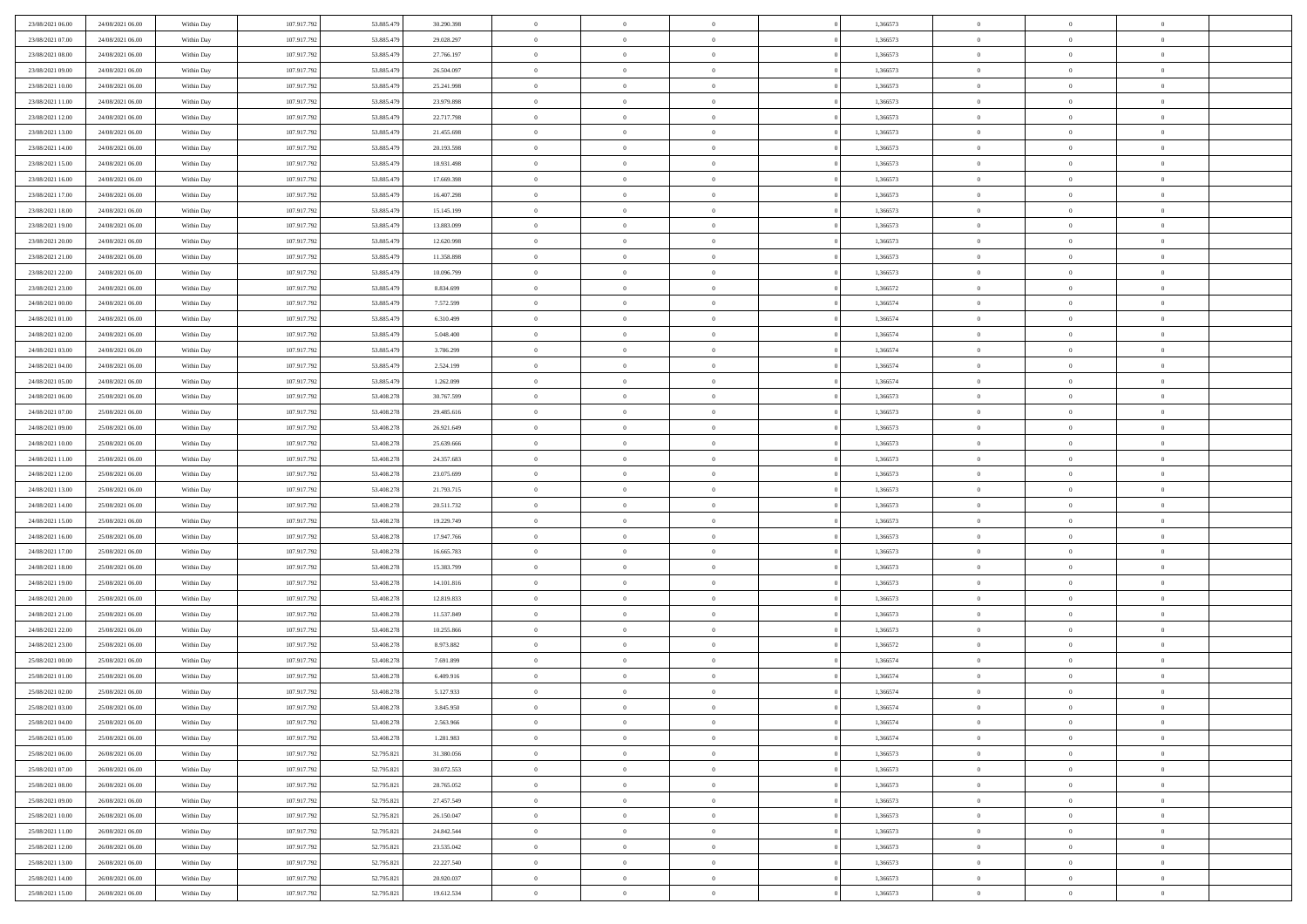| | | | | | | | | | | | | | | |
|---|---|---|---|---|---|---|---|---|---|---|---|---|---|---|
| 23/08/2021 06:00 | 24/08/2021 06:00 | Within Day | 107.917.792 | 53.885.479 | 30.290.398 | 0 | 0 | 0 | | 1,366573 | 0 | 0 | 0 | |
| 23/08/2021 07:00 | 24/08/2021 06:00 | Within Day | 107.917.792 | 53.885.479 | 29.028.297 | 0 | 0 | 0 | | 1,366573 | 0 | 0 | 0 | |
| 23/08/2021 08:00 | 24/08/2021 06:00 | Within Day | 107.917.792 | 53.885.479 | 27.766.197 | 0 | 0 | 0 | | 1,366573 | 0 | 0 | 0 | |
| 23/08/2021 09:00 | 24/08/2021 06:00 | Within Day | 107.917.792 | 53.885.479 | 26.504.097 | 0 | 0 | 0 | | 1,366573 | 0 | 0 | 0 | |
| 23/08/2021 10:00 | 24/08/2021 06:00 | Within Day | 107.917.792 | 53.885.479 | 25.241.998 | 0 | 0 | 0 | | 1,366573 | 0 | 0 | 0 | |
| 23/08/2021 11:00 | 24/08/2021 06:00 | Within Day | 107.917.792 | 53.885.479 | 23.979.898 | 0 | 0 | 0 | | 1,366573 | 0 | 0 | 0 | |
| 23/08/2021 12:00 | 24/08/2021 06:00 | Within Day | 107.917.792 | 53.885.479 | 22.717.798 | 0 | 0 | 0 | | 1,366573 | 0 | 0 | 0 | |
| 23/08/2021 13:00 | 24/08/2021 06:00 | Within Day | 107.917.792 | 53.885.479 | 21.455.698 | 0 | 0 | 0 | | 1,366573 | 0 | 0 | 0 | |
| 23/08/2021 14:00 | 24/08/2021 06:00 | Within Day | 107.917.792 | 53.885.479 | 20.193.598 | 0 | 0 | 0 | | 1,366573 | 0 | 0 | 0 | |
| 23/08/2021 15:00 | 24/08/2021 06:00 | Within Day | 107.917.792 | 53.885.479 | 18.931.498 | 0 | 0 | 0 | | 1,366573 | 0 | 0 | 0 | |
| 23/08/2021 16:00 | 24/08/2021 06:00 | Within Day | 107.917.792 | 53.885.479 | 17.669.398 | 0 | 0 | 0 | | 1,366573 | 0 | 0 | 0 | |
| 23/08/2021 17:00 | 24/08/2021 06:00 | Within Day | 107.917.792 | 53.885.479 | 16.407.298 | 0 | 0 | 0 | | 1,366573 | 0 | 0 | 0 | |
| 23/08/2021 18:00 | 24/08/2021 06:00 | Within Day | 107.917.792 | 53.885.479 | 15.145.199 | 0 | 0 | 0 | | 1,366573 | 0 | 0 | 0 | |
| 23/08/2021 19:00 | 24/08/2021 06:00 | Within Day | 107.917.792 | 53.885.479 | 13.883.099 | 0 | 0 | 0 | | 1,366573 | 0 | 0 | 0 | |
| 23/08/2021 20:00 | 24/08/2021 06:00 | Within Day | 107.917.792 | 53.885.479 | 12.620.998 | 0 | 0 | 0 | | 1,366573 | 0 | 0 | 0 | |
| 23/08/2021 21:00 | 24/08/2021 06:00 | Within Day | 107.917.792 | 53.885.479 | 11.358.898 | 0 | 0 | 0 | | 1,366573 | 0 | 0 | 0 | |
| 23/08/2021 22:00 | 24/08/2021 06:00 | Within Day | 107.917.792 | 53.885.479 | 10.096.799 | 0 | 0 | 0 | | 1,366573 | 0 | 0 | 0 | |
| 23/08/2021 23:00 | 24/08/2021 06:00 | Within Day | 107.917.792 | 53.885.479 | 8.834.699 | 0 | 0 | 0 | | 1,366572 | 0 | 0 | 0 | |
| 24/08/2021 00:00 | 24/08/2021 06:00 | Within Day | 107.917.792 | 53.885.479 | 7.572.599 | 0 | 0 | 0 | | 1,366574 | 0 | 0 | 0 | |
| 24/08/2021 01:00 | 24/08/2021 06:00 | Within Day | 107.917.792 | 53.885.479 | 6.310.499 | 0 | 0 | 0 | | 1,366574 | 0 | 0 | 0 | |
| 24/08/2021 02:00 | 24/08/2021 06:00 | Within Day | 107.917.792 | 53.885.479 | 5.048.400 | 0 | 0 | 0 | | 1,366574 | 0 | 0 | 0 | |
| 24/08/2021 03:00 | 24/08/2021 06:00 | Within Day | 107.917.792 | 53.885.479 | 3.786.299 | 0 | 0 | 0 | | 1,366574 | 0 | 0 | 0 | |
| 24/08/2021 04:00 | 24/08/2021 06:00 | Within Day | 107.917.792 | 53.885.479 | 2.524.199 | 0 | 0 | 0 | | 1,366574 | 0 | 0 | 0 | |
| 24/08/2021 05:00 | 24/08/2021 06:00 | Within Day | 107.917.792 | 53.885.479 | 1.262.099 | 0 | 0 | 0 | | 1,366574 | 0 | 0 | 0 | |
| 24/08/2021 06:00 | 25/08/2021 06:00 | Within Day | 107.917.792 | 53.408.278 | 30.767.599 | 0 | 0 | 0 | | 1,366573 | 0 | 0 | 0 | |
| 24/08/2021 07:00 | 25/08/2021 06:00 | Within Day | 107.917.792 | 53.408.278 | 29.485.616 | 0 | 0 | 0 | | 1,366573 | 0 | 0 | 0 | |
| 24/08/2021 09:00 | 25/08/2021 06:00 | Within Day | 107.917.792 | 53.408.278 | 26.921.649 | 0 | 0 | 0 | | 1,366573 | 0 | 0 | 0 | |
| 24/08/2021 10:00 | 25/08/2021 06:00 | Within Day | 107.917.792 | 53.408.278 | 25.639.666 | 0 | 0 | 0 | | 1,366573 | 0 | 0 | 0 | |
| 24/08/2021 11:00 | 25/08/2021 06:00 | Within Day | 107.917.792 | 53.408.278 | 24.357.683 | 0 | 0 | 0 | | 1,366573 | 0 | 0 | 0 | |
| 24/08/2021 12:00 | 25/08/2021 06:00 | Within Day | 107.917.792 | 53.408.278 | 23.075.699 | 0 | 0 | 0 | | 1,366573 | 0 | 0 | 0 | |
| 24/08/2021 13:00 | 25/08/2021 06:00 | Within Day | 107.917.792 | 53.408.278 | 21.793.715 | 0 | 0 | 0 | | 1,366573 | 0 | 0 | 0 | |
| 24/08/2021 14:00 | 25/08/2021 06:00 | Within Day | 107.917.792 | 53.408.278 | 20.511.732 | 0 | 0 | 0 | | 1,366573 | 0 | 0 | 0 | |
| 24/08/2021 15:00 | 25/08/2021 06:00 | Within Day | 107.917.792 | 53.408.278 | 19.229.749 | 0 | 0 | 0 | | 1,366573 | 0 | 0 | 0 | |
| 24/08/2021 16:00 | 25/08/2021 06:00 | Within Day | 107.917.792 | 53.408.278 | 17.947.766 | 0 | 0 | 0 | | 1,366573 | 0 | 0 | 0 | |
| 24/08/2021 17:00 | 25/08/2021 06:00 | Within Day | 107.917.792 | 53.408.278 | 16.665.783 | 0 | 0 | 0 | | 1,366573 | 0 | 0 | 0 | |
| 24/08/2021 18:00 | 25/08/2021 06:00 | Within Day | 107.917.792 | 53.408.278 | 15.383.799 | 0 | 0 | 0 | | 1,366573 | 0 | 0 | 0 | |
| 24/08/2021 19:00 | 25/08/2021 06:00 | Within Day | 107.917.792 | 53.408.278 | 14.101.816 | 0 | 0 | 0 | | 1,366573 | 0 | 0 | 0 | |
| 24/08/2021 20:00 | 25/08/2021 06:00 | Within Day | 107.917.792 | 53.408.278 | 12.819.833 | 0 | 0 | 0 | | 1,366573 | 0 | 0 | 0 | |
| 24/08/2021 21:00 | 25/08/2021 06:00 | Within Day | 107.917.792 | 53.408.278 | 11.537.849 | 0 | 0 | 0 | | 1,366573 | 0 | 0 | 0 | |
| 24/08/2021 22:00 | 25/08/2021 06:00 | Within Day | 107.917.792 | 53.408.278 | 10.255.866 | 0 | 0 | 0 | | 1,366573 | 0 | 0 | 0 | |
| 24/08/2021 23:00 | 25/08/2021 06:00 | Within Day | 107.917.792 | 53.408.278 | 8.973.882 | 0 | 0 | 0 | | 1,366572 | 0 | 0 | 0 | |
| 25/08/2021 00:00 | 25/08/2021 06:00 | Within Day | 107.917.792 | 53.408.278 | 7.691.899 | 0 | 0 | 0 | | 1,366574 | 0 | 0 | 0 | |
| 25/08/2021 01:00 | 25/08/2021 06:00 | Within Day | 107.917.792 | 53.408.278 | 6.409.916 | 0 | 0 | 0 | | 1,366574 | 0 | 0 | 0 | |
| 25/08/2021 02:00 | 25/08/2021 06:00 | Within Day | 107.917.792 | 53.408.278 | 5.127.933 | 0 | 0 | 0 | | 1,366574 | 0 | 0 | 0 | |
| 25/08/2021 03:00 | 25/08/2021 06:00 | Within Day | 107.917.792 | 53.408.278 | 3.845.950 | 0 | 0 | 0 | | 1,366574 | 0 | 0 | 0 | |
| 25/08/2021 04:00 | 25/08/2021 06:00 | Within Day | 107.917.792 | 53.408.278 | 2.563.966 | 0 | 0 | 0 | | 1,366574 | 0 | 0 | 0 | |
| 25/08/2021 05:00 | 25/08/2021 06:00 | Within Day | 107.917.792 | 53.408.278 | 1.281.983 | 0 | 0 | 0 | | 1,366574 | 0 | 0 | 0 | |
| 25/08/2021 06:00 | 26/08/2021 06:00 | Within Day | 107.917.792 | 52.795.821 | 31.380.056 | 0 | 0 | 0 | | 1,366573 | 0 | 0 | 0 | |
| 25/08/2021 07:00 | 26/08/2021 06:00 | Within Day | 107.917.792 | 52.795.821 | 30.072.553 | 0 | 0 | 0 | | 1,366573 | 0 | 0 | 0 | |
| 25/08/2021 08:00 | 26/08/2021 06:00 | Within Day | 107.917.792 | 52.795.821 | 28.765.052 | 0 | 0 | 0 | | 1,366573 | 0 | 0 | 0 | |
| 25/08/2021 09:00 | 26/08/2021 06:00 | Within Day | 107.917.792 | 52.795.821 | 27.457.549 | 0 | 0 | 0 | | 1,366573 | 0 | 0 | 0 | |
| 25/08/2021 10:00 | 26/08/2021 06:00 | Within Day | 107.917.792 | 52.795.821 | 26.150.047 | 0 | 0 | 0 | | 1,366573 | 0 | 0 | 0 | |
| 25/08/2021 11:00 | 26/08/2021 06:00 | Within Day | 107.917.792 | 52.795.821 | 24.842.544 | 0 | 0 | 0 | | 1,366573 | 0 | 0 | 0 | |
| 25/08/2021 12:00 | 26/08/2021 06:00 | Within Day | 107.917.792 | 52.795.821 | 23.535.042 | 0 | 0 | 0 | | 1,366573 | 0 | 0 | 0 | |
| 25/08/2021 13:00 | 26/08/2021 06:00 | Within Day | 107.917.792 | 52.795.821 | 22.227.540 | 0 | 0 | 0 | | 1,366573 | 0 | 0 | 0 | |
| 25/08/2021 14:00 | 26/08/2021 06:00 | Within Day | 107.917.792 | 52.795.821 | 20.920.037 | 0 | 0 | 0 | | 1,366573 | 0 | 0 | 0 | |
| 25/08/2021 15:00 | 26/08/2021 06:00 | Within Day | 107.917.792 | 52.795.821 | 19.612.534 | 0 | 0 | 0 | | 1,366573 | 0 | 0 | 0 | |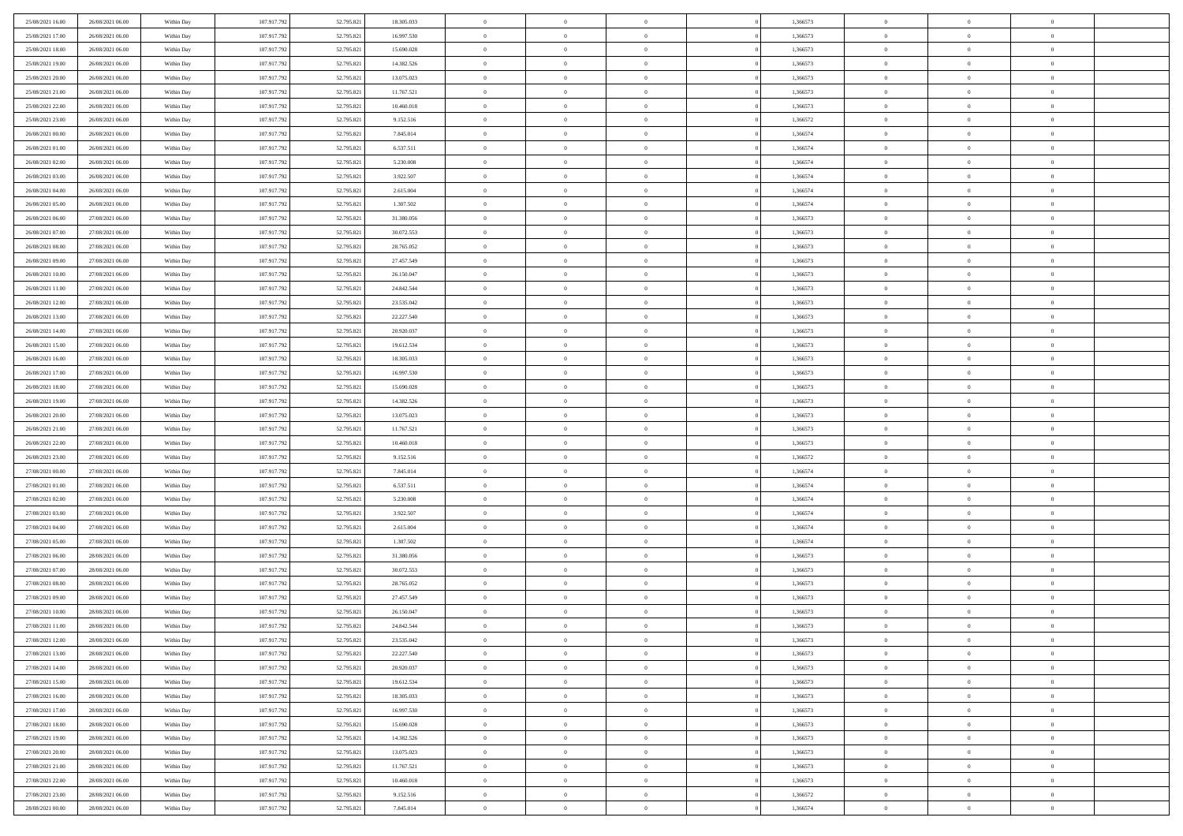| | | | | | | | | | | | | | | |
|---|---|---|---|---|---|---|---|---|---|---|---|---|---|---|
| 25/08/2021 16:00 | 26/08/2021 06:00 | Within Day | 107.917.792 | 52.795.821 | 18.305.033 | 0 | 0 | 0 | | 1,366573 | 0 | 0 | 0 | |
| 25/08/2021 17:00 | 26/08/2021 06:00 | Within Day | 107.917.792 | 52.795.821 | 16.997.530 | 0 | 0 | 0 | | 1,366573 | 0 | 0 | 0 | |
| 25/08/2021 18:00 | 26/08/2021 06:00 | Within Day | 107.917.792 | 52.795.821 | 15.690.028 | 0 | 0 | 0 | | 1,366573 | 0 | 0 | 0 | |
| 25/08/2021 19:00 | 26/08/2021 06:00 | Within Day | 107.917.792 | 52.795.821 | 14.382.526 | 0 | 0 | 0 | | 1,366573 | 0 | 0 | 0 | |
| 25/08/2021 20:00 | 26/08/2021 06:00 | Within Day | 107.917.792 | 52.795.821 | 13.075.023 | 0 | 0 | 0 | | 1,366573 | 0 | 0 | 0 | |
| 25/08/2021 21:00 | 26/08/2021 06:00 | Within Day | 107.917.792 | 52.795.821 | 11.767.521 | 0 | 0 | 0 | | 1,366573 | 0 | 0 | 0 | |
| 25/08/2021 22:00 | 26/08/2021 06:00 | Within Day | 107.917.792 | 52.795.821 | 10.460.018 | 0 | 0 | 0 | | 1,366573 | 0 | 0 | 0 | |
| 25/08/2021 23:00 | 26/08/2021 06:00 | Within Day | 107.917.792 | 52.795.821 | 9.152.516 | 0 | 0 | 0 | | 1,366572 | 0 | 0 | 0 | |
| 26/08/2021 00:00 | 26/08/2021 06:00 | Within Day | 107.917.792 | 52.795.821 | 7.845.014 | 0 | 0 | 0 | | 1,366574 | 0 | 0 | 0 | |
| 26/08/2021 01:00 | 26/08/2021 06:00 | Within Day | 107.917.792 | 52.795.821 | 6.537.511 | 0 | 0 | 0 | | 1,366574 | 0 | 0 | 0 | |
| 26/08/2021 02:00 | 26/08/2021 06:00 | Within Day | 107.917.792 | 52.795.821 | 5.230.008 | 0 | 0 | 0 | | 1,366574 | 0 | 0 | 0 | |
| 26/08/2021 03:00 | 26/08/2021 06:00 | Within Day | 107.917.792 | 52.795.821 | 3.922.507 | 0 | 0 | 0 | | 1,366574 | 0 | 0 | 0 | |
| 26/08/2021 04:00 | 26/08/2021 06:00 | Within Day | 107.917.792 | 52.795.821 | 2.615.004 | 0 | 0 | 0 | | 1,366574 | 0 | 0 | 0 | |
| 26/08/2021 05:00 | 26/08/2021 06:00 | Within Day | 107.917.792 | 52.795.821 | 1.307.502 | 0 | 0 | 0 | | 1,366574 | 0 | 0 | 0 | |
| 26/08/2021 06:00 | 27/08/2021 06:00 | Within Day | 107.917.792 | 52.795.821 | 31.380.056 | 0 | 0 | 0 | | 1,366573 | 0 | 0 | 0 | |
| 26/08/2021 07:00 | 27/08/2021 06:00 | Within Day | 107.917.792 | 52.795.821 | 30.072.553 | 0 | 0 | 0 | | 1,366573 | 0 | 0 | 0 | |
| 26/08/2021 08:00 | 27/08/2021 06:00 | Within Day | 107.917.792 | 52.795.821 | 28.765.052 | 0 | 0 | 0 | | 1,366573 | 0 | 0 | 0 | |
| 26/08/2021 09:00 | 27/08/2021 06:00 | Within Day | 107.917.792 | 52.795.821 | 27.457.549 | 0 | 0 | 0 | | 1,366573 | 0 | 0 | 0 | |
| 26/08/2021 10:00 | 27/08/2021 06:00 | Within Day | 107.917.792 | 52.795.821 | 26.150.047 | 0 | 0 | 0 | | 1,366573 | 0 | 0 | 0 | |
| 26/08/2021 11:00 | 27/08/2021 06:00 | Within Day | 107.917.792 | 52.795.821 | 24.842.544 | 0 | 0 | 0 | | 1,366573 | 0 | 0 | 0 | |
| 26/08/2021 12:00 | 27/08/2021 06:00 | Within Day | 107.917.792 | 52.795.821 | 23.535.042 | 0 | 0 | 0 | | 1,366573 | 0 | 0 | 0 | |
| 26/08/2021 13:00 | 27/08/2021 06:00 | Within Day | 107.917.792 | 52.795.821 | 22.227.540 | 0 | 0 | 0 | | 1,366573 | 0 | 0 | 0 | |
| 26/08/2021 14:00 | 27/08/2021 06:00 | Within Day | 107.917.792 | 52.795.821 | 20.920.037 | 0 | 0 | 0 | | 1,366573 | 0 | 0 | 0 | |
| 26/08/2021 15:00 | 27/08/2021 06:00 | Within Day | 107.917.792 | 52.795.821 | 19.612.534 | 0 | 0 | 0 | | 1,366573 | 0 | 0 | 0 | |
| 26/08/2021 16:00 | 27/08/2021 06:00 | Within Day | 107.917.792 | 52.795.821 | 18.305.033 | 0 | 0 | 0 | | 1,366573 | 0 | 0 | 0 | |
| 26/08/2021 17:00 | 27/08/2021 06:00 | Within Day | 107.917.792 | 52.795.821 | 16.997.530 | 0 | 0 | 0 | | 1,366573 | 0 | 0 | 0 | |
| 26/08/2021 18:00 | 27/08/2021 06:00 | Within Day | 107.917.792 | 52.795.821 | 15.690.028 | 0 | 0 | 0 | | 1,366573 | 0 | 0 | 0 | |
| 26/08/2021 19:00 | 27/08/2021 06:00 | Within Day | 107.917.792 | 52.795.821 | 14.382.526 | 0 | 0 | 0 | | 1,366573 | 0 | 0 | 0 | |
| 26/08/2021 20:00 | 27/08/2021 06:00 | Within Day | 107.917.792 | 52.795.821 | 13.075.023 | 0 | 0 | 0 | | 1,366573 | 0 | 0 | 0 | |
| 26/08/2021 21:00 | 27/08/2021 06:00 | Within Day | 107.917.792 | 52.795.821 | 11.767.521 | 0 | 0 | 0 | | 1,366573 | 0 | 0 | 0 | |
| 26/08/2021 22:00 | 27/08/2021 06:00 | Within Day | 107.917.792 | 52.795.821 | 10.460.018 | 0 | 0 | 0 | | 1,366573 | 0 | 0 | 0 | |
| 26/08/2021 23:00 | 27/08/2021 06:00 | Within Day | 107.917.792 | 52.795.821 | 9.152.516 | 0 | 0 | 0 | | 1,366572 | 0 | 0 | 0 | |
| 27/08/2021 00:00 | 27/08/2021 06:00 | Within Day | 107.917.792 | 52.795.821 | 7.845.014 | 0 | 0 | 0 | | 1,366574 | 0 | 0 | 0 | |
| 27/08/2021 01:00 | 27/08/2021 06:00 | Within Day | 107.917.792 | 52.795.821 | 6.537.511 | 0 | 0 | 0 | | 1,366574 | 0 | 0 | 0 | |
| 27/08/2021 02:00 | 27/08/2021 06:00 | Within Day | 107.917.792 | 52.795.821 | 5.230.008 | 0 | 0 | 0 | | 1,366574 | 0 | 0 | 0 | |
| 27/08/2021 03:00 | 27/08/2021 06:00 | Within Day | 107.917.792 | 52.795.821 | 3.922.507 | 0 | 0 | 0 | | 1,366574 | 0 | 0 | 0 | |
| 27/08/2021 04:00 | 27/08/2021 06:00 | Within Day | 107.917.792 | 52.795.821 | 2.615.004 | 0 | 0 | 0 | | 1,366574 | 0 | 0 | 0 | |
| 27/08/2021 05:00 | 27/08/2021 06:00 | Within Day | 107.917.792 | 52.795.821 | 1.307.502 | 0 | 0 | 0 | | 1,366574 | 0 | 0 | 0 | |
| 27/08/2021 06:00 | 28/08/2021 06:00 | Within Day | 107.917.792 | 52.795.821 | 31.380.056 | 0 | 0 | 0 | | 1,366573 | 0 | 0 | 0 | |
| 27/08/2021 07:00 | 28/08/2021 06:00 | Within Day | 107.917.792 | 52.795.821 | 30.072.553 | 0 | 0 | 0 | | 1,366573 | 0 | 0 | 0 | |
| 27/08/2021 08:00 | 28/08/2021 06:00 | Within Day | 107.917.792 | 52.795.821 | 28.765.052 | 0 | 0 | 0 | | 1,366573 | 0 | 0 | 0 | |
| 27/08/2021 09:00 | 28/08/2021 06:00 | Within Day | 107.917.792 | 52.795.821 | 27.457.549 | 0 | 0 | 0 | | 1,366573 | 0 | 0 | 0 | |
| 27/08/2021 10:00 | 28/08/2021 06:00 | Within Day | 107.917.792 | 52.795.821 | 26.150.047 | 0 | 0 | 0 | | 1,366573 | 0 | 0 | 0 | |
| 27/08/2021 11:00 | 28/08/2021 06:00 | Within Day | 107.917.792 | 52.795.821 | 24.842.544 | 0 | 0 | 0 | | 1,366573 | 0 | 0 | 0 | |
| 27/08/2021 12:00 | 28/08/2021 06:00 | Within Day | 107.917.792 | 52.795.821 | 23.535.042 | 0 | 0 | 0 | | 1,366573 | 0 | 0 | 0 | |
| 27/08/2021 13:00 | 28/08/2021 06:00 | Within Day | 107.917.792 | 52.795.821 | 22.227.540 | 0 | 0 | 0 | | 1,366573 | 0 | 0 | 0 | |
| 27/08/2021 14:00 | 28/08/2021 06:00 | Within Day | 107.917.792 | 52.795.821 | 20.920.037 | 0 | 0 | 0 | | 1,366573 | 0 | 0 | 0 | |
| 27/08/2021 15:00 | 28/08/2021 06:00 | Within Day | 107.917.792 | 52.795.821 | 19.612.534 | 0 | 0 | 0 | | 1,366573 | 0 | 0 | 0 | |
| 27/08/2021 16:00 | 28/08/2021 06:00 | Within Day | 107.917.792 | 52.795.821 | 18.305.033 | 0 | 0 | 0 | | 1,366573 | 0 | 0 | 0 | |
| 27/08/2021 17:00 | 28/08/2021 06:00 | Within Day | 107.917.792 | 52.795.821 | 16.997.530 | 0 | 0 | 0 | | 1,366573 | 0 | 0 | 0 | |
| 27/08/2021 18:00 | 28/08/2021 06:00 | Within Day | 107.917.792 | 52.795.821 | 15.690.028 | 0 | 0 | 0 | | 1,366573 | 0 | 0 | 0 | |
| 27/08/2021 19:00 | 28/08/2021 06:00 | Within Day | 107.917.792 | 52.795.821 | 14.382.526 | 0 | 0 | 0 | | 1,366573 | 0 | 0 | 0 | |
| 27/08/2021 20:00 | 28/08/2021 06:00 | Within Day | 107.917.792 | 52.795.821 | 13.075.023 | 0 | 0 | 0 | | 1,366573 | 0 | 0 | 0 | |
| 27/08/2021 21:00 | 28/08/2021 06:00 | Within Day | 107.917.792 | 52.795.821 | 11.767.521 | 0 | 0 | 0 | | 1,366573 | 0 | 0 | 0 | |
| 27/08/2021 22:00 | 28/08/2021 06:00 | Within Day | 107.917.792 | 52.795.821 | 10.460.018 | 0 | 0 | 0 | | 1,366573 | 0 | 0 | 0 | |
| 27/08/2021 23:00 | 28/08/2021 06:00 | Within Day | 107.917.792 | 52.795.821 | 9.152.516 | 0 | 0 | 0 | | 1,366572 | 0 | 0 | 0 | |
| 28/08/2021 00:00 | 28/08/2021 06:00 | Within Day | 107.917.792 | 52.795.821 | 7.845.014 | 0 | 0 | 0 | | 1,366574 | 0 | 0 | 0 | |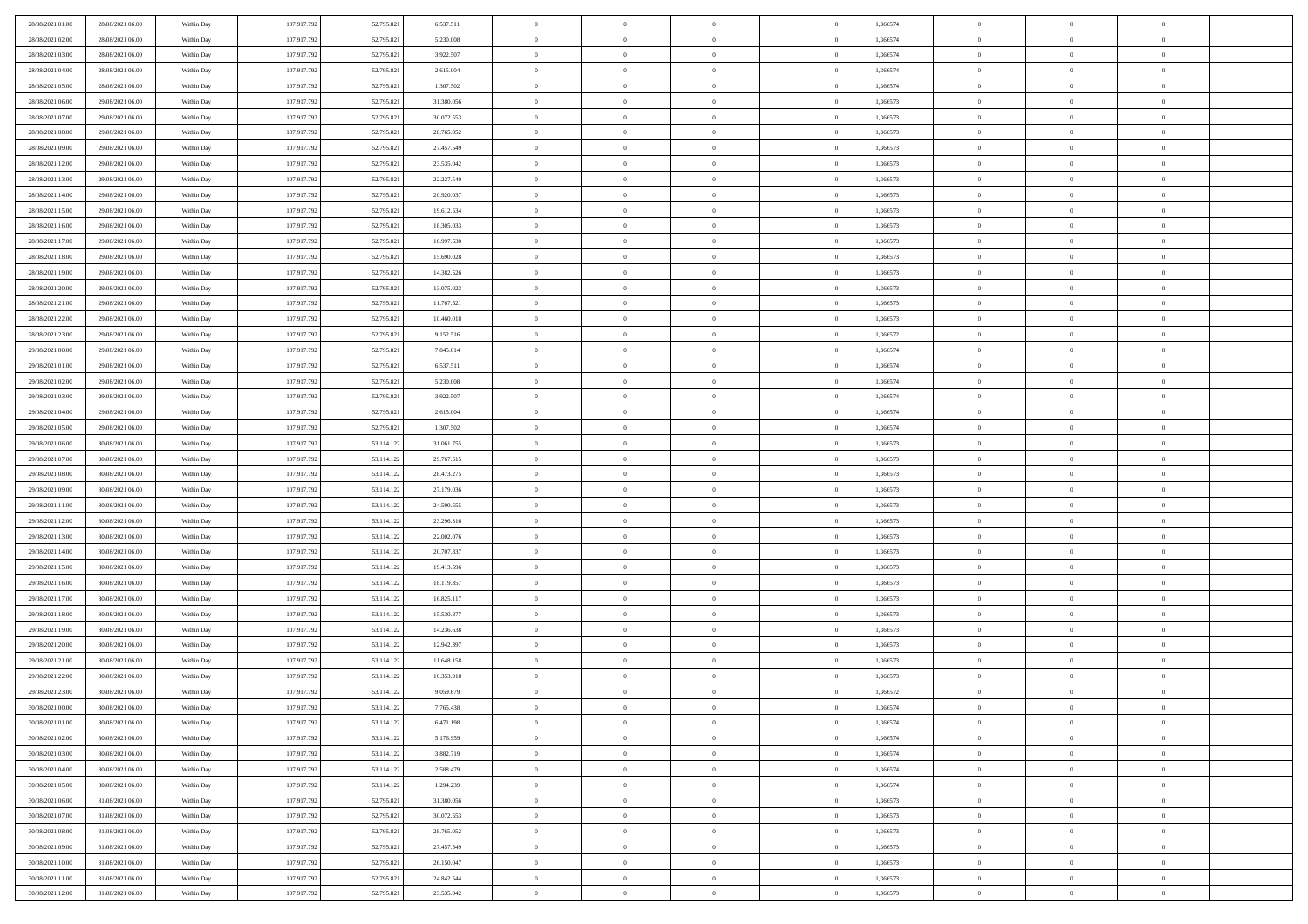| | | | | | | | | | | | | | | |
|---|---|---|---|---|---|---|---|---|---|---|---|---|---|---|
| 28/08/2021 01:00 | 28/08/2021 06:00 | Within Day | 107.917.792 | 52.795.821 | 6.537.511 | 0 | 0 | 0 | | 1,366574 | 0 | 0 | 0 | |
| 28/08/2021 02:00 | 28/08/2021 06:00 | Within Day | 107.917.792 | 52.795.821 | 5.230.008 | 0 | 0 | 0 | | 1,366574 | 0 | 0 | 0 | |
| 28/08/2021 03:00 | 28/08/2021 06:00 | Within Day | 107.917.792 | 52.795.821 | 3.922.507 | 0 | 0 | 0 | | 1,366574 | 0 | 0 | 0 | |
| 28/08/2021 04:00 | 28/08/2021 06:00 | Within Day | 107.917.792 | 52.795.821 | 2.615.004 | 0 | 0 | 0 | | 1,366574 | 0 | 0 | 0 | |
| 28/08/2021 05:00 | 28/08/2021 06:00 | Within Day | 107.917.792 | 52.795.821 | 1.307.502 | 0 | 0 | 0 | | 1,366574 | 0 | 0 | 0 | |
| 28/08/2021 06:00 | 29/08/2021 06:00 | Within Day | 107.917.792 | 52.795.821 | 31.380.056 | 0 | 0 | 0 | | 1,366573 | 0 | 0 | 0 | |
| 28/08/2021 07:00 | 29/08/2021 06:00 | Within Day | 107.917.792 | 52.795.821 | 30.072.553 | 0 | 0 | 0 | | 1,366573 | 0 | 0 | 0 | |
| 28/08/2021 08:00 | 29/08/2021 06:00 | Within Day | 107.917.792 | 52.795.821 | 28.765.052 | 0 | 0 | 0 | | 1,366573 | 0 | 0 | 0 | |
| 28/08/2021 09:00 | 29/08/2021 06:00 | Within Day | 107.917.792 | 52.795.821 | 27.457.549 | 0 | 0 | 0 | | 1,366573 | 0 | 0 | 0 | |
| 28/08/2021 12:00 | 29/08/2021 06:00 | Within Day | 107.917.792 | 52.795.821 | 23.535.042 | 0 | 0 | 0 | | 1,366573 | 0 | 0 | 0 | |
| 28/08/2021 13:00 | 29/08/2021 06:00 | Within Day | 107.917.792 | 52.795.821 | 22.227.540 | 0 | 0 | 0 | | 1,366573 | 0 | 0 | 0 | |
| 28/08/2021 14:00 | 29/08/2021 06:00 | Within Day | 107.917.792 | 52.795.821 | 20.920.037 | 0 | 0 | 0 | | 1,366573 | 0 | 0 | 0 | |
| 28/08/2021 15:00 | 29/08/2021 06:00 | Within Day | 107.917.792 | 52.795.821 | 19.612.534 | 0 | 0 | 0 | | 1,366573 | 0 | 0 | 0 | |
| 28/08/2021 16:00 | 29/08/2021 06:00 | Within Day | 107.917.792 | 52.795.821 | 18.305.033 | 0 | 0 | 0 | | 1,366573 | 0 | 0 | 0 | |
| 28/08/2021 17:00 | 29/08/2021 06:00 | Within Day | 107.917.792 | 52.795.821 | 16.997.530 | 0 | 0 | 0 | | 1,366573 | 0 | 0 | 0 | |
| 28/08/2021 18:00 | 29/08/2021 06:00 | Within Day | 107.917.792 | 52.795.821 | 15.690.028 | 0 | 0 | 0 | | 1,366573 | 0 | 0 | 0 | |
| 28/08/2021 19:00 | 29/08/2021 06:00 | Within Day | 107.917.792 | 52.795.821 | 14.382.526 | 0 | 0 | 0 | | 1,366573 | 0 | 0 | 0 | |
| 28/08/2021 20:00 | 29/08/2021 06:00 | Within Day | 107.917.792 | 52.795.821 | 13.075.023 | 0 | 0 | 0 | | 1,366573 | 0 | 0 | 0 | |
| 28/08/2021 21:00 | 29/08/2021 06:00 | Within Day | 107.917.792 | 52.795.821 | 11.767.521 | 0 | 0 | 0 | | 1,366573 | 0 | 0 | 0 | |
| 28/08/2021 22:00 | 29/08/2021 06:00 | Within Day | 107.917.792 | 52.795.821 | 10.460.018 | 0 | 0 | 0 | | 1,366573 | 0 | 0 | 0 | |
| 28/08/2021 23:00 | 29/08/2021 06:00 | Within Day | 107.917.792 | 52.795.821 | 9.152.516 | 0 | 0 | 0 | | 1,366572 | 0 | 0 | 0 | |
| 29/08/2021 00:00 | 29/08/2021 06:00 | Within Day | 107.917.792 | 52.795.821 | 7.845.014 | 0 | 0 | 0 | | 1,366574 | 0 | 0 | 0 | |
| 29/08/2021 01:00 | 29/08/2021 06:00 | Within Day | 107.917.792 | 52.795.821 | 6.537.511 | 0 | 0 | 0 | | 1,366574 | 0 | 0 | 0 | |
| 29/08/2021 02:00 | 29/08/2021 06:00 | Within Day | 107.917.792 | 52.795.821 | 5.230.008 | 0 | 0 | 0 | | 1,366574 | 0 | 0 | 0 | |
| 29/08/2021 03:00 | 29/08/2021 06:00 | Within Day | 107.917.792 | 52.795.821 | 3.922.507 | 0 | 0 | 0 | | 1,366574 | 0 | 0 | 0 | |
| 29/08/2021 04:00 | 29/08/2021 06:00 | Within Day | 107.917.792 | 52.795.821 | 2.615.004 | 0 | 0 | 0 | | 1,366574 | 0 | 0 | 0 | |
| 29/08/2021 05:00 | 29/08/2021 06:00 | Within Day | 107.917.792 | 52.795.821 | 1.307.502 | 0 | 0 | 0 | | 1,366574 | 0 | 0 | 0 | |
| 29/08/2021 06:00 | 30/08/2021 06:00 | Within Day | 107.917.792 | 53.114.122 | 31.061.755 | 0 | 0 | 0 | | 1,366573 | 0 | 0 | 0 | |
| 29/08/2021 07:00 | 30/08/2021 06:00 | Within Day | 107.917.792 | 53.114.122 | 29.767.515 | 0 | 0 | 0 | | 1,366573 | 0 | 0 | 0 | |
| 29/08/2021 08:00 | 30/08/2021 06:00 | Within Day | 107.917.792 | 53.114.122 | 28.473.275 | 0 | 0 | 0 | | 1,366573 | 0 | 0 | 0 | |
| 29/08/2021 09:00 | 30/08/2021 06:00 | Within Day | 107.917.792 | 53.114.122 | 27.179.036 | 0 | 0 | 0 | | 1,366573 | 0 | 0 | 0 | |
| 29/08/2021 11:00 | 30/08/2021 06:00 | Within Day | 107.917.792 | 53.114.122 | 24.590.555 | 0 | 0 | 0 | | 1,366573 | 0 | 0 | 0 | |
| 29/08/2021 12:00 | 30/08/2021 06:00 | Within Day | 107.917.792 | 53.114.122 | 23.296.316 | 0 | 0 | 0 | | 1,366573 | 0 | 0 | 0 | |
| 29/08/2021 13:00 | 30/08/2021 06:00 | Within Day | 107.917.792 | 53.114.122 | 22.002.076 | 0 | 0 | 0 | | 1,366573 | 0 | 0 | 0 | |
| 29/08/2021 14:00 | 30/08/2021 06:00 | Within Day | 107.917.792 | 53.114.122 | 20.707.837 | 0 | 0 | 0 | | 1,366573 | 0 | 0 | 0 | |
| 29/08/2021 15:00 | 30/08/2021 06:00 | Within Day | 107.917.792 | 53.114.122 | 19.413.596 | 0 | 0 | 0 | | 1,366573 | 0 | 0 | 0 | |
| 29/08/2021 16:00 | 30/08/2021 06:00 | Within Day | 107.917.792 | 53.114.122 | 18.119.357 | 0 | 0 | 0 | | 1,366573 | 0 | 0 | 0 | |
| 29/08/2021 17:00 | 30/08/2021 06:00 | Within Day | 107.917.792 | 53.114.122 | 16.825.117 | 0 | 0 | 0 | | 1,366573 | 0 | 0 | 0 | |
| 29/08/2021 18:00 | 30/08/2021 06:00 | Within Day | 107.917.792 | 53.114.122 | 15.530.877 | 0 | 0 | 0 | | 1,366573 | 0 | 0 | 0 | |
| 29/08/2021 19:00 | 30/08/2021 06:00 | Within Day | 107.917.792 | 53.114.122 | 14.236.638 | 0 | 0 | 0 | | 1,366573 | 0 | 0 | 0 | |
| 29/08/2021 20:00 | 30/08/2021 06:00 | Within Day | 107.917.792 | 53.114.122 | 12.942.397 | 0 | 0 | 0 | | 1,366573 | 0 | 0 | 0 | |
| 29/08/2021 21:00 | 30/08/2021 06:00 | Within Day | 107.917.792 | 53.114.122 | 11.648.158 | 0 | 0 | 0 | | 1,366573 | 0 | 0 | 0 | |
| 29/08/2021 22:00 | 30/08/2021 06:00 | Within Day | 107.917.792 | 53.114.122 | 10.353.918 | 0 | 0 | 0 | | 1,366573 | 0 | 0 | 0 | |
| 29/08/2021 23:00 | 30/08/2021 06:00 | Within Day | 107.917.792 | 53.114.122 | 9.059.679 | 0 | 0 | 0 | | 1,366572 | 0 | 0 | 0 | |
| 30/08/2021 00:00 | 30/08/2021 06:00 | Within Day | 107.917.792 | 53.114.122 | 7.765.438 | 0 | 0 | 0 | | 1,366574 | 0 | 0 | 0 | |
| 30/08/2021 01:00 | 30/08/2021 06:00 | Within Day | 107.917.792 | 53.114.122 | 6.471.198 | 0 | 0 | 0 | | 1,366574 | 0 | 0 | 0 | |
| 30/08/2021 02:00 | 30/08/2021 06:00 | Within Day | 107.917.792 | 53.114.122 | 5.176.959 | 0 | 0 | 0 | | 1,366574 | 0 | 0 | 0 | |
| 30/08/2021 03:00 | 30/08/2021 06:00 | Within Day | 107.917.792 | 53.114.122 | 3.882.719 | 0 | 0 | 0 | | 1,366574 | 0 | 0 | 0 | |
| 30/08/2021 04:00 | 30/08/2021 06:00 | Within Day | 107.917.792 | 53.114.122 | 2.588.479 | 0 | 0 | 0 | | 1,366574 | 0 | 0 | 0 | |
| 30/08/2021 05:00 | 30/08/2021 06:00 | Within Day | 107.917.792 | 53.114.122 | 1.294.239 | 0 | 0 | 0 | | 1,366574 | 0 | 0 | 0 | |
| 30/08/2021 06:00 | 31/08/2021 06:00 | Within Day | 107.917.792 | 52.795.821 | 31.380.056 | 0 | 0 | 0 | | 1,366573 | 0 | 0 | 0 | |
| 30/08/2021 07:00 | 31/08/2021 06:00 | Within Day | 107.917.792 | 52.795.821 | 30.072.553 | 0 | 0 | 0 | | 1,366573 | 0 | 0 | 0 | |
| 30/08/2021 08:00 | 31/08/2021 06:00 | Within Day | 107.917.792 | 52.795.821 | 28.765.052 | 0 | 0 | 0 | | 1,366573 | 0 | 0 | 0 | |
| 30/08/2021 09:00 | 31/08/2021 06:00 | Within Day | 107.917.792 | 52.795.821 | 27.457.549 | 0 | 0 | 0 | | 1,366573 | 0 | 0 | 0 | |
| 30/08/2021 10:00 | 31/08/2021 06:00 | Within Day | 107.917.792 | 52.795.821 | 26.150.047 | 0 | 0 | 0 | | 1,366573 | 0 | 0 | 0 | |
| 30/08/2021 11:00 | 31/08/2021 06:00 | Within Day | 107.917.792 | 52.795.821 | 24.842.544 | 0 | 0 | 0 | | 1,366573 | 0 | 0 | 0 | |
| 30/08/2021 12:00 | 31/08/2021 06:00 | Within Day | 107.917.792 | 52.795.821 | 23.535.042 | 0 | 0 | 0 | | 1,366573 | 0 | 0 | 0 | |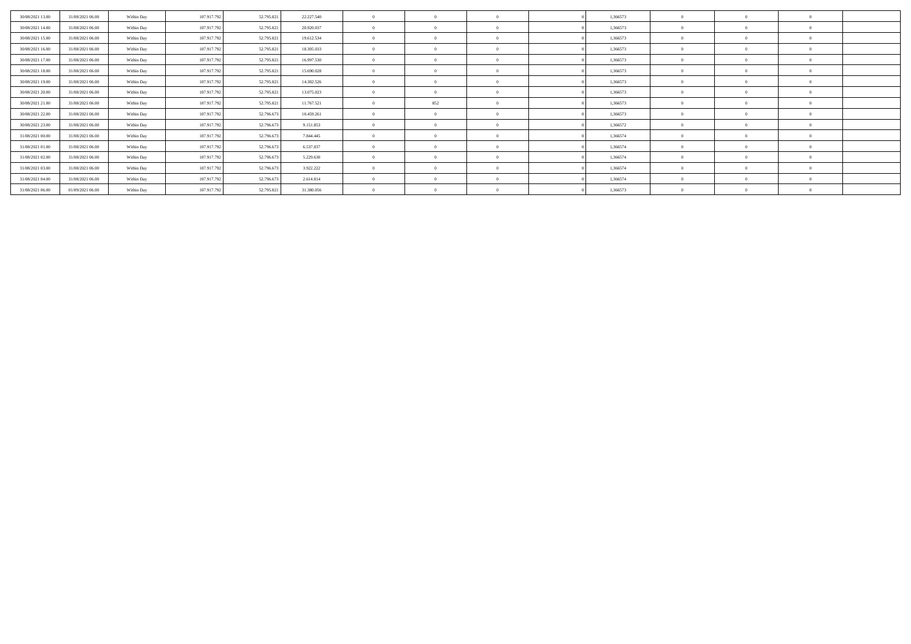| | | | | | | | | | | | | | | |
|---|---|---|---|---|---|---|---|---|---|---|---|---|---|---|
| 30/08/2021 13.00 | 31/08/2021 06.00 | Within Day | 107.917.792 | 52.795.821 | 22.227.540 | 0 | 0 | 0 | 0 | 1,366573 | 0 | 0 | 0 | |
| 30/08/2021 14.00 | 31/08/2021 06.00 | Within Day | 107.917.792 | 52.795.821 | 20.920.037 | 0 | 0 | 0 | 0 | 1,366573 | 0 | 0 | 0 | |
| 30/08/2021 15.00 | 31/08/2021 06.00 | Within Day | 107.917.792 | 52.795.821 | 19.612.534 | 0 | 0 | 0 | 0 | 1,366573 | 0 | 0 | 0 | |
| 30/08/2021 16.00 | 31/08/2021 06.00 | Within Day | 107.917.792 | 52.795.821 | 18.305.033 | 0 | 0 | 0 | 0 | 1,366573 | 0 | 0 | 0 | |
| 30/08/2021 17.00 | 31/08/2021 06.00 | Within Day | 107.917.792 | 52.795.821 | 16.997.530 | 0 | 0 | 0 | 0 | 1,366573 | 0 | 0 | 0 | |
| 30/08/2021 18.00 | 31/08/2021 06.00 | Within Day | 107.917.792 | 52.795.821 | 15.690.028 | 0 | 0 | 0 | 0 | 1,366573 | 0 | 0 | 0 | |
| 30/08/2021 19.00 | 31/08/2021 06.00 | Within Day | 107.917.792 | 52.795.821 | 14.382.526 | 0 | 0 | 0 | 0 | 1,366573 | 0 | 0 | 0 | |
| 30/08/2021 20.00 | 31/08/2021 06.00 | Within Day | 107.917.792 | 52.795.821 | 13.075.023 | 0 | 0 | 0 | 0 | 1,366573 | 0 | 0 | 0 | |
| 30/08/2021 21.00 | 31/08/2021 06.00 | Within Day | 107.917.792 | 52.795.821 | 11.767.521 | 0 | 852 | 0 | 0 | 1,366573 | 0 | 0 | 0 | |
| 30/08/2021 22.00 | 31/08/2021 06.00 | Within Day | 107.917.792 | 52.796.673 | 10.459.261 | 0 | 0 | 0 | 0 | 1,366573 | 0 | 0 | 0 | |
| 30/08/2021 23.00 | 31/08/2021 06.00 | Within Day | 107.917.792 | 52.796.673 | 9.151.853 | 0 | 0 | 0 | 0 | 1,366572 | 0 | 0 | 0 | |
| 31/08/2021 00.00 | 31/08/2021 06.00 | Within Day | 107.917.792 | 52.796.673 | 7.844.445 | 0 | 0 | 0 | 0 | 1,366574 | 0 | 0 | 0 | |
| 31/08/2021 01.00 | 31/08/2021 06.00 | Within Day | 107.917.792 | 52.796.673 | 6.537.037 | 0 | 0 | 0 | 0 | 1,366574 | 0 | 0 | 0 | |
| 31/08/2021 02.00 | 31/08/2021 06.00 | Within Day | 107.917.792 | 52.796.673 | 5.229.630 | 0 | 0 | 0 | 0 | 1,366574 | 0 | 0 | 0 | |
| 31/08/2021 03.00 | 31/08/2021 06.00 | Within Day | 107.917.792 | 52.796.673 | 3.922.222 | 0 | 0 | 0 | 0 | 1,366574 | 0 | 0 | 0 | |
| 31/08/2021 04.00 | 31/08/2021 06.00 | Within Day | 107.917.792 | 52.796.673 | 2.614.814 | 0 | 0 | 0 | 0 | 1,366574 | 0 | 0 | 0 | |
| 31/08/2021 06.00 | 01/09/2021 06.00 | Within Day | 107.917.792 | 52.795.821 | 31.380.056 | 0 | 0 | 0 | 0 | 1,366573 | 0 | 0 | 0 | |